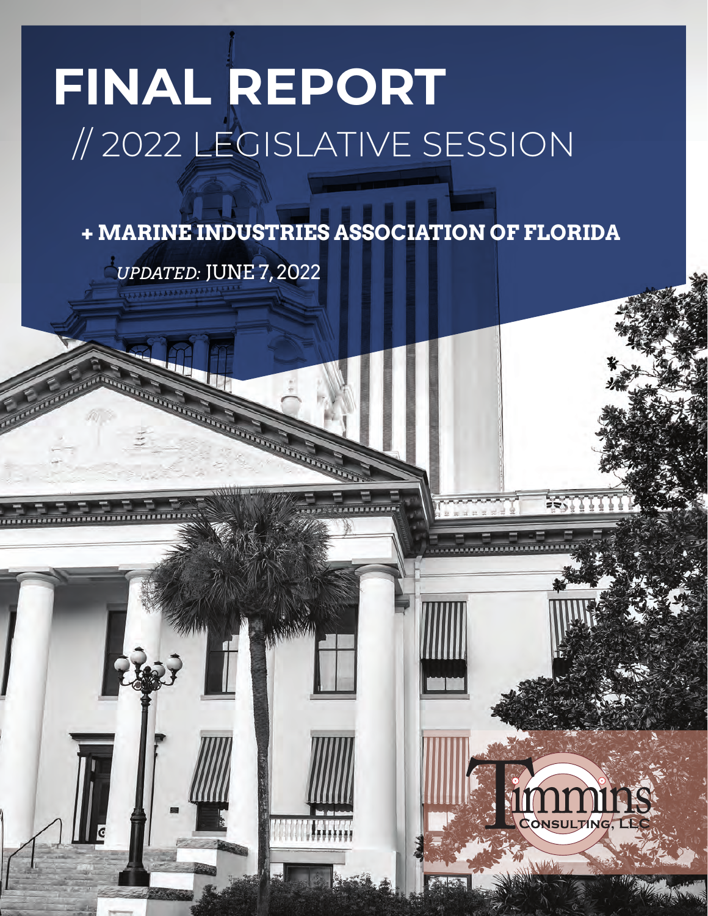# FINAL REPORT

## // 2022 LEGISLATIVE SESSION

**+ MARINE INDUSTRIES ASSOCIATION OF FLORIDA**

*UPDATED:* JUNE 7, 2022

Timmins Consulting, LLC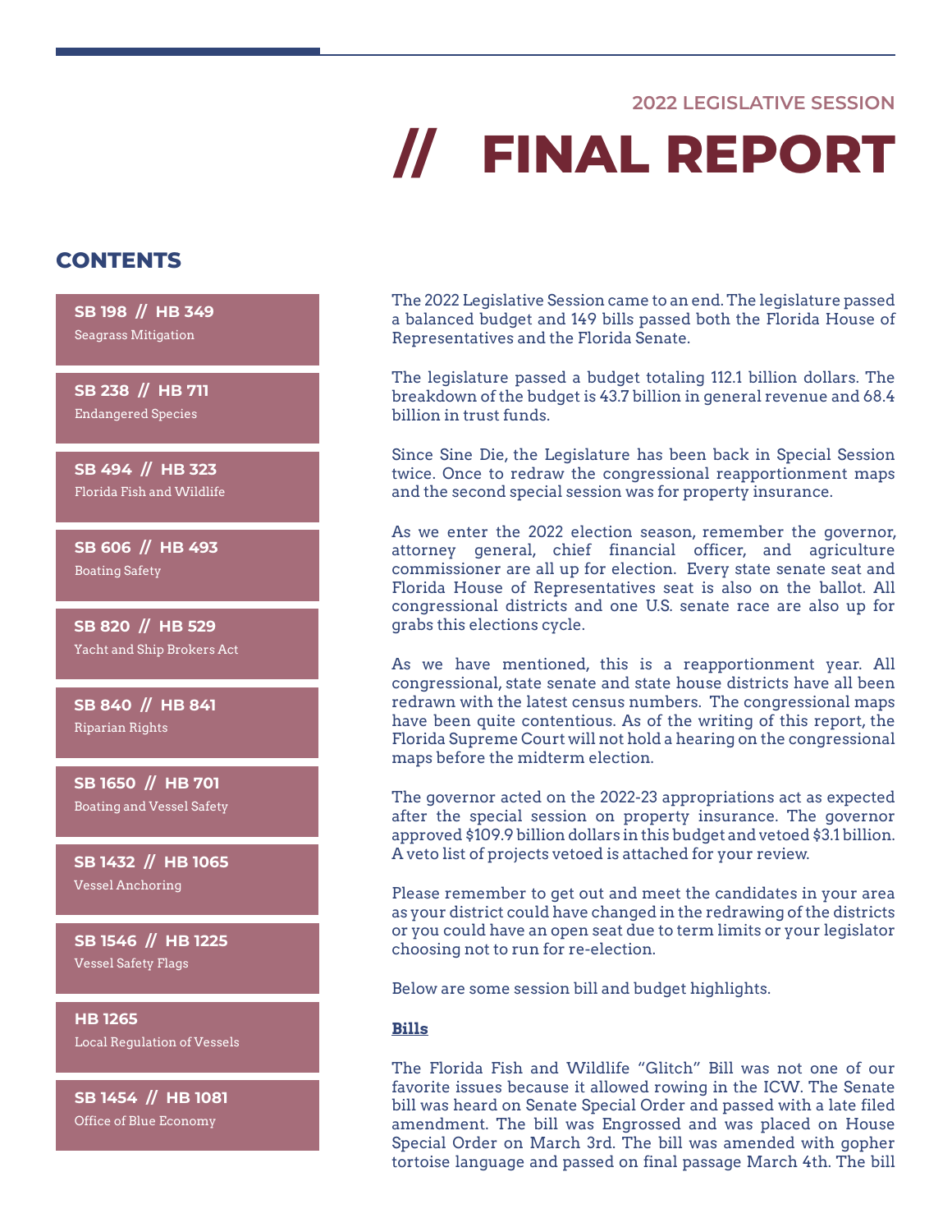2022 LEGISLATIVE SESSION

# // FINAL REPORT

## CONTENTS

**SB 198 // HB 349**
Seagrass Mitigation

**SB 238 // HB 711**
Endangered Species

**SB 494 // HB 323**
Florida Fish and Wildlife

**SB 606 // HB 493**
Boating Safety

**SB 820 // HB 529**
Yacht and Ship Brokers Act

**SB 840 // HB 841**
Riparian Rights

**SB 1650 // HB 701**
Boating and Vessel Safety

**SB 1432 // HB 1065**
Vessel Anchoring

**SB 1546 // HB 1225**
Vessel Safety Flags

**HB 1265**
Local Regulation of Vessels

**SB 1454 // HB 1081**
Office of Blue Economy

The 2022 Legislative Session came to an end. The legislature passed a balanced budget and 149 bills passed both the Florida House of Representatives and the Florida Senate.

The legislature passed a budget totaling 112.1 billion dollars. The breakdown of the budget is 43.7 billion in general revenue and 68.4 billion in trust funds.

Since Sine Die, the Legislature has been back in Special Session twice. Once to redraw the congressional reapportionment maps and the second special session was for property insurance.

As we enter the 2022 election season, remember the governor, attorney general, chief financial officer, and agriculture commissioner are all up for election. Every state senate seat and Florida House of Representatives seat is also on the ballot. All congressional districts and one U.S. senate race are also up for grabs this elections cycle.

As we have mentioned, this is a reapportionment year. All congressional, state senate and state house districts have all been redrawn with the latest census numbers. The congressional maps have been quite contentious. As of the writing of this report, the Florida Supreme Court will not hold a hearing on the congressional maps before the midterm election.

The governor acted on the 2022-23 appropriations act as expected after the special session on property insurance. The governor approved $109.9 billion dollars in this budget and vetoed $3.1 billion. A veto list of projects vetoed is attached for your review.

Please remember to get out and meet the candidates in your area as your district could have changed in the redrawing of the districts or you could have an open seat due to term limits or your legislator choosing not to run for re-election.

Below are some session bill and budget highlights.

**Bills**

The Florida Fish and Wildlife "Glitch" Bill was not one of our favorite issues because it allowed rowing in the ICW. The Senate bill was heard on Senate Special Order and passed with a late filed amendment. The bill was Engrossed and was placed on House Special Order on March 3rd. The bill was amended with gopher tortoise language and passed on final passage March 4th. The bill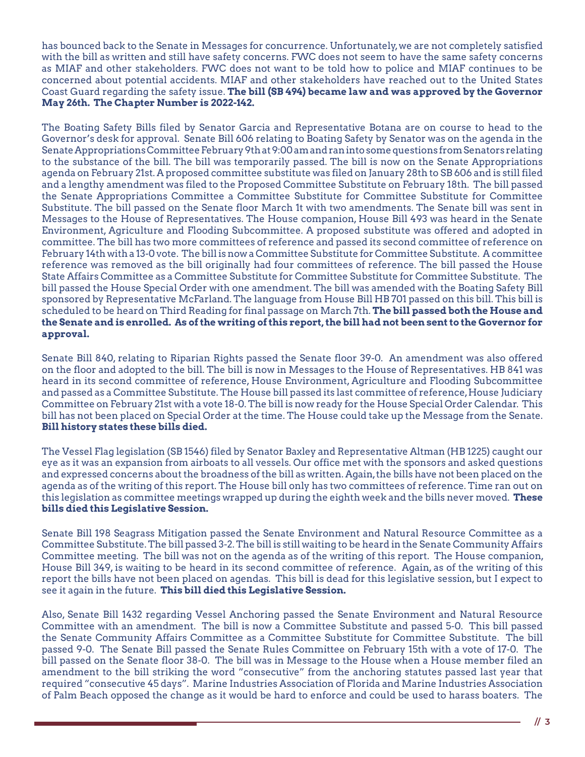has bounced back to the Senate in Messages for concurrence. Unfortunately, we are not completely satisfied with the bill as written and still have safety concerns. FWC does not seem to have the same safety concerns as MIAF and other stakeholders. FWC does not want to be told how to police and MIAF continues to be concerned about potential accidents. MIAF and other stakeholders have reached out to the United States Coast Guard regarding the safety issue. **The bill (SB 494) became law and was approved by the Governor May 26th. The Chapter Number is 2022-142.**

The Boating Safety Bills filed by Senator Garcia and Representative Botana are on course to head to the Governor's desk for approval. Senate Bill 606 relating to Boating Safety by Senator was on the agenda in the Senate Appropriations Committee February 9th at 9:00 am and ran into some questions from Senators relating to the substance of the bill. The bill was temporarily passed. The bill is now on the Senate Appropriations agenda on February 21st. A proposed committee substitute was filed on January 28th to SB 606 and is still filed and a lengthy amendment was filed to the Proposed Committee Substitute on February 18th. The bill passed the Senate Appropriations Committee a Committee Substitute for Committee Substitute for Committee Substitute. The bill passed on the Senate floor March 1t with two amendments. The Senate bill was sent in Messages to the House of Representatives. The House companion, House Bill 493 was heard in the Senate Environment, Agriculture and Flooding Subcommittee. A proposed substitute was offered and adopted in committee. The bill has two more committees of reference and passed its second committee of reference on February 14th with a 13-0 vote. The bill is now a Committee Substitute for Committee Substitute. A committee reference was removed as the bill originally had four committees of reference. The bill passed the House State Affairs Committee as a Committee Substitute for Committee Substitute for Committee Substitute. The bill passed the House Special Order with one amendment. The bill was amended with the Boating Safety Bill sponsored by Representative McFarland. The language from House Bill HB 701 passed on this bill. This bill is scheduled to be heard on Third Reading for final passage on March 7th. **The bill passed both the House and the Senate and is enrolled. As of the writing of this report, the bill had not been sent to the Governor for approval.**

Senate Bill 840, relating to Riparian Rights passed the Senate floor 39-0. An amendment was also offered on the floor and adopted to the bill. The bill is now in Messages to the House of Representatives. HB 841 was heard in its second committee of reference, House Environment, Agriculture and Flooding Subcommittee and passed as a Committee Substitute. The House bill passed its last committee of reference, House Judiciary Committee on February 21st with a vote 18-0. The bill is now ready for the House Special Order Calendar. This bill has not been placed on Special Order at the time. The House could take up the Message from the Senate. **Bill history states these bills died.**

The Vessel Flag legislation (SB 1546) filed by Senator Baxley and Representative Altman (HB 1225) caught our eye as it was an expansion from airboats to all vessels. Our office met with the sponsors and asked questions and expressed concerns about the broadness of the bill as written. Again, the bills have not been placed on the agenda as of the writing of this report. The House bill only has two committees of reference. Time ran out on this legislation as committee meetings wrapped up during the eighth week and the bills never moved. **These bills died this Legislative Session.**

Senate Bill 198 Seagrass Mitigation passed the Senate Environment and Natural Resource Committee as a Committee Substitute. The bill passed 3-2. The bill is still waiting to be heard in the Senate Community Affairs Committee meeting. The bill was not on the agenda as of the writing of this report. The House companion, House Bill 349, is waiting to be heard in its second committee of reference. Again, as of the writing of this report the bills have not been placed on agendas. This bill is dead for this legislative session, but I expect to see it again in the future. **This bill died this Legislative Session.**

Also, Senate Bill 1432 regarding Vessel Anchoring passed the Senate Environment and Natural Resource Committee with an amendment. The bill is now a Committee Substitute and passed 5-0. This bill passed the Senate Community Affairs Committee as a Committee Substitute for Committee Substitute. The bill passed 9-0. The Senate Bill passed the Senate Rules Committee on February 15th with a vote of 17-0. The bill passed on the Senate floor 38-0. The bill was in Message to the House when a House member filed an amendment to the bill striking the word "consecutive" from the anchoring statutes passed last year that required "consecutive 45 days". Marine Industries Association of Florida and Marine Industries Association of Palm Beach opposed the change as it would be hard to enforce and could be used to harass boaters. The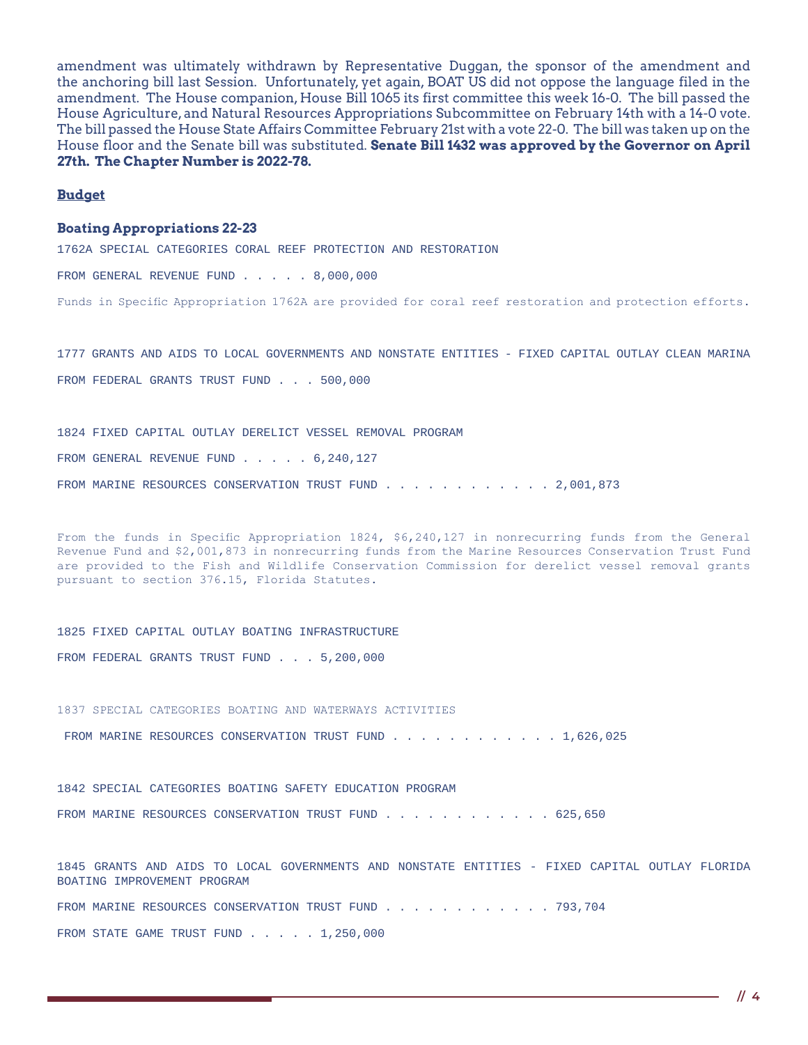amendment was ultimately withdrawn by Representative Duggan, the sponsor of the amendment and the anchoring bill last Session. Unfortunately, yet again, BOAT US did not oppose the language filed in the amendment. The House companion, House Bill 1065 its first committee this week 16-0. The bill passed the House Agriculture, and Natural Resources Appropriations Subcommittee on February 14th with a 14-0 vote. The bill passed the House State Affairs Committee February 21st with a vote 22-0. The bill was taken up on the House floor and the Senate bill was substituted. **Senate Bill 1432 was approved by the Governor on April 27th. The Chapter Number is 2022-78.**

**Budget**

### Boating Appropriations 22-23

1762A SPECIAL CATEGORIES CORAL REEF PROTECTION AND RESTORATION

FROM GENERAL REVENUE FUND . . . . . 8,000,000

Funds in Specific Appropriation 1762A are provided for coral reef restoration and protection efforts.

1777 GRANTS AND AIDS TO LOCAL GOVERNMENTS AND NONSTATE ENTITIES - FIXED CAPITAL OUTLAY CLEAN MARINA

FROM FEDERAL GRANTS TRUST FUND . . . 500,000

1824 FIXED CAPITAL OUTLAY DERELICT VESSEL REMOVAL PROGRAM

FROM GENERAL REVENUE FUND . . . . . 6,240,127

FROM MARINE RESOURCES CONSERVATION TRUST FUND . . . . . . . . . . . . 2,001,873

From the funds in Specific Appropriation 1824, $6,240,127 in nonrecurring funds from the General Revenue Fund and $2,001,873 in nonrecurring funds from the Marine Resources Conservation Trust Fund are provided to the Fish and Wildlife Conservation Commission for derelict vessel removal grants pursuant to section 376.15, Florida Statutes.

1825 FIXED CAPITAL OUTLAY BOATING INFRASTRUCTURE

FROM FEDERAL GRANTS TRUST FUND . . . 5,200,000

1837 SPECIAL CATEGORIES BOATING AND WATERWAYS ACTIVITIES

FROM MARINE RESOURCES CONSERVATION TRUST FUND . . . . . . . . . . . . 1,626,025

1842 SPECIAL CATEGORIES BOATING SAFETY EDUCATION PROGRAM

FROM MARINE RESOURCES CONSERVATION TRUST FUND . . . . . . . . . . . . 625,650

1845 GRANTS AND AIDS TO LOCAL GOVERNMENTS AND NONSTATE ENTITIES - FIXED CAPITAL OUTLAY FLORIDA BOATING IMPROVEMENT PROGRAM

FROM MARINE RESOURCES CONSERVATION TRUST FUND . . . . . . . . . . . . 793,704

FROM STATE GAME TRUST FUND . . . . . 1,250,000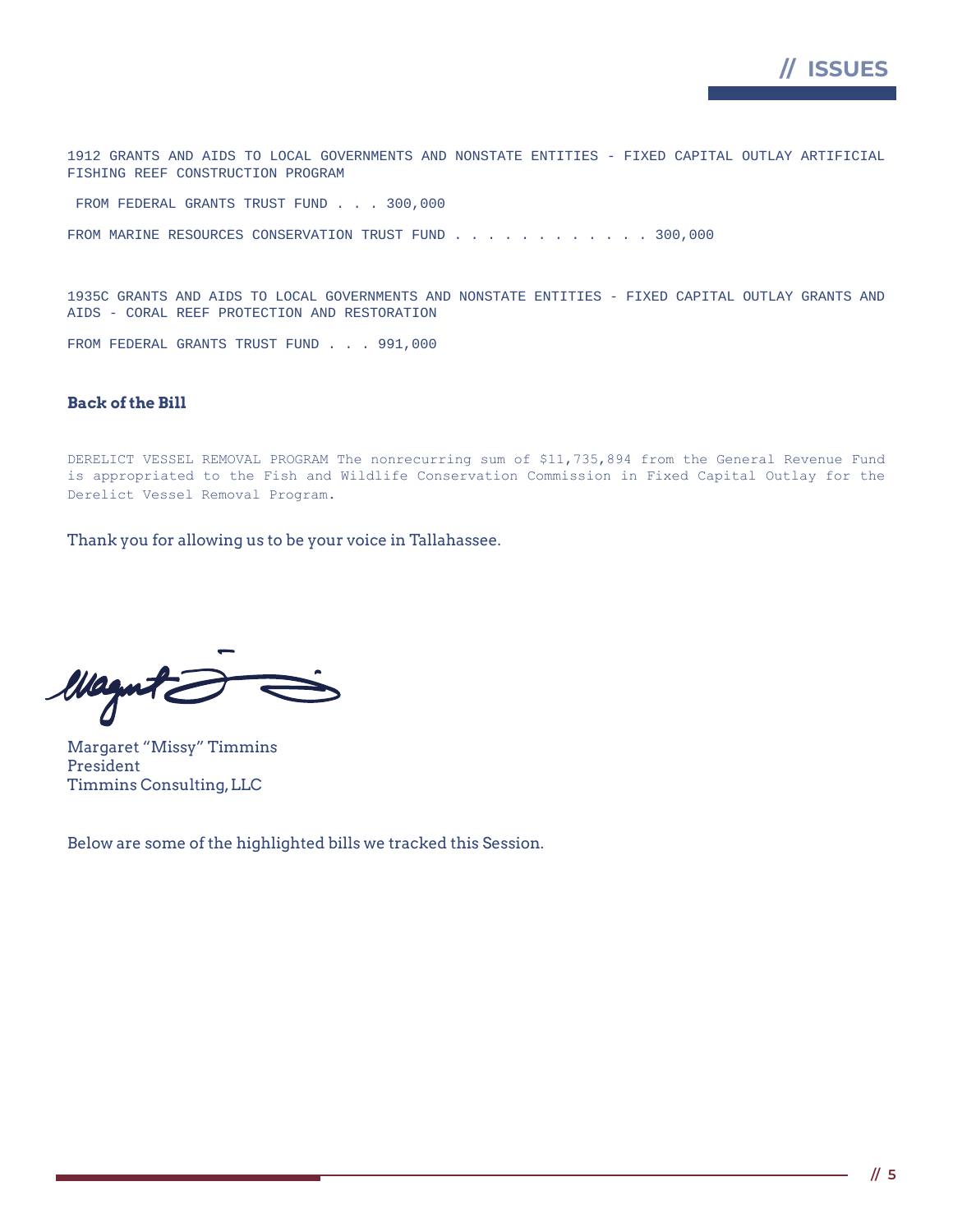1912 GRANTS AND AIDS TO LOCAL GOVERNMENTS AND NONSTATE ENTITIES - FIXED CAPITAL OUTLAY ARTIFICIAL FISHING REEF CONSTRUCTION PROGRAM

FROM FEDERAL GRANTS TRUST FUND . . . 300,000

FROM MARINE RESOURCES CONSERVATION TRUST FUND . . . . . . . . . . . . 300,000

1935C GRANTS AND AIDS TO LOCAL GOVERNMENTS AND NONSTATE ENTITIES - FIXED CAPITAL OUTLAY GRANTS AND AIDS - CORAL REEF PROTECTION AND RESTORATION

FROM FEDERAL GRANTS TRUST FUND . . . 991,000

**Back of the Bill**

DERELICT VESSEL REMOVAL PROGRAM The nonrecurring sum of $11,735,894 from the General Revenue Fund is appropriated to the Fish and Wildlife Conservation Commission in Fixed Capital Outlay for the Derelict Vessel Removal Program.

Thank you for allowing us to be your voice in Tallahassee.

Margaret "Missy" Timmins
President
Timmins Consulting, LLC

Below are some of the highlighted bills we tracked this Session.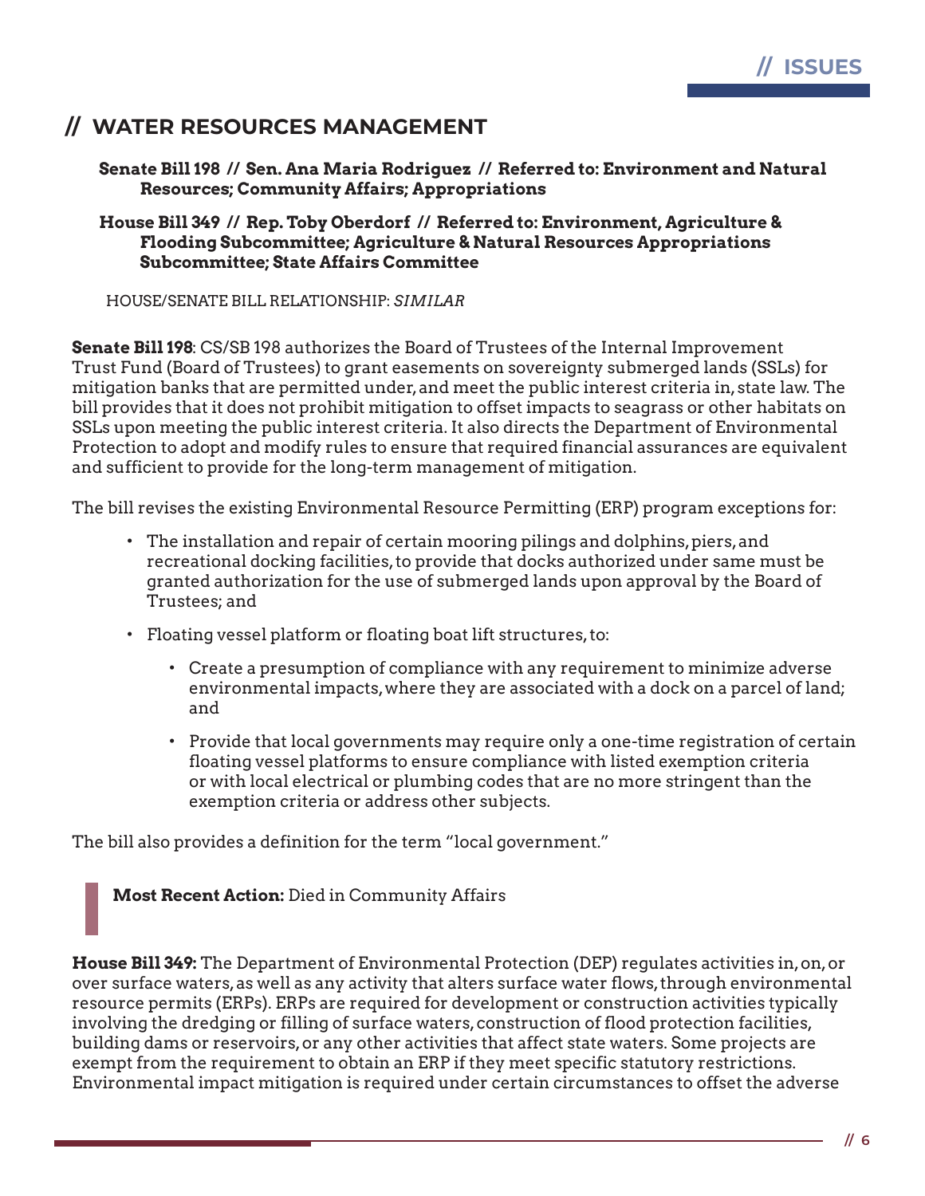## // WATER RESOURCES MANAGEMENT

**Senate Bill 198 // Sen. Ana Maria Rodriguez // Referred to: Environment and Natural Resources; Community Affairs; Appropriations**

**House Bill 349 // Rep. Toby Oberdorf // Referred to: Environment, Agriculture & Flooding Subcommittee; Agriculture & Natural Resources Appropriations Subcommittee; State Affairs Committee**

HOUSE/SENATE BILL RELATIONSHIP: *SIMILAR*

**Senate Bill 198**: CS/SB 198 authorizes the Board of Trustees of the Internal Improvement Trust Fund (Board of Trustees) to grant easements on sovereignty submerged lands (SSLs) for mitigation banks that are permitted under, and meet the public interest criteria in, state law. The bill provides that it does not prohibit mitigation to offset impacts to seagrass or other habitats on SSLs upon meeting the public interest criteria. It also directs the Department of Environmental Protection to adopt and modify rules to ensure that required financial assurances are equivalent and sufficient to provide for the long-term management of mitigation.

The bill revises the existing Environmental Resource Permitting (ERP) program exceptions for:

- The installation and repair of certain mooring pilings and dolphins, piers, and recreational docking facilities, to provide that docks authorized under same must be granted authorization for the use of submerged lands upon approval by the Board of Trustees; and
- Floating vessel platform or floating boat lift structures, to:
    - Create a presumption of compliance with any requirement to minimize adverse environmental impacts, where they are associated with a dock on a parcel of land; and
    - Provide that local governments may require only a one-time registration of certain floating vessel platforms to ensure compliance with listed exemption criteria or with local electrical or plumbing codes that are no more stringent than the exemption criteria or address other subjects.

The bill also provides a definition for the term "local government."

> **Most Recent Action:** Died in Community Affairs

**House Bill 349:** The Department of Environmental Protection (DEP) regulates activities in, on, or over surface waters, as well as any activity that alters surface water flows, through environmental resource permits (ERPs). ERPs are required for development or construction activities typically involving the dredging or filling of surface waters, construction of flood protection facilities, building dams or reservoirs, or any other activities that affect state waters. Some projects are exempt from the requirement to obtain an ERP if they meet specific statutory restrictions. Environmental impact mitigation is required under certain circumstances to offset the adverse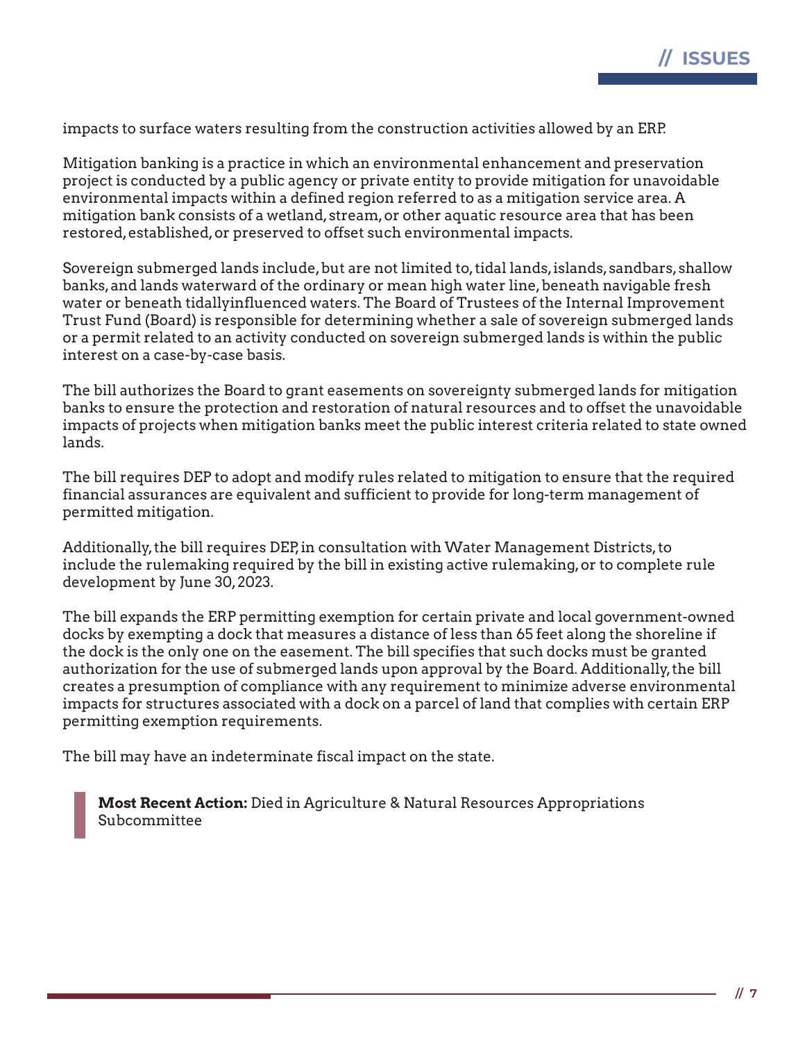impacts to surface waters resulting from the construction activities allowed by an ERP.

Mitigation banking is a practice in which an environmental enhancement and preservation project is conducted by a public agency or private entity to provide mitigation for unavoidable environmental impacts within a defined region referred to as a mitigation service area. A mitigation bank consists of a wetland, stream, or other aquatic resource area that has been restored, established, or preserved to offset such environmental impacts.

Sovereign submerged lands include, but are not limited to, tidal lands, islands, sandbars, shallow banks, and lands waterward of the ordinary or mean high water line, beneath navigable fresh water or beneath tidallyinfluenced waters. The Board of Trustees of the Internal Improvement Trust Fund (Board) is responsible for determining whether a sale of sovereign submerged lands or a permit related to an activity conducted on sovereign submerged lands is within the public interest on a case-by-case basis.

The bill authorizes the Board to grant easements on sovereignty submerged lands for mitigation banks to ensure the protection and restoration of natural resources and to offset the unavoidable impacts of projects when mitigation banks meet the public interest criteria related to state owned lands.

The bill requires DEP to adopt and modify rules related to mitigation to ensure that the required financial assurances are equivalent and sufficient to provide for long-term management of permitted mitigation.

Additionally, the bill requires DEP, in consultation with Water Management Districts, to include the rulemaking required by the bill in existing active rulemaking, or to complete rule development by June 30, 2023.

The bill expands the ERP permitting exemption for certain private and local government-owned docks by exempting a dock that measures a distance of less than 65 feet along the shoreline if the dock is the only one on the easement. The bill specifies that such docks must be granted authorization for the use of submerged lands upon approval by the Board. Additionally, the bill creates a presumption of compliance with any requirement to minimize adverse environmental impacts for structures associated with a dock on a parcel of land that complies with certain ERP permitting exemption requirements.

The bill may have an indeterminate fiscal impact on the state.

> **Most Recent Action:** Died in Agriculture & Natural Resources Appropriations Subcommittee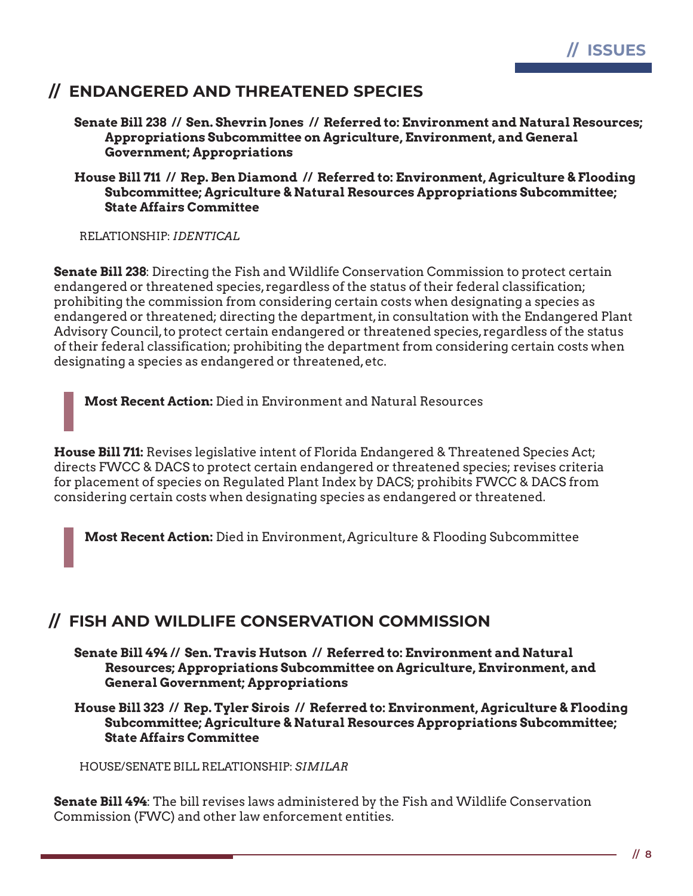## // ENDANGERED AND THREATENED SPECIES

**Senate Bill 238 // Sen. Shevrin Jones // Referred to: Environment and Natural Resources; Appropriations Subcommittee on Agriculture, Environment, and General Government; Appropriations**

**House Bill 711 // Rep. Ben Diamond // Referred to: Environment, Agriculture & Flooding Subcommittee; Agriculture & Natural Resources Appropriations Subcommittee; State Affairs Committee**

RELATIONSHIP: *IDENTICAL*

**Senate Bill 238**: Directing the Fish and Wildlife Conservation Commission to protect certain endangered or threatened species, regardless of the status of their federal classification; prohibiting the commission from considering certain costs when designating a species as endangered or threatened; directing the department, in consultation with the Endangered Plant Advisory Council, to protect certain endangered or threatened species, regardless of the status of their federal classification; prohibiting the department from considering certain costs when designating a species as endangered or threatened, etc.

> **Most Recent Action:** Died in Environment and Natural Resources

**House Bill 711:** Revises legislative intent of Florida Endangered & Threatened Species Act; directs FWCC & DACS to protect certain endangered or threatened species; revises criteria for placement of species on Regulated Plant Index by DACS; prohibits FWCC & DACS from considering certain costs when designating species as endangered or threatened.

> **Most Recent Action:** Died in Environment, Agriculture & Flooding Subcommittee

## // FISH AND WILDLIFE CONSERVATION COMMISSION

**Senate Bill 494 // Sen. Travis Hutson // Referred to: Environment and Natural Resources; Appropriations Subcommittee on Agriculture, Environment, and General Government; Appropriations**

**House Bill 323 // Rep. Tyler Sirois // Referred to: Environment, Agriculture & Flooding Subcommittee; Agriculture & Natural Resources Appropriations Subcommittee; State Affairs Committee**

HOUSE/SENATE BILL RELATIONSHIP: *SIMILAR*

**Senate Bill 494**: The bill revises laws administered by the Fish and Wildlife Conservation Commission (FWC) and other law enforcement entities.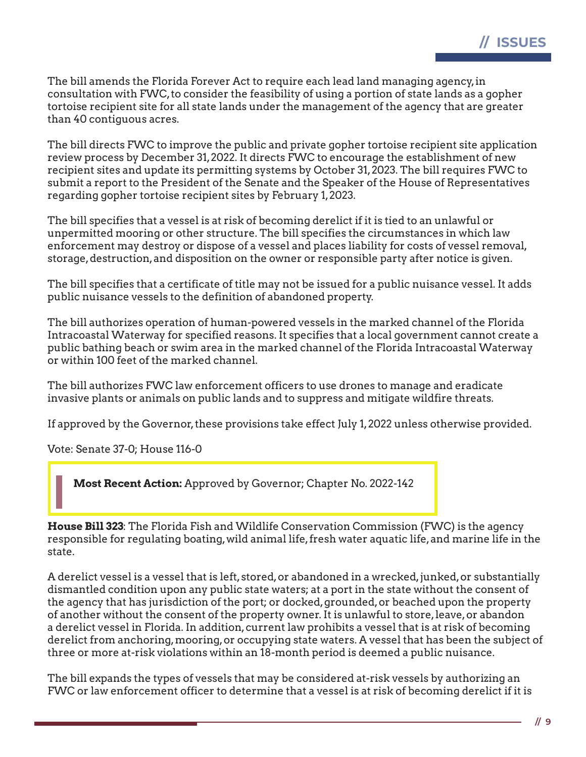The bill amends the Florida Forever Act to require each lead land managing agency, in consultation with FWC, to consider the feasibility of using a portion of state lands as a gopher tortoise recipient site for all state lands under the management of the agency that are greater than 40 contiguous acres.

The bill directs FWC to improve the public and private gopher tortoise recipient site application review process by December 31, 2022. It directs FWC to encourage the establishment of new recipient sites and update its permitting systems by October 31, 2023. The bill requires FWC to submit a report to the President of the Senate and the Speaker of the House of Representatives regarding gopher tortoise recipient sites by February 1, 2023.

The bill specifies that a vessel is at risk of becoming derelict if it is tied to an unlawful or unpermitted mooring or other structure. The bill specifies the circumstances in which law enforcement may destroy or dispose of a vessel and places liability for costs of vessel removal, storage, destruction, and disposition on the owner or responsible party after notice is given.

The bill specifies that a certificate of title may not be issued for a public nuisance vessel. It adds public nuisance vessels to the definition of abandoned property.

The bill authorizes operation of human-powered vessels in the marked channel of the Florida Intracoastal Waterway for specified reasons. It specifies that a local government cannot create a public bathing beach or swim area in the marked channel of the Florida Intracoastal Waterway or within 100 feet of the marked channel.

The bill authorizes FWC law enforcement officers to use drones to manage and eradicate invasive plants or animals on public lands and to suppress and mitigate wildfire threats.

If approved by the Governor, these provisions take effect July 1, 2022 unless otherwise provided.

Vote: Senate 37-0; House 116-0

> **Most Recent Action:** Approved by Governor; Chapter No. 2022-142

**House Bill 323**: The Florida Fish and Wildlife Conservation Commission (FWC) is the agency responsible for regulating boating, wild animal life, fresh water aquatic life, and marine life in the state.

A derelict vessel is a vessel that is left, stored, or abandoned in a wrecked, junked, or substantially dismantled condition upon any public state waters; at a port in the state without the consent of the agency that has jurisdiction of the port; or docked, grounded, or beached upon the property of another without the consent of the property owner. It is unlawful to store, leave, or abandon a derelict vessel in Florida. In addition, current law prohibits a vessel that is at risk of becoming derelict from anchoring, mooring, or occupying state waters. A vessel that has been the subject of three or more at-risk violations within an 18-month period is deemed a public nuisance.

The bill expands the types of vessels that may be considered at-risk vessels by authorizing an FWC or law enforcement officer to determine that a vessel is at risk of becoming derelict if it is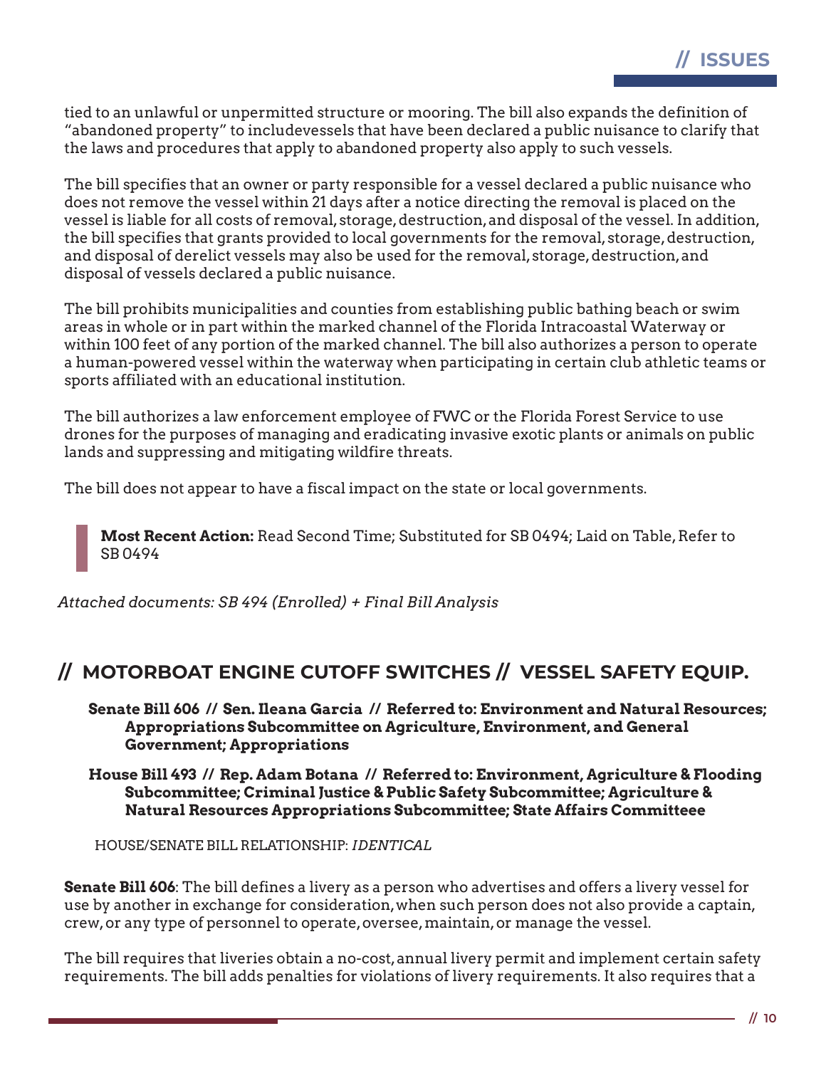tied to an unlawful or unpermitted structure or mooring. The bill also expands the definition of "abandoned property" to includevessels that have been declared a public nuisance to clarify that the laws and procedures that apply to abandoned property also apply to such vessels.

The bill specifies that an owner or party responsible for a vessel declared a public nuisance who does not remove the vessel within 21 days after a notice directing the removal is placed on the vessel is liable for all costs of removal, storage, destruction, and disposal of the vessel. In addition, the bill specifies that grants provided to local governments for the removal, storage, destruction, and disposal of derelict vessels may also be used for the removal, storage, destruction, and disposal of vessels declared a public nuisance.

The bill prohibits municipalities and counties from establishing public bathing beach or swim areas in whole or in part within the marked channel of the Florida Intracoastal Waterway or within 100 feet of any portion of the marked channel. The bill also authorizes a person to operate a human-powered vessel within the waterway when participating in certain club athletic teams or sports affiliated with an educational institution.

The bill authorizes a law enforcement employee of FWC or the Florida Forest Service to use drones for the purposes of managing and eradicating invasive exotic plants or animals on public lands and suppressing and mitigating wildfire threats.

The bill does not appear to have a fiscal impact on the state or local governments.

> **Most Recent Action:** Read Second Time; Substituted for SB 0494; Laid on Table, Refer to SB 0494

*Attached documents: SB 494 (Enrolled) + Final Bill Analysis*

## // MOTORBOAT ENGINE CUTOFF SWITCHES // VESSEL SAFETY EQUIP.

**Senate Bill 606 // Sen. Ileana Garcia // Referred to: Environment and Natural Resources; Appropriations Subcommittee on Agriculture, Environment, and General Government; Appropriations**

**House Bill 493 // Rep. Adam Botana // Referred to: Environment, Agriculture & Flooding Subcommittee; Criminal Justice & Public Safety Subcommittee; Agriculture & Natural Resources Appropriations Subcommittee; State Affairs Committeee**

HOUSE/SENATE BILL RELATIONSHIP: *IDENTICAL*

**Senate Bill 606**: The bill defines a livery as a person who advertises and offers a livery vessel for use by another in exchange for consideration, when such person does not also provide a captain, crew, or any type of personnel to operate, oversee, maintain, or manage the vessel.

The bill requires that liveries obtain a no-cost, annual livery permit and implement certain safety requirements. The bill adds penalties for violations of livery requirements. It also requires that a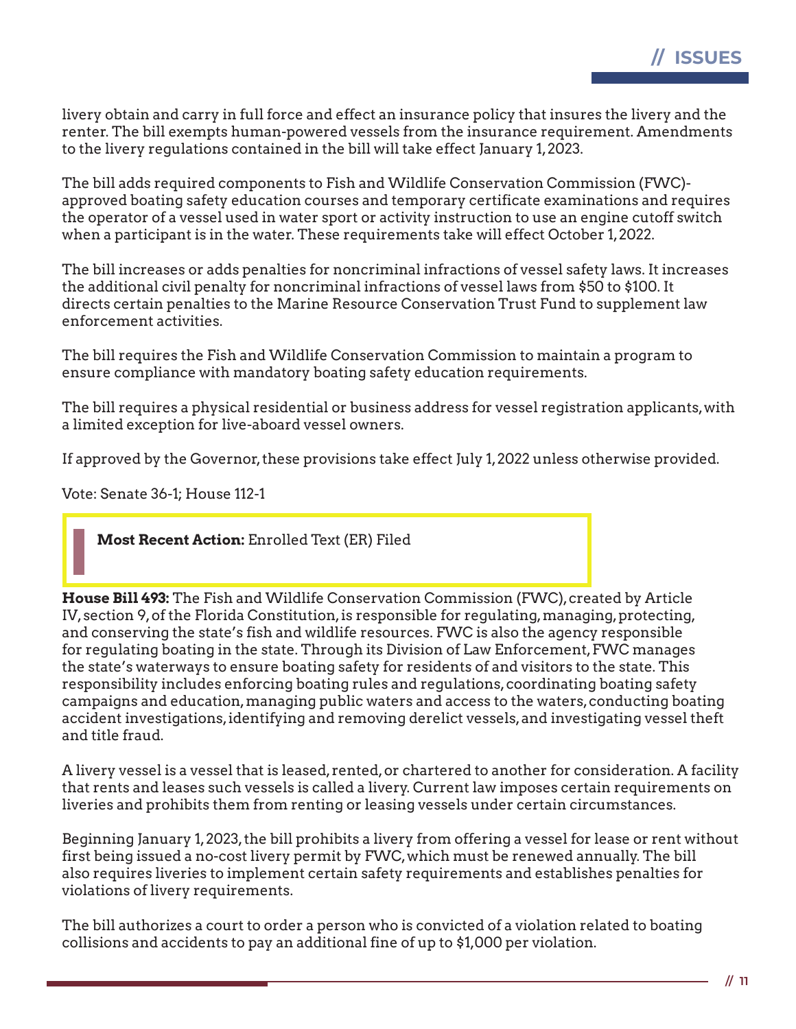livery obtain and carry in full force and effect an insurance policy that insures the livery and the renter. The bill exempts human-powered vessels from the insurance requirement. Amendments to the livery regulations contained in the bill will take effect January 1, 2023.

The bill adds required components to Fish and Wildlife Conservation Commission (FWC)-approved boating safety education courses and temporary certificate examinations and requires the operator of a vessel used in water sport or activity instruction to use an engine cutoff switch when a participant is in the water. These requirements take will effect October 1, 2022.

The bill increases or adds penalties for noncriminal infractions of vessel safety laws. It increases the additional civil penalty for noncriminal infractions of vessel laws from $50 to $100. It directs certain penalties to the Marine Resource Conservation Trust Fund to supplement law enforcement activities.

The bill requires the Fish and Wildlife Conservation Commission to maintain a program to ensure compliance with mandatory boating safety education requirements.

The bill requires a physical residential or business address for vessel registration applicants, with a limited exception for live-aboard vessel owners.

If approved by the Governor, these provisions take effect July 1, 2022 unless otherwise provided.

Vote: Senate 36-1; House 112-1

> **Most Recent Action:** Enrolled Text (ER) Filed

**House Bill 493:** The Fish and Wildlife Conservation Commission (FWC), created by Article IV, section 9, of the Florida Constitution, is responsible for regulating, managing, protecting, and conserving the state's fish and wildlife resources. FWC is also the agency responsible for regulating boating in the state. Through its Division of Law Enforcement, FWC manages the state's waterways to ensure boating safety for residents of and visitors to the state. This responsibility includes enforcing boating rules and regulations, coordinating boating safety campaigns and education, managing public waters and access to the waters, conducting boating accident investigations, identifying and removing derelict vessels, and investigating vessel theft and title fraud.

A livery vessel is a vessel that is leased, rented, or chartered to another for consideration. A facility that rents and leases such vessels is called a livery. Current law imposes certain requirements on liveries and prohibits them from renting or leasing vessels under certain circumstances.

Beginning January 1, 2023, the bill prohibits a livery from offering a vessel for lease or rent without first being issued a no-cost livery permit by FWC, which must be renewed annually. The bill also requires liveries to implement certain safety requirements and establishes penalties for violations of livery requirements.

The bill authorizes a court to order a person who is convicted of a violation related to boating collisions and accidents to pay an additional fine of up to $1,000 per violation.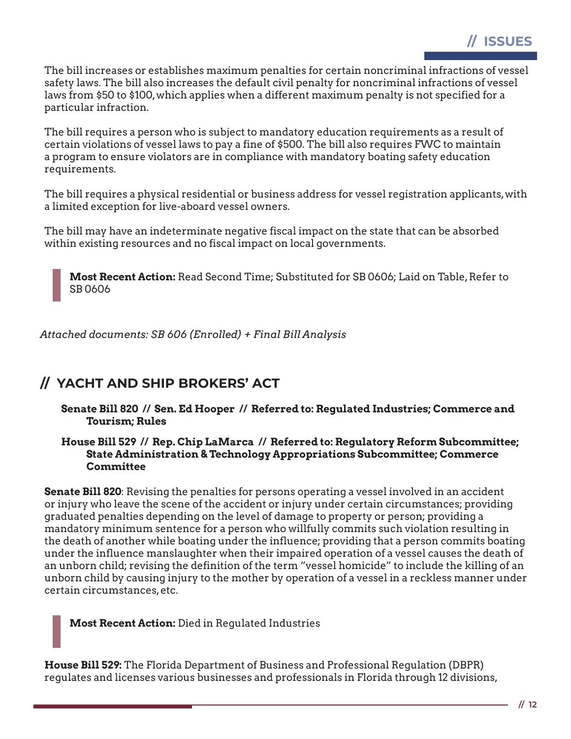The bill increases or establishes maximum penalties for certain noncriminal infractions of vessel safety laws. The bill also increases the default civil penalty for noncriminal infractions of vessel laws from $50 to $100, which applies when a different maximum penalty is not specified for a particular infraction.

The bill requires a person who is subject to mandatory education requirements as a result of certain violations of vessel laws to pay a fine of $500. The bill also requires FWC to maintain a program to ensure violators are in compliance with mandatory boating safety education requirements.

The bill requires a physical residential or business address for vessel registration applicants, with a limited exception for live-aboard vessel owners.

The bill may have an indeterminate negative fiscal impact on the state that can be absorbed within existing resources and no fiscal impact on local governments.

> **Most Recent Action:** Read Second Time; Substituted for SB 0606; Laid on Table, Refer to SB 0606

*Attached documents: SB 606 (Enrolled) + Final Bill Analysis*

## // YACHT AND SHIP BROKERS' ACT

**Senate Bill 820 // Sen. Ed Hooper // Referred to: Regulated Industries; Commerce and Tourism; Rules**

**House Bill 529 // Rep. Chip LaMarca // Referred to: Regulatory Reform Subcommittee; State Administration & Technology Appropriations Subcommittee; Commerce Committee**

**Senate Bill 820**: Revising the penalties for persons operating a vessel involved in an accident or injury who leave the scene of the accident or injury under certain circumstances; providing graduated penalties depending on the level of damage to property or person; providing a mandatory minimum sentence for a person who willfully commits such violation resulting in the death of another while boating under the influence; providing that a person commits boating under the influence manslaughter when their impaired operation of a vessel causes the death of an unborn child; revising the definition of the term "vessel homicide" to include the killing of an unborn child by causing injury to the mother by operation of a vessel in a reckless manner under certain circumstances, etc.

> **Most Recent Action:** Died in Regulated Industries

**House Bill 529:** The Florida Department of Business and Professional Regulation (DBPR) regulates and licenses various businesses and professionals in Florida through 12 divisions,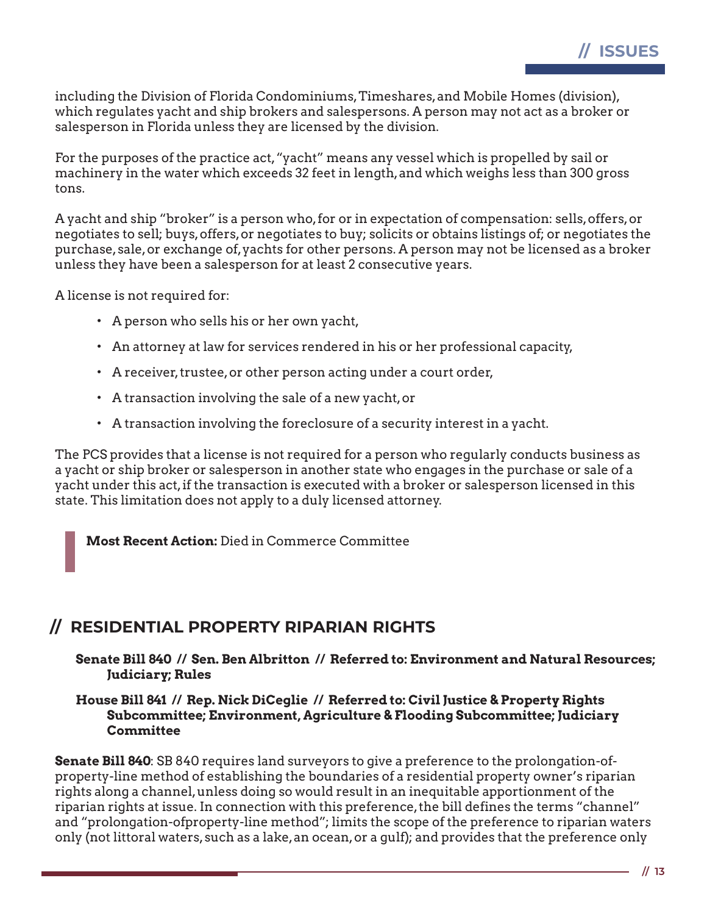including the Division of Florida Condominiums, Timeshares, and Mobile Homes (division), which regulates yacht and ship brokers and salespersons. A person may not act as a broker or salesperson in Florida unless they are licensed by the division.

For the purposes of the practice act, "yacht" means any vessel which is propelled by sail or machinery in the water which exceeds 32 feet in length, and which weighs less than 300 gross tons.

A yacht and ship "broker" is a person who, for or in expectation of compensation: sells, offers, or negotiates to sell; buys, offers, or negotiates to buy; solicits or obtains listings of; or negotiates the purchase, sale, or exchange of, yachts for other persons. A person may not be licensed as a broker unless they have been a salesperson for at least 2 consecutive years.

A license is not required for:

- A person who sells his or her own yacht,
- An attorney at law for services rendered in his or her professional capacity,
- A receiver, trustee, or other person acting under a court order,
- A transaction involving the sale of a new yacht, or
- A transaction involving the foreclosure of a security interest in a yacht.

The PCS provides that a license is not required for a person who regularly conducts business as a yacht or ship broker or salesperson in another state who engages in the purchase or sale of a yacht under this act, if the transaction is executed with a broker or salesperson licensed in this state. This limitation does not apply to a duly licensed attorney.

> **Most Recent Action:** Died in Commerce Committee

## // RESIDENTIAL PROPERTY RIPARIAN RIGHTS

**Senate Bill 840 // Sen. Ben Albritton // Referred to: Environment and Natural Resources; Judiciary; Rules**

**House Bill 841 // Rep. Nick DiCeglie // Referred to: Civil Justice & Property Rights Subcommittee; Environment, Agriculture & Flooding Subcommittee; Judiciary Committee**

**Senate Bill 840**: SB 840 requires land surveyors to give a preference to the prolongation-of-property-line method of establishing the boundaries of a residential property owner's riparian rights along a channel, unless doing so would result in an inequitable apportionment of the riparian rights at issue. In connection with this preference, the bill defines the terms "channel" and "prolongation-ofproperty-line method"; limits the scope of the preference to riparian waters only (not littoral waters, such as a lake, an ocean, or a gulf); and provides that the preference only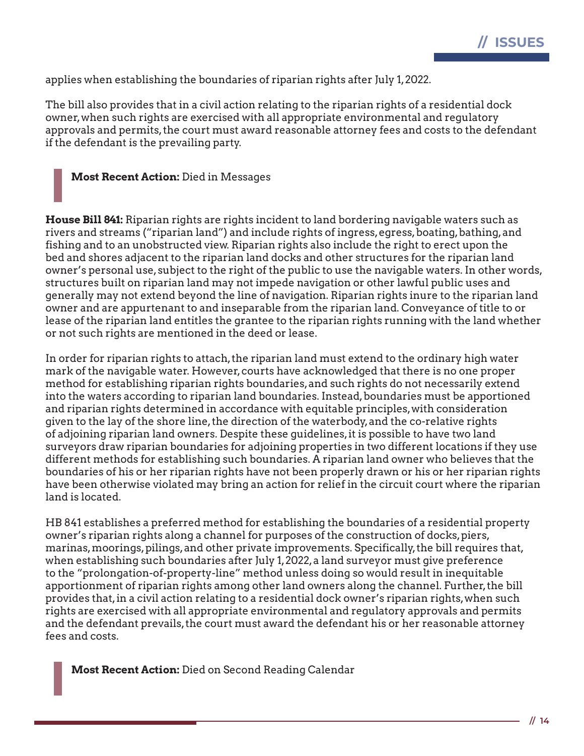applies when establishing the boundaries of riparian rights after July 1, 2022.

The bill also provides that in a civil action relating to the riparian rights of a residential dock owner, when such rights are exercised with all appropriate environmental and regulatory approvals and permits, the court must award reasonable attorney fees and costs to the defendant if the defendant is the prevailing party.

> **Most Recent Action:** Died in Messages

**House Bill 841:** Riparian rights are rights incident to land bordering navigable waters such as rivers and streams ("riparian land") and include rights of ingress, egress, boating, bathing, and fishing and to an unobstructed view. Riparian rights also include the right to erect upon the bed and shores adjacent to the riparian land docks and other structures for the riparian land owner's personal use, subject to the right of the public to use the navigable waters. In other words, structures built on riparian land may not impede navigation or other lawful public uses and generally may not extend beyond the line of navigation. Riparian rights inure to the riparian land owner and are appurtenant to and inseparable from the riparian land. Conveyance of title to or lease of the riparian land entitles the grantee to the riparian rights running with the land whether or not such rights are mentioned in the deed or lease.

In order for riparian rights to attach, the riparian land must extend to the ordinary high water mark of the navigable water. However, courts have acknowledged that there is no one proper method for establishing riparian rights boundaries, and such rights do not necessarily extend into the waters according to riparian land boundaries. Instead, boundaries must be apportioned and riparian rights determined in accordance with equitable principles, with consideration given to the lay of the shore line, the direction of the waterbody, and the co-relative rights of adjoining riparian land owners. Despite these guidelines, it is possible to have two land surveyors draw riparian boundaries for adjoining properties in two different locations if they use different methods for establishing such boundaries. A riparian land owner who believes that the boundaries of his or her riparian rights have not been properly drawn or his or her riparian rights have been otherwise violated may bring an action for relief in the circuit court where the riparian land is located.

HB 841 establishes a preferred method for establishing the boundaries of a residential property owner's riparian rights along a channel for purposes of the construction of docks, piers, marinas, moorings, pilings, and other private improvements. Specifically, the bill requires that, when establishing such boundaries after July 1, 2022, a land surveyor must give preference to the "prolongation-of-property-line" method unless doing so would result in inequitable apportionment of riparian rights among other land owners along the channel. Further, the bill provides that, in a civil action relating to a residential dock owner's riparian rights, when such rights are exercised with all appropriate environmental and regulatory approvals and permits and the defendant prevails, the court must award the defendant his or her reasonable attorney fees and costs.

> **Most Recent Action:** Died on Second Reading Calendar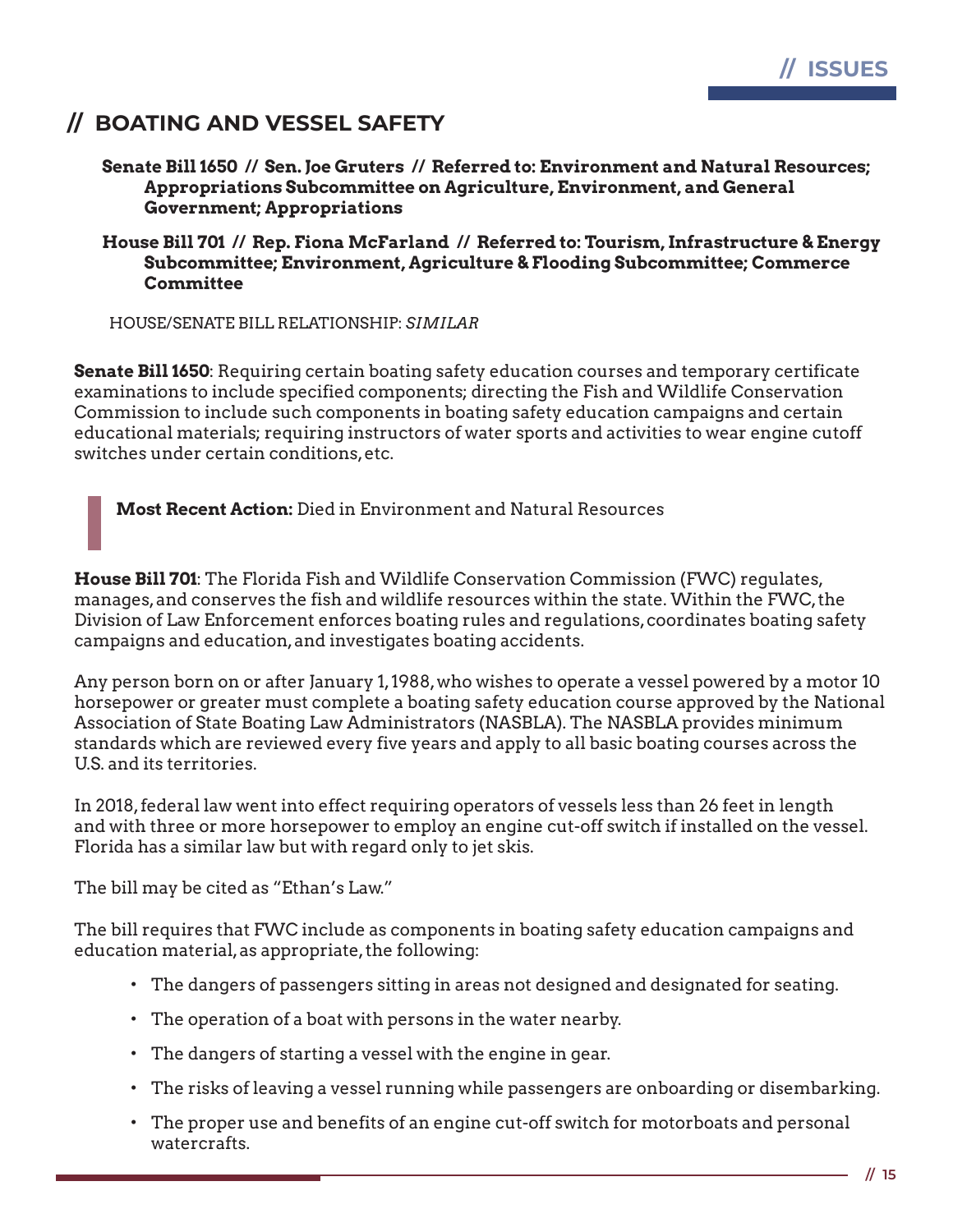## // BOATING AND VESSEL SAFETY

**Senate Bill 1650 // Sen. Joe Gruters // Referred to: Environment and Natural Resources; Appropriations Subcommittee on Agriculture, Environment, and General Government; Appropriations**

**House Bill 701 // Rep. Fiona McFarland // Referred to: Tourism, Infrastructure & Energy Subcommittee; Environment, Agriculture & Flooding Subcommittee; Commerce Committee**

HOUSE/SENATE BILL RELATIONSHIP: *SIMILAR*

**Senate Bill 1650**: Requiring certain boating safety education courses and temporary certificate examinations to include specified components; directing the Fish and Wildlife Conservation Commission to include such components in boating safety education campaigns and certain educational materials; requiring instructors of water sports and activities to wear engine cutoff switches under certain conditions, etc.

> **Most Recent Action:** Died in Environment and Natural Resources

**House Bill 701**: The Florida Fish and Wildlife Conservation Commission (FWC) regulates, manages, and conserves the fish and wildlife resources within the state. Within the FWC, the Division of Law Enforcement enforces boating rules and regulations, coordinates boating safety campaigns and education, and investigates boating accidents.

Any person born on or after January 1, 1988, who wishes to operate a vessel powered by a motor 10 horsepower or greater must complete a boating safety education course approved by the National Association of State Boating Law Administrators (NASBLA). The NASBLA provides minimum standards which are reviewed every five years and apply to all basic boating courses across the U.S. and its territories.

In 2018, federal law went into effect requiring operators of vessels less than 26 feet in length and with three or more horsepower to employ an engine cut-off switch if installed on the vessel. Florida has a similar law but with regard only to jet skis.

The bill may be cited as "Ethan's Law."

The bill requires that FWC include as components in boating safety education campaigns and education material, as appropriate, the following:

- The dangers of passengers sitting in areas not designed and designated for seating.
- The operation of a boat with persons in the water nearby.
- The dangers of starting a vessel with the engine in gear.
- The risks of leaving a vessel running while passengers are onboarding or disembarking.
- The proper use and benefits of an engine cut-off switch for motorboats and personal watercrafts.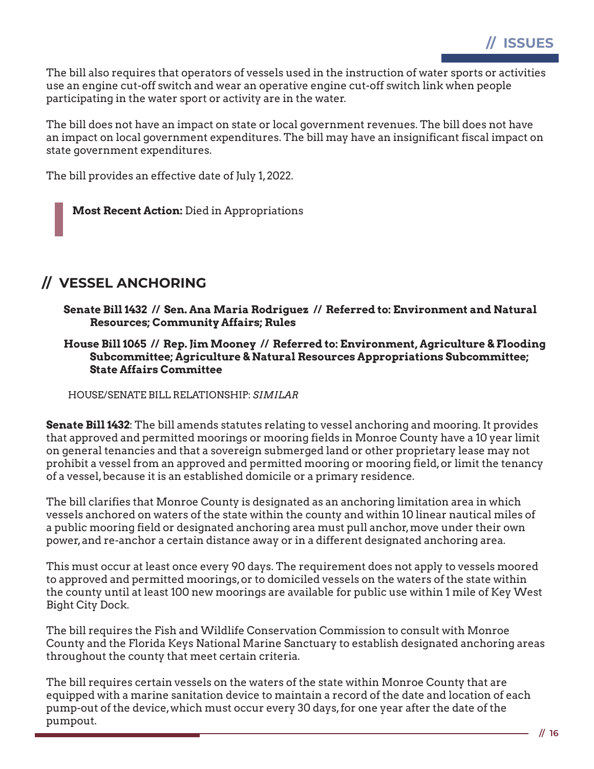The bill also requires that operators of vessels used in the instruction of water sports or activities use an engine cut-off switch and wear an operative engine cut-off switch link when people participating in the water sport or activity are in the water.

The bill does not have an impact on state or local government revenues. The bill does not have an impact on local government expenditures. The bill may have an insignificant fiscal impact on state government expenditures.

The bill provides an effective date of July 1, 2022.

> **Most Recent Action:** Died in Appropriations

## // VESSEL ANCHORING

**Senate Bill 1432 // Sen. Ana Maria Rodriguez // Referred to: Environment and Natural Resources; Community Affairs; Rules**

**House Bill 1065 // Rep. Jim Mooney // Referred to: Environment, Agriculture & Flooding Subcommittee; Agriculture & Natural Resources Appropriations Subcommittee; State Affairs Committee**

HOUSE/SENATE BILL RELATIONSHIP: *SIMILAR*

**Senate Bill 1432**: The bill amends statutes relating to vessel anchoring and mooring. It provides that approved and permitted moorings or mooring fields in Monroe County have a 10 year limit on general tenancies and that a sovereign submerged land or other proprietary lease may not prohibit a vessel from an approved and permitted mooring or mooring field, or limit the tenancy of a vessel, because it is an established domicile or a primary residence.

The bill clarifies that Monroe County is designated as an anchoring limitation area in which vessels anchored on waters of the state within the county and within 10 linear nautical miles of a public mooring field or designated anchoring area must pull anchor, move under their own power, and re-anchor a certain distance away or in a different designated anchoring area.

This must occur at least once every 90 days. The requirement does not apply to vessels moored to approved and permitted moorings, or to domiciled vessels on the waters of the state within the county until at least 100 new moorings are available for public use within 1 mile of Key West Bight City Dock.

The bill requires the Fish and Wildlife Conservation Commission to consult with Monroe County and the Florida Keys National Marine Sanctuary to establish designated anchoring areas throughout the county that meet certain criteria.

The bill requires certain vessels on the waters of the state within Monroe County that are equipped with a marine sanitation device to maintain a record of the date and location of each pump-out of the device, which must occur every 30 days, for one year after the date of the pumpout.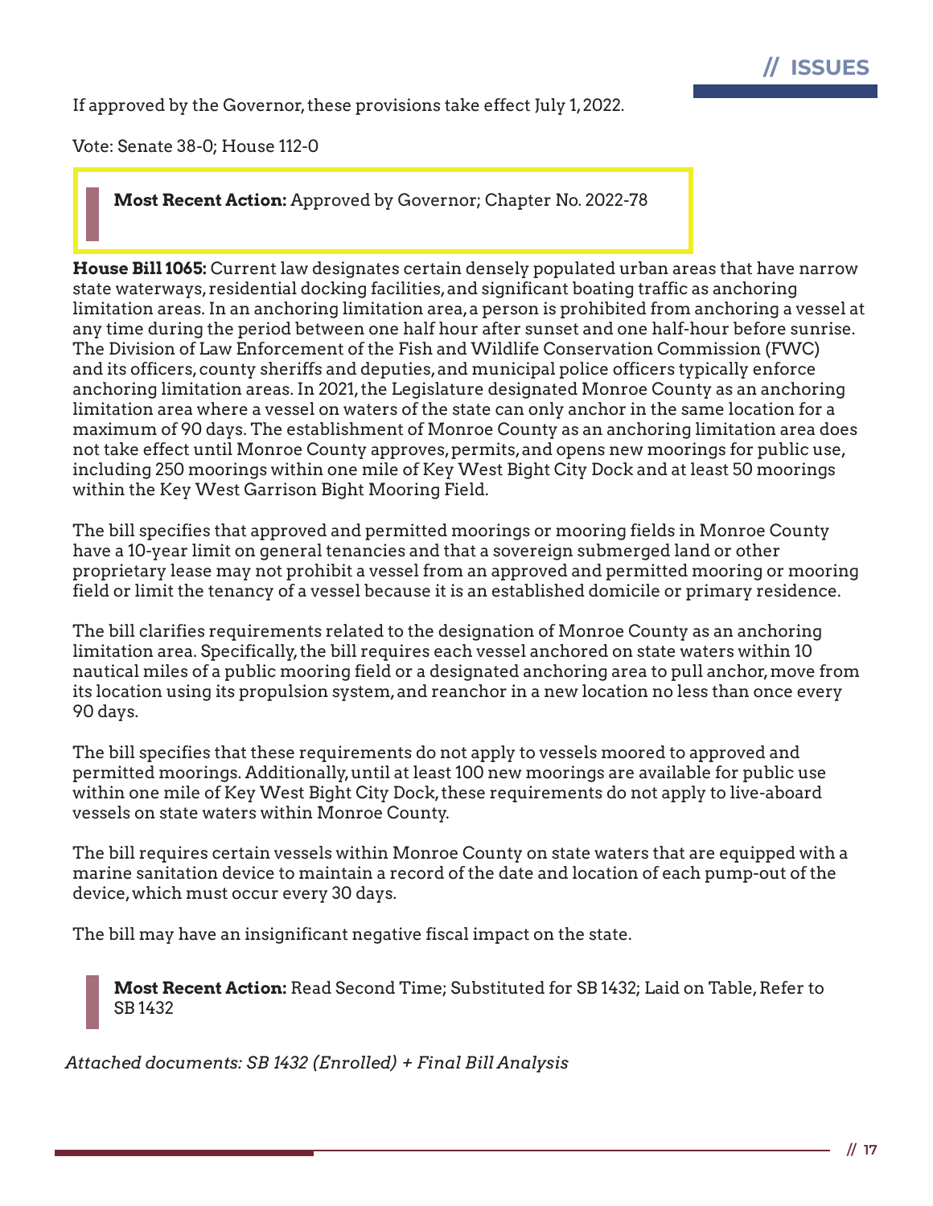If approved by the Governor, these provisions take effect July 1, 2022.

Vote: Senate 38-0; House 112-0

> **Most Recent Action:** Approved by Governor; Chapter No. 2022-78

**House Bill 1065:** Current law designates certain densely populated urban areas that have narrow state waterways, residential docking facilities, and significant boating traffic as anchoring limitation areas. In an anchoring limitation area, a person is prohibited from anchoring a vessel at any time during the period between one half hour after sunset and one half-hour before sunrise. The Division of Law Enforcement of the Fish and Wildlife Conservation Commission (FWC) and its officers, county sheriffs and deputies, and municipal police officers typically enforce anchoring limitation areas. In 2021, the Legislature designated Monroe County as an anchoring limitation area where a vessel on waters of the state can only anchor in the same location for a maximum of 90 days. The establishment of Monroe County as an anchoring limitation area does not take effect until Monroe County approves, permits, and opens new moorings for public use, including 250 moorings within one mile of Key West Bight City Dock and at least 50 moorings within the Key West Garrison Bight Mooring Field.

The bill specifies that approved and permitted moorings or mooring fields in Monroe County have a 10-year limit on general tenancies and that a sovereign submerged land or other proprietary lease may not prohibit a vessel from an approved and permitted mooring or mooring field or limit the tenancy of a vessel because it is an established domicile or primary residence.

The bill clarifies requirements related to the designation of Monroe County as an anchoring limitation area. Specifically, the bill requires each vessel anchored on state waters within 10 nautical miles of a public mooring field or a designated anchoring area to pull anchor, move from its location using its propulsion system, and reanchor in a new location no less than once every 90 days.

The bill specifies that these requirements do not apply to vessels moored to approved and permitted moorings. Additionally, until at least 100 new moorings are available for public use within one mile of Key West Bight City Dock, these requirements do not apply to live-aboard vessels on state waters within Monroe County.

The bill requires certain vessels within Monroe County on state waters that are equipped with a marine sanitation device to maintain a record of the date and location of each pump-out of the device, which must occur every 30 days.

The bill may have an insignificant negative fiscal impact on the state.

> **Most Recent Action:** Read Second Time; Substituted for SB 1432; Laid on Table, Refer to SB 1432

*Attached documents: SB 1432 (Enrolled) + Final Bill Analysis*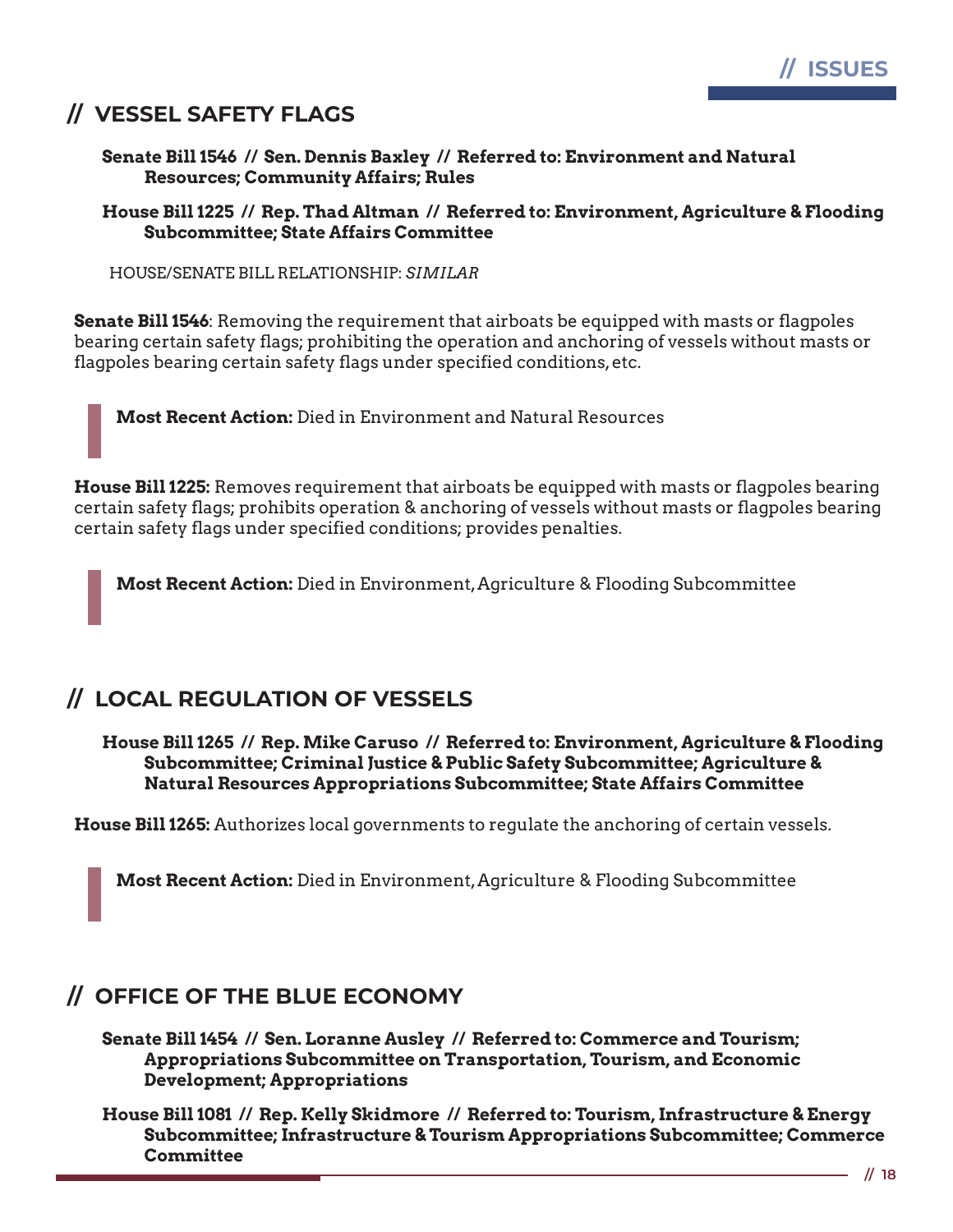## // VESSEL SAFETY FLAGS

**Senate Bill 1546 // Sen. Dennis Baxley // Referred to: Environment and Natural Resources; Community Affairs; Rules**

**House Bill 1225 // Rep. Thad Altman // Referred to: Environment, Agriculture & Flooding Subcommittee; State Affairs Committee**

HOUSE/SENATE BILL RELATIONSHIP: *SIMILAR*

**Senate Bill 1546**: Removing the requirement that airboats be equipped with masts or flagpoles bearing certain safety flags; prohibiting the operation and anchoring of vessels without masts or flagpoles bearing certain safety flags under specified conditions, etc.

> **Most Recent Action:** Died in Environment and Natural Resources

**House Bill 1225:** Removes requirement that airboats be equipped with masts or flagpoles bearing certain safety flags; prohibits operation & anchoring of vessels without masts or flagpoles bearing certain safety flags under specified conditions; provides penalties.

> **Most Recent Action:** Died in Environment, Agriculture & Flooding Subcommittee

## // LOCAL REGULATION OF VESSELS

**House Bill 1265 // Rep. Mike Caruso // Referred to: Environment, Agriculture & Flooding Subcommittee; Criminal Justice & Public Safety Subcommittee; Agriculture & Natural Resources Appropriations Subcommittee; State Affairs Committee**

**House Bill 1265:** Authorizes local governments to regulate the anchoring of certain vessels.

> **Most Recent Action:** Died in Environment, Agriculture & Flooding Subcommittee

## // OFFICE OF THE BLUE ECONOMY

**Senate Bill 1454 // Sen. Loranne Ausley // Referred to: Commerce and Tourism; Appropriations Subcommittee on Transportation, Tourism, and Economic Development; Appropriations**

**House Bill 1081 // Rep. Kelly Skidmore // Referred to: Tourism, Infrastructure & Energy Subcommittee; Infrastructure & Tourism Appropriations Subcommittee; Commerce Committee**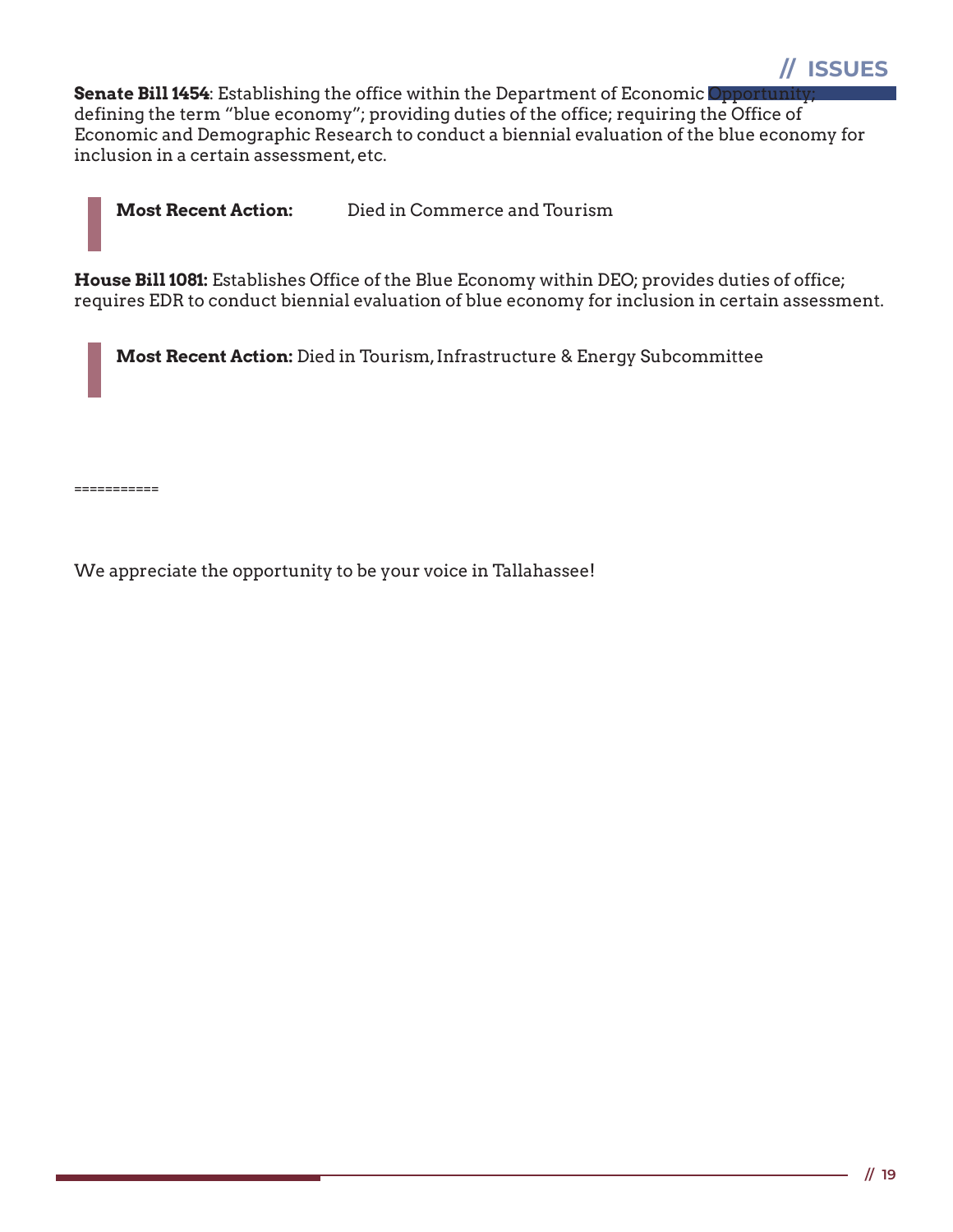**Senate Bill 1454**: Establishing the office within the Department of Economic Opportunity; defining the term "blue economy"; providing duties of the office; requiring the Office of Economic and Demographic Research to conduct a biennial evaluation of the blue economy for inclusion in a certain assessment, etc.

> **Most Recent Action:** Died in Commerce and Tourism

**House Bill 1081:** Establishes Office of the Blue Economy within DEO; provides duties of office; requires EDR to conduct biennial evaluation of blue economy for inclusion in certain assessment.

> **Most Recent Action:** Died in Tourism, Infrastructure & Energy Subcommittee

===========

We appreciate the opportunity to be your voice in Tallahassee!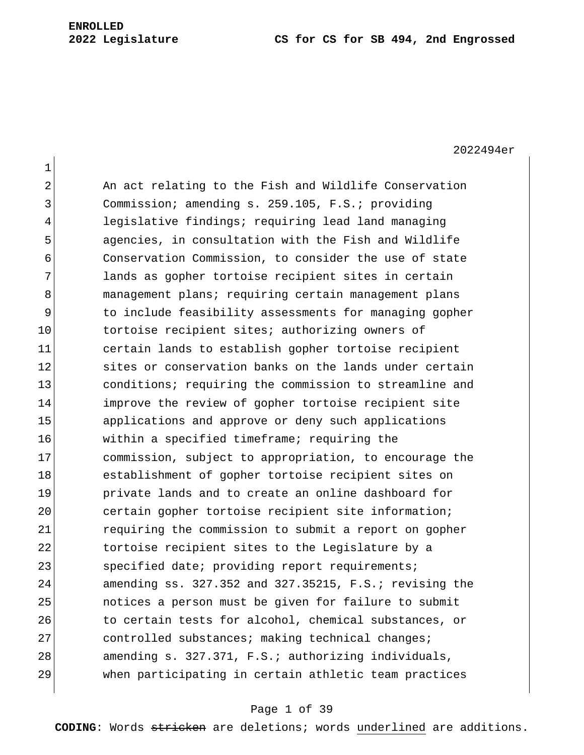ENROLLED
2022 Legislature CS for CS for SB 494, 2nd Engrossed

2022494er

An act relating to the Fish and Wildlife Conservation Commission; amending s. 259.105, F.S.; providing legislative findings; requiring lead land managing agencies, in consultation with the Fish and Wildlife Conservation Commission, to consider the use of state lands as gopher tortoise recipient sites in certain management plans; requiring certain management plans to include feasibility assessments for managing gopher tortoise recipient sites; authorizing owners of certain lands to establish gopher tortoise recipient sites or conservation banks on the lands under certain conditions; requiring the commission to streamline and improve the review of gopher tortoise recipient site applications and approve or deny such applications within a specified timeframe; requiring the commission, subject to appropriation, to encourage the establishment of gopher tortoise recipient sites on private lands and to create an online dashboard for certain gopher tortoise recipient site information; requiring the commission to submit a report on gopher tortoise recipient sites to the Legislature by a specified date; providing report requirements; amending ss. 327.352 and 327.35215, F.S.; revising the notices a person must be given for failure to submit to certain tests for alcohol, chemical substances, or controlled substances; making technical changes; amending s. 327.371, F.S.; authorizing individuals, when participating in certain athletic team practices

**CODING**: Words ~~stricken~~ are deletions; words underlined are additions.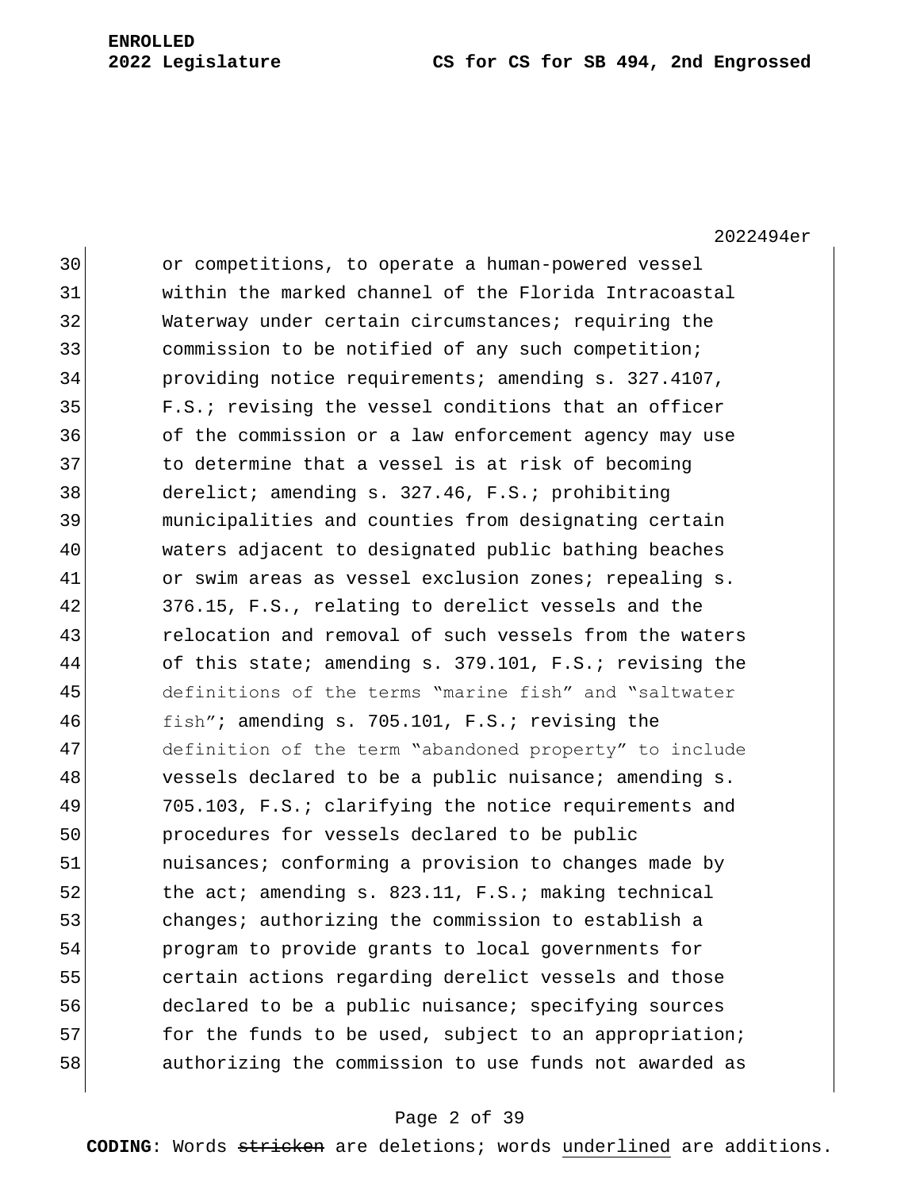30 or competitions, to operate a human-powered vessel
31 within the marked channel of the Florida Intracoastal
32 Waterway under certain circumstances; requiring the
33 commission to be notified of any such competition;
34 providing notice requirements; amending s. 327.4107,
35 F.S.; revising the vessel conditions that an officer
36 of the commission or a law enforcement agency may use
37 to determine that a vessel is at risk of becoming
38 derelict; amending s. 327.46, F.S.; prohibiting
39 municipalities and counties from designating certain
40 waters adjacent to designated public bathing beaches
41 or swim areas as vessel exclusion zones; repealing s.
42 376.15, F.S., relating to derelict vessels and the
43 relocation and removal of such vessels from the waters
44 of this state; amending s. 379.101, F.S.; revising the
45 definitions of the terms "marine fish" and "saltwater
46 fish"; amending s. 705.101, F.S.; revising the
47 definition of the term "abandoned property" to include
48 vessels declared to be a public nuisance; amending s.
49 705.103, F.S.; clarifying the notice requirements and
50 procedures for vessels declared to be public
51 nuisances; conforming a provision to changes made by
52 the act; amending s. 823.11, F.S.; making technical
53 changes; authorizing the commission to establish a
54 program to provide grants to local governments for
55 certain actions regarding derelict vessels and those
56 declared to be a public nuisance; specifying sources
57 for the funds to be used, subject to an appropriation;
58 authorizing the commission to use funds not awarded as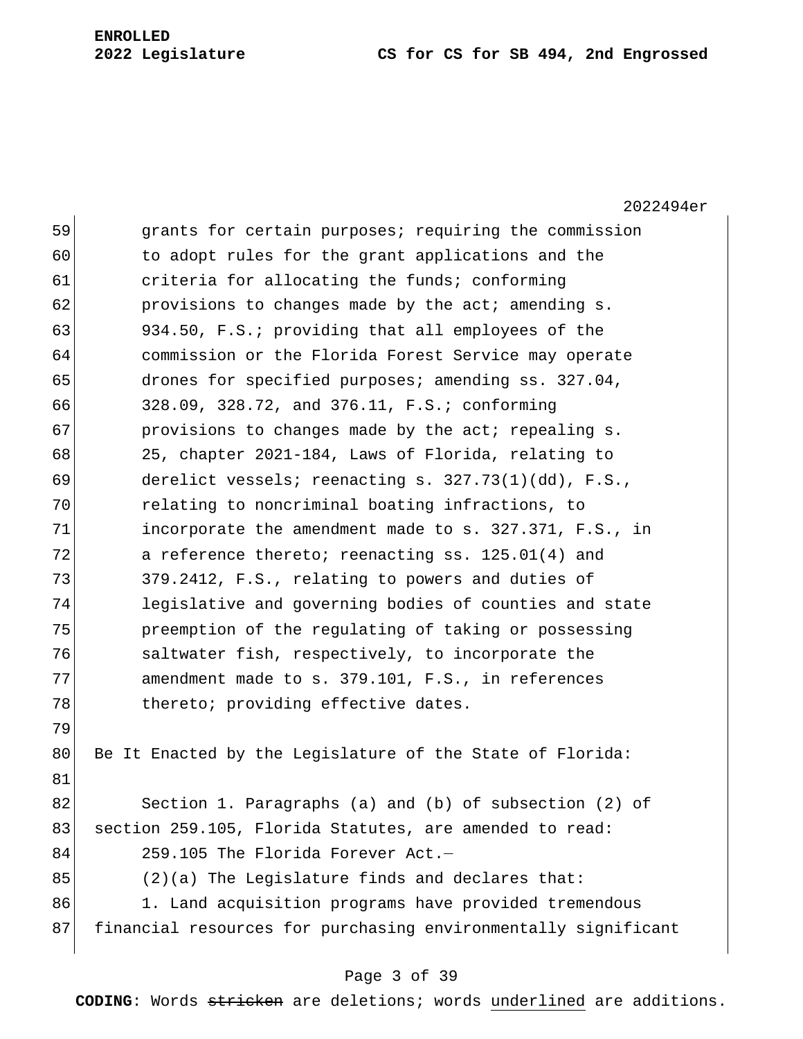grants for certain purposes; requiring the commission to adopt rules for the grant applications and the criteria for allocating the funds; conforming provisions to changes made by the act; amending s. 934.50, F.S.; providing that all employees of the commission or the Florida Forest Service may operate drones for specified purposes; amending ss. 327.04, 328.09, 328.72, and 376.11, F.S.; conforming provisions to changes made by the act; repealing s. 25, chapter 2021-184, Laws of Florida, relating to derelict vessels; reenacting s. 327.73(1)(dd), F.S., relating to noncriminal boating infractions, to incorporate the amendment made to s. 327.371, F.S., in a reference thereto; reenacting ss. 125.01(4) and 379.2412, F.S., relating to powers and duties of legislative and governing bodies of counties and state preemption of the regulating of taking or possessing saltwater fish, respectively, to incorporate the amendment made to s. 379.101, F.S., in references thereto; providing effective dates.

Be It Enacted by the Legislature of the State of Florida:

Section 1. Paragraphs (a) and (b) of subsection (2) of section 259.105, Florida Statutes, are amended to read:

259.105 The Florida Forever Act.—

(2)(a) The Legislature finds and declares that:

1. Land acquisition programs have provided tremendous financial resources for purchasing environmentally significant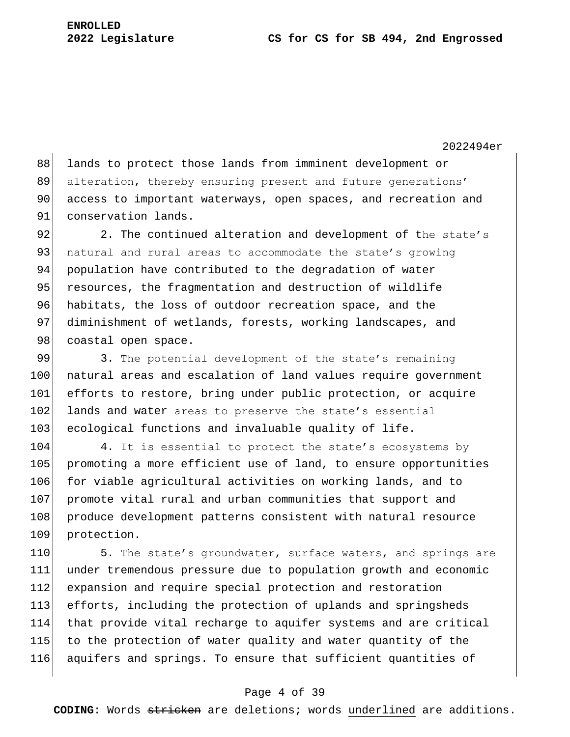lands to protect those lands from imminent development or alteration, thereby ensuring present and future generations' access to important waterways, open spaces, and recreation and conservation lands.

2. The continued alteration and development of the state's natural and rural areas to accommodate the state's growing population have contributed to the degradation of water resources, the fragmentation and destruction of wildlife habitats, the loss of outdoor recreation space, and the diminishment of wetlands, forests, working landscapes, and coastal open space.

3. The potential development of the state's remaining natural areas and escalation of land values require government efforts to restore, bring under public protection, or acquire lands and water areas to preserve the state's essential ecological functions and invaluable quality of life.

4. It is essential to protect the state's ecosystems by promoting a more efficient use of land, to ensure opportunities for viable agricultural activities on working lands, and to promote vital rural and urban communities that support and produce development patterns consistent with natural resource protection.

5. The state's groundwater, surface waters, and springs are under tremendous pressure due to population growth and economic expansion and require special protection and restoration efforts, including the protection of uplands and springsheds that provide vital recharge to aquifer systems and are critical to the protection of water quality and water quantity of the aquifers and springs. To ensure that sufficient quantities of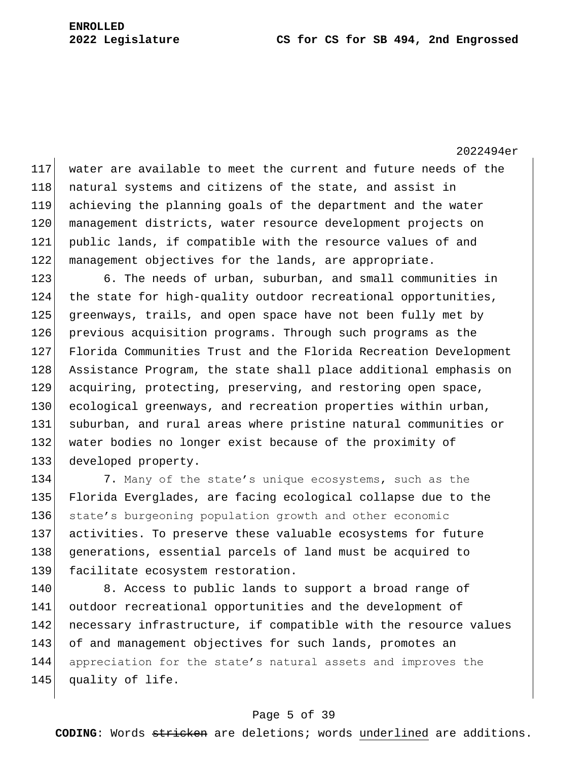water are available to meet the current and future needs of the natural systems and citizens of the state, and assist in achieving the planning goals of the department and the water management districts, water resource development projects on public lands, if compatible with the resource values of and management objectives for the lands, are appropriate.

6. The needs of urban, suburban, and small communities in the state for high-quality outdoor recreational opportunities, greenways, trails, and open space have not been fully met by previous acquisition programs. Through such programs as the Florida Communities Trust and the Florida Recreation Development Assistance Program, the state shall place additional emphasis on acquiring, protecting, preserving, and restoring open space, ecological greenways, and recreation properties within urban, suburban, and rural areas where pristine natural communities or water bodies no longer exist because of the proximity of developed property.

7. Many of the state's unique ecosystems, such as the Florida Everglades, are facing ecological collapse due to the state's burgeoning population growth and other economic activities. To preserve these valuable ecosystems for future generations, essential parcels of land must be acquired to facilitate ecosystem restoration.

8. Access to public lands to support a broad range of outdoor recreational opportunities and the development of necessary infrastructure, if compatible with the resource values of and management objectives for such lands, promotes an appreciation for the state's natural assets and improves the quality of life.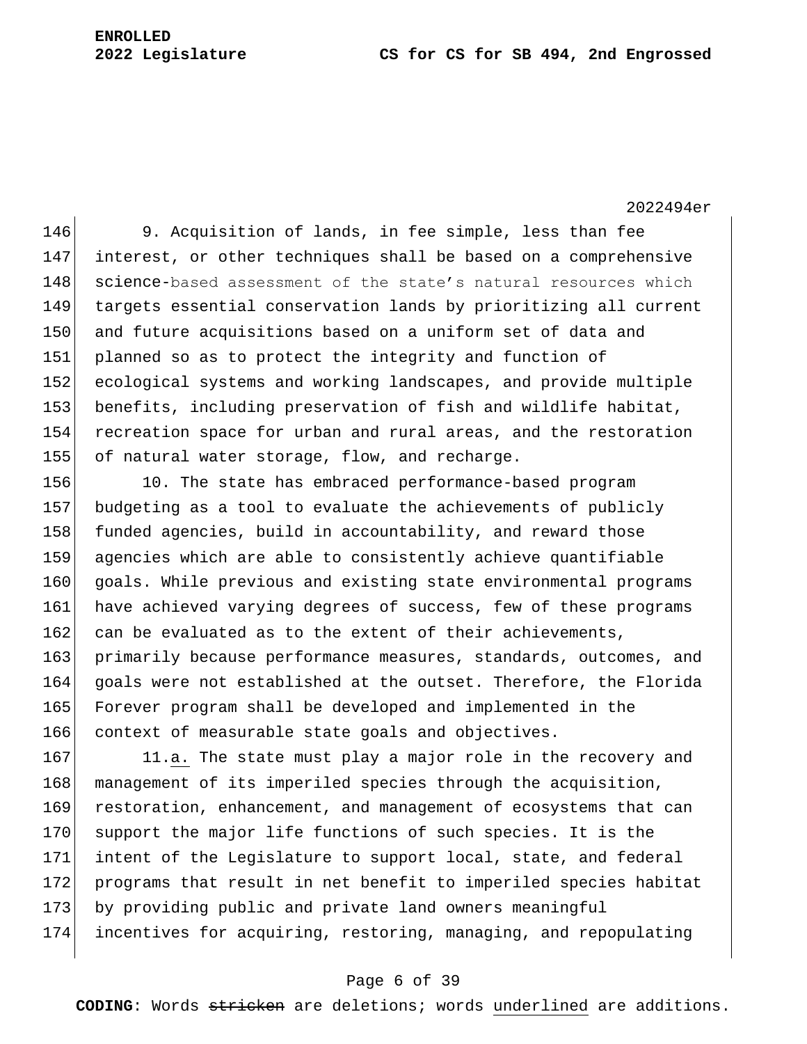9. Acquisition of lands, in fee simple, less than fee interest, or other techniques shall be based on a comprehensive science-based assessment of the state's natural resources which targets essential conservation lands by prioritizing all current and future acquisitions based on a uniform set of data and planned so as to protect the integrity and function of ecological systems and working landscapes, and provide multiple benefits, including preservation of fish and wildlife habitat, recreation space for urban and rural areas, and the restoration of natural water storage, flow, and recharge.

10. The state has embraced performance-based program budgeting as a tool to evaluate the achievements of publicly funded agencies, build in accountability, and reward those agencies which are able to consistently achieve quantifiable goals. While previous and existing state environmental programs have achieved varying degrees of success, few of these programs can be evaluated as to the extent of their achievements, primarily because performance measures, standards, outcomes, and goals were not established at the outset. Therefore, the Florida Forever program shall be developed and implemented in the context of measurable state goals and objectives.

11.<u>a.</u> The state must play a major role in the recovery and management of its imperiled species through the acquisition, restoration, enhancement, and management of ecosystems that can support the major life functions of such species. It is the intent of the Legislature to support local, state, and federal programs that result in net benefit to imperiled species habitat by providing public and private land owners meaningful incentives for acquiring, restoring, managing, and repopulating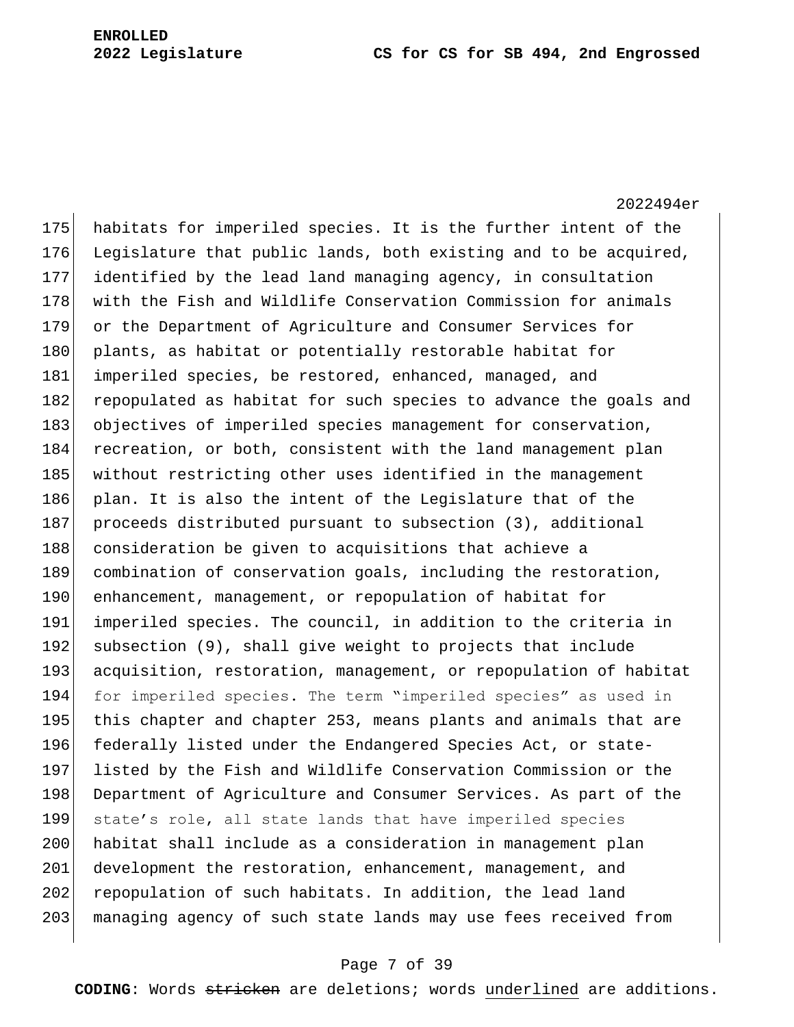habitats for imperiled species. It is the further intent of the Legislature that public lands, both existing and to be acquired, identified by the lead land managing agency, in consultation with the Fish and Wildlife Conservation Commission for animals or the Department of Agriculture and Consumer Services for plants, as habitat or potentially restorable habitat for imperiled species, be restored, enhanced, managed, and repopulated as habitat for such species to advance the goals and objectives of imperiled species management for conservation, recreation, or both, consistent with the land management plan without restricting other uses identified in the management plan. It is also the intent of the Legislature that of the proceeds distributed pursuant to subsection (3), additional consideration be given to acquisitions that achieve a combination of conservation goals, including the restoration, enhancement, management, or repopulation of habitat for imperiled species. The council, in addition to the criteria in subsection (9), shall give weight to projects that include acquisition, restoration, management, or repopulation of habitat for imperiled species. The term "imperiled species" as used in this chapter and chapter 253, means plants and animals that are federally listed under the Endangered Species Act, or state-listed by the Fish and Wildlife Conservation Commission or the Department of Agriculture and Consumer Services. As part of the state's role, all state lands that have imperiled species habitat shall include as a consideration in management plan development the restoration, enhancement, management, and repopulation of such habitats. In addition, the lead land managing agency of such state lands may use fees received from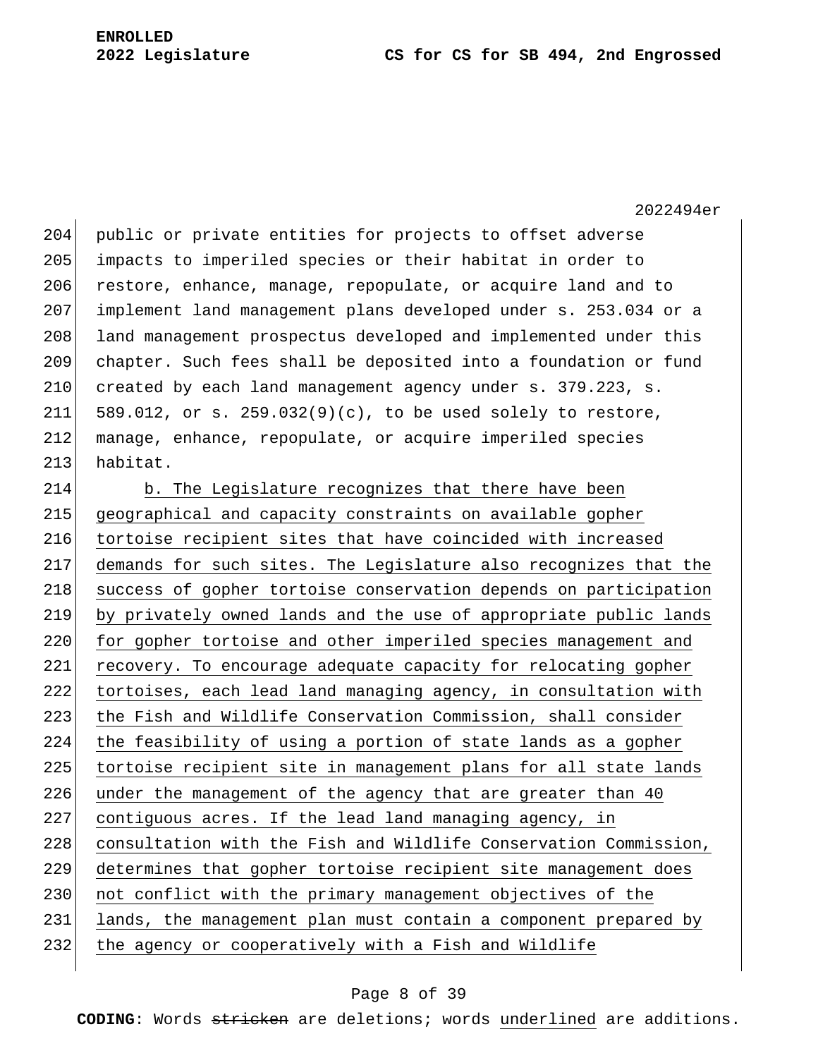public or private entities for projects to offset adverse impacts to imperiled species or their habitat in order to restore, enhance, manage, repopulate, or acquire land and to implement land management plans developed under s. 253.034 or a land management prospectus developed and implemented under this chapter. Such fees shall be deposited into a foundation or fund created by each land management agency under s. 379.223, s. 589.012, or s. 259.032(9)(c), to be used solely to restore, manage, enhance, repopulate, or acquire imperiled species habitat.

b. The Legislature recognizes that there have been geographical and capacity constraints on available gopher tortoise recipient sites that have coincided with increased demands for such sites. The Legislature also recognizes that the success of gopher tortoise conservation depends on participation by privately owned lands and the use of appropriate public lands for gopher tortoise and other imperiled species management and recovery. To encourage adequate capacity for relocating gopher tortoises, each lead land managing agency, in consultation with the Fish and Wildlife Conservation Commission, shall consider the feasibility of using a portion of state lands as a gopher tortoise recipient site in management plans for all state lands under the management of the agency that are greater than 40 contiguous acres. If the lead land managing agency, in consultation with the Fish and Wildlife Conservation Commission, determines that gopher tortoise recipient site management does not conflict with the primary management objectives of the lands, the management plan must contain a component prepared by the agency or cooperatively with a Fish and Wildlife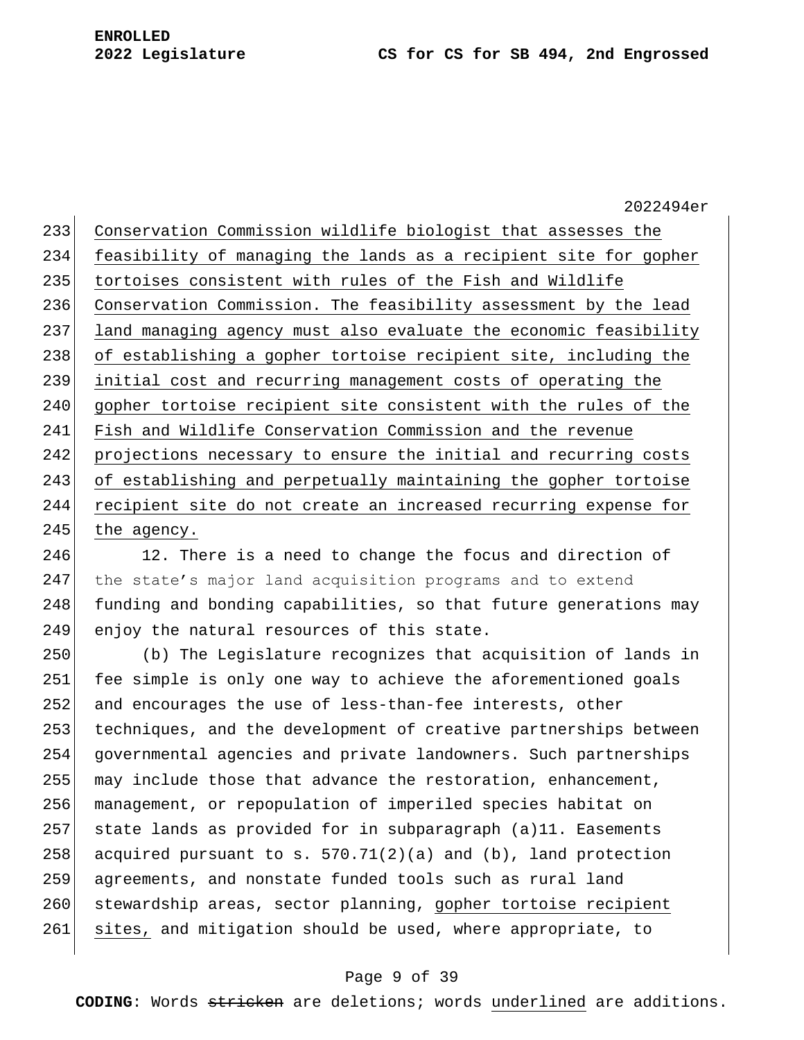Conservation Commission wildlife biologist that assesses the feasibility of managing the lands as a recipient site for gopher tortoises consistent with rules of the Fish and Wildlife Conservation Commission. The feasibility assessment by the lead land managing agency must also evaluate the economic feasibility of establishing a gopher tortoise recipient site, including the initial cost and recurring management costs of operating the gopher tortoise recipient site consistent with the rules of the Fish and Wildlife Conservation Commission and the revenue projections necessary to ensure the initial and recurring costs of establishing and perpetually maintaining the gopher tortoise recipient site do not create an increased recurring expense for the agency.

12. There is a need to change the focus and direction of the state's major land acquisition programs and to extend funding and bonding capabilities, so that future generations may enjoy the natural resources of this state.

(b) The Legislature recognizes that acquisition of lands in fee simple is only one way to achieve the aforementioned goals and encourages the use of less-than-fee interests, other techniques, and the development of creative partnerships between governmental agencies and private landowners. Such partnerships may include those that advance the restoration, enhancement, management, or repopulation of imperiled species habitat on state lands as provided for in subparagraph (a)11. Easements acquired pursuant to s. 570.71(2)(a) and (b), land protection agreements, and nonstate funded tools such as rural land stewardship areas, sector planning, gopher tortoise recipient sites, and mitigation should be used, where appropriate, to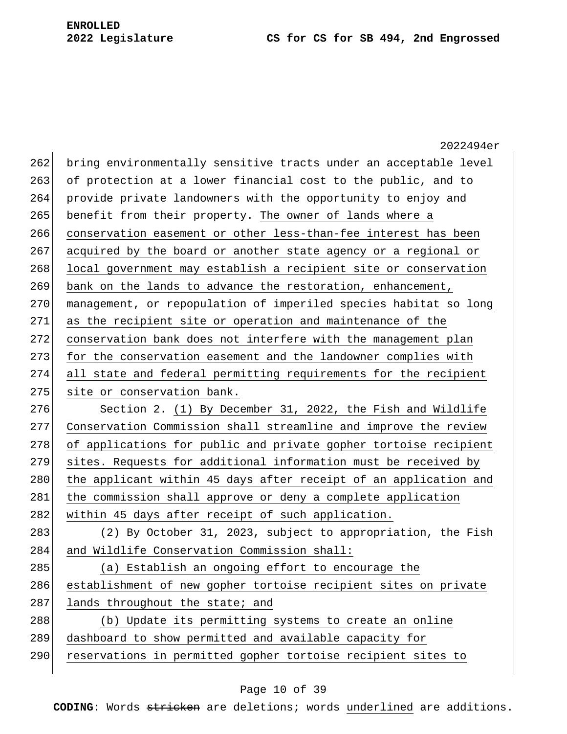bring environmentally sensitive tracts under an acceptable level of protection at a lower financial cost to the public, and to provide private landowners with the opportunity to enjoy and benefit from their property. The owner of lands where a conservation easement or other less-than-fee interest has been acquired by the board or another state agency or a regional or local government may establish a recipient site or conservation bank on the lands to advance the restoration, enhancement, management, or repopulation of imperiled species habitat so long as the recipient site or operation and maintenance of the conservation bank does not interfere with the management plan for the conservation easement and the landowner complies with all state and federal permitting requirements for the recipient site or conservation bank.

Section 2. (1) By December 31, 2022, the Fish and Wildlife Conservation Commission shall streamline and improve the review of applications for public and private gopher tortoise recipient sites. Requests for additional information must be received by the applicant within 45 days after receipt of an application and the commission shall approve or deny a complete application within 45 days after receipt of such application.

(2) By October 31, 2023, subject to appropriation, the Fish and Wildlife Conservation Commission shall:

(a) Establish an ongoing effort to encourage the establishment of new gopher tortoise recipient sites on private lands throughout the state; and

(b) Update its permitting systems to create an online dashboard to show permitted and available capacity for reservations in permitted gopher tortoise recipient sites to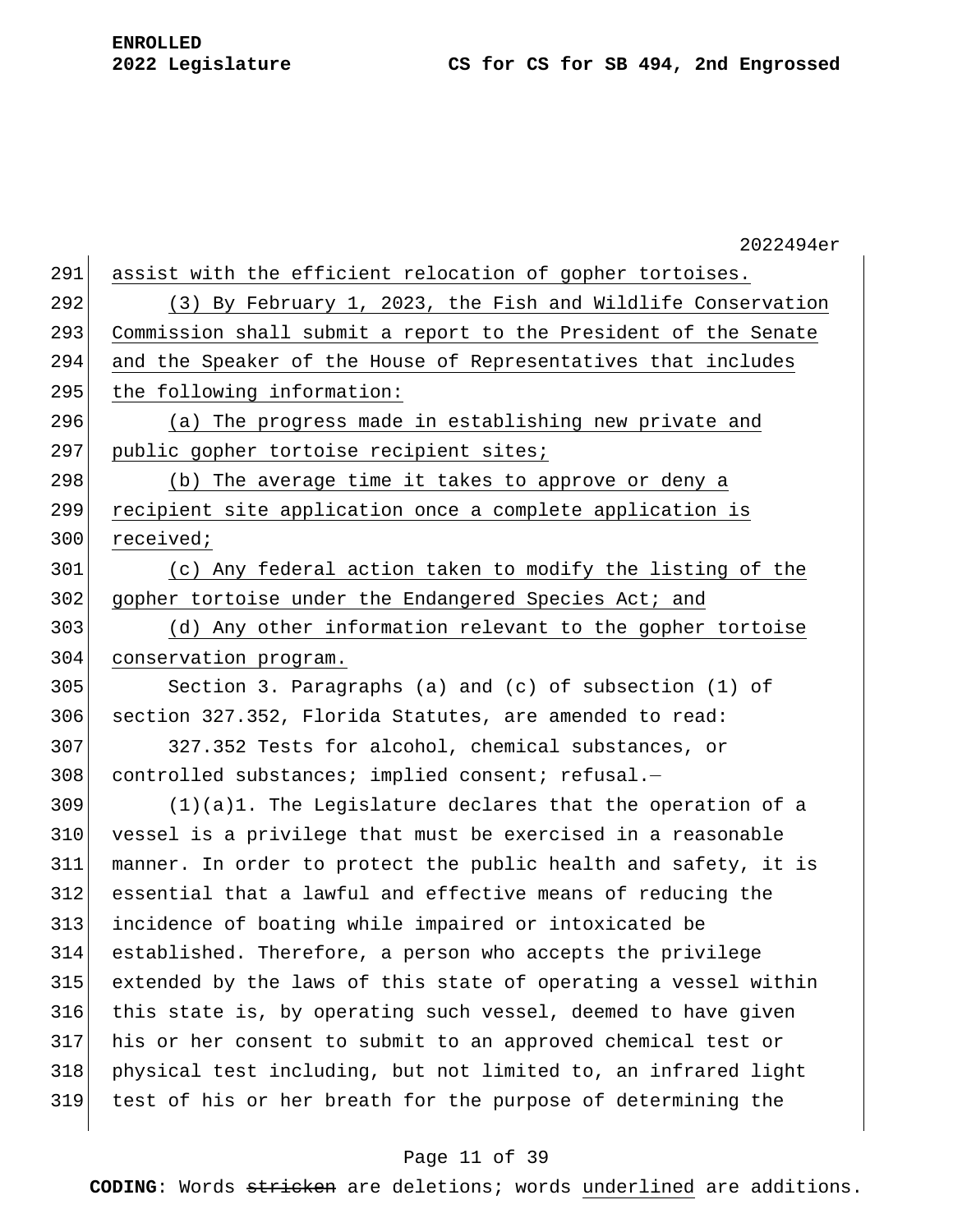assist with the efficient relocation of gopher tortoises.

(3) By February 1, 2023, the Fish and Wildlife Conservation Commission shall submit a report to the President of the Senate and the Speaker of the House of Representatives that includes the following information:

(a) The progress made in establishing new private and public gopher tortoise recipient sites;

(b) The average time it takes to approve or deny a recipient site application once a complete application is received;

(c) Any federal action taken to modify the listing of the gopher tortoise under the Endangered Species Act; and

(d) Any other information relevant to the gopher tortoise conservation program.

Section 3. Paragraphs (a) and (c) of subsection (1) of section 327.352, Florida Statutes, are amended to read:

327.352 Tests for alcohol, chemical substances, or controlled substances; implied consent; refusal.—

(1)(a)1. The Legislature declares that the operation of a vessel is a privilege that must be exercised in a reasonable manner. In order to protect the public health and safety, it is essential that a lawful and effective means of reducing the incidence of boating while impaired or intoxicated be established. Therefore, a person who accepts the privilege extended by the laws of this state of operating a vessel within this state is, by operating such vessel, deemed to have given his or her consent to submit to an approved chemical test or physical test including, but not limited to, an infrared light test of his or her breath for the purpose of determining the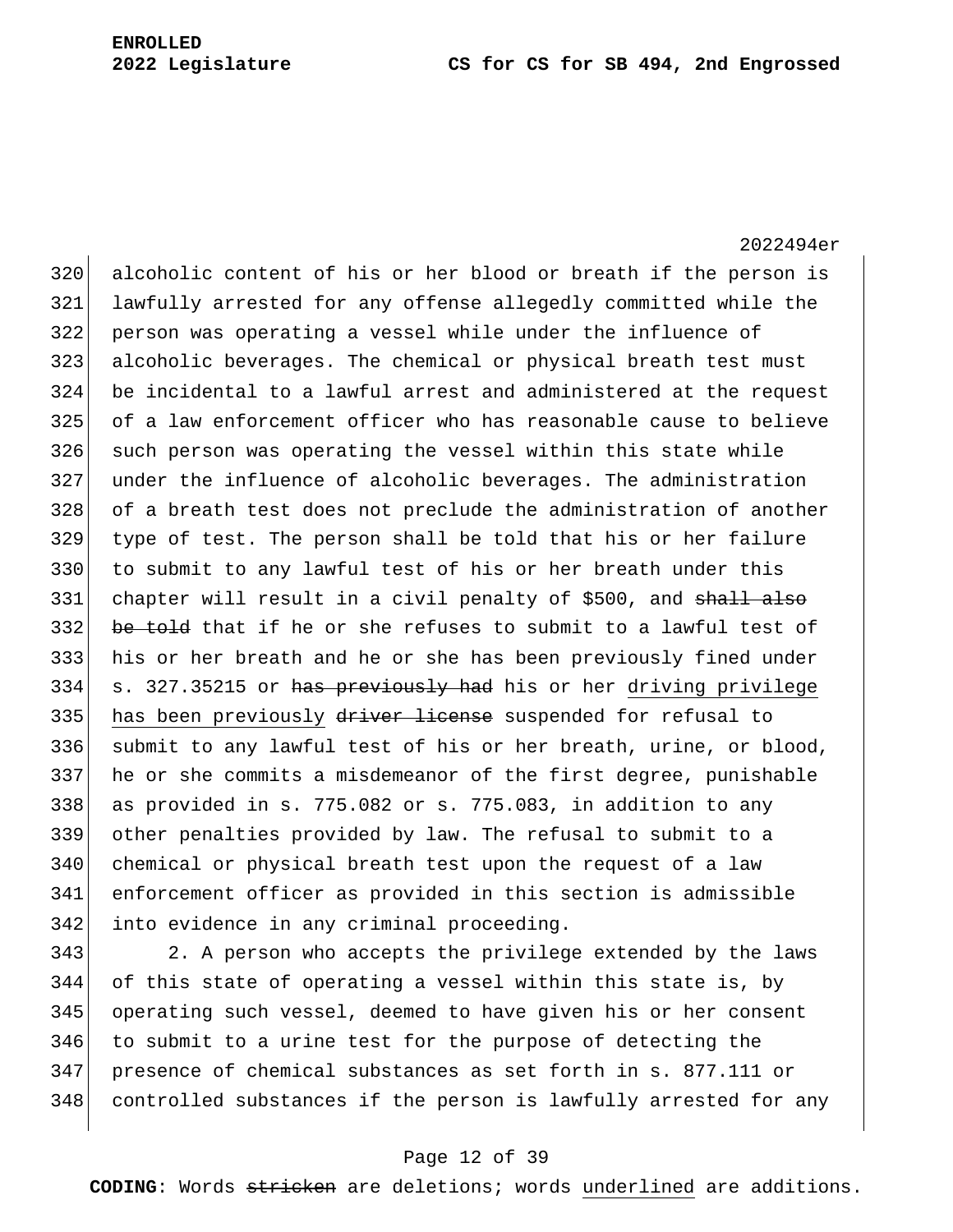alcoholic content of his or her blood or breath if the person is lawfully arrested for any offense allegedly committed while the person was operating a vessel while under the influence of alcoholic beverages. The chemical or physical breath test must be incidental to a lawful arrest and administered at the request of a law enforcement officer who has reasonable cause to believe such person was operating the vessel within this state while under the influence of alcoholic beverages. The administration of a breath test does not preclude the administration of another type of test. The person shall be told that his or her failure to submit to any lawful test of his or her breath under this chapter will result in a civil penalty of $500, and ~~shall also be told~~ that if he or she refuses to submit to a lawful test of his or her breath and he or she has been previously fined under s. 327.35215 or ~~has previously had~~ his or her <u>driving privilege has been previously</u> ~~driver license~~ suspended for refusal to submit to any lawful test of his or her breath, urine, or blood, he or she commits a misdemeanor of the first degree, punishable as provided in s. 775.082 or s. 775.083, in addition to any other penalties provided by law. The refusal to submit to a chemical or physical breath test upon the request of a law enforcement officer as provided in this section is admissible into evidence in any criminal proceeding.

2. A person who accepts the privilege extended by the laws of this state of operating a vessel within this state is, by operating such vessel, deemed to have given his or her consent to submit to a urine test for the purpose of detecting the presence of chemical substances as set forth in s. 877.111 or controlled substances if the person is lawfully arrested for any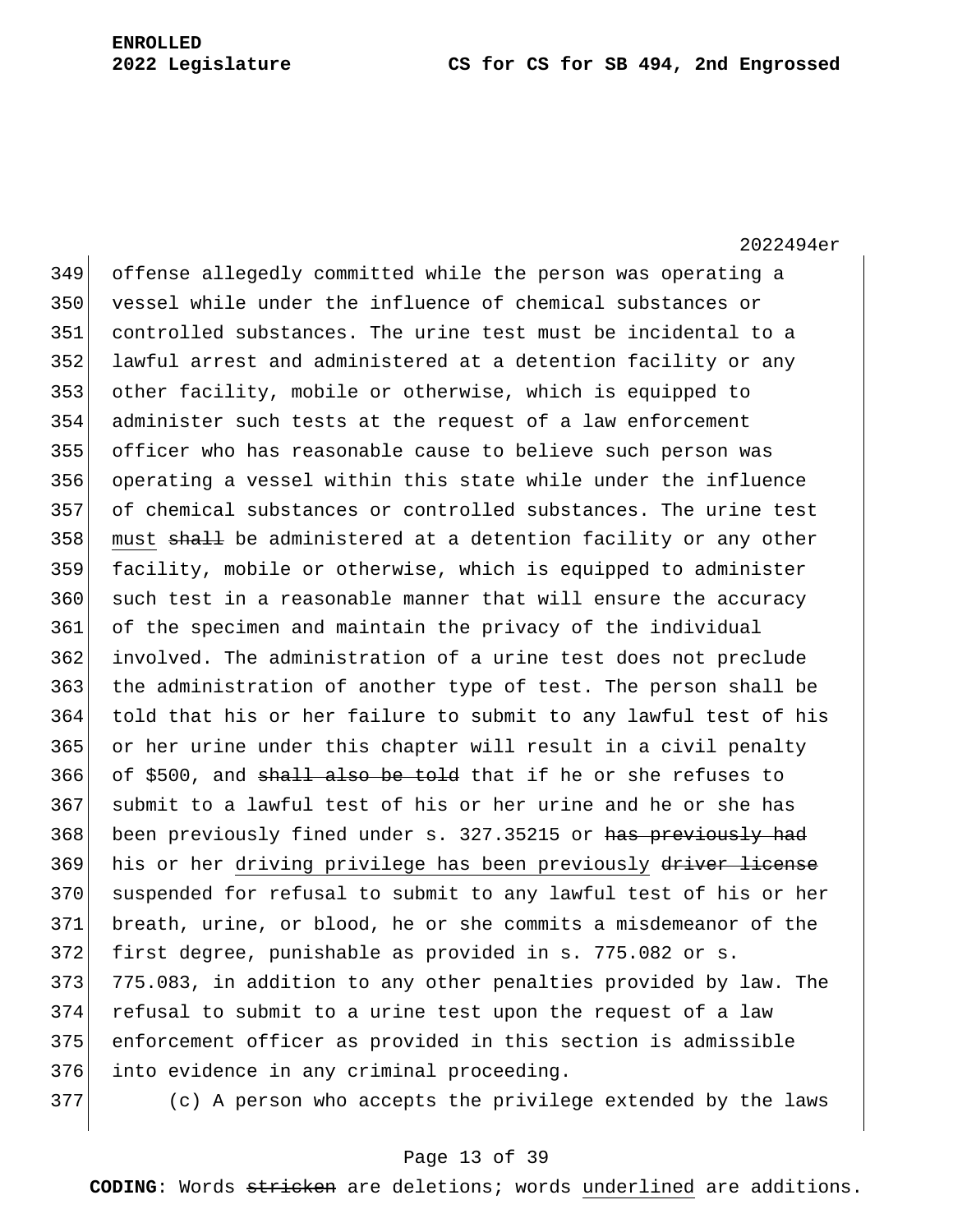offense allegedly committed while the person was operating a vessel while under the influence of chemical substances or controlled substances. The urine test must be incidental to a lawful arrest and administered at a detention facility or any other facility, mobile or otherwise, which is equipped to administer such tests at the request of a law enforcement officer who has reasonable cause to believe such person was operating a vessel within this state while under the influence of chemical substances or controlled substances. The urine test <u>must</u> ~~shall~~ be administered at a detention facility or any other facility, mobile or otherwise, which is equipped to administer such test in a reasonable manner that will ensure the accuracy of the specimen and maintain the privacy of the individual involved. The administration of a urine test does not preclude the administration of another type of test. The person shall be told that his or her failure to submit to any lawful test of his or her urine under this chapter will result in a civil penalty of $500, and ~~shall also be told~~ that if he or she refuses to submit to a lawful test of his or her urine and he or she has been previously fined under s. 327.35215 or ~~has previously had~~ his or her <u>driving privilege has been previously</u> ~~driver license~~ suspended for refusal to submit to any lawful test of his or her breath, urine, or blood, he or she commits a misdemeanor of the first degree, punishable as provided in s. 775.082 or s. 775.083, in addition to any other penalties provided by law. The refusal to submit to a urine test upon the request of a law enforcement officer as provided in this section is admissible into evidence in any criminal proceeding.

(c) A person who accepts the privilege extended by the laws

**CODING**: Words ~~stricken~~ are deletions; words <u>underlined</u> are additions.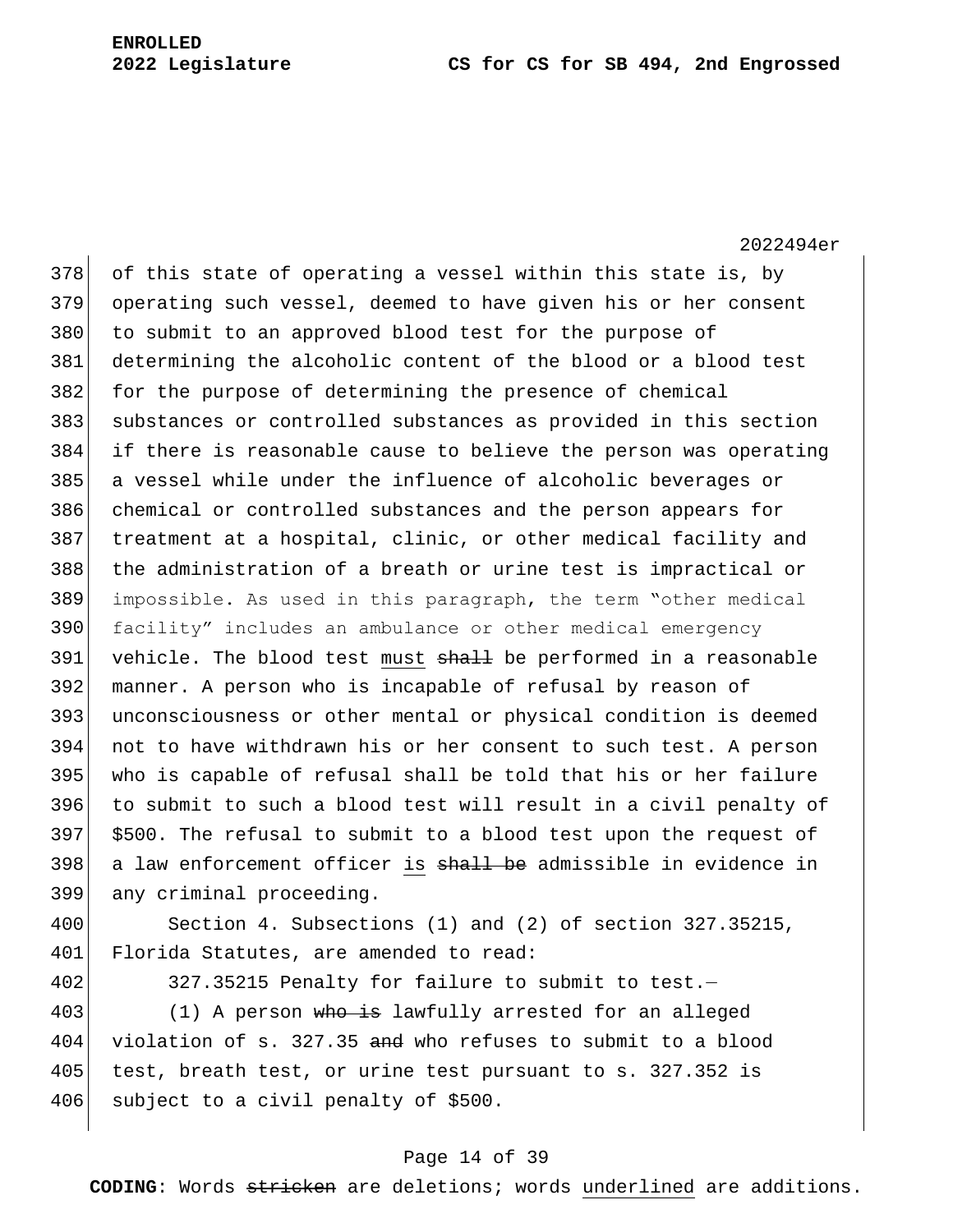of this state of operating a vessel within this state is, by operating such vessel, deemed to have given his or her consent to submit to an approved blood test for the purpose of determining the alcoholic content of the blood or a blood test for the purpose of determining the presence of chemical substances or controlled substances as provided in this section if there is reasonable cause to believe the person was operating a vessel while under the influence of alcoholic beverages or chemical or controlled substances and the person appears for treatment at a hospital, clinic, or other medical facility and the administration of a breath or urine test is impractical or impossible. As used in this paragraph, the term "other medical facility" includes an ambulance or other medical emergency vehicle. The blood test <u>must</u> ~~shall~~ be performed in a reasonable manner. A person who is incapable of refusal by reason of unconsciousness or other mental or physical condition is deemed not to have withdrawn his or her consent to such test. A person who is capable of refusal shall be told that his or her failure to submit to such a blood test will result in a civil penalty of $500. The refusal to submit to a blood test upon the request of a law enforcement officer <u>is</u> ~~shall be~~ admissible in evidence in any criminal proceeding.

Section 4. Subsections (1) and (2) of section 327.35215, Florida Statutes, are amended to read:

327.35215 Penalty for failure to submit to test.—

(1) A person ~~who is~~ lawfully arrested for an alleged violation of s. 327.35 ~~and~~ who refuses to submit to a blood test, breath test, or urine test pursuant to s. 327.352 is subject to a civil penalty of $500.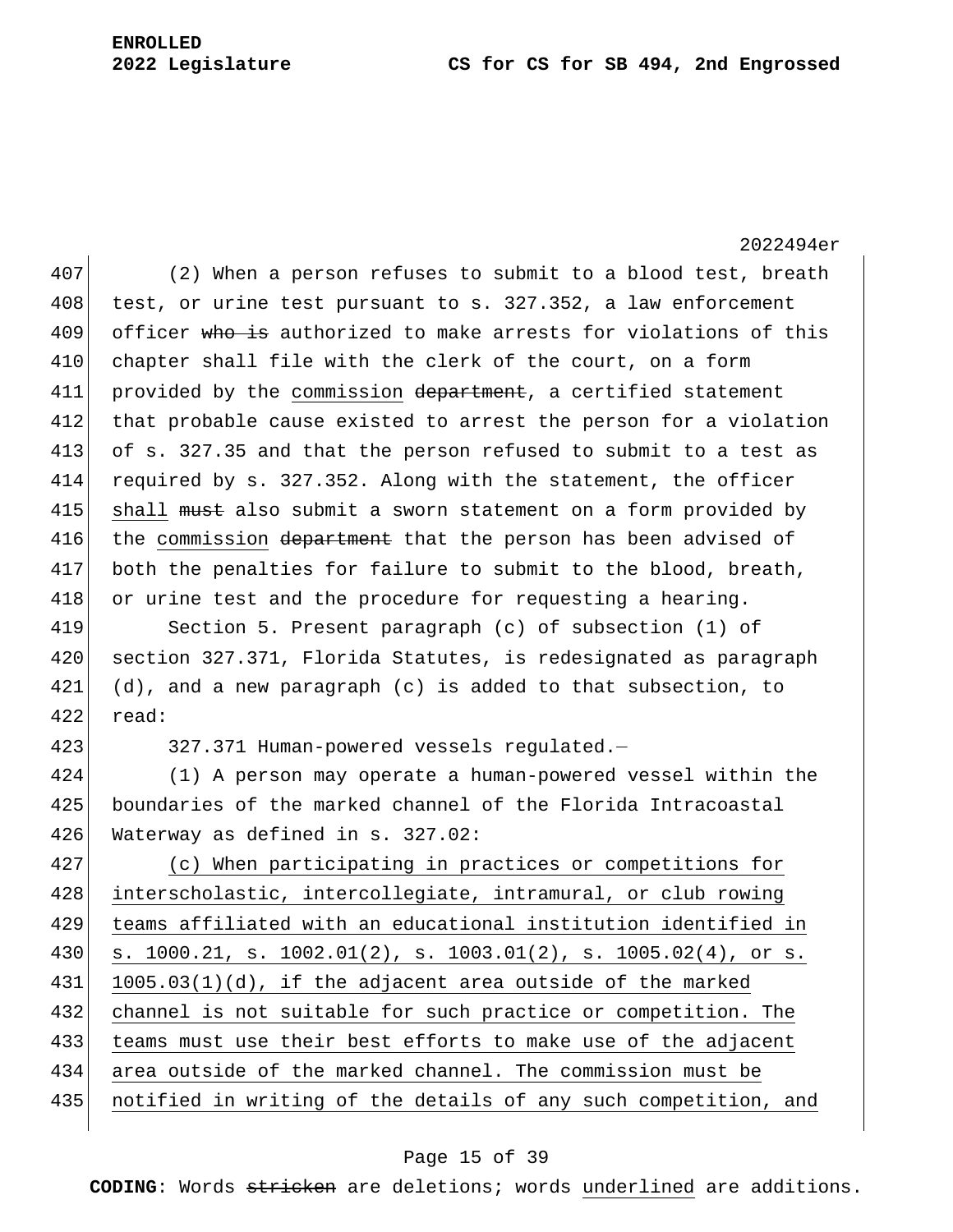(2) When a person refuses to submit to a blood test, breath test, or urine test pursuant to s. 327.352, a law enforcement officer ~~who is~~ authorized to make arrests for violations of this chapter shall file with the clerk of the court, on a form provided by the <u>commission</u> ~~department~~, a certified statement that probable cause existed to arrest the person for a violation of s. 327.35 and that the person refused to submit to a test as required by s. 327.352. Along with the statement, the officer <u>shall</u> ~~must~~ also submit a sworn statement on a form provided by the <u>commission</u> ~~department~~ that the person has been advised of both the penalties for failure to submit to the blood, breath, or urine test and the procedure for requesting a hearing.

Section 5. Present paragraph (c) of subsection (1) of section 327.371, Florida Statutes, is redesignated as paragraph (d), and a new paragraph (c) is added to that subsection, to read:

327.371 Human-powered vessels regulated.—

(1) A person may operate a human-powered vessel within the boundaries of the marked channel of the Florida Intracoastal Waterway as defined in s. 327.02:

<u>(c) When participating in practices or competitions for interscholastic, intercollegiate, intramural, or club rowing teams affiliated with an educational institution identified in s. 1000.21, s. 1002.01(2), s. 1003.01(2), s. 1005.02(4), or s. 1005.03(1)(d), if the adjacent area outside of the marked channel is not suitable for such practice or competition. The teams must use their best efforts to make use of the adjacent area outside of the marked channel. The commission must be notified in writing of the details of any such competition, and</u>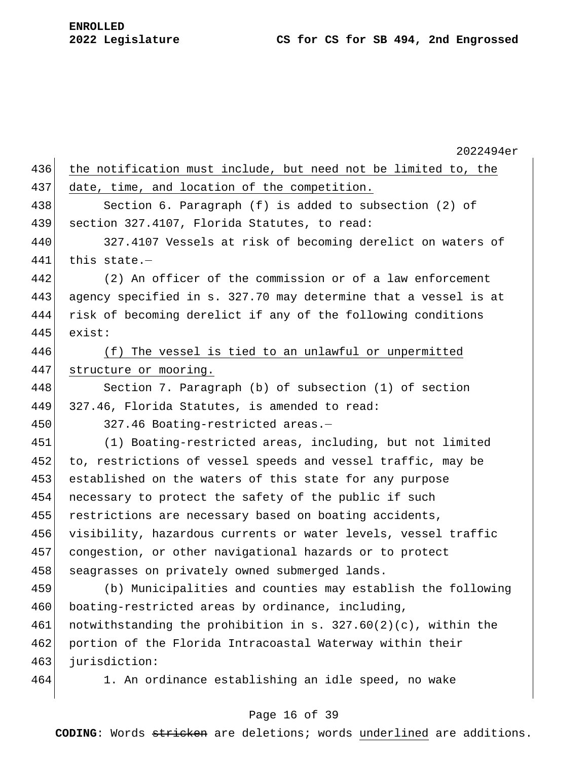the notification must include, but need not be limited to, the date, time, and location of the competition.

Section 6. Paragraph (f) is added to subsection (2) of section 327.4107, Florida Statutes, to read:

327.4107 Vessels at risk of becoming derelict on waters of this state.—

(2) An officer of the commission or of a law enforcement agency specified in s. 327.70 may determine that a vessel is at risk of becoming derelict if any of the following conditions exist:

(f) The vessel is tied to an unlawful or unpermitted structure or mooring.

Section 7. Paragraph (b) of subsection (1) of section 327.46, Florida Statutes, is amended to read:

327.46 Boating-restricted areas.—

(1) Boating-restricted areas, including, but not limited to, restrictions of vessel speeds and vessel traffic, may be established on the waters of this state for any purpose necessary to protect the safety of the public if such restrictions are necessary based on boating accidents, visibility, hazardous currents or water levels, vessel traffic congestion, or other navigational hazards or to protect seagrasses on privately owned submerged lands.

(b) Municipalities and counties may establish the following boating-restricted areas by ordinance, including, notwithstanding the prohibition in s. 327.60(2)(c), within the portion of the Florida Intracoastal Waterway within their jurisdiction:

1. An ordinance establishing an idle speed, no wake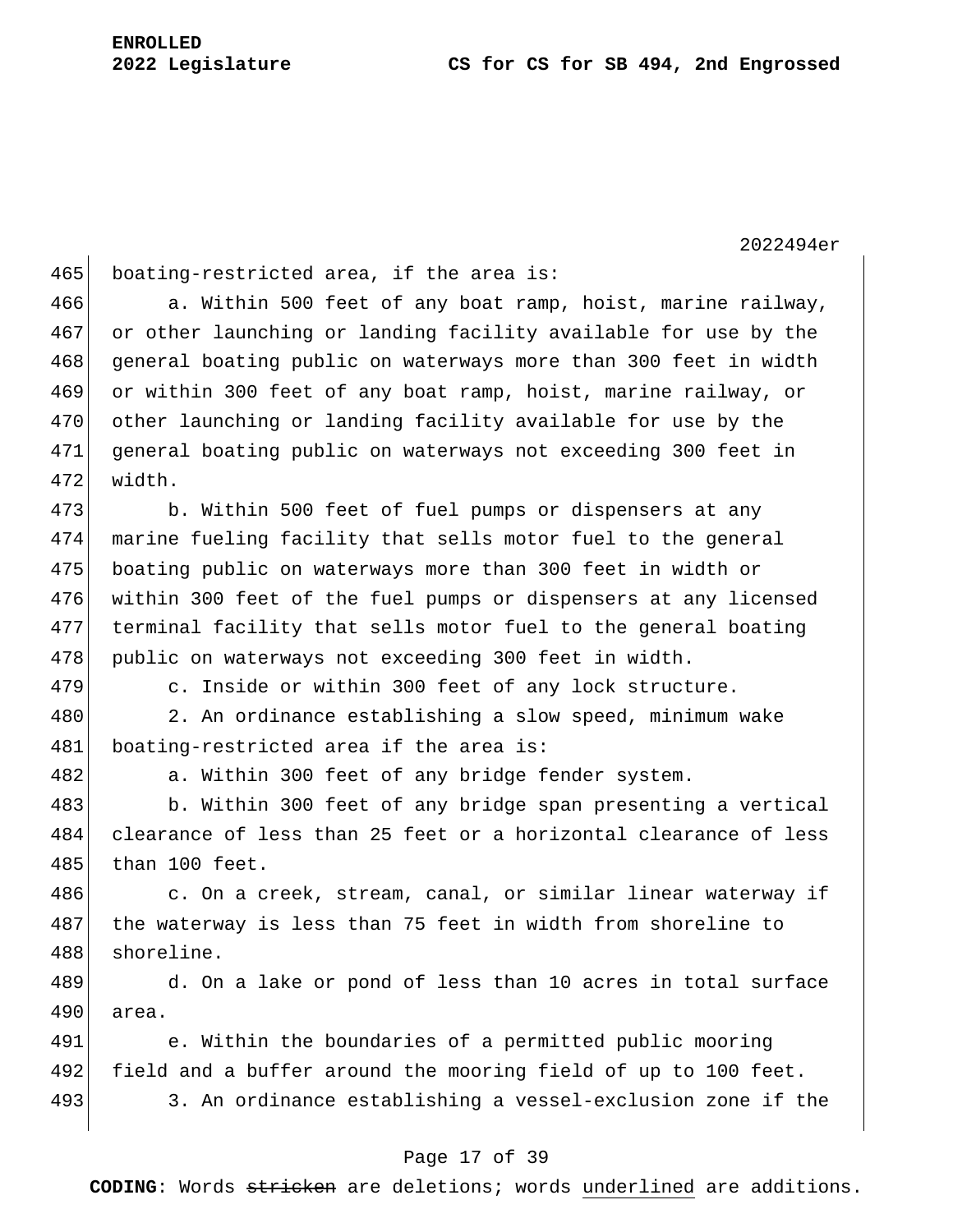boating-restricted area, if the area is:

a. Within 500 feet of any boat ramp, hoist, marine railway, or other launching or landing facility available for use by the general boating public on waterways more than 300 feet in width or within 300 feet of any boat ramp, hoist, marine railway, or other launching or landing facility available for use by the general boating public on waterways not exceeding 300 feet in width.

b. Within 500 feet of fuel pumps or dispensers at any marine fueling facility that sells motor fuel to the general boating public on waterways more than 300 feet in width or within 300 feet of the fuel pumps or dispensers at any licensed terminal facility that sells motor fuel to the general boating public on waterways not exceeding 300 feet in width.

c. Inside or within 300 feet of any lock structure.

2. An ordinance establishing a slow speed, minimum wake boating-restricted area if the area is:

a. Within 300 feet of any bridge fender system.

b. Within 300 feet of any bridge span presenting a vertical clearance of less than 25 feet or a horizontal clearance of less than 100 feet.

c. On a creek, stream, canal, or similar linear waterway if the waterway is less than 75 feet in width from shoreline to shoreline.

d. On a lake or pond of less than 10 acres in total surface area.

e. Within the boundaries of a permitted public mooring field and a buffer around the mooring field of up to 100 feet.

3. An ordinance establishing a vessel-exclusion zone if the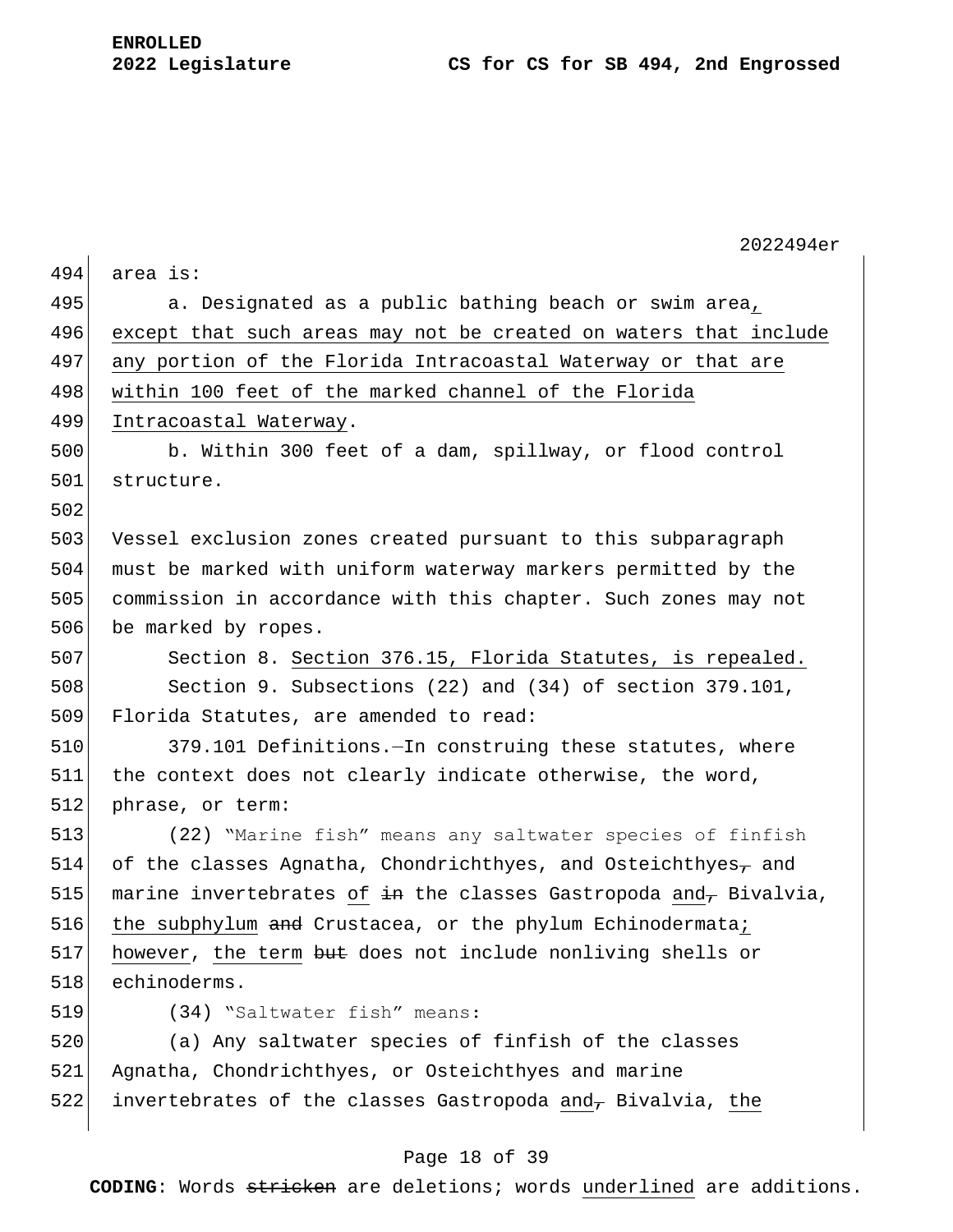area is:

a. Designated as a public bathing beach or swim area, except that such areas may not be created on waters that include any portion of the Florida Intracoastal Waterway or that are within 100 feet of the marked channel of the Florida Intracoastal Waterway.

b. Within 300 feet of a dam, spillway, or flood control structure.

Vessel exclusion zones created pursuant to this subparagraph must be marked with uniform waterway markers permitted by the commission in accordance with this chapter. Such zones may not be marked by ropes.

Section 8. Section 376.15, Florida Statutes, is repealed.

Section 9. Subsections (22) and (34) of section 379.101, Florida Statutes, are amended to read:

379.101 Definitions.—In construing these statutes, where the context does not clearly indicate otherwise, the word, phrase, or term:

(22) "Marine fish" means any saltwater species of finfish of the classes Agnatha, Chondrichthyes, and Osteichthyes, and marine invertebrates of in the classes Gastropoda and, Bivalvia, the subphylum and Crustacea, or the phylum Echinodermata; however, the term but does not include nonliving shells or echinoderms.

(34) "Saltwater fish" means:

(a) Any saltwater species of finfish of the classes Agnatha, Chondrichthyes, or Osteichthyes and marine invertebrates of the classes Gastropoda and, Bivalvia, the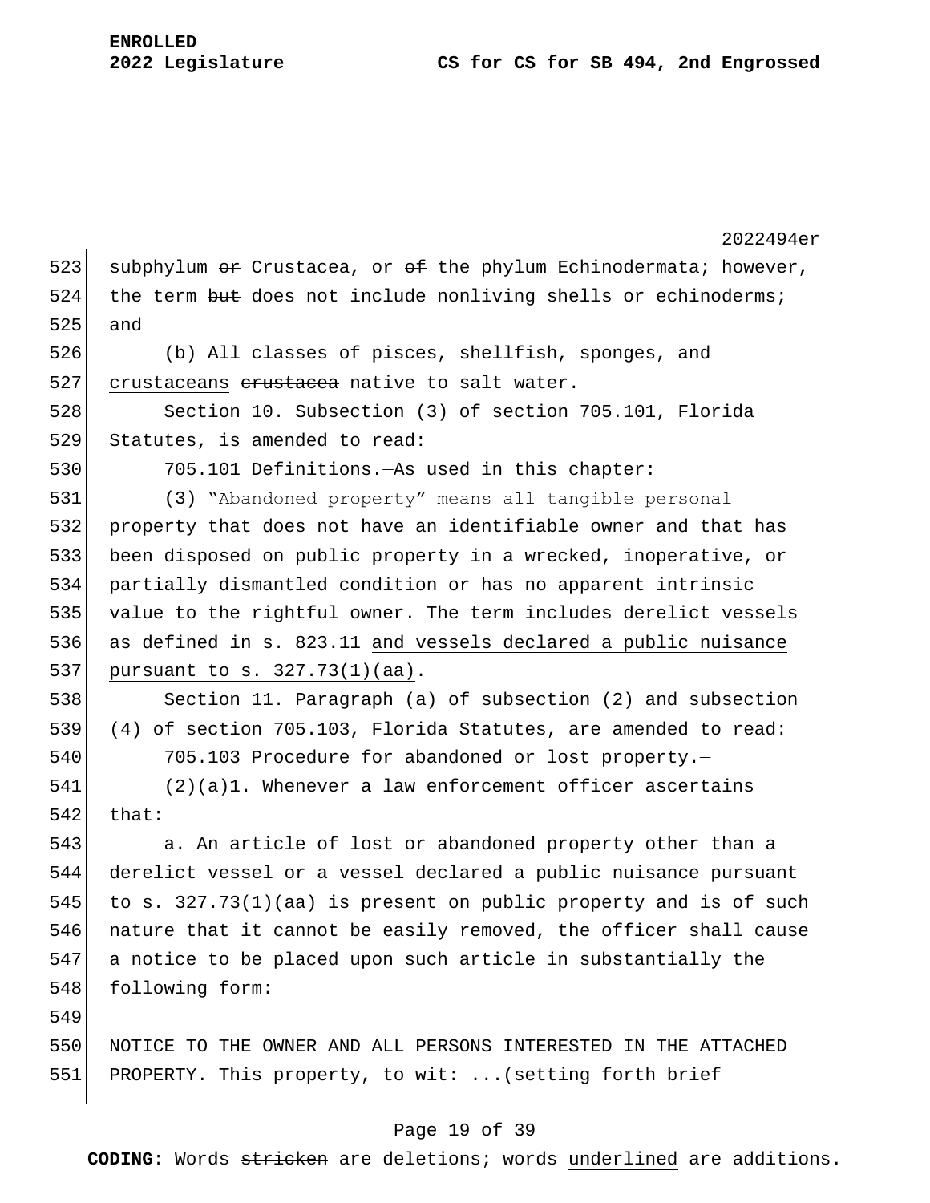subphylum ~~or~~ Crustacea, or ~~of~~ the phylum Echinodermata; however, the term ~~but~~ does not include nonliving shells or echinoderms; and

(b) All classes of pisces, shellfish, sponges, and crustaceans ~~crustacea~~ native to salt water.

Section 10. Subsection (3) of section 705.101, Florida Statutes, is amended to read:

705.101 Definitions.—As used in this chapter:

(3) "Abandoned property" means all tangible personal property that does not have an identifiable owner and that has been disposed on public property in a wrecked, inoperative, or partially dismantled condition or has no apparent intrinsic value to the rightful owner. The term includes derelict vessels as defined in s. 823.11 and vessels declared a public nuisance pursuant to s. 327.73(1)(aa).

Section 11. Paragraph (a) of subsection (2) and subsection (4) of section 705.103, Florida Statutes, are amended to read:

705.103 Procedure for abandoned or lost property.—

(2)(a)1. Whenever a law enforcement officer ascertains that:

a. An article of lost or abandoned property other than a derelict vessel or a vessel declared a public nuisance pursuant to s. 327.73(1)(aa) is present on public property and is of such nature that it cannot be easily removed, the officer shall cause a notice to be placed upon such article in substantially the following form:

NOTICE TO THE OWNER AND ALL PERSONS INTERESTED IN THE ATTACHED PROPERTY. This property, to wit: ...(setting forth brief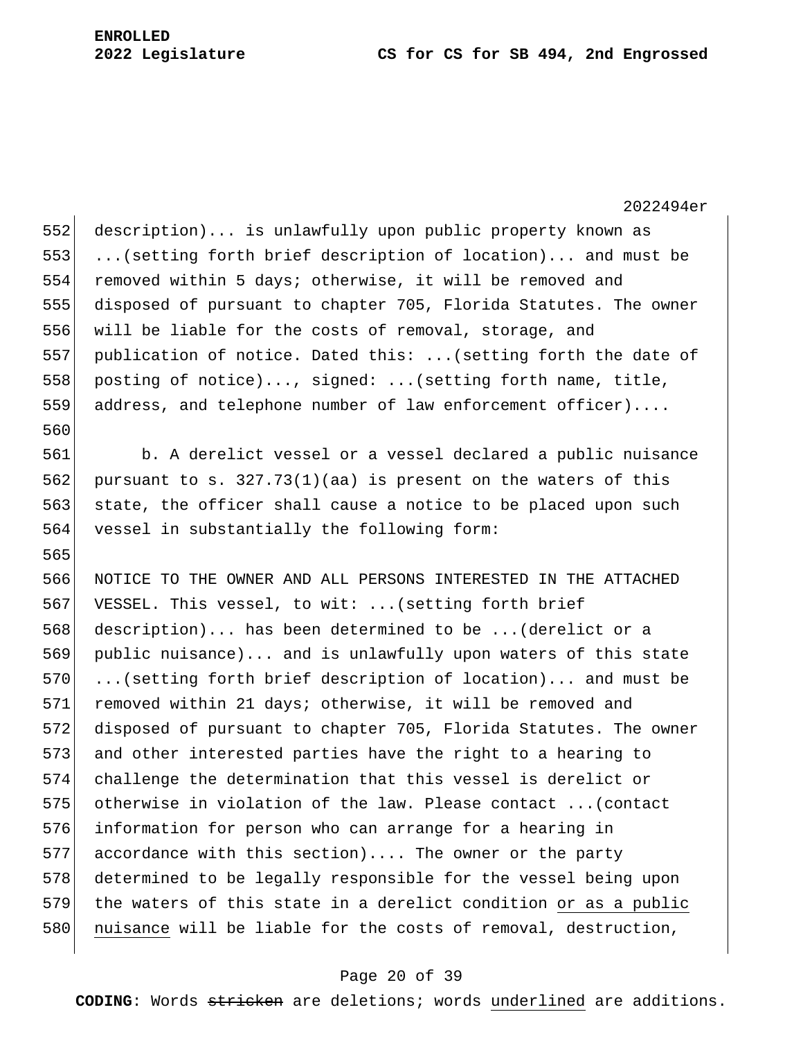description)... is unlawfully upon public property known as ...(setting forth brief description of location)... and must be removed within 5 days; otherwise, it will be removed and disposed of pursuant to chapter 705, Florida Statutes. The owner will be liable for the costs of removal, storage, and publication of notice. Dated this: ...(setting forth the date of posting of notice)..., signed: ...(setting forth name, title, address, and telephone number of law enforcement officer)....

b. A derelict vessel or a vessel declared a public nuisance pursuant to s. 327.73(1)(aa) is present on the waters of this state, the officer shall cause a notice to be placed upon such vessel in substantially the following form:

NOTICE TO THE OWNER AND ALL PERSONS INTERESTED IN THE ATTACHED VESSEL. This vessel, to wit: ...(setting forth brief description)... has been determined to be ...(derelict or a public nuisance)... and is unlawfully upon waters of this state ...(setting forth brief description of location)... and must be removed within 21 days; otherwise, it will be removed and disposed of pursuant to chapter 705, Florida Statutes. The owner and other interested parties have the right to a hearing to challenge the determination that this vessel is derelict or otherwise in violation of the law. Please contact ...(contact information for person who can arrange for a hearing in accordance with this section).... The owner or the party determined to be legally responsible for the vessel being upon the waters of this state in a derelict condition <u>or as a public nuisance</u> will be liable for the costs of removal, destruction,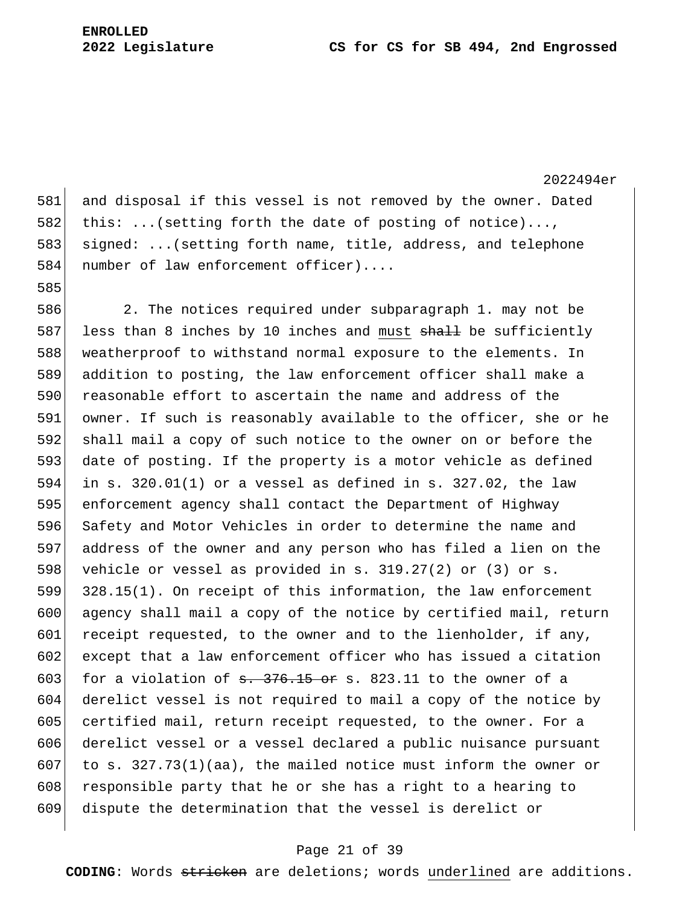and disposal if this vessel is not removed by the owner. Dated this: ...(setting forth the date of posting of notice)..., signed: ...(setting forth name, title, address, and telephone number of law enforcement officer)....

2. The notices required under subparagraph 1. may not be less than 8 inches by 10 inches and <u>must</u> ~~shall~~ be sufficiently weatherproof to withstand normal exposure to the elements. In addition to posting, the law enforcement officer shall make a reasonable effort to ascertain the name and address of the owner. If such is reasonably available to the officer, she or he shall mail a copy of such notice to the owner on or before the date of posting. If the property is a motor vehicle as defined in s. 320.01(1) or a vessel as defined in s. 327.02, the law enforcement agency shall contact the Department of Highway Safety and Motor Vehicles in order to determine the name and address of the owner and any person who has filed a lien on the vehicle or vessel as provided in s. 319.27(2) or (3) or s. 328.15(1). On receipt of this information, the law enforcement agency shall mail a copy of the notice by certified mail, return receipt requested, to the owner and to the lienholder, if any, except that a law enforcement officer who has issued a citation for a violation of ~~s. 376.15 or~~ s. 823.11 to the owner of a derelict vessel is not required to mail a copy of the notice by certified mail, return receipt requested, to the owner. For a derelict vessel or a vessel declared a public nuisance pursuant to s. 327.73(1)(aa), the mailed notice must inform the owner or responsible party that he or she has a right to a hearing to dispute the determination that the vessel is derelict or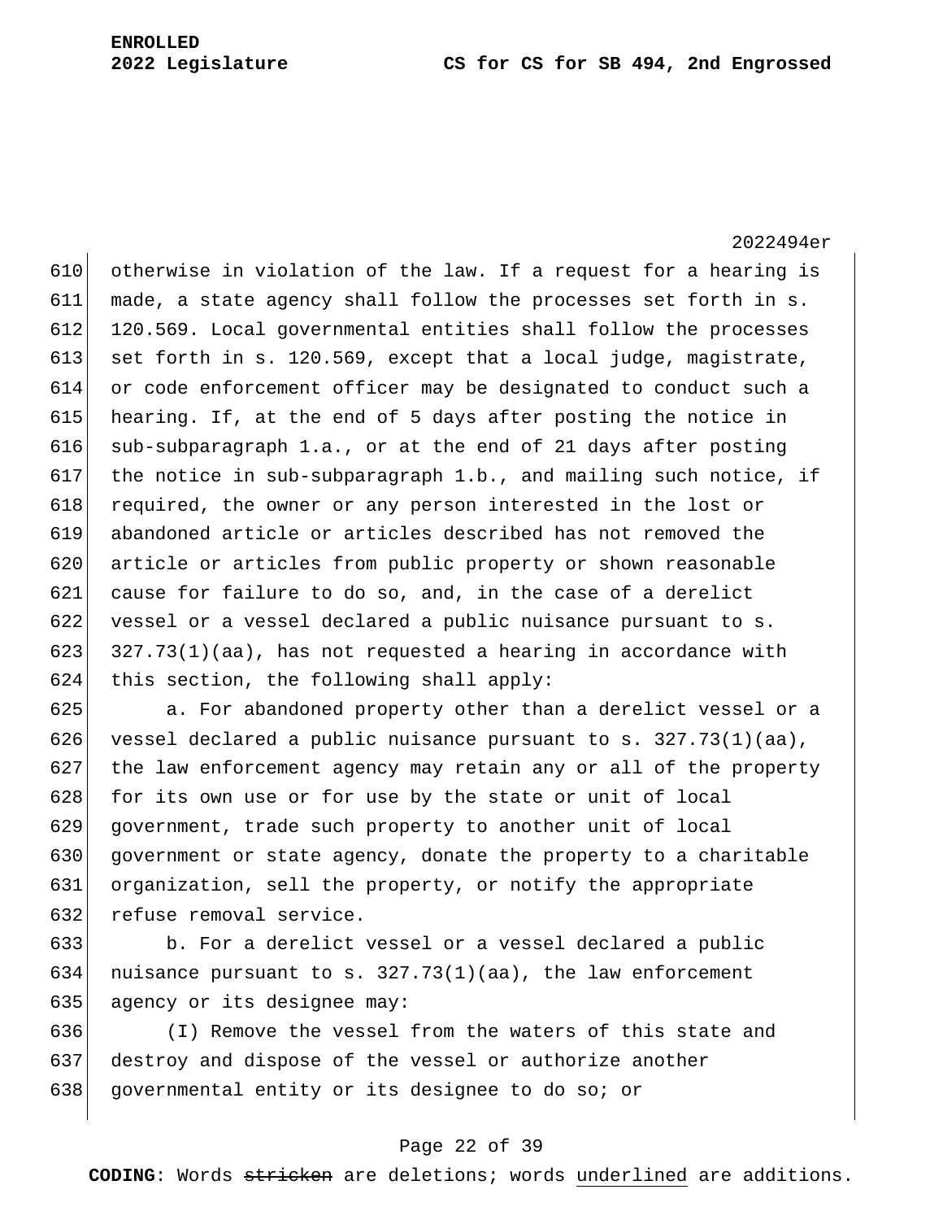otherwise in violation of the law. If a request for a hearing is made, a state agency shall follow the processes set forth in s. 120.569. Local governmental entities shall follow the processes set forth in s. 120.569, except that a local judge, magistrate, or code enforcement officer may be designated to conduct such a hearing. If, at the end of 5 days after posting the notice in sub-subparagraph 1.a., or at the end of 21 days after posting the notice in sub-subparagraph 1.b., and mailing such notice, if required, the owner or any person interested in the lost or abandoned article or articles described has not removed the article or articles from public property or shown reasonable cause for failure to do so, and, in the case of a derelict vessel or a vessel declared a public nuisance pursuant to s. 327.73(1)(aa), has not requested a hearing in accordance with this section, the following shall apply:

a. For abandoned property other than a derelict vessel or a vessel declared a public nuisance pursuant to s. 327.73(1)(aa), the law enforcement agency may retain any or all of the property for its own use or for use by the state or unit of local government, trade such property to another unit of local government or state agency, donate the property to a charitable organization, sell the property, or notify the appropriate refuse removal service.

b. For a derelict vessel or a vessel declared a public nuisance pursuant to s. 327.73(1)(aa), the law enforcement agency or its designee may:

(I) Remove the vessel from the waters of this state and destroy and dispose of the vessel or authorize another governmental entity or its designee to do so; or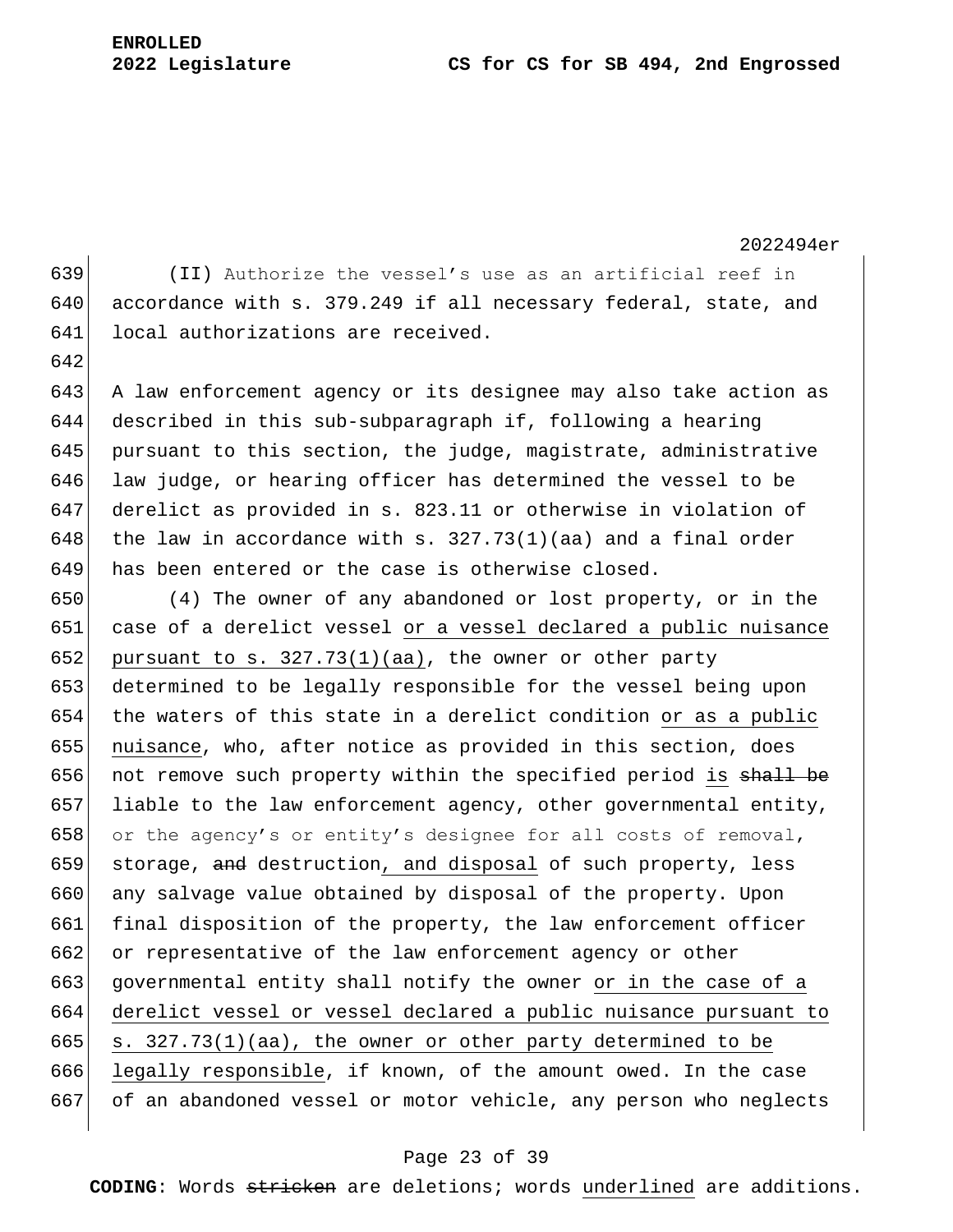(II) Authorize the vessel's use as an artificial reef in accordance with s. 379.249 if all necessary federal, state, and local authorizations are received.

A law enforcement agency or its designee may also take action as described in this sub-subparagraph if, following a hearing pursuant to this section, the judge, magistrate, administrative law judge, or hearing officer has determined the vessel to be derelict as provided in s. 823.11 or otherwise in violation of the law in accordance with s. 327.73(1)(aa) and a final order has been entered or the case is otherwise closed.

(4) The owner of any abandoned or lost property, or in the case of a derelict vessel <u>or a vessel declared a public nuisance pursuant to s. 327.73(1)(aa)</u>, the owner or other party determined to be legally responsible for the vessel being upon the waters of this state in a derelict condition <u>or as a public nuisance</u>, who, after notice as provided in this section, does not remove such property within the specified period <u>is</u> ~~shall be~~ liable to the law enforcement agency, other governmental entity, or the agency's or entity's designee for all costs of removal, storage, ~~and~~ destruction<u>, and disposal</u> of such property, less any salvage value obtained by disposal of the property. Upon final disposition of the property, the law enforcement officer or representative of the law enforcement agency or other governmental entity shall notify the owner <u>or in the case of a derelict vessel or vessel declared a public nuisance pursuant to s. 327.73(1)(aa), the owner or other party determined to be legally responsible</u>, if known, of the amount owed. In the case of an abandoned vessel or motor vehicle, any person who neglects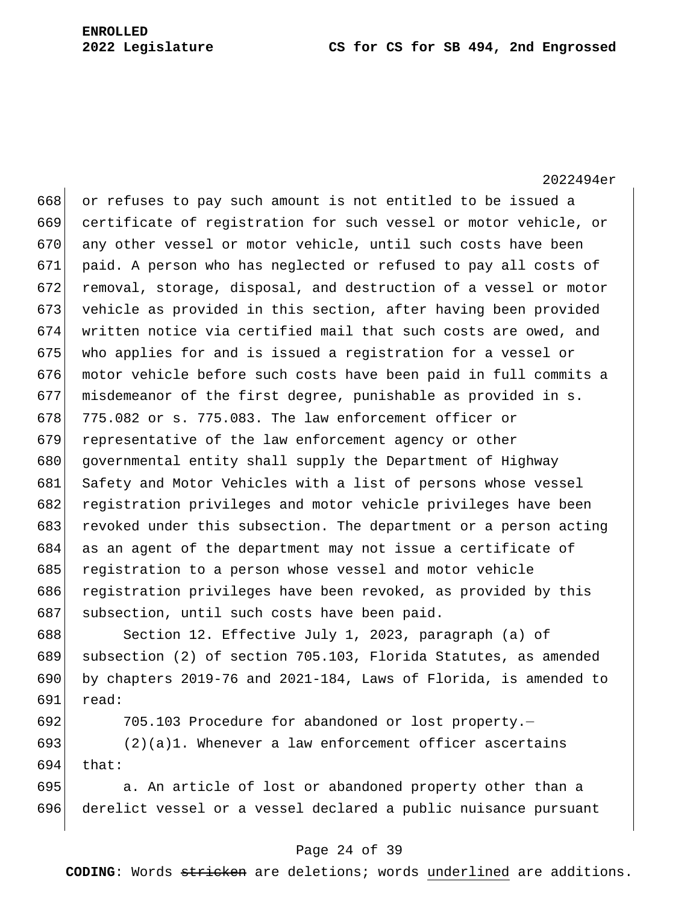or refuses to pay such amount is not entitled to be issued a certificate of registration for such vessel or motor vehicle, or any other vessel or motor vehicle, until such costs have been paid. A person who has neglected or refused to pay all costs of removal, storage, disposal, and destruction of a vessel or motor vehicle as provided in this section, after having been provided written notice via certified mail that such costs are owed, and who applies for and is issued a registration for a vessel or motor vehicle before such costs have been paid in full commits a misdemeanor of the first degree, punishable as provided in s. 775.082 or s. 775.083. The law enforcement officer or representative of the law enforcement agency or other governmental entity shall supply the Department of Highway Safety and Motor Vehicles with a list of persons whose vessel registration privileges and motor vehicle privileges have been revoked under this subsection. The department or a person acting as an agent of the department may not issue a certificate of registration to a person whose vessel and motor vehicle registration privileges have been revoked, as provided by this subsection, until such costs have been paid.

Section 12. Effective July 1, 2023, paragraph (a) of subsection (2) of section 705.103, Florida Statutes, as amended by chapters 2019-76 and 2021-184, Laws of Florida, is amended to read:

705.103 Procedure for abandoned or lost property.—

(2)(a)1. Whenever a law enforcement officer ascertains that:

a. An article of lost or abandoned property other than a derelict vessel or a vessel declared a public nuisance pursuant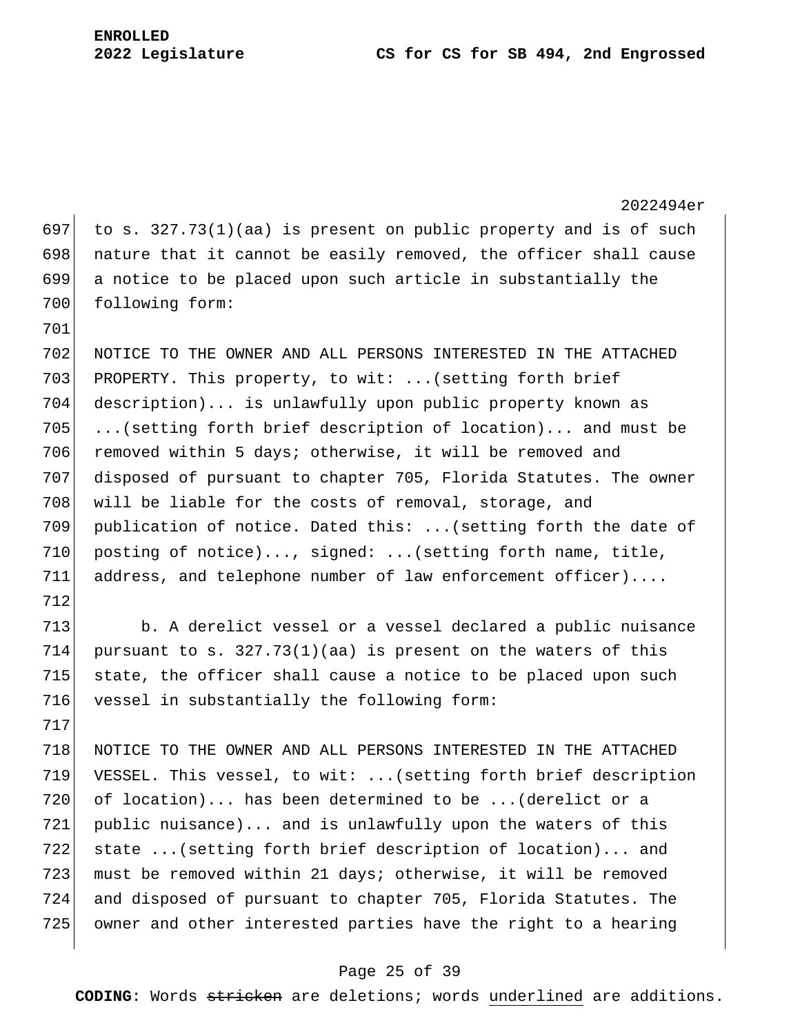to s. 327.73(1)(aa) is present on public property and is of such nature that it cannot be easily removed, the officer shall cause a notice to be placed upon such article in substantially the following form:

NOTICE TO THE OWNER AND ALL PERSONS INTERESTED IN THE ATTACHED PROPERTY. This property, to wit: ...(setting forth brief description)... is unlawfully upon public property known as ...(setting forth brief description of location)... and must be removed within 5 days; otherwise, it will be removed and disposed of pursuant to chapter 705, Florida Statutes. The owner will be liable for the costs of removal, storage, and publication of notice. Dated this: ...(setting forth the date of posting of notice)..., signed: ...(setting forth name, title, address, and telephone number of law enforcement officer)....

b. A derelict vessel or a vessel declared a public nuisance pursuant to s. 327.73(1)(aa) is present on the waters of this state, the officer shall cause a notice to be placed upon such vessel in substantially the following form:

NOTICE TO THE OWNER AND ALL PERSONS INTERESTED IN THE ATTACHED VESSEL. This vessel, to wit: ...(setting forth brief description of location)... has been determined to be ...(derelict or a public nuisance)... and is unlawfully upon the waters of this state ...(setting forth brief description of location)... and must be removed within 21 days; otherwise, it will be removed and disposed of pursuant to chapter 705, Florida Statutes. The owner and other interested parties have the right to a hearing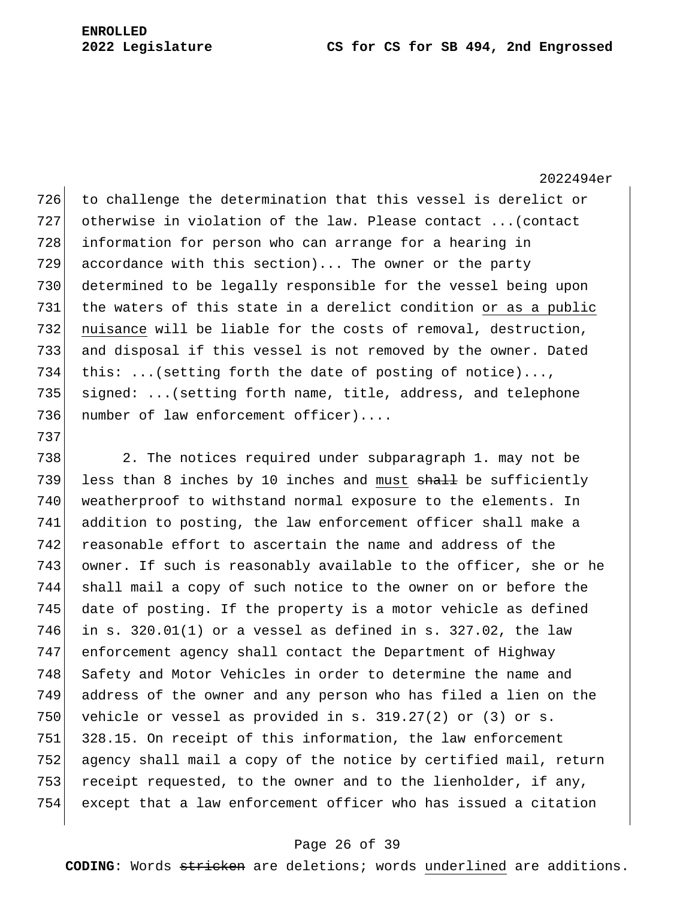to challenge the determination that this vessel is derelict or otherwise in violation of the law. Please contact ...(contact information for person who can arrange for a hearing in accordance with this section)... The owner or the party determined to be legally responsible for the vessel being upon the waters of this state in a derelict condition <u>or as a public nuisance</u> will be liable for the costs of removal, destruction, and disposal if this vessel is not removed by the owner. Dated this: ...(setting forth the date of posting of notice)..., signed: ...(setting forth name, title, address, and telephone number of law enforcement officer)....

2. The notices required under subparagraph 1. may not be less than 8 inches by 10 inches and <u>must</u> ~~shall~~ be sufficiently weatherproof to withstand normal exposure to the elements. In addition to posting, the law enforcement officer shall make a reasonable effort to ascertain the name and address of the owner. If such is reasonably available to the officer, she or he shall mail a copy of such notice to the owner on or before the date of posting. If the property is a motor vehicle as defined in s. 320.01(1) or a vessel as defined in s. 327.02, the law enforcement agency shall contact the Department of Highway Safety and Motor Vehicles in order to determine the name and address of the owner and any person who has filed a lien on the vehicle or vessel as provided in s. 319.27(2) or (3) or s. 328.15. On receipt of this information, the law enforcement agency shall mail a copy of the notice by certified mail, return receipt requested, to the owner and to the lienholder, if any, except that a law enforcement officer who has issued a citation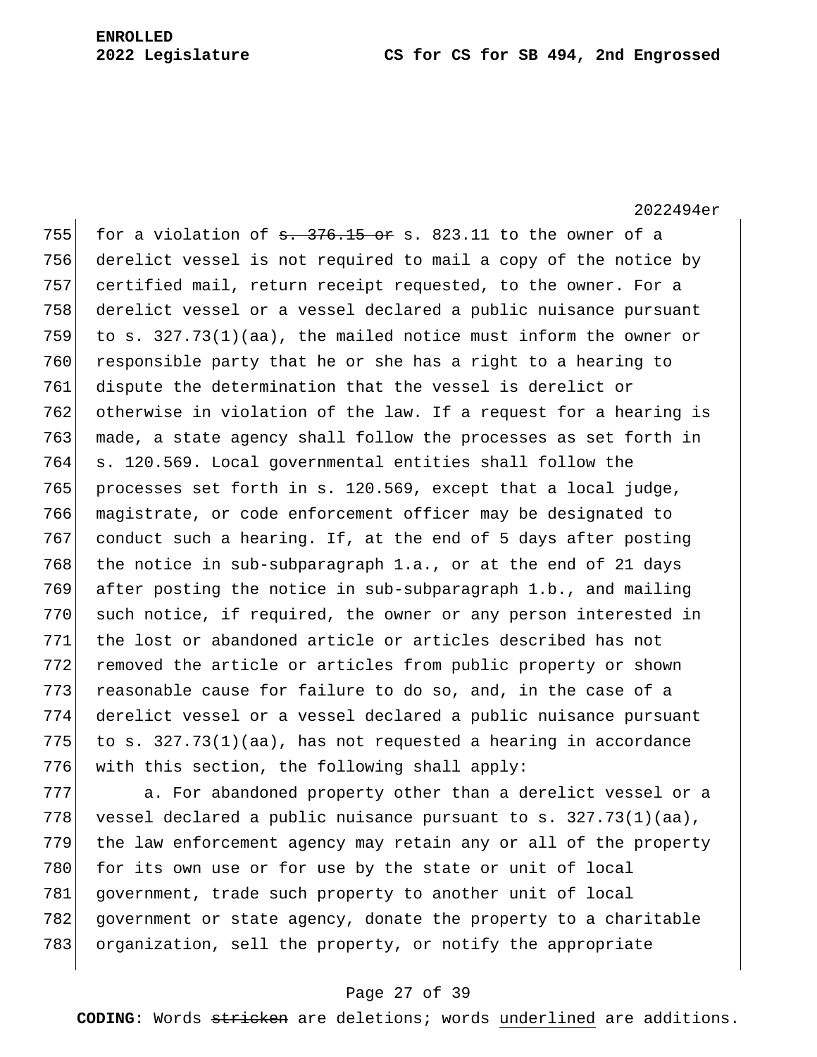for a violation of ~~s. 376.15 or~~ s. 823.11 to the owner of a derelict vessel is not required to mail a copy of the notice by certified mail, return receipt requested, to the owner. For a derelict vessel or a vessel declared a public nuisance pursuant to s. 327.73(1)(aa), the mailed notice must inform the owner or responsible party that he or she has a right to a hearing to dispute the determination that the vessel is derelict or otherwise in violation of the law. If a request for a hearing is made, a state agency shall follow the processes as set forth in s. 120.569. Local governmental entities shall follow the processes set forth in s. 120.569, except that a local judge, magistrate, or code enforcement officer may be designated to conduct such a hearing. If, at the end of 5 days after posting the notice in sub-subparagraph 1.a., or at the end of 21 days after posting the notice in sub-subparagraph 1.b., and mailing such notice, if required, the owner or any person interested in the lost or abandoned article or articles described has not removed the article or articles from public property or shown reasonable cause for failure to do so, and, in the case of a derelict vessel or a vessel declared a public nuisance pursuant to s. 327.73(1)(aa), has not requested a hearing in accordance with this section, the following shall apply:

a. For abandoned property other than a derelict vessel or a vessel declared a public nuisance pursuant to s. 327.73(1)(aa), the law enforcement agency may retain any or all of the property for its own use or for use by the state or unit of local government, trade such property to another unit of local government or state agency, donate the property to a charitable organization, sell the property, or notify the appropriate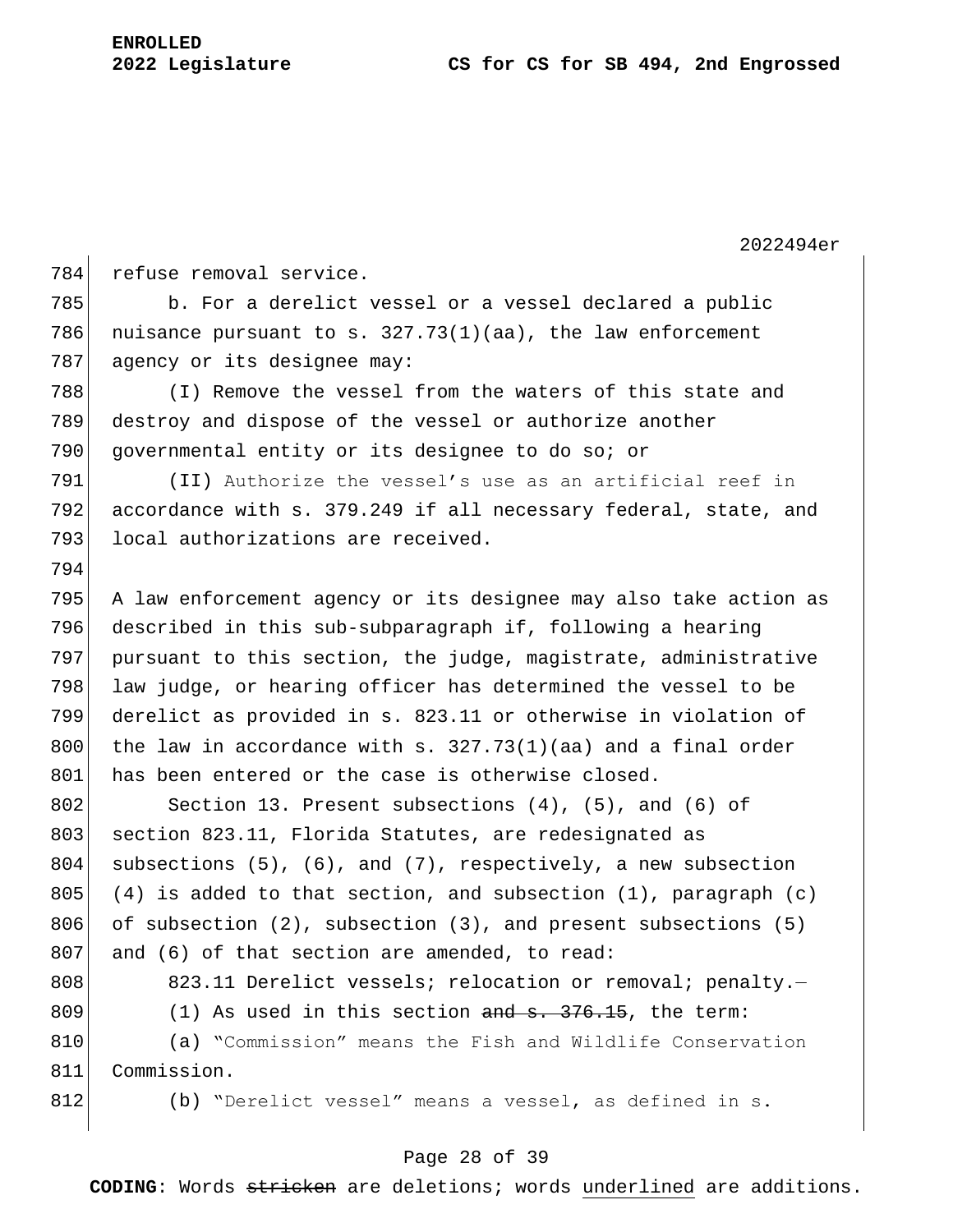refuse removal service.

b. For a derelict vessel or a vessel declared a public nuisance pursuant to s. 327.73(1)(aa), the law enforcement agency or its designee may:

(I) Remove the vessel from the waters of this state and destroy and dispose of the vessel or authorize another governmental entity or its designee to do so; or

(II) Authorize the vessel's use as an artificial reef in accordance with s. 379.249 if all necessary federal, state, and local authorizations are received.

A law enforcement agency or its designee may also take action as described in this sub-subparagraph if, following a hearing pursuant to this section, the judge, magistrate, administrative law judge, or hearing officer has determined the vessel to be derelict as provided in s. 823.11 or otherwise in violation of the law in accordance with s. 327.73(1)(aa) and a final order has been entered or the case is otherwise closed.

Section 13. Present subsections (4), (5), and (6) of section 823.11, Florida Statutes, are redesignated as subsections (5), (6), and (7), respectively, a new subsection (4) is added to that section, and subsection (1), paragraph (c) of subsection (2), subsection (3), and present subsections (5) and (6) of that section are amended, to read:

823.11 Derelict vessels; relocation or removal; penalty.—

(1) As used in this section ~~and s. 376.15~~, the term:

(a) "Commission" means the Fish and Wildlife Conservation Commission.

(b) "Derelict vessel" means a vessel, as defined in s.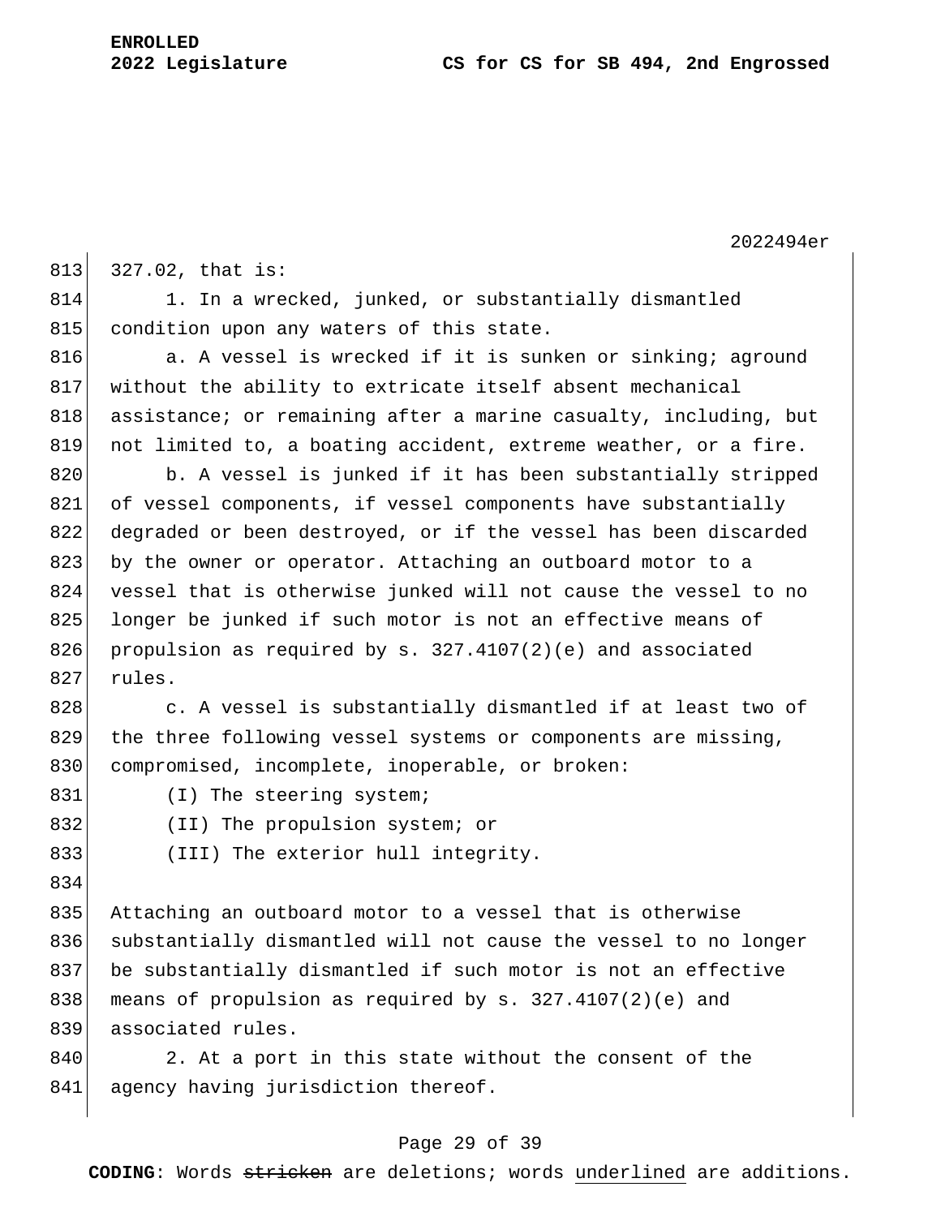327.02, that is:

1. In a wrecked, junked, or substantially dismantled condition upon any waters of this state.

a. A vessel is wrecked if it is sunken or sinking; aground without the ability to extricate itself absent mechanical assistance; or remaining after a marine casualty, including, but not limited to, a boating accident, extreme weather, or a fire.

b. A vessel is junked if it has been substantially stripped of vessel components, if vessel components have substantially degraded or been destroyed, or if the vessel has been discarded by the owner or operator. Attaching an outboard motor to a vessel that is otherwise junked will not cause the vessel to no longer be junked if such motor is not an effective means of propulsion as required by s. 327.4107(2)(e) and associated rules.

c. A vessel is substantially dismantled if at least two of the three following vessel systems or components are missing, compromised, incomplete, inoperable, or broken:

(I) The steering system;

(II) The propulsion system; or

(III) The exterior hull integrity.

Attaching an outboard motor to a vessel that is otherwise substantially dismantled will not cause the vessel to no longer be substantially dismantled if such motor is not an effective means of propulsion as required by s. 327.4107(2)(e) and associated rules.

2. At a port in this state without the consent of the agency having jurisdiction thereof.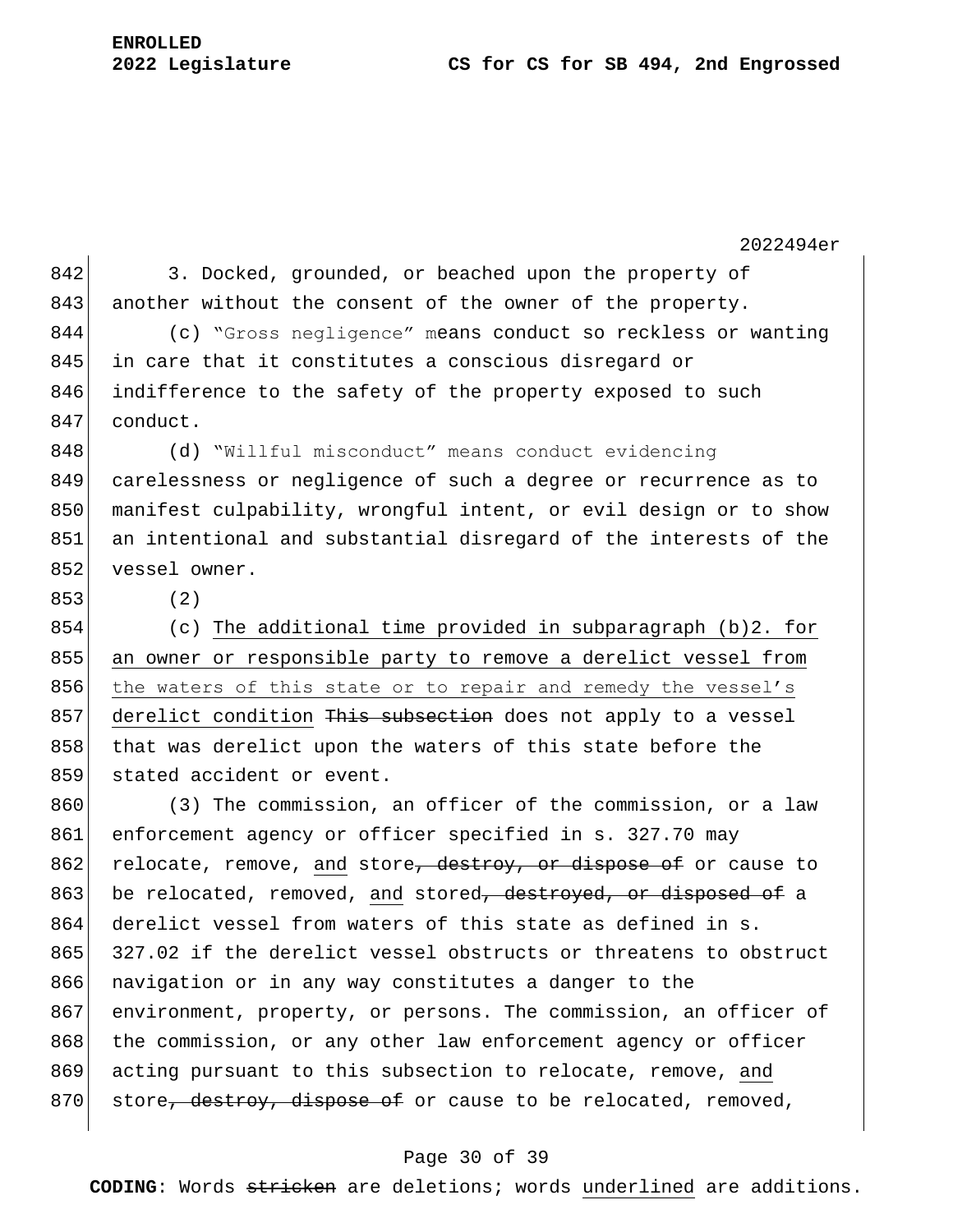3. Docked, grounded, or beached upon the property of another without the consent of the owner of the property.

(c) "Gross negligence" means conduct so reckless or wanting in care that it constitutes a conscious disregard or indifference to the safety of the property exposed to such conduct.

(d) "Willful misconduct" means conduct evidencing carelessness or negligence of such a degree or recurrence as to manifest culpability, wrongful intent, or evil design or to show an intentional and substantial disregard of the interests of the vessel owner.

(2)

(c) <u>The additional time provided in subparagraph (b)2. for an owner or responsible party to remove a derelict vessel from the waters of this state or to repair and remedy the vessel's derelict condition</u> ~~This subsection~~ does not apply to a vessel that was derelict upon the waters of this state before the stated accident or event.

(3) The commission, an officer of the commission, or a law enforcement agency or officer specified in s. 327.70 may relocate, remove, <u>and</u> store~~, destroy, or dispose of~~ or cause to be relocated, removed, <u>and</u> stored~~, destroyed, or disposed of~~ a derelict vessel from waters of this state as defined in s. 327.02 if the derelict vessel obstructs or threatens to obstruct navigation or in any way constitutes a danger to the environment, property, or persons. The commission, an officer of the commission, or any other law enforcement agency or officer acting pursuant to this subsection to relocate, remove, <u>and</u> store~~, destroy, dispose of~~ or cause to be relocated, removed,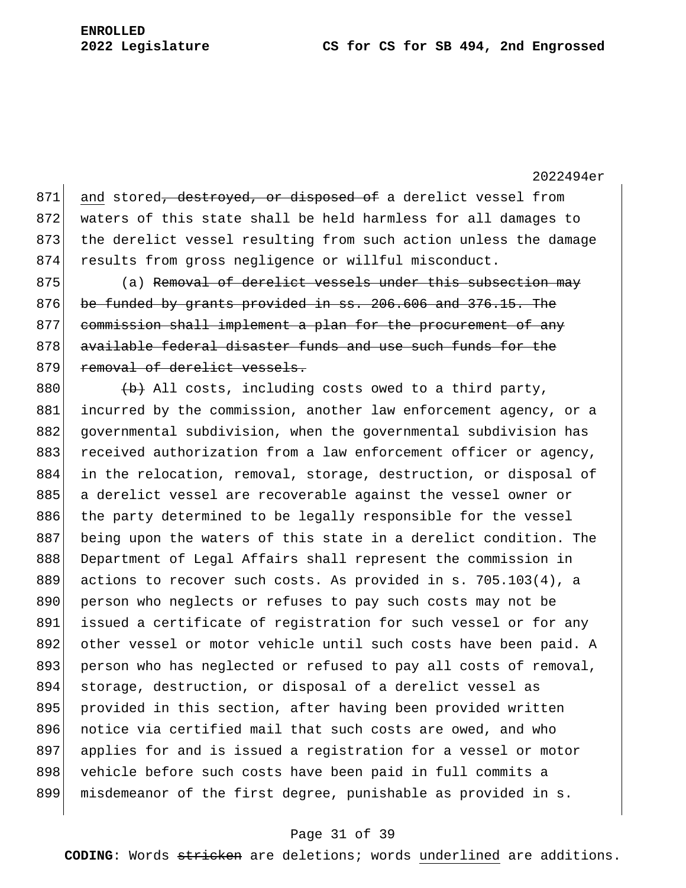871 <u>and</u> stored~~, destroyed, or disposed of~~ a derelict vessel from
872 waters of this state shall be held harmless for all damages to
873 the derelict vessel resulting from such action unless the damage
874 results from gross negligence or willful misconduct.

875 (a) ~~Removal of derelict vessels under this subsection may~~
876 ~~be funded by grants provided in ss. 206.606 and 376.15. The~~
877 ~~commission shall implement a plan for the procurement of any~~
878 ~~available federal disaster funds and use such funds for the~~
879 ~~removal of derelict vessels.~~

880 ~~(b)~~ All costs, including costs owed to a third party,
881 incurred by the commission, another law enforcement agency, or a
882 governmental subdivision, when the governmental subdivision has
883 received authorization from a law enforcement officer or agency,
884 in the relocation, removal, storage, destruction, or disposal of
885 a derelict vessel are recoverable against the vessel owner or
886 the party determined to be legally responsible for the vessel
887 being upon the waters of this state in a derelict condition. The
888 Department of Legal Affairs shall represent the commission in
889 actions to recover such costs. As provided in s. 705.103(4), a
890 person who neglects or refuses to pay such costs may not be
891 issued a certificate of registration for such vessel or for any
892 other vessel or motor vehicle until such costs have been paid. A
893 person who has neglected or refused to pay all costs of removal,
894 storage, destruction, or disposal of a derelict vessel as
895 provided in this section, after having been provided written
896 notice via certified mail that such costs are owed, and who
897 applies for and is issued a registration for a vessel or motor
898 vehicle before such costs have been paid in full commits a
899 misdemeanor of the first degree, punishable as provided in s.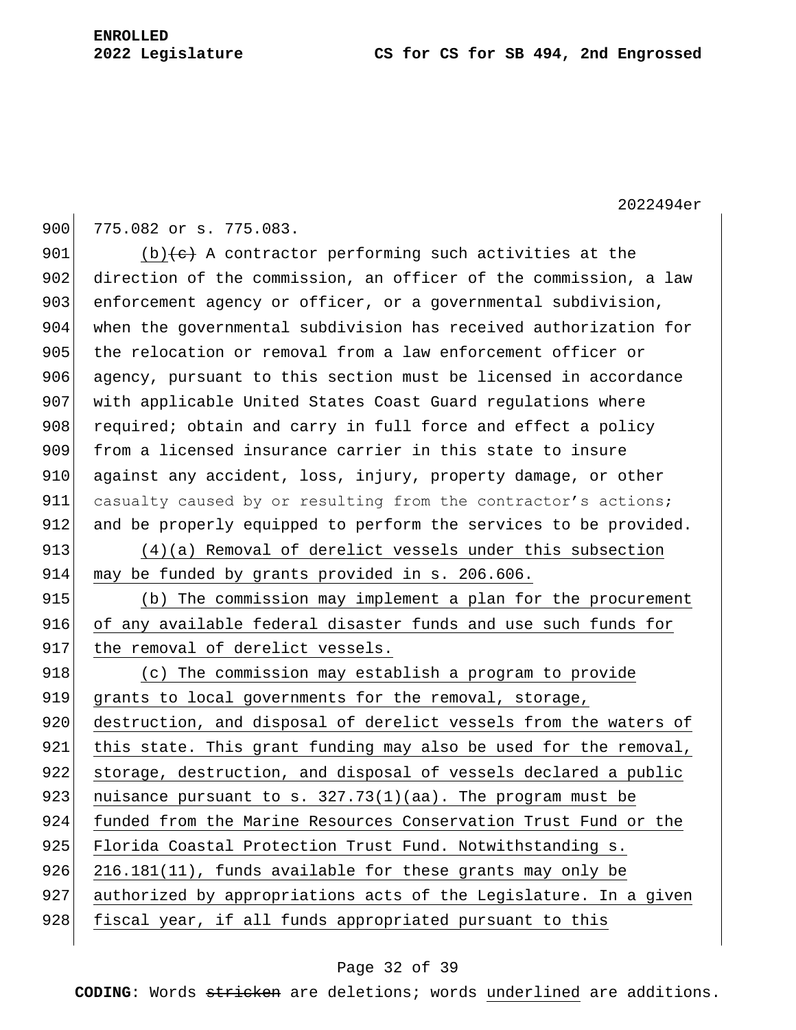775.082 or s. 775.083.

(b)~~(c)~~ A contractor performing such activities at the direction of the commission, an officer of the commission, a law enforcement agency or officer, or a governmental subdivision, when the governmental subdivision has received authorization for the relocation or removal from a law enforcement officer or agency, pursuant to this section must be licensed in accordance with applicable United States Coast Guard regulations where required; obtain and carry in full force and effect a policy from a licensed insurance carrier in this state to insure against any accident, loss, injury, property damage, or other casualty caused by or resulting from the contractor's actions; and be properly equipped to perform the services to be provided.

(4)(a) Removal of derelict vessels under this subsection may be funded by grants provided in s. 206.606.

(b) The commission may implement a plan for the procurement of any available federal disaster funds and use such funds for the removal of derelict vessels.

(c) The commission may establish a program to provide grants to local governments for the removal, storage, destruction, and disposal of derelict vessels from the waters of this state. This grant funding may also be used for the removal, storage, destruction, and disposal of vessels declared a public nuisance pursuant to s. 327.73(1)(aa). The program must be funded from the Marine Resources Conservation Trust Fund or the Florida Coastal Protection Trust Fund. Notwithstanding s. 216.181(11), funds available for these grants may only be authorized by appropriations acts of the Legislature. In a given fiscal year, if all funds appropriated pursuant to this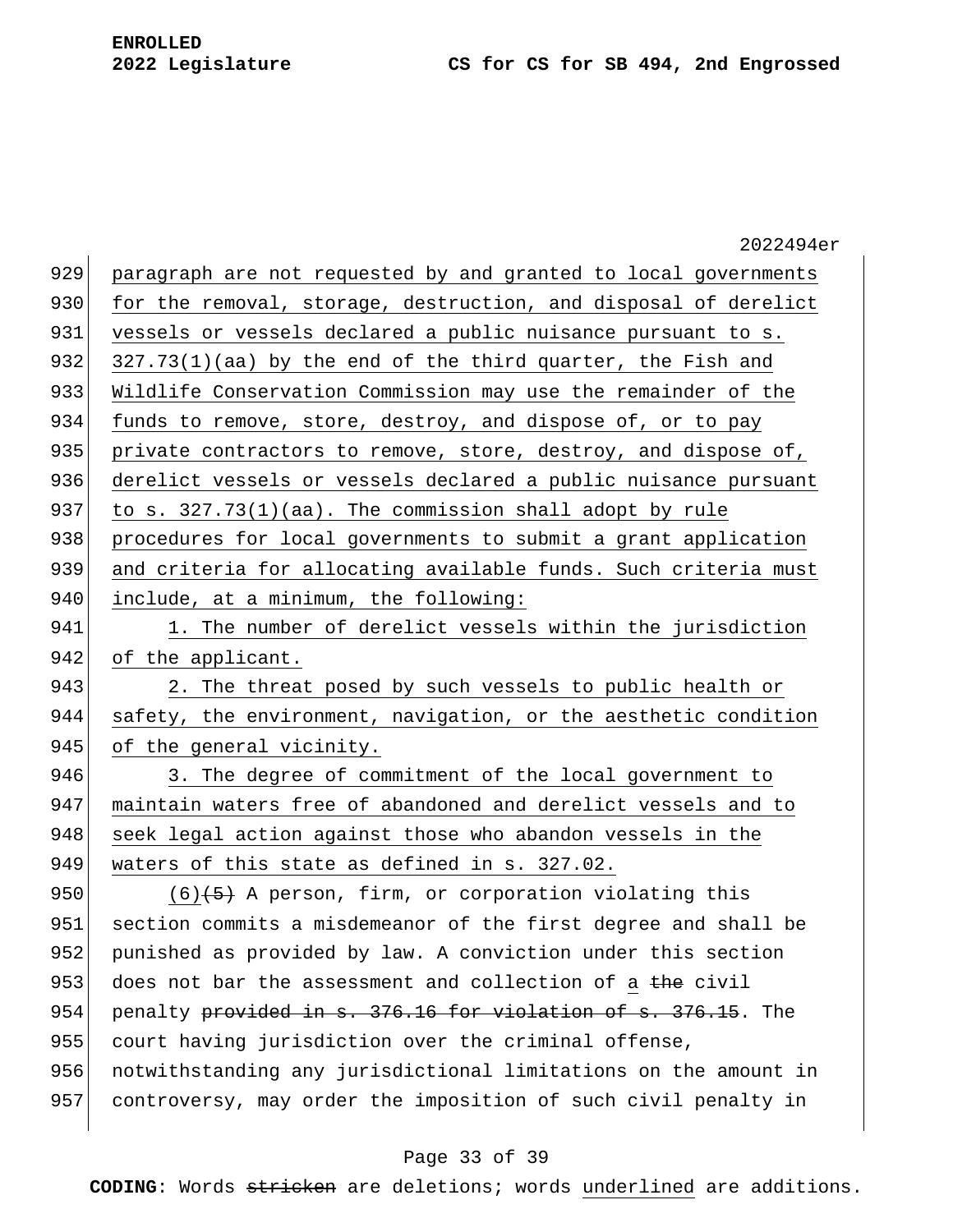paragraph are not requested by and granted to local governments for the removal, storage, destruction, and disposal of derelict vessels or vessels declared a public nuisance pursuant to s. 327.73(1)(aa) by the end of the third quarter, the Fish and Wildlife Conservation Commission may use the remainder of the funds to remove, store, destroy, and dispose of, or to pay private contractors to remove, store, destroy, and dispose of, derelict vessels or vessels declared a public nuisance pursuant to s. 327.73(1)(aa). The commission shall adopt by rule procedures for local governments to submit a grant application and criteria for allocating available funds. Such criteria must include, at a minimum, the following:

1. The number of derelict vessels within the jurisdiction of the applicant.

2. The threat posed by such vessels to public health or safety, the environment, navigation, or the aesthetic condition of the general vicinity.

3. The degree of commitment of the local government to maintain waters free of abandoned and derelict vessels and to seek legal action against those who abandon vessels in the waters of this state as defined in s. 327.02.

(6)~~(5)~~ A person, firm, or corporation violating this section commits a misdemeanor of the first degree and shall be punished as provided by law. A conviction under this section does not bar the assessment and collection of a ~~the~~ civil penalty ~~provided in s. 376.16 for violation of s. 376.15~~. The court having jurisdiction over the criminal offense, notwithstanding any jurisdictional limitations on the amount in controversy, may order the imposition of such civil penalty in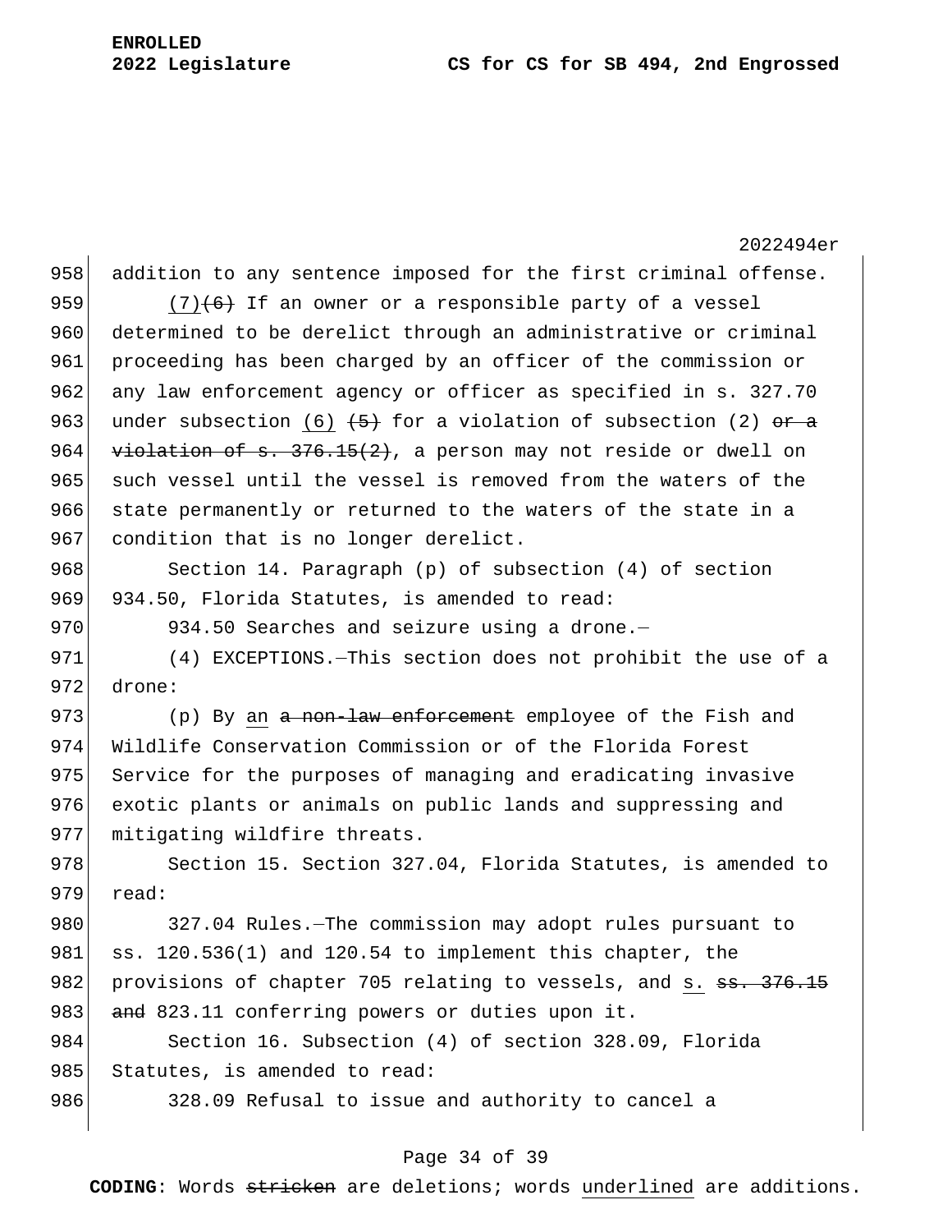addition to any sentence imposed for the first criminal offense.

(7)~~(6)~~ If an owner or a responsible party of a vessel determined to be derelict through an administrative or criminal proceeding has been charged by an officer of the commission or any law enforcement agency or officer as specified in s. 327.70 under subsection (6) ~~(5)~~ for a violation of subsection (2) ~~or a violation of s. 376.15(2)~~, a person may not reside or dwell on such vessel until the vessel is removed from the waters of the state permanently or returned to the waters of the state in a condition that is no longer derelict.

Section 14. Paragraph (p) of subsection (4) of section 934.50, Florida Statutes, is amended to read:

934.50 Searches and seizure using a drone.—

(4) EXCEPTIONS.—This section does not prohibit the use of a drone:

(p) By an ~~a non-law enforcement~~ employee of the Fish and Wildlife Conservation Commission or of the Florida Forest Service for the purposes of managing and eradicating invasive exotic plants or animals on public lands and suppressing and mitigating wildfire threats.

Section 15. Section 327.04, Florida Statutes, is amended to read:

327.04 Rules.—The commission may adopt rules pursuant to ss. 120.536(1) and 120.54 to implement this chapter, the provisions of chapter 705 relating to vessels, and s. ~~ss. 376.15 and~~ 823.11 conferring powers or duties upon it.

Section 16. Subsection (4) of section 328.09, Florida Statutes, is amended to read:

328.09 Refusal to issue and authority to cancel a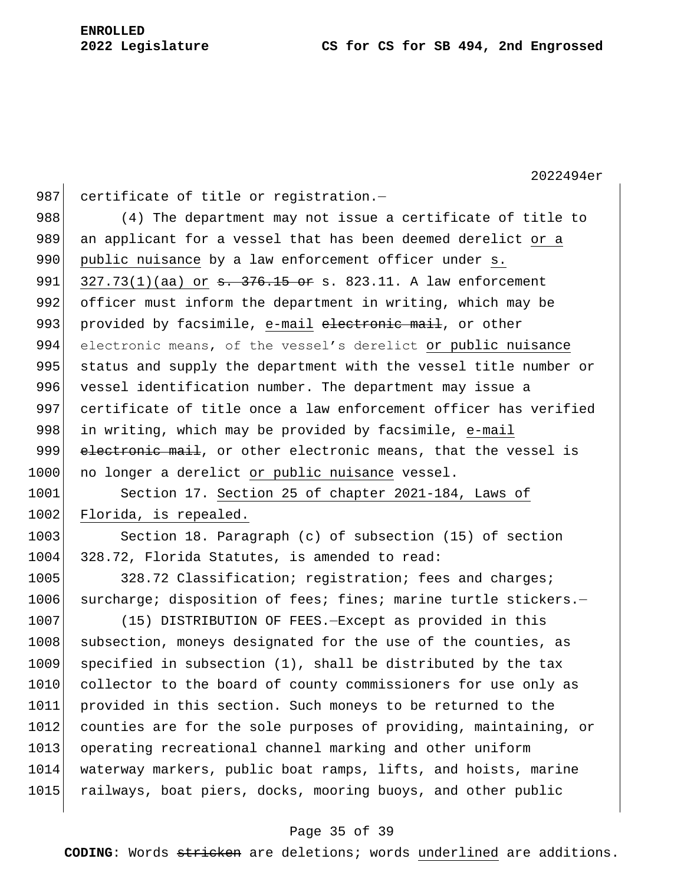certificate of title or registration.—

(4) The department may not issue a certificate of title to an applicant for a vessel that has been deemed derelict <u>or a public nuisance</u> by a law enforcement officer under <u>s. 327.73(1)(aa) or</u> ~~s. 376.15 or~~ s. 823.11. A law enforcement officer must inform the department in writing, which may be provided by facsimile, <u>e-mail</u> ~~electronic mail~~, or other electronic means, of the vessel's derelict <u>or public nuisance</u> status and supply the department with the vessel title number or vessel identification number. The department may issue a certificate of title once a law enforcement officer has verified in writing, which may be provided by facsimile, <u>e-mail</u> ~~electronic mail~~, or other electronic means, that the vessel is no longer a derelict <u>or public nuisance</u> vessel.

Section 17. <u>Section 25 of chapter 2021-184, Laws of Florida, is repealed.</u>

Section 18. Paragraph (c) of subsection (15) of section 328.72, Florida Statutes, is amended to read:

328.72 Classification; registration; fees and charges; surcharge; disposition of fees; fines; marine turtle stickers.—

(15) DISTRIBUTION OF FEES.—Except as provided in this subsection, moneys designated for the use of the counties, as specified in subsection (1), shall be distributed by the tax collector to the board of county commissioners for use only as provided in this section. Such moneys to be returned to the counties are for the sole purposes of providing, maintaining, or operating recreational channel marking and other uniform waterway markers, public boat ramps, lifts, and hoists, marine railways, boat piers, docks, mooring buoys, and other public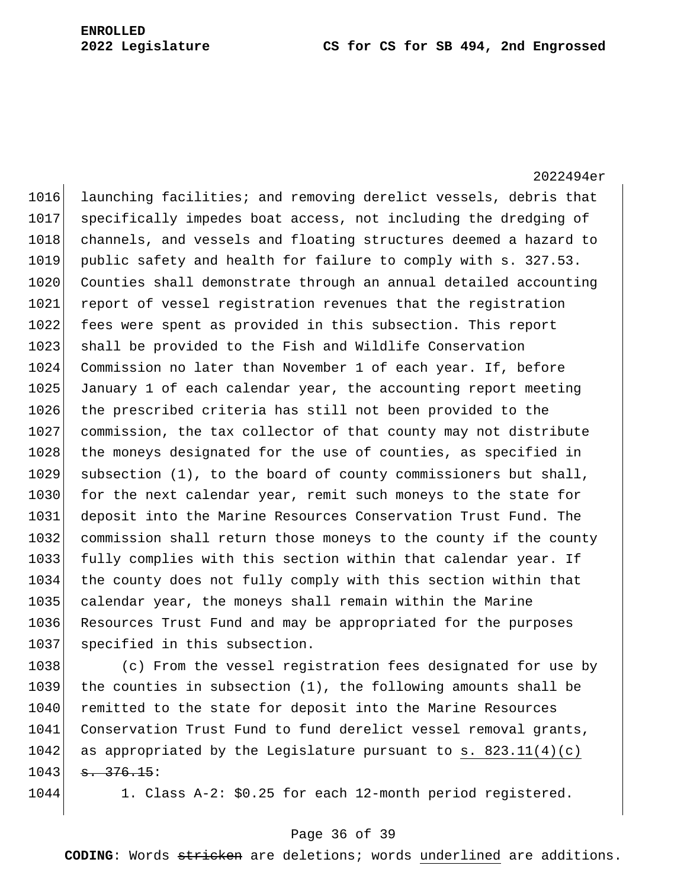launching facilities; and removing derelict vessels, debris that specifically impedes boat access, not including the dredging of channels, and vessels and floating structures deemed a hazard to public safety and health for failure to comply with s. 327.53. Counties shall demonstrate through an annual detailed accounting report of vessel registration revenues that the registration fees were spent as provided in this subsection. This report shall be provided to the Fish and Wildlife Conservation Commission no later than November 1 of each year. If, before January 1 of each calendar year, the accounting report meeting the prescribed criteria has still not been provided to the commission, the tax collector of that county may not distribute the moneys designated for the use of counties, as specified in subsection (1), to the board of county commissioners but shall, for the next calendar year, remit such moneys to the state for deposit into the Marine Resources Conservation Trust Fund. The commission shall return those moneys to the county if the county fully complies with this section within that calendar year. If the county does not fully comply with this section within that calendar year, the moneys shall remain within the Marine Resources Trust Fund and may be appropriated for the purposes specified in this subsection.

(c) From the vessel registration fees designated for use by the counties in subsection (1), the following amounts shall be remitted to the state for deposit into the Marine Resources Conservation Trust Fund to fund derelict vessel removal grants, as appropriated by the Legislature pursuant to <u>s. 823.11(4)(c)</u> ~~s. 376.15~~:

1. Class A-2: $0.25 for each 12-month period registered.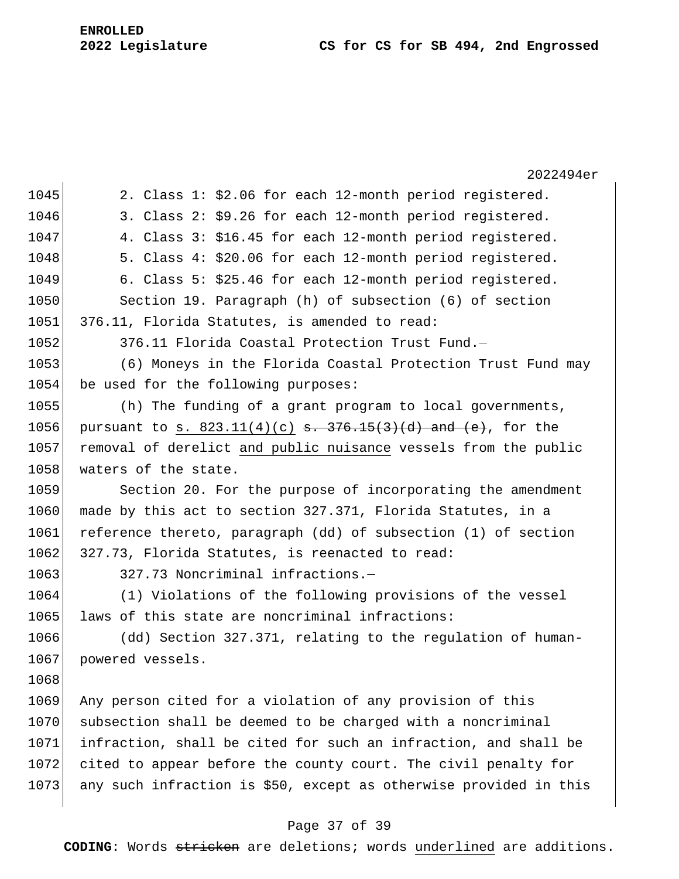2. Class 1: $2.06 for each 12-month period registered.

3. Class 2: $9.26 for each 12-month period registered.

4. Class 3: $16.45 for each 12-month period registered.

5. Class 4: $20.06 for each 12-month period registered.

6. Class 5: $25.46 for each 12-month period registered.

Section 19. Paragraph (h) of subsection (6) of section 376.11, Florida Statutes, is amended to read:

376.11 Florida Coastal Protection Trust Fund.—

(6) Moneys in the Florida Coastal Protection Trust Fund may be used for the following purposes:

(h) The funding of a grant program to local governments, pursuant to <u>s. 823.11(4)(c)</u> ~~s. 376.15(3)(d) and (e)~~, for the removal of derelict <u>and public nuisance</u> vessels from the public waters of the state.

Section 20. For the purpose of incorporating the amendment made by this act to section 327.371, Florida Statutes, in a reference thereto, paragraph (dd) of subsection (1) of section 327.73, Florida Statutes, is reenacted to read:

327.73 Noncriminal infractions.—

(1) Violations of the following provisions of the vessel laws of this state are noncriminal infractions:

(dd) Section 327.371, relating to the regulation of human-powered vessels.

Any person cited for a violation of any provision of this subsection shall be deemed to be charged with a noncriminal infraction, shall be cited for such an infraction, and shall be cited to appear before the county court. The civil penalty for any such infraction is $50, except as otherwise provided in this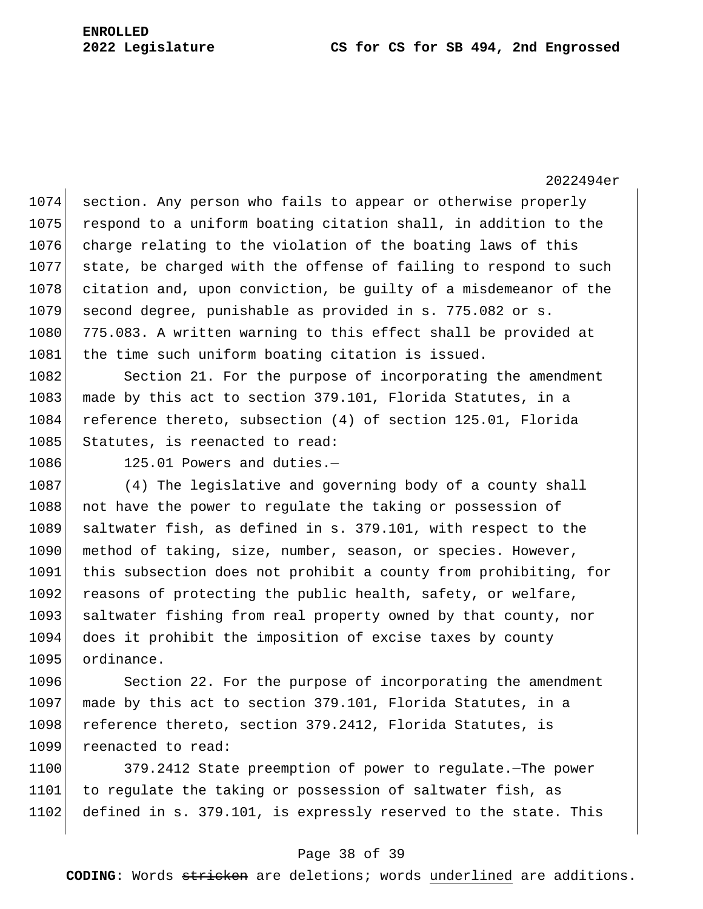section. Any person who fails to appear or otherwise properly respond to a uniform boating citation shall, in addition to the charge relating to the violation of the boating laws of this state, be charged with the offense of failing to respond to such citation and, upon conviction, be guilty of a misdemeanor of the second degree, punishable as provided in s. 775.082 or s. 775.083. A written warning to this effect shall be provided at the time such uniform boating citation is issued.

Section 21. For the purpose of incorporating the amendment made by this act to section 379.101, Florida Statutes, in a reference thereto, subsection (4) of section 125.01, Florida Statutes, is reenacted to read:

125.01 Powers and duties.—

(4) The legislative and governing body of a county shall not have the power to regulate the taking or possession of saltwater fish, as defined in s. 379.101, with respect to the method of taking, size, number, season, or species. However, this subsection does not prohibit a county from prohibiting, for reasons of protecting the public health, safety, or welfare, saltwater fishing from real property owned by that county, nor does it prohibit the imposition of excise taxes by county ordinance.

Section 22. For the purpose of incorporating the amendment made by this act to section 379.101, Florida Statutes, in a reference thereto, section 379.2412, Florida Statutes, is reenacted to read:

379.2412 State preemption of power to regulate.—The power to regulate the taking or possession of saltwater fish, as defined in s. 379.101, is expressly reserved to the state. This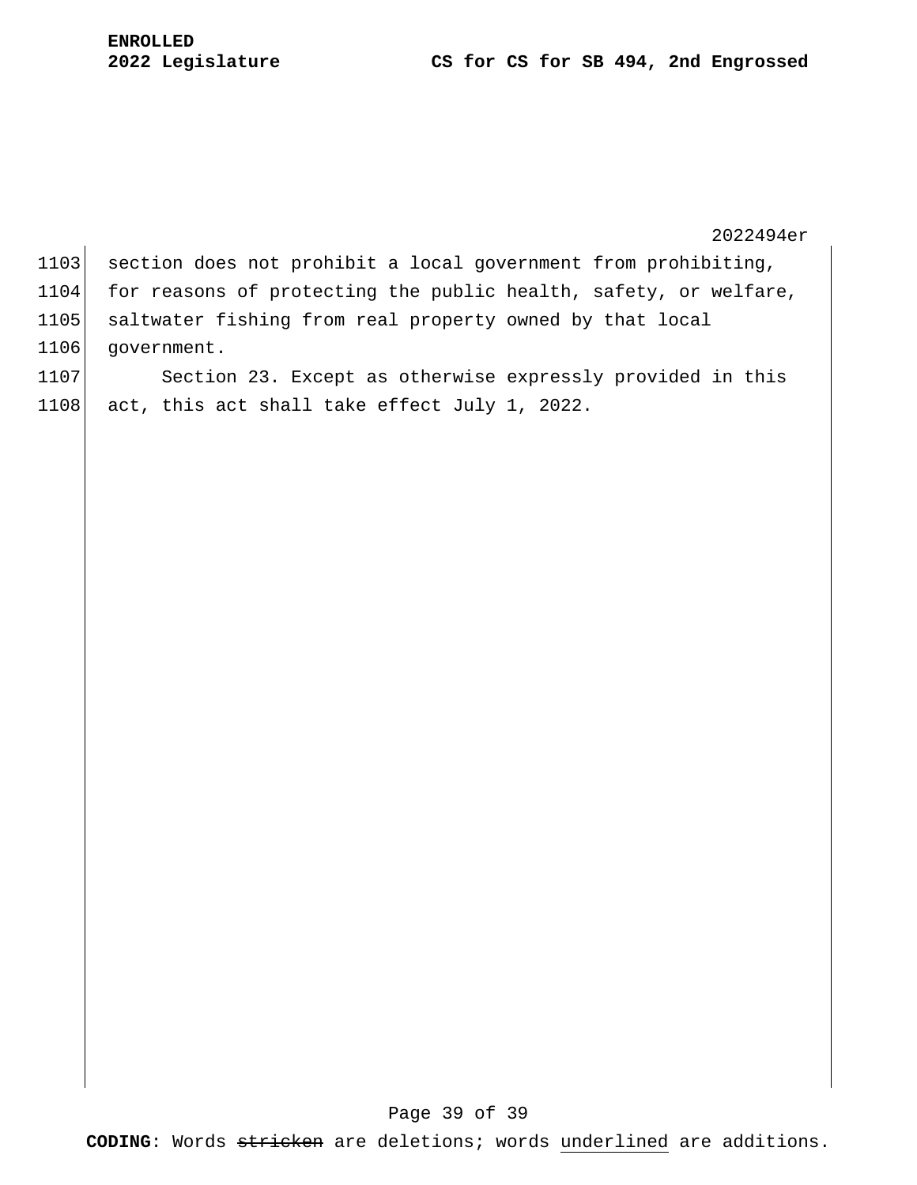section does not prohibit a local government from prohibiting, for reasons of protecting the public health, safety, or welfare, saltwater fishing from real property owned by that local government.

Section 23. Except as otherwise expressly provided in this act, this act shall take effect July 1, 2022.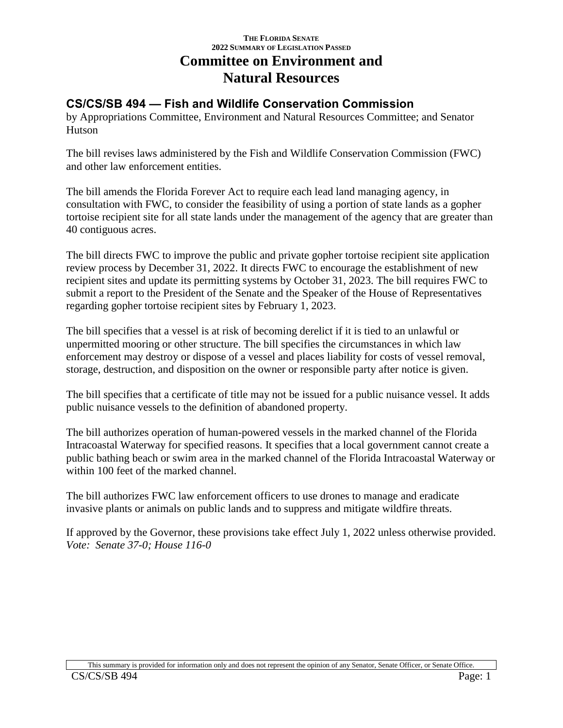THE FLORIDA SENATE
2022 SUMMARY OF LEGISLATION PASSED

# Committee on Environment and Natural Resources

## CS/CS/SB 494 — Fish and Wildlife Conservation Commission

by Appropriations Committee, Environment and Natural Resources Committee; and Senator Hutson

The bill revises laws administered by the Fish and Wildlife Conservation Commission (FWC) and other law enforcement entities.

The bill amends the Florida Forever Act to require each lead land managing agency, in consultation with FWC, to consider the feasibility of using a portion of state lands as a gopher tortoise recipient site for all state lands under the management of the agency that are greater than 40 contiguous acres.

The bill directs FWC to improve the public and private gopher tortoise recipient site application review process by December 31, 2022. It directs FWC to encourage the establishment of new recipient sites and update its permitting systems by October 31, 2023. The bill requires FWC to submit a report to the President of the Senate and the Speaker of the House of Representatives regarding gopher tortoise recipient sites by February 1, 2023.

The bill specifies that a vessel is at risk of becoming derelict if it is tied to an unlawful or unpermitted mooring or other structure. The bill specifies the circumstances in which law enforcement may destroy or dispose of a vessel and places liability for costs of vessel removal, storage, destruction, and disposition on the owner or responsible party after notice is given.

The bill specifies that a certificate of title may not be issued for a public nuisance vessel. It adds public nuisance vessels to the definition of abandoned property.

The bill authorizes operation of human-powered vessels in the marked channel of the Florida Intracoastal Waterway for specified reasons. It specifies that a local government cannot create a public bathing beach or swim area in the marked channel of the Florida Intracoastal Waterway or within 100 feet of the marked channel.

The bill authorizes FWC law enforcement officers to use drones to manage and eradicate invasive plants or animals on public lands and to suppress and mitigate wildfire threats.

If approved by the Governor, these provisions take effect July 1, 2022 unless otherwise provided.
*Vote: Senate 37-0; House 116-0*

This summary is provided for information only and does not represent the opinion of any Senator, Senate Officer, or Senate Office.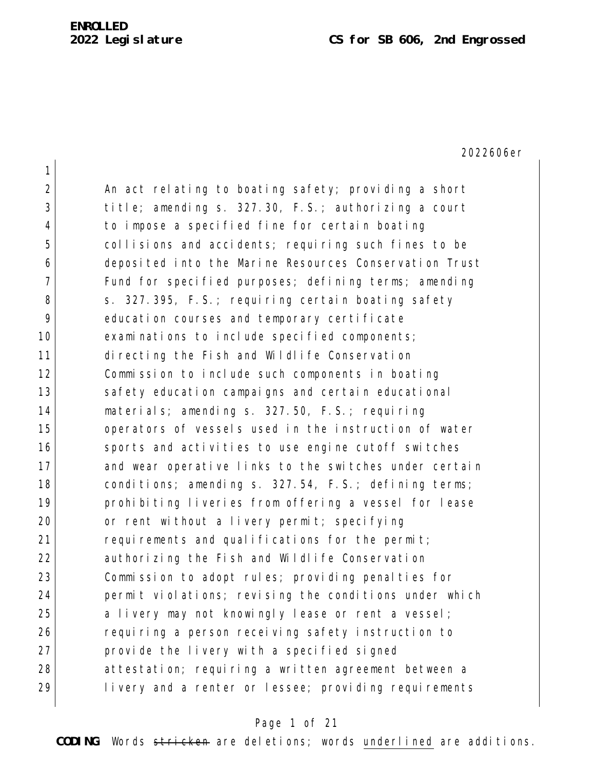**ENROLLED**
**2022 Legislature** **CS for SB 606, 2nd Engrossed**

2022606er

An act relating to boating safety; providing a short title; amending s. 327.30, F.S.; authorizing a court to impose a specified fine for certain boating collisions and accidents; requiring such fines to be deposited into the Marine Resources Conservation Trust Fund for specified purposes; defining terms; amending s. 327.395, F.S.; requiring certain boating safety education courses and temporary certificate examinations to include specified components; directing the Fish and Wildlife Conservation Commission to include such components in boating safety education campaigns and certain educational materials; amending s. 327.50, F.S.; requiring operators of vessels used in the instruction of water sports and activities to use engine cutoff switches and wear operative links to the switches under certain conditions; amending s. 327.54, F.S.; defining terms; prohibiting liveries from offering a vessel for lease or rent without a livery permit; specifying requirements and qualifications for the permit; authorizing the Fish and Wildlife Conservation Commission to adopt rules; providing penalties for permit violations; revising the conditions under which a livery may not knowingly lease or rent a vessel; requiring a person receiving safety instruction to provide the livery with a specified signed attestation; requiring a written agreement between a livery and a renter or lessee; providing requirements

**CODING:** Words ~~stricken~~ are deletions; words underlined are additions.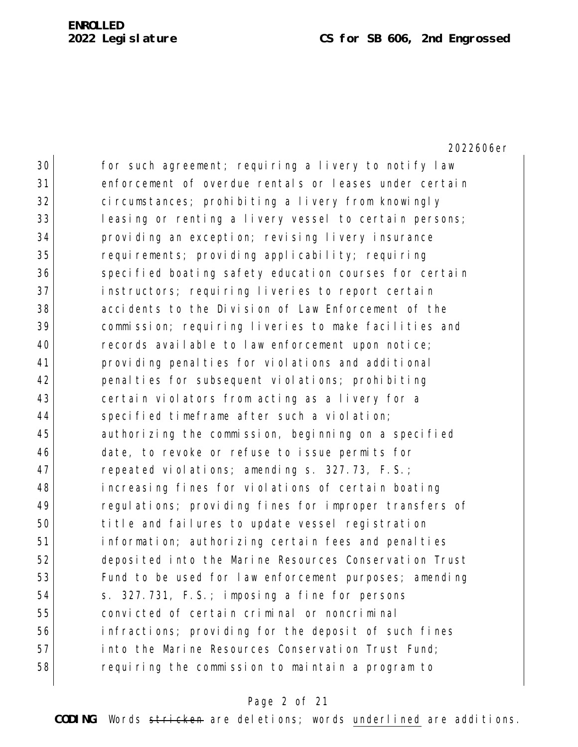for such agreement; requiring a livery to notify law enforcement of overdue rentals or leases under certain circumstances; prohibiting a livery from knowingly leasing or renting a livery vessel to certain persons; providing an exception; revising livery insurance requirements; providing applicability; requiring specified boating safety education courses for certain instructors; requiring liveries to report certain accidents to the Division of Law Enforcement of the commission; requiring liveries to make facilities and records available to law enforcement upon notice; providing penalties for violations and additional penalties for subsequent violations; prohibiting certain violators from acting as a livery for a specified timeframe after such a violation; authorizing the commission, beginning on a specified date, to revoke or refuse to issue permits for repeated violations; amending s. 327.73, F.S.; increasing fines for violations of certain boating regulations; providing fines for improper transfers of title and failures to update vessel registration information; authorizing certain fees and penalties deposited into the Marine Resources Conservation Trust Fund to be used for law enforcement purposes; amending s. 327.731, F.S.; imposing a fine for persons convicted of certain criminal or noncriminal infractions; providing for the deposit of such fines into the Marine Resources Conservation Trust Fund; requiring the commission to maintain a program to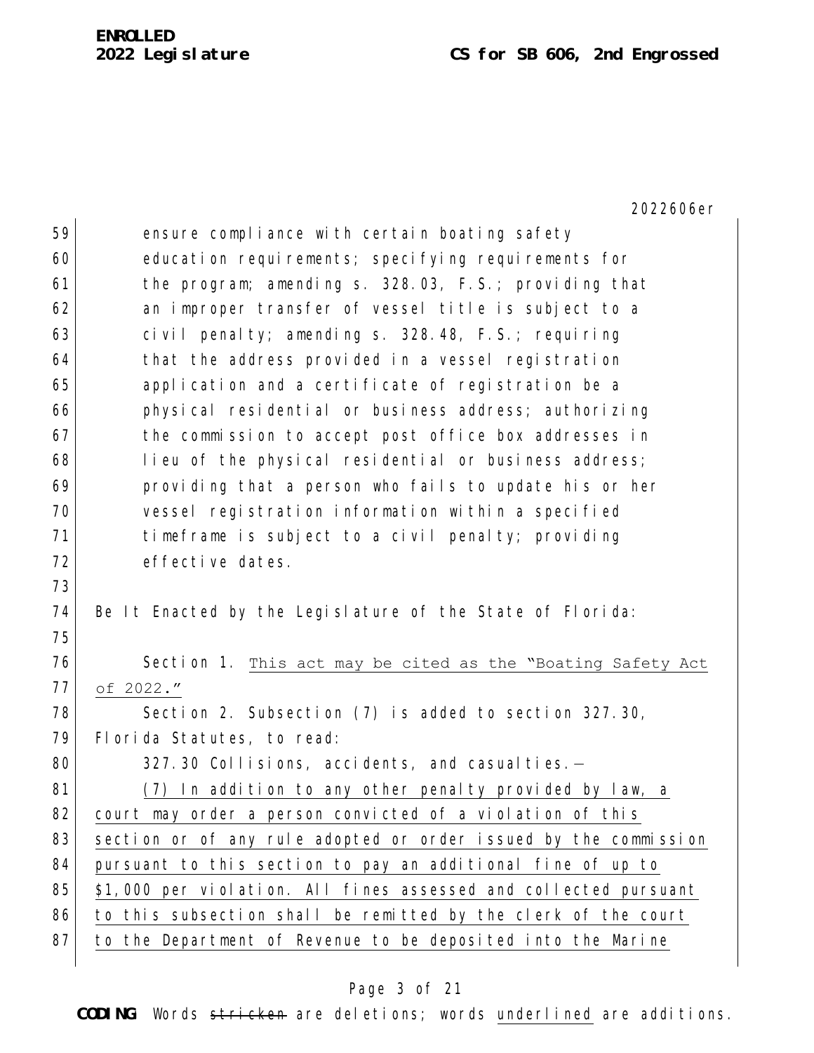ensure compliance with certain boating safety education requirements; specifying requirements for the program; amending s. 328.03, F.S.; providing that an improper transfer of vessel title is subject to a civil penalty; amending s. 328.48, F.S.; requiring that the address provided in a vessel registration application and a certificate of registration be a physical residential or business address; authorizing the commission to accept post office box addresses in lieu of the physical residential or business address; providing that a person who fails to update his or her vessel registration information within a specified timeframe is subject to a civil penalty; providing effective dates.

Be It Enacted by the Legislature of the State of Florida:

Section 1. This act may be cited as the "Boating Safety Act of 2022."

Section 2. Subsection (7) is added to section 327.30, Florida Statutes, to read:

327.30 Collisions, accidents, and casualties.—

(7) In addition to any other penalty provided by law, a court may order a person convicted of a violation of this section or of any rule adopted or order issued by the commission pursuant to this section to pay an additional fine of up to $1,000 per violation. All fines assessed and collected pursuant to this subsection shall be remitted by the clerk of the court to the Department of Revenue to be deposited into the Marine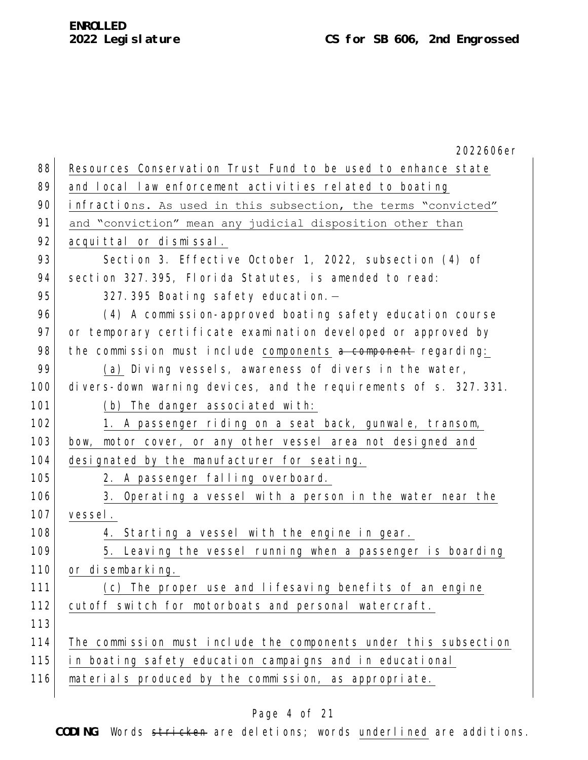Resources Conservation Trust Fund to be used to enhance state and local law enforcement activities related to boating infractions. As used in this subsection, the terms "convicted" and "conviction" mean any judicial disposition other than acquittal or dismissal.

Section 3. Effective October 1, 2022, subsection (4) of section 327.395, Florida Statutes, is amended to read:

327.395 Boating safety education.—

(4) A commission-approved boating safety education course or temporary certificate examination developed or approved by the commission must include components ~~a component~~ regarding:

(a) Diving vessels, awareness of divers in the water, divers-down warning devices, and the requirements of s. 327.331.

(b) The danger associated with:

1. A passenger riding on a seat back, gunwale, transom, bow, motor cover, or any other vessel area not designed and designated by the manufacturer for seating.

2. A passenger falling overboard.

3. Operating a vessel with a person in the water near the vessel.

4. Starting a vessel with the engine in gear.

5. Leaving the vessel running when a passenger is boarding or disembarking.

(c) The proper use and lifesaving benefits of an engine cutoff switch for motorboats and personal watercraft.

The commission must include the components under this subsection in boating safety education campaigns and in educational materials produced by the commission, as appropriate.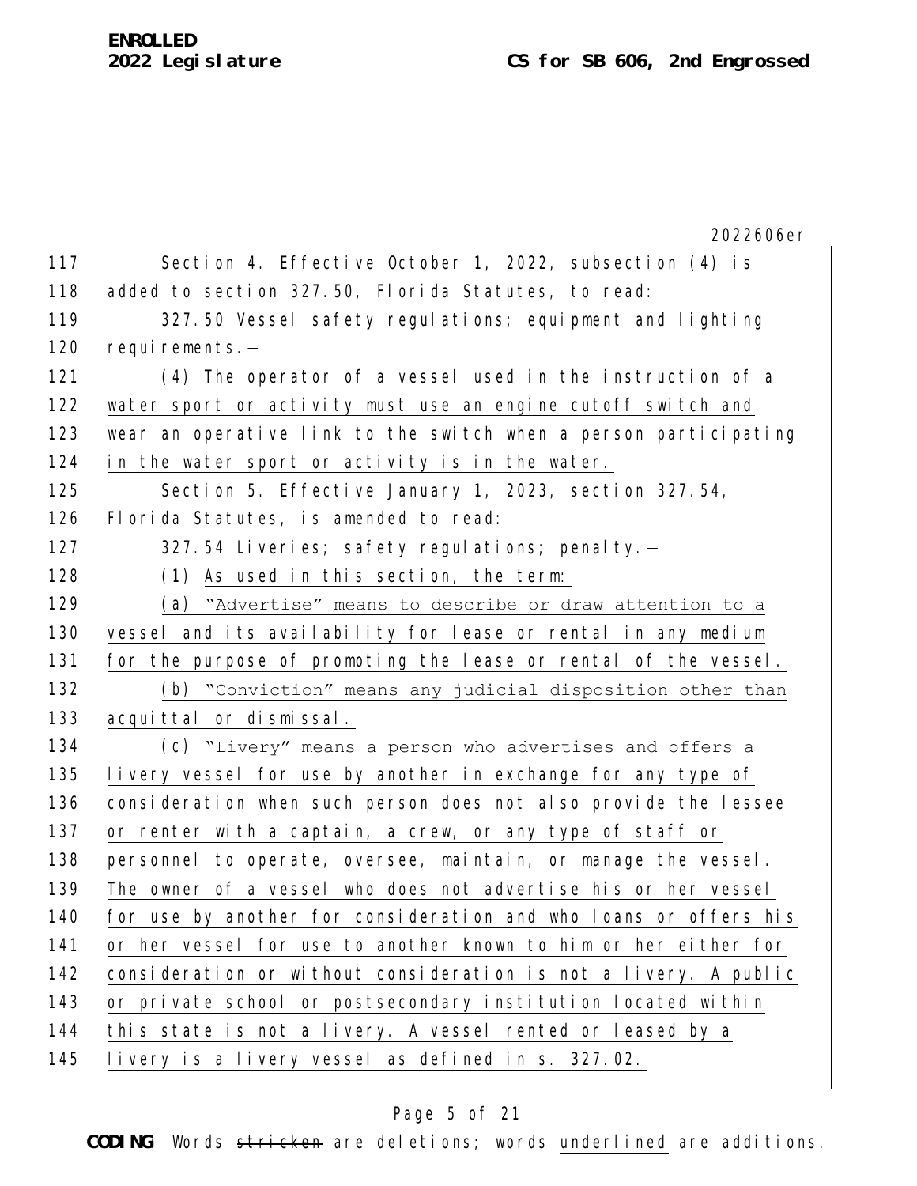Section 4. Effective October 1, 2022, subsection (4) is added to section 327.50, Florida Statutes, to read:

327.50 Vessel safety regulations; equipment and lighting requirements.—

(4) The operator of a vessel used in the instruction of a water sport or activity must use an engine cutoff switch and wear an operative link to the switch when a person participating in the water sport or activity is in the water.

Section 5. Effective January 1, 2023, section 327.54, Florida Statutes, is amended to read:

327.54 Liveries; safety regulations; penalty.—

(1) As used in this section, the term:

(a) "Advertise" means to describe or draw attention to a vessel and its availability for lease or rental in any medium for the purpose of promoting the lease or rental of the vessel.

(b) "Conviction" means any judicial disposition other than acquittal or dismissal.

(c) "Livery" means a person who advertises and offers a livery vessel for use by another in exchange for any type of consideration when such person does not also provide the lessee or renter with a captain, a crew, or any type of staff or personnel to operate, oversee, maintain, or manage the vessel. The owner of a vessel who does not advertise his or her vessel for use by another for consideration and who loans or offers his or her vessel for use to another known to him or her either for consideration or without consideration is not a livery. A public or private school or postsecondary institution located within this state is not a livery. A vessel rented or leased by a livery is a livery vessel as defined in s. 327.02.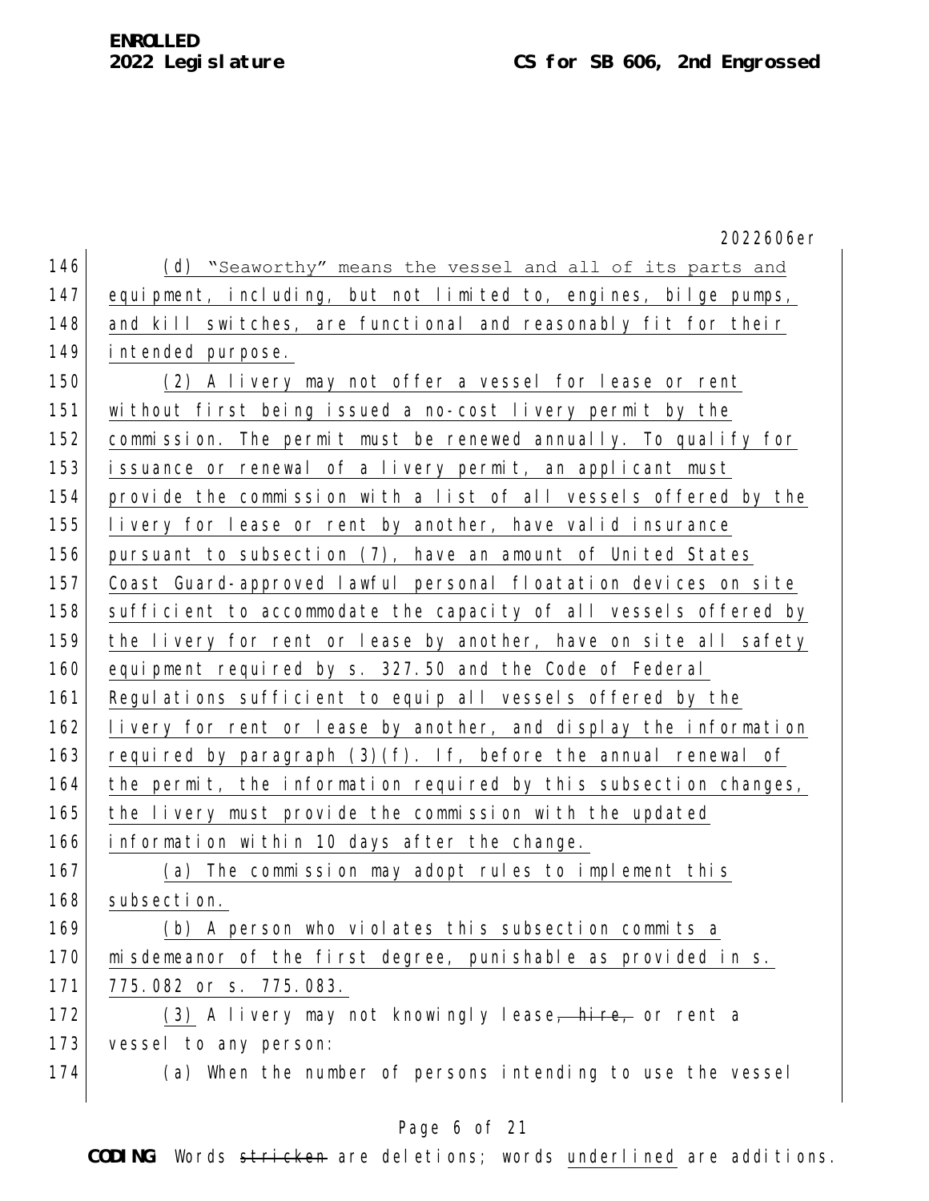(d) "Seaworthy" means the vessel and all of its parts and equipment, including, but not limited to, engines, bilge pumps, and kill switches, are functional and reasonably fit for their intended purpose.

(2) A livery may not offer a vessel for lease or rent without first being issued a no-cost livery permit by the commission. The permit must be renewed annually. To qualify for issuance or renewal of a livery permit, an applicant must provide the commission with a list of all vessels offered by the livery for lease or rent by another, have valid insurance pursuant to subsection (7), have an amount of United States Coast Guard-approved lawful personal floatation devices on site sufficient to accommodate the capacity of all vessels offered by the livery for rent or lease by another, have on site all safety equipment required by s. 327.50 and the Code of Federal Regulations sufficient to equip all vessels offered by the livery for rent or lease by another, and display the information required by paragraph (3)(f). If, before the annual renewal of the permit, the information required by this subsection changes, the livery must provide the commission with the updated information within 10 days after the change.

(a) The commission may adopt rules to implement this subsection.

(b) A person who violates this subsection commits a misdemeanor of the first degree, punishable as provided in s. 775.082 or s. 775.083.

(3) A livery may not knowingly lease, ~~hire,~~ or rent a vessel to any person:

(a) When the number of persons intending to use the vessel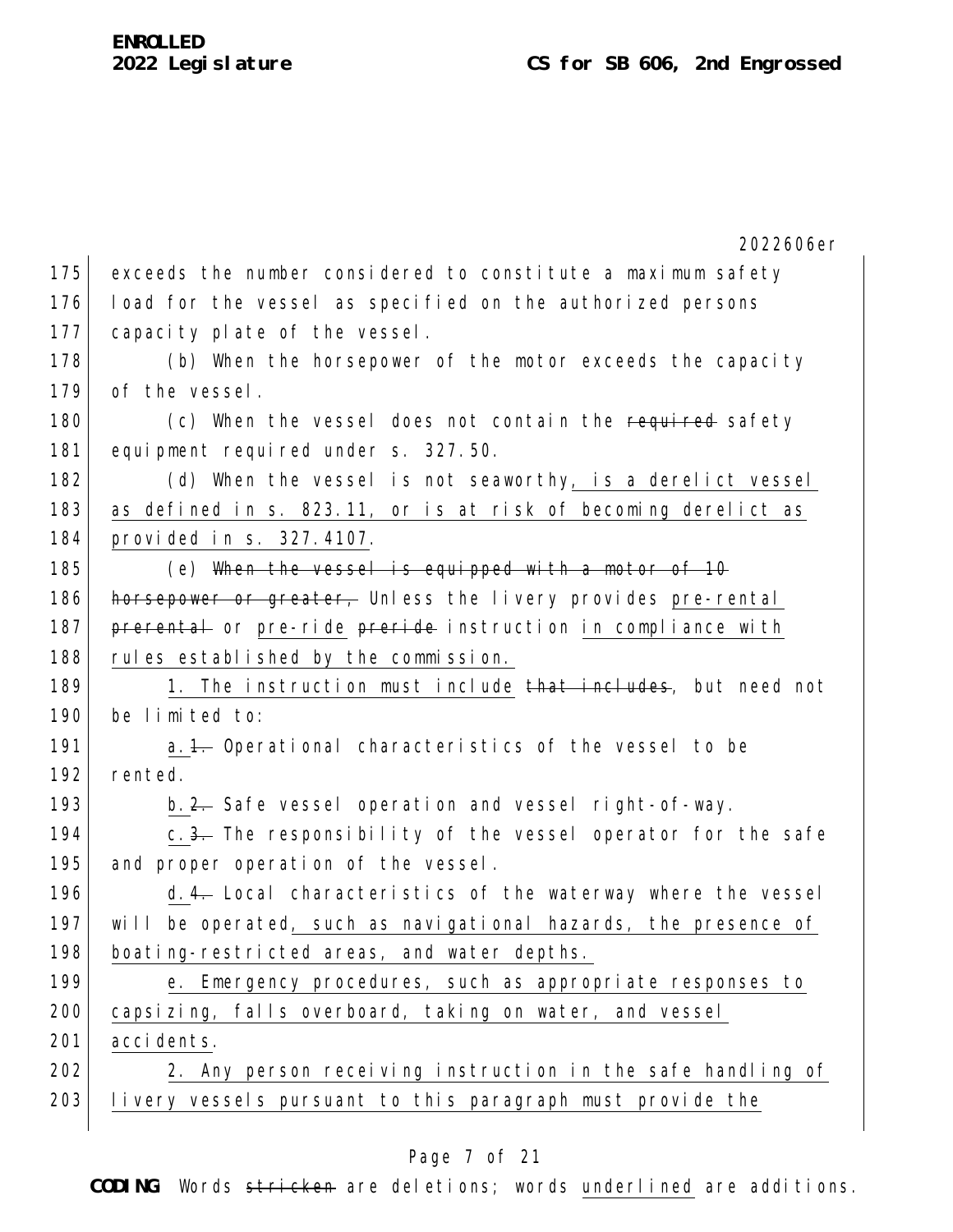exceeds the number considered to constitute a maximum safety load for the vessel as specified on the authorized persons capacity plate of the vessel.

(b) When the horsepower of the motor exceeds the capacity of the vessel.

(c) When the vessel does not contain the ~~required~~ safety equipment required under s. 327.50.

(d) When the vessel is not seaworthy, is a derelict vessel as defined in s. 823.11, or is at risk of becoming derelict as provided in s. 327.4107.

(e) ~~When the vessel is equipped with a motor of 10 horsepower or greater,~~ Unless the livery provides pre-rental ~~prerental~~ or pre-ride ~~preride~~ instruction in compliance with rules established by the commission.

1. The instruction must include ~~that includes~~, but need not be limited to:

a.~~1.~~ Operational characteristics of the vessel to be rented.

b.~~2.~~ Safe vessel operation and vessel right-of-way.

c.~~3.~~ The responsibility of the vessel operator for the safe and proper operation of the vessel.

d.~~4.~~ Local characteristics of the waterway where the vessel will be operated, such as navigational hazards, the presence of boating-restricted areas, and water depths.

e. Emergency procedures, such as appropriate responses to capsizing, falls overboard, taking on water, and vessel accidents.

2. Any person receiving instruction in the safe handling of livery vessels pursuant to this paragraph must provide the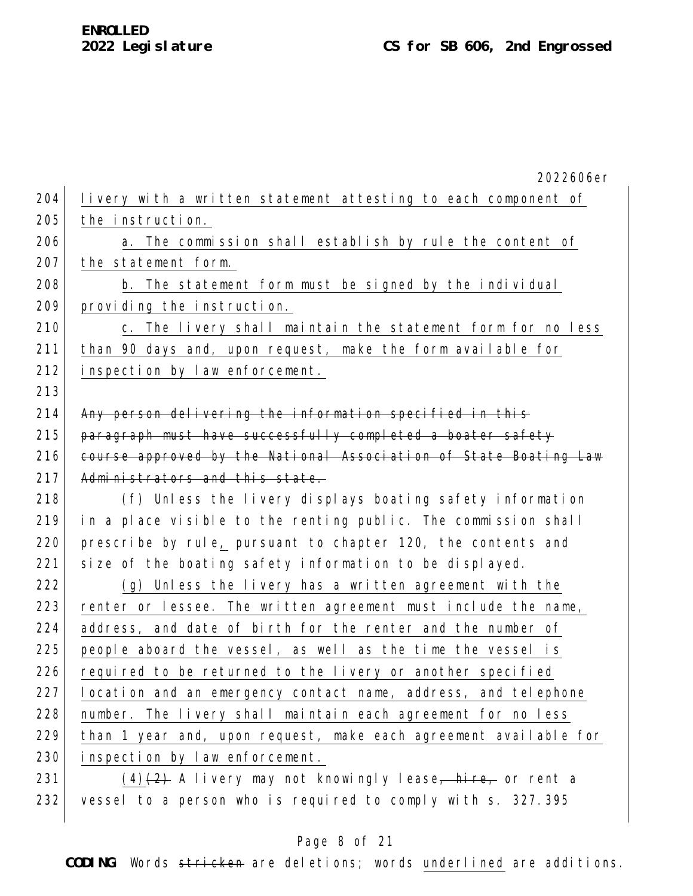livery with a written statement attesting to each component of the instruction.

a. The commission shall establish by rule the content of the statement form.

b. The statement form must be signed by the individual providing the instruction.

c. The livery shall maintain the statement form for no less than 90 days and, upon request, make the form available for inspection by law enforcement.

~~Any person delivering the information specified in this paragraph must have successfully completed a boater safety course approved by the National Association of State Boating Law Administrators and this state.~~

(f) Unless the livery displays boating safety information in a place visible to the renting public. The commission shall prescribe by rule, pursuant to chapter 120, the contents and size of the boating safety information to be displayed.

(g) Unless the livery has a written agreement with the renter or lessee. The written agreement must include the name, address, and date of birth for the renter and the number of people aboard the vessel, as well as the time the vessel is required to be returned to the livery or another specified location and an emergency contact name, address, and telephone number. The livery shall maintain each agreement for no less than 1 year and, upon request, make each agreement available for inspection by law enforcement.

(4)~~(2)~~ A livery may not knowingly lease~~, hire,~~ or rent a vessel to a person who is required to comply with s. 327.395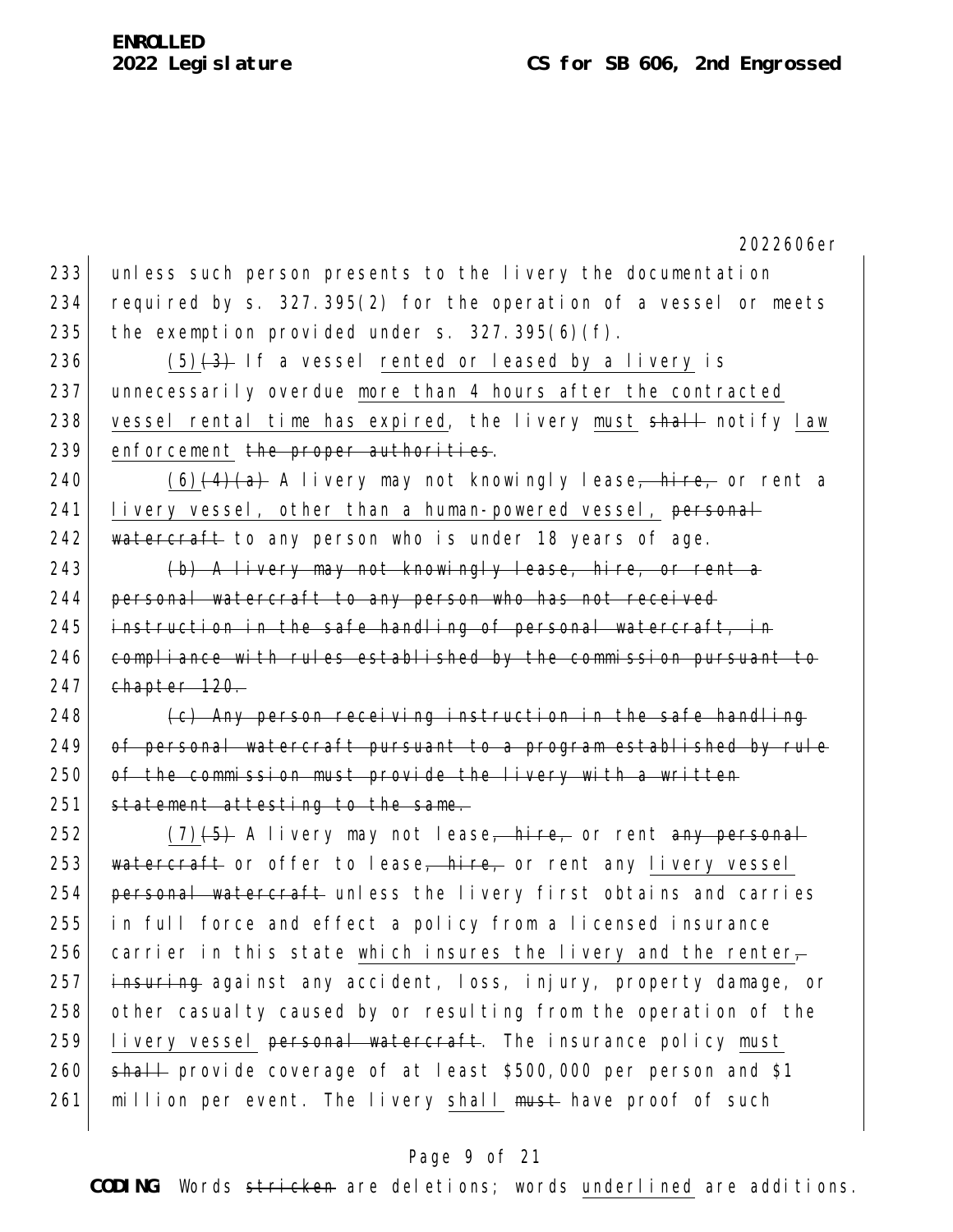unless such person presents to the livery the documentation required by s. 327.395(2) for the operation of a vessel or meets the exemption provided under s. 327.395(6)(f).

<u>(5)</u>~~(3)~~ If a vessel <u>rented or leased by a livery</u> is unnecessarily overdue <u>more than 4 hours after the contracted vessel rental time has expired</u>, the livery <u>must</u> ~~shall~~ notify <u>law enforcement</u> ~~the proper authorities~~.

<u>(6)</u>~~(4)(a)~~ A livery may not knowingly lease~~, hire,~~ or rent a <u>livery vessel, other than a human-powered vessel,</u> ~~personal watercraft~~ to any person who is under 18 years of age.

~~(b) A livery may not knowingly lease, hire, or rent a personal watercraft to any person who has not received instruction in the safe handling of personal watercraft, in compliance with rules established by the commission pursuant to chapter 120.~~

~~(c) Any person receiving instruction in the safe handling of personal watercraft pursuant to a program established by rule of the commission must provide the livery with a written statement attesting to the same.~~

<u>(7)</u>~~(5)~~ A livery may not lease~~, hire,~~ or rent ~~any personal watercraft~~ or offer to lease~~, hire,~~ or rent any <u>livery vessel</u> ~~personal watercraft~~ unless the livery first obtains and carries in full force and effect a policy from a licensed insurance carrier in this state <u>which insures the livery and the renter</u>~~,~~ ~~insuring~~ against any accident, loss, injury, property damage, or other casualty caused by or resulting from the operation of the <u>livery vessel</u> ~~personal watercraft~~. The insurance policy <u>must</u> ~~shall~~ provide coverage of at least \$500,000 per person and \$1 million per event. The livery <u>shall</u> ~~must~~ have proof of such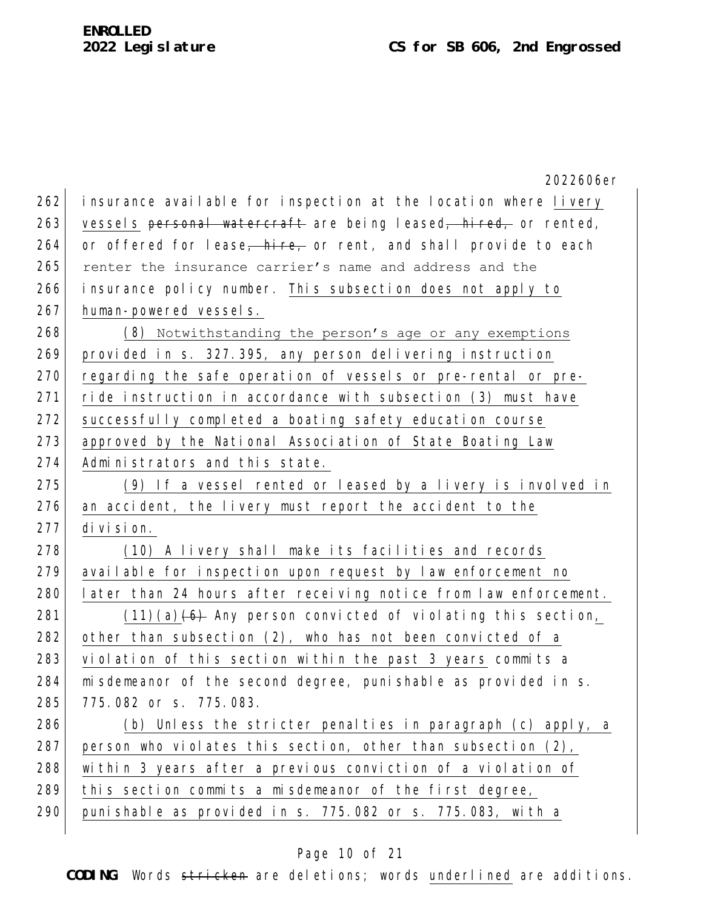insurance available for inspection at the location where livery vessels ~~personal watercraft~~ are being leased~~, hired,~~ or rented, or offered for lease~~, hire,~~ or rent, and shall provide to each renter the insurance carrier's name and address and the insurance policy number. This subsection does not apply to human-powered vessels.

(8) Notwithstanding the person's age or any exemptions provided in s. 327.395, any person delivering instruction regarding the safe operation of vessels or pre-rental or pre-ride instruction in accordance with subsection (3) must have successfully completed a boating safety education course approved by the National Association of State Boating Law Administrators and this state.

(9) If a vessel rented or leased by a livery is involved in an accident, the livery must report the accident to the division.

(10) A livery shall make its facilities and records available for inspection upon request by law enforcement no later than 24 hours after receiving notice from law enforcement.

(11)(a)~~(6)~~ Any person convicted of violating this section, other than subsection (2), who has not been convicted of a violation of this section within the past 3 years commits a misdemeanor of the second degree, punishable as provided in s. 775.082 or s. 775.083.

(b) Unless the stricter penalties in paragraph (c) apply, a person who violates this section, other than subsection (2), within 3 years after a previous conviction of a violation of this section commits a misdemeanor of the first degree, punishable as provided in s. 775.082 or s. 775.083, with a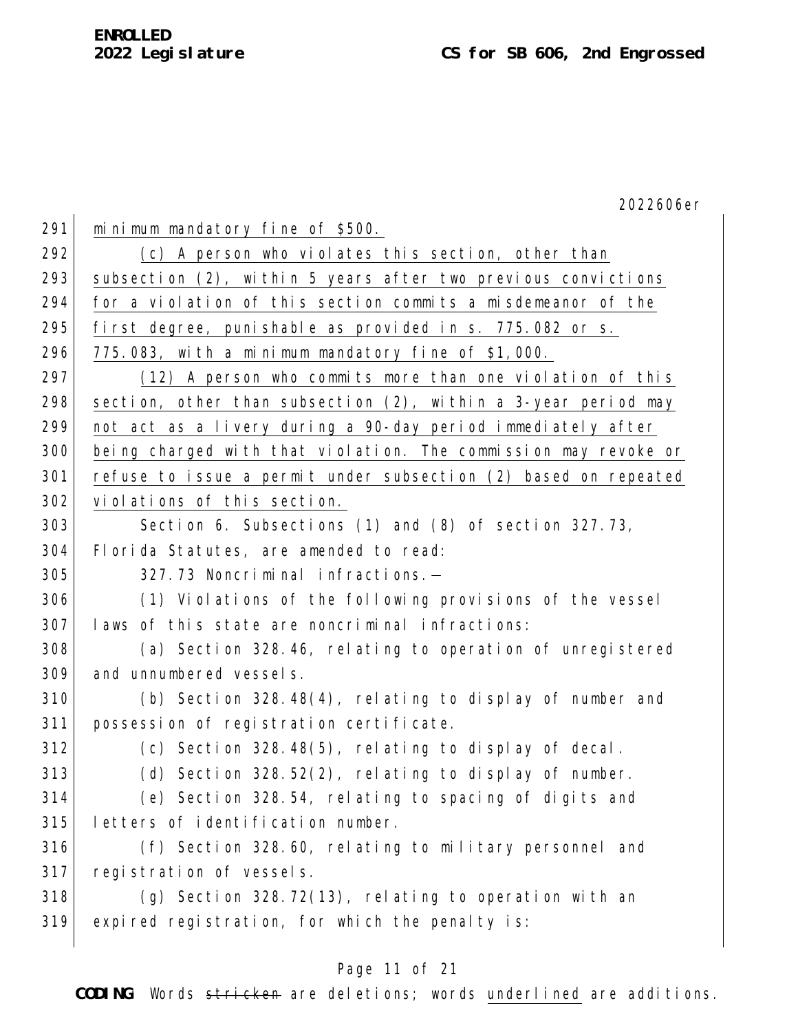minimum mandatory fine of $500.

(c) A person who violates this section, other than subsection (2), within 5 years after two previous convictions for a violation of this section commits a misdemeanor of the first degree, punishable as provided in s. 775.082 or s. 775.083, with a minimum mandatory fine of $1,000.

(12) A person who commits more than one violation of this section, other than subsection (2), within a 3-year period may not act as a livery during a 90-day period immediately after being charged with that violation. The commission may revoke or refuse to issue a permit under subsection (2) based on repeated violations of this section.

Section 6. Subsections (1) and (8) of section 327.73, Florida Statutes, are amended to read:

327.73 Noncriminal infractions.—

(1) Violations of the following provisions of the vessel laws of this state are noncriminal infractions:

(a) Section 328.46, relating to operation of unregistered and unnumbered vessels.

(b) Section 328.48(4), relating to display of number and possession of registration certificate.

(c) Section 328.48(5), relating to display of decal.

(d) Section 328.52(2), relating to display of number.

(e) Section 328.54, relating to spacing of digits and letters of identification number.

(f) Section 328.60, relating to military personnel and registration of vessels.

(g) Section 328.72(13), relating to operation with an expired registration, for which the penalty is: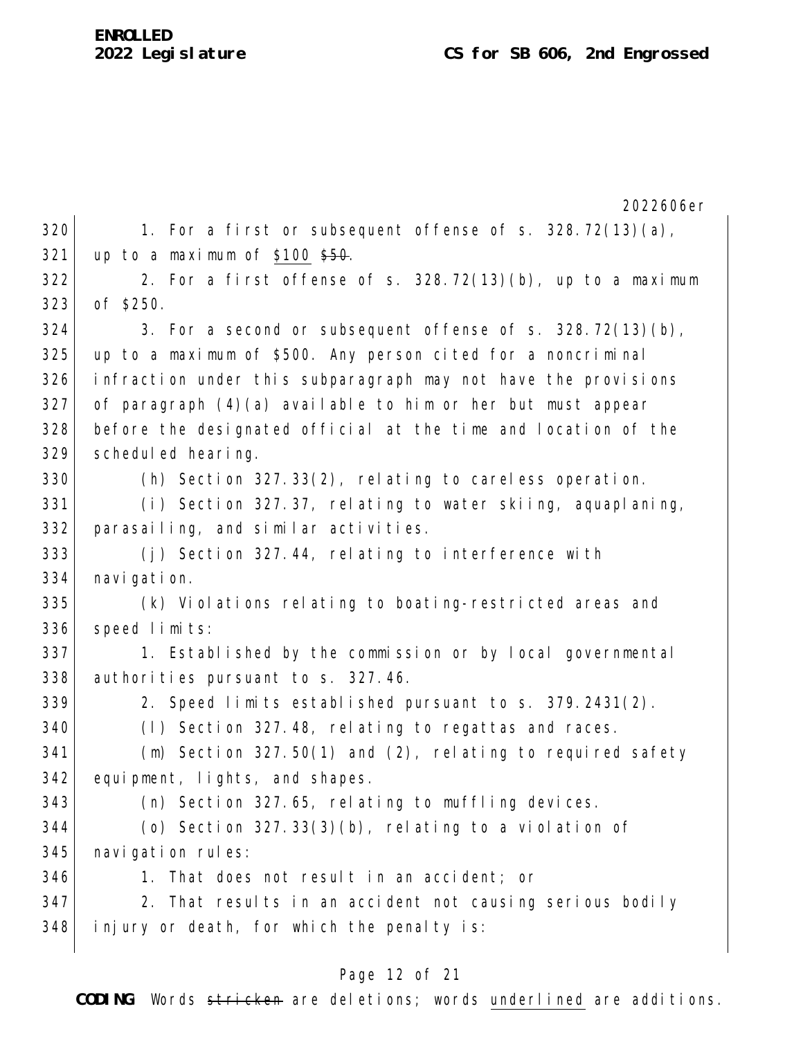1. For a first or subsequent offense of s. 328.72(13)(a), up to a maximum of <u>$100</u> ~~$50~~.

2. For a first offense of s. 328.72(13)(b), up to a maximum of $250.

3. For a second or subsequent offense of s. 328.72(13)(b), up to a maximum of $500. Any person cited for a noncriminal infraction under this subparagraph may not have the provisions of paragraph (4)(a) available to him or her but must appear before the designated official at the time and location of the scheduled hearing.

(h) Section 327.33(2), relating to careless operation.

(i) Section 327.37, relating to water skiing, aquaplaning, parasailing, and similar activities.

(j) Section 327.44, relating to interference with navigation.

(k) Violations relating to boating-restricted areas and speed limits:

1. Established by the commission or by local governmental authorities pursuant to s. 327.46.

2. Speed limits established pursuant to s. 379.2431(2).

(l) Section 327.48, relating to regattas and races.

(m) Section 327.50(1) and (2), relating to required safety equipment, lights, and shapes.

(n) Section 327.65, relating to muffling devices.

(o) Section 327.33(3)(b), relating to a violation of navigation rules:

1. That does not result in an accident; or

2. That results in an accident not causing serious bodily injury or death, for which the penalty is: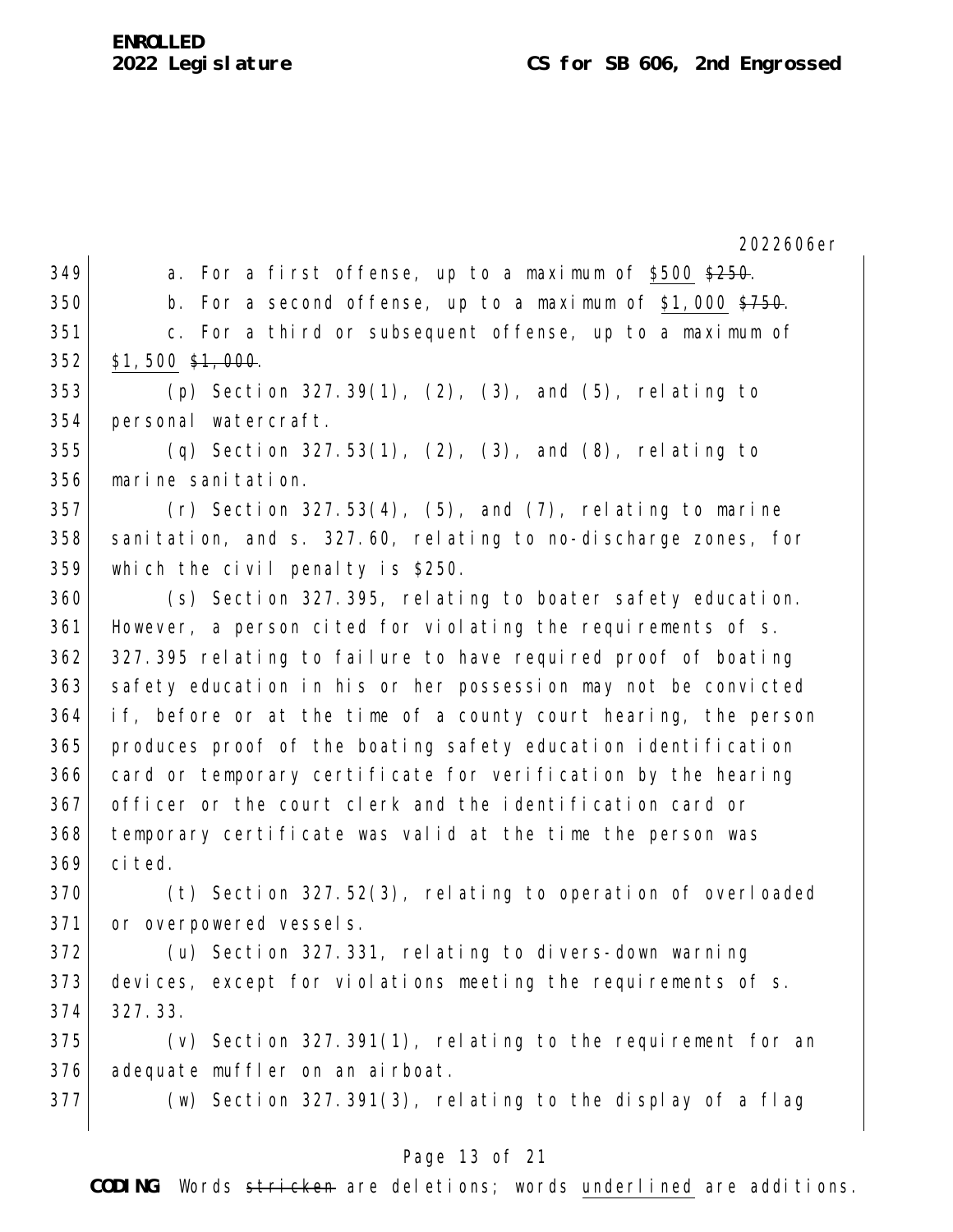a. For a first offense, up to a maximum of <u>$500</u> ~~$250~~.

b. For a second offense, up to a maximum of <u>$1,000</u> ~~$750~~.

c. For a third or subsequent offense, up to a maximum of <u>$1,500</u> ~~$1,000~~.

(p) Section 327.39(1), (2), (3), and (5), relating to personal watercraft.

(q) Section 327.53(1), (2), (3), and (8), relating to marine sanitation.

(r) Section 327.53(4), (5), and (7), relating to marine sanitation, and s. 327.60, relating to no-discharge zones, for which the civil penalty is $250.

(s) Section 327.395, relating to boater safety education. However, a person cited for violating the requirements of s. 327.395 relating to failure to have required proof of boating safety education in his or her possession may not be convicted if, before or at the time of a county court hearing, the person produces proof of the boating safety education identification card or temporary certificate for verification by the hearing officer or the court clerk and the identification card or temporary certificate was valid at the time the person was cited.

(t) Section 327.52(3), relating to operation of overloaded or overpowered vessels.

(u) Section 327.331, relating to divers-down warning devices, except for violations meeting the requirements of s. 327.33.

(v) Section 327.391(1), relating to the requirement for an adequate muffler on an airboat.

(w) Section 327.391(3), relating to the display of a flag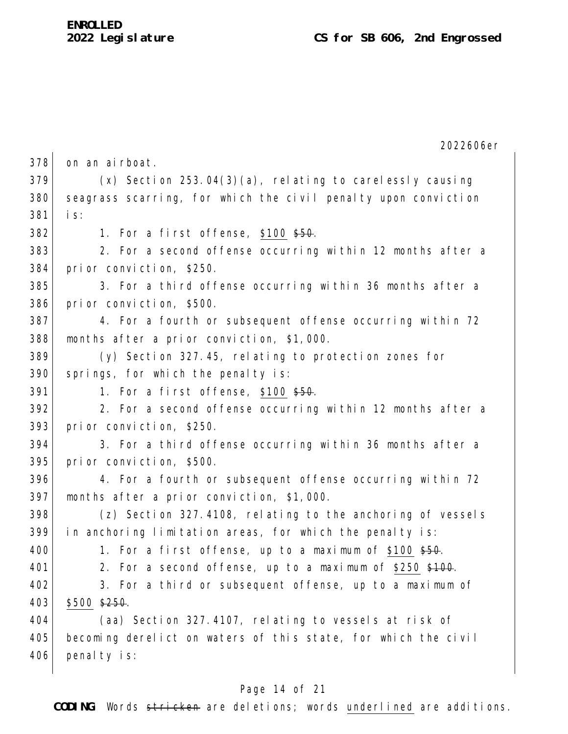on an airboat.

(x) Section 253.04(3)(a), relating to carelessly causing seagrass scarring, for which the civil penalty upon conviction is:

1. For a first offense, <u>$100</u> ~~$50~~.

2. For a second offense occurring within 12 months after a prior conviction, $250.

3. For a third offense occurring within 36 months after a prior conviction, $500.

4. For a fourth or subsequent offense occurring within 72 months after a prior conviction, $1,000.

(y) Section 327.45, relating to protection zones for springs, for which the penalty is:

1. For a first offense, <u>$100</u> ~~$50~~.

2. For a second offense occurring within 12 months after a prior conviction, $250.

3. For a third offense occurring within 36 months after a prior conviction, $500.

4. For a fourth or subsequent offense occurring within 72 months after a prior conviction, $1,000.

(z) Section 327.4108, relating to the anchoring of vessels in anchoring limitation areas, for which the penalty is:

1. For a first offense, up to a maximum of <u>$100</u> ~~$50~~.

2. For a second offense, up to a maximum of <u>$250</u> ~~$100~~.

3. For a third or subsequent offense, up to a maximum of <u>$500</u> ~~$250~~.

(aa) Section 327.4107, relating to vessels at risk of becoming derelict on waters of this state, for which the civil penalty is: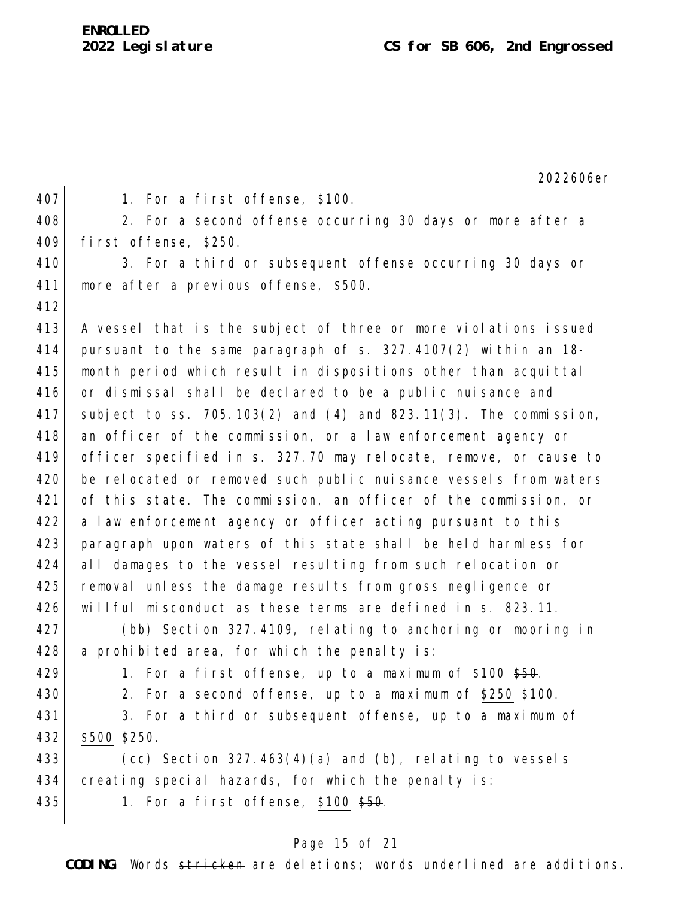1. For a first offense, $100.

2. For a second offense occurring 30 days or more after a first offense, $250.

3. For a third or subsequent offense occurring 30 days or more after a previous offense, $500.

A vessel that is the subject of three or more violations issued pursuant to the same paragraph of s. 327.4107(2) within an 18-month period which result in dispositions other than acquittal or dismissal shall be declared to be a public nuisance and subject to ss. 705.103(2) and (4) and 823.11(3). The commission, an officer of the commission, or a law enforcement agency or officer specified in s. 327.70 may relocate, remove, or cause to be relocated or removed such public nuisance vessels from waters of this state. The commission, an officer of the commission, or a law enforcement agency or officer acting pursuant to this paragraph upon waters of this state shall be held harmless for all damages to the vessel resulting from such relocation or removal unless the damage results from gross negligence or willful misconduct as these terms are defined in s. 823.11.

(bb) Section 327.4109, relating to anchoring or mooring in a prohibited area, for which the penalty is:

1. For a first offense, up to a maximum of <u>$100</u> ~~$50~~.

2. For a second offense, up to a maximum of <u>$250</u> ~~$100~~.

3. For a third or subsequent offense, up to a maximum of <u>$500</u> ~~$250~~.

(cc) Section 327.463(4)(a) and (b), relating to vessels creating special hazards, for which the penalty is:

1. For a first offense, <u>$100</u> ~~$50~~.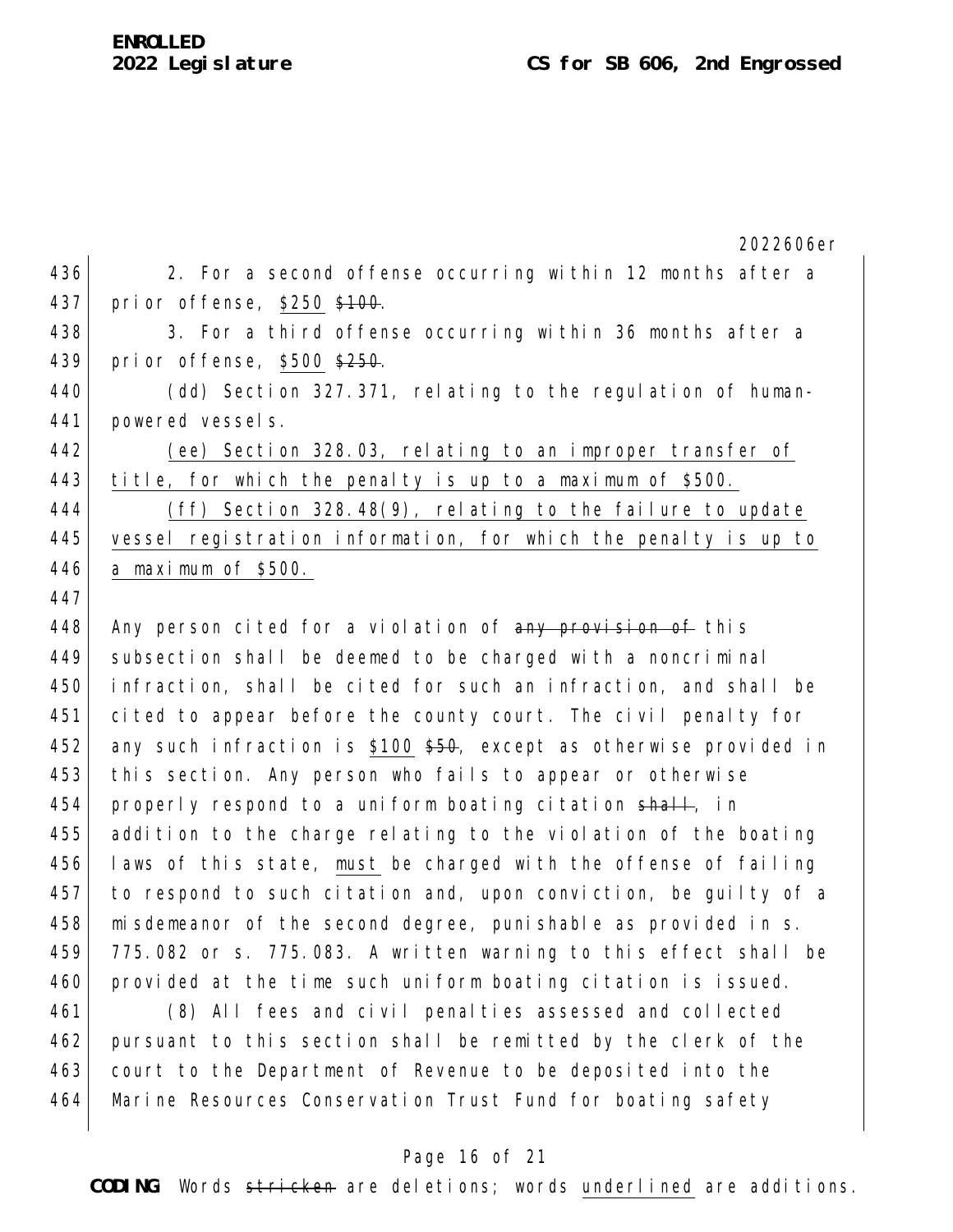2. For a second offense occurring within 12 months after a prior offense, <u>$250</u> ~~$100~~.

3. For a third offense occurring within 36 months after a prior offense, <u>$500</u> ~~$250~~.

(dd) Section 327.371, relating to the regulation of human-powered vessels.

<u>(ee) Section 328.03, relating to an improper transfer of title, for which the penalty is up to a maximum of $500.</u>

<u>(ff) Section 328.48(9), relating to the failure to update vessel registration information, for which the penalty is up to a maximum of $500.</u>

Any person cited for a violation of ~~any provision of~~ this subsection shall be deemed to be charged with a noncriminal infraction, shall be cited for such an infraction, and shall be cited to appear before the county court. The civil penalty for any such infraction is <u>$100</u> ~~$50~~, except as otherwise provided in this section. Any person who fails to appear or otherwise properly respond to a uniform boating citation ~~shall~~, in addition to the charge relating to the violation of the boating laws of this state, <u>must</u> be charged with the offense of failing to respond to such citation and, upon conviction, be guilty of a misdemeanor of the second degree, punishable as provided in s. 775.082 or s. 775.083. A written warning to this effect shall be provided at the time such uniform boating citation is issued.

(8) All fees and civil penalties assessed and collected pursuant to this section shall be remitted by the clerk of the court to the Department of Revenue to be deposited into the Marine Resources Conservation Trust Fund for boating safety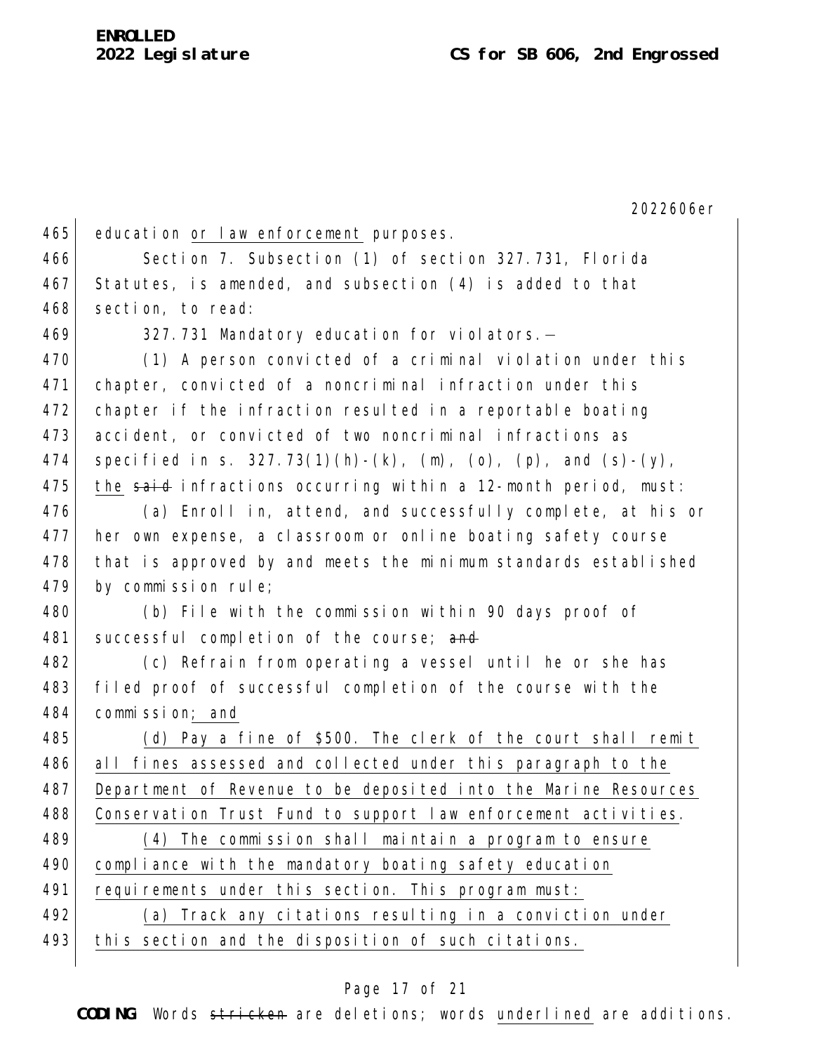education or law enforcement purposes.

Section 7. Subsection (1) of section 327.731, Florida Statutes, is amended, and subsection (4) is added to that section, to read:

327.731 Mandatory education for violators.—

(1) A person convicted of a criminal violation under this chapter, convicted of a noncriminal infraction under this chapter if the infraction resulted in a reportable boating accident, or convicted of two noncriminal infractions as specified in s. 327.73(1)(h)-(k), (m), (o), (p), and (s)-(y), the ~~said~~ infractions occurring within a 12-month period, must:

(a) Enroll in, attend, and successfully complete, at his or her own expense, a classroom or online boating safety course that is approved by and meets the minimum standards established by commission rule;

(b) File with the commission within 90 days proof of successful completion of the course; ~~and~~

(c) Refrain from operating a vessel until he or she has filed proof of successful completion of the course with the commission; and

(d) Pay a fine of $500. The clerk of the court shall remit all fines assessed and collected under this paragraph to the Department of Revenue to be deposited into the Marine Resources Conservation Trust Fund to support law enforcement activities.

(4) The commission shall maintain a program to ensure compliance with the mandatory boating safety education requirements under this section. This program must:

(a) Track any citations resulting in a conviction under this section and the disposition of such citations.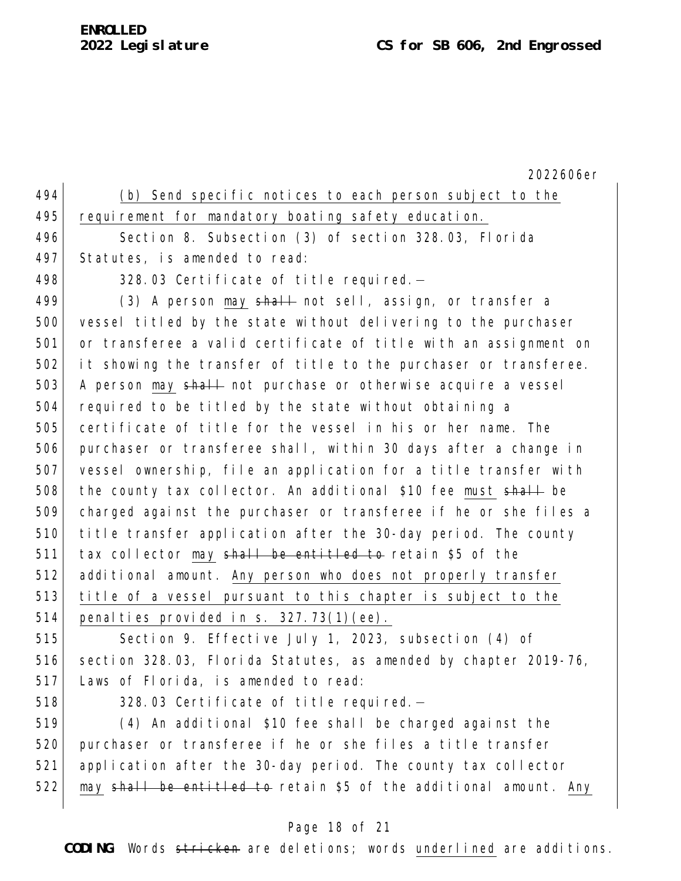(b) Send specific notices to each person subject to the requirement for mandatory boating safety education.

Section 8. Subsection (3) of section 328.03, Florida Statutes, is amended to read:

328.03 Certificate of title required.—

(3) A person may ~~shall~~ not sell, assign, or transfer a vessel titled by the state without delivering to the purchaser or transferee a valid certificate of title with an assignment on it showing the transfer of title to the purchaser or transferee. A person may ~~shall~~ not purchase or otherwise acquire a vessel required to be titled by the state without obtaining a certificate of title for the vessel in his or her name. The purchaser or transferee shall, within 30 days after a change in vessel ownership, file an application for a title transfer with the county tax collector. An additional $10 fee must ~~shall~~ be charged against the purchaser or transferee if he or she files a title transfer application after the 30-day period. The county tax collector may ~~shall be entitled to~~ retain $5 of the additional amount. Any person who does not properly transfer title of a vessel pursuant to this chapter is subject to the penalties provided in s. 327.73(1)(ee).

Section 9. Effective July 1, 2023, subsection (4) of section 328.03, Florida Statutes, as amended by chapter 2019-76, Laws of Florida, is amended to read:

328.03 Certificate of title required.—

(4) An additional $10 fee shall be charged against the purchaser or transferee if he or she files a title transfer application after the 30-day period. The county tax collector may ~~shall be entitled to~~ retain $5 of the additional amount. Any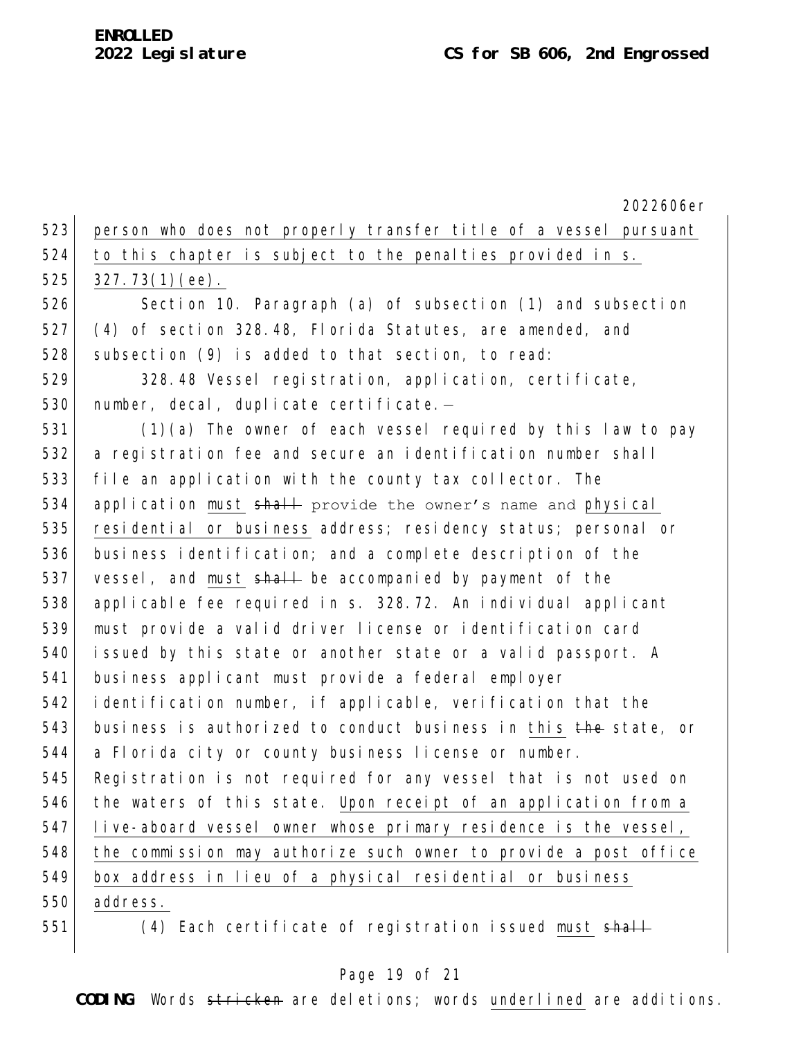person who does not properly transfer title of a vessel pursuant to this chapter is subject to the penalties provided in s. 327.73(1)(ee).

Section 10. Paragraph (a) of subsection (1) and subsection (4) of section 328.48, Florida Statutes, are amended, and subsection (9) is added to that section, to read:

328.48 Vessel registration, application, certificate, number, decal, duplicate certificate.—

(1)(a) The owner of each vessel required by this law to pay a registration fee and secure an identification number shall file an application with the county tax collector. The application must ~~shall~~ provide the owner's name and physical residential or business address; residency status; personal or business identification; and a complete description of the vessel, and must ~~shall~~ be accompanied by payment of the applicable fee required in s. 328.72. An individual applicant must provide a valid driver license or identification card issued by this state or another state or a valid passport. A business applicant must provide a federal employer identification number, if applicable, verification that the business is authorized to conduct business in this ~~the~~ state, or a Florida city or county business license or number. Registration is not required for any vessel that is not used on the waters of this state. Upon receipt of an application from a live-aboard vessel owner whose primary residence is the vessel, the commission may authorize such owner to provide a post office box address in lieu of a physical residential or business address.

(4) Each certificate of registration issued must ~~shall~~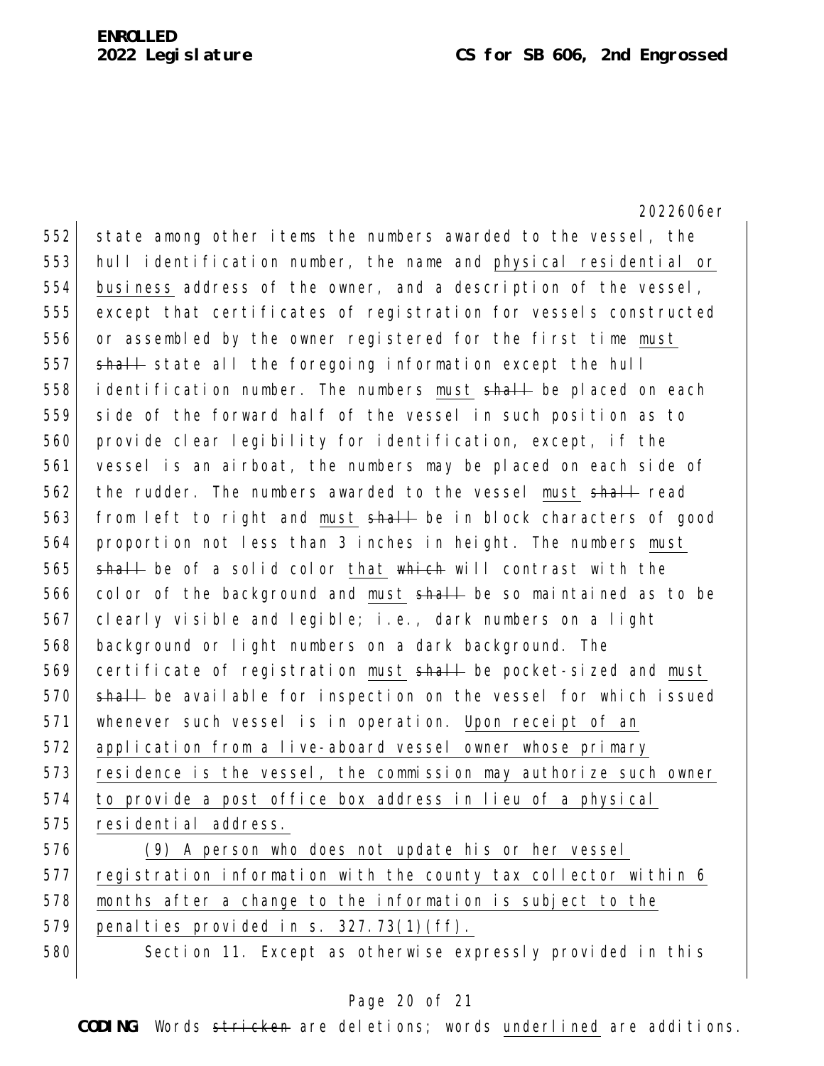state among other items the numbers awarded to the vessel, the hull identification number, the name and physical residential or business address of the owner, and a description of the vessel, except that certificates of registration for vessels constructed or assembled by the owner registered for the first time must ~~shall~~ state all the foregoing information except the hull identification number. The numbers must ~~shall~~ be placed on each side of the forward half of the vessel in such position as to provide clear legibility for identification, except, if the vessel is an airboat, the numbers may be placed on each side of the rudder. The numbers awarded to the vessel must ~~shall~~ read from left to right and must ~~shall~~ be in block characters of good proportion not less than 3 inches in height. The numbers must ~~shall~~ be of a solid color that ~~which~~ will contrast with the color of the background and must ~~shall~~ be so maintained as to be clearly visible and legible; i.e., dark numbers on a light background or light numbers on a dark background. The certificate of registration must ~~shall~~ be pocket-sized and must ~~shall~~ be available for inspection on the vessel for which issued whenever such vessel is in operation. Upon receipt of an application from a live-aboard vessel owner whose primary residence is the vessel, the commission may authorize such owner to provide a post office box address in lieu of a physical residential address.

(9) A person who does not update his or her vessel registration information with the county tax collector within 6 months after a change to the information is subject to the penalties provided in s. 327.73(1)(ff).

Section 11. Except as otherwise expressly provided in this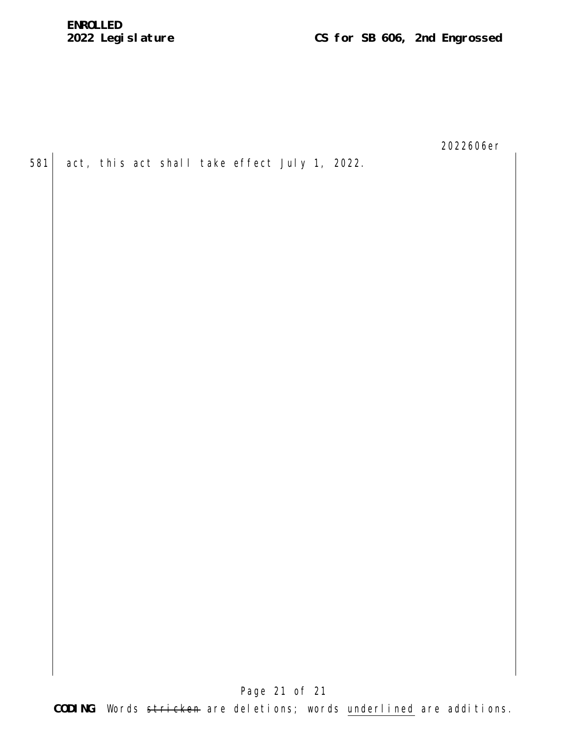581 act, this act shall take effect July 1, 2022.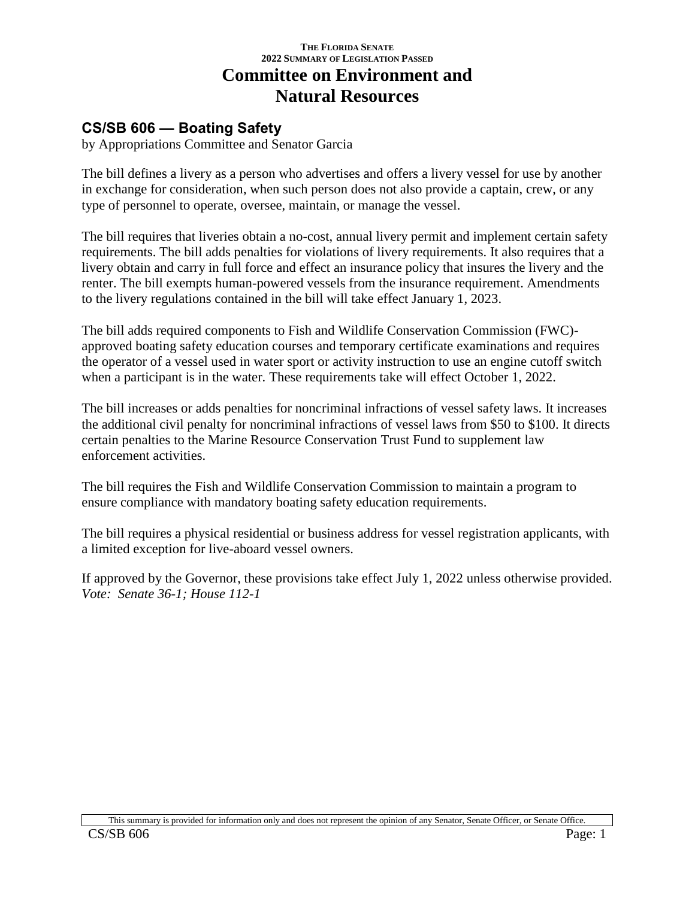THE FLORIDA SENATE
2022 SUMMARY OF LEGISLATION PASSED

# Committee on Environment and Natural Resources

## CS/SB 606 — Boating Safety

by Appropriations Committee and Senator Garcia

The bill defines a livery as a person who advertises and offers a livery vessel for use by another in exchange for consideration, when such person does not also provide a captain, crew, or any type of personnel to operate, oversee, maintain, or manage the vessel.

The bill requires that liveries obtain a no-cost, annual livery permit and implement certain safety requirements. The bill adds penalties for violations of livery requirements. It also requires that a livery obtain and carry in full force and effect an insurance policy that insures the livery and the renter. The bill exempts human-powered vessels from the insurance requirement. Amendments to the livery regulations contained in the bill will take effect January 1, 2023.

The bill adds required components to Fish and Wildlife Conservation Commission (FWC)-approved boating safety education courses and temporary certificate examinations and requires the operator of a vessel used in water sport or activity instruction to use an engine cutoff switch when a participant is in the water. These requirements take will effect October 1, 2022.

The bill increases or adds penalties for noncriminal infractions of vessel safety laws. It increases the additional civil penalty for noncriminal infractions of vessel laws from $50 to $100. It directs certain penalties to the Marine Resource Conservation Trust Fund to supplement law enforcement activities.

The bill requires the Fish and Wildlife Conservation Commission to maintain a program to ensure compliance with mandatory boating safety education requirements.

The bill requires a physical residential or business address for vessel registration applicants, with a limited exception for live-aboard vessel owners.

If approved by the Governor, these provisions take effect July 1, 2022 unless otherwise provided.
*Vote: Senate 36-1; House 112-1*

This summary is provided for information only and does not represent the opinion of any Senator, Senate Officer, or Senate Office.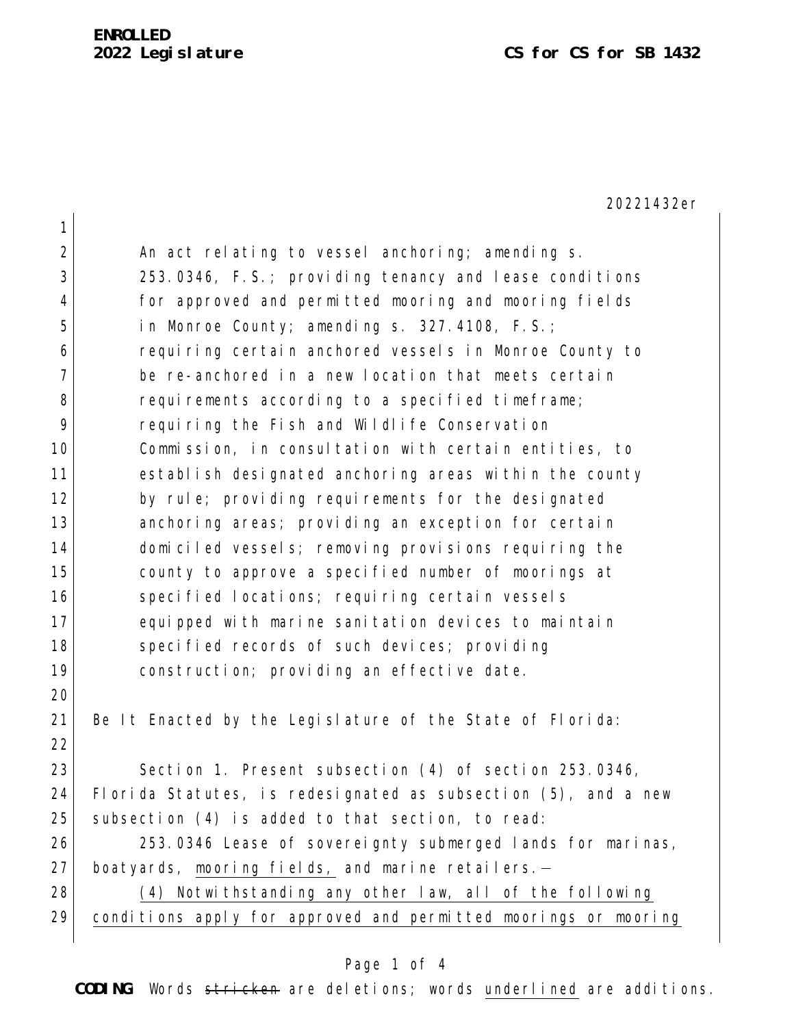**ENROLLED**
**2022 Legislature** **CS for CS for SB 1432**

20221432er

An act relating to vessel anchoring; amending s. 253.0346, F.S.; providing tenancy and lease conditions for approved and permitted mooring and mooring fields in Monroe County; amending s. 327.4108, F.S.; requiring certain anchored vessels in Monroe County to be re-anchored in a new location that meets certain requirements according to a specified timeframe; requiring the Fish and Wildlife Conservation Commission, in consultation with certain entities, to establish designated anchoring areas within the county by rule; providing requirements for the designated anchoring areas; providing an exception for certain domiciled vessels; removing provisions requiring the county to approve a specified number of moorings at specified locations; requiring certain vessels equipped with marine sanitation devices to maintain specified records of such devices; providing construction; providing an effective date.

Be It Enacted by the Legislature of the State of Florida:

Section 1. Present subsection (4) of section 253.0346, Florida Statutes, is redesignated as subsection (5), and a new subsection (4) is added to that section, to read:

253.0346 Lease of sovereignty submerged lands for marinas, boatyards, <u>mooring fields,</u> and marine retailers.—

<u>(4) Notwithstanding any other law, all of the following conditions apply for approved and permitted moorings or mooring</u>

**CODING:** Words ~~stricken~~ are deletions; words <u>underlined</u> are additions.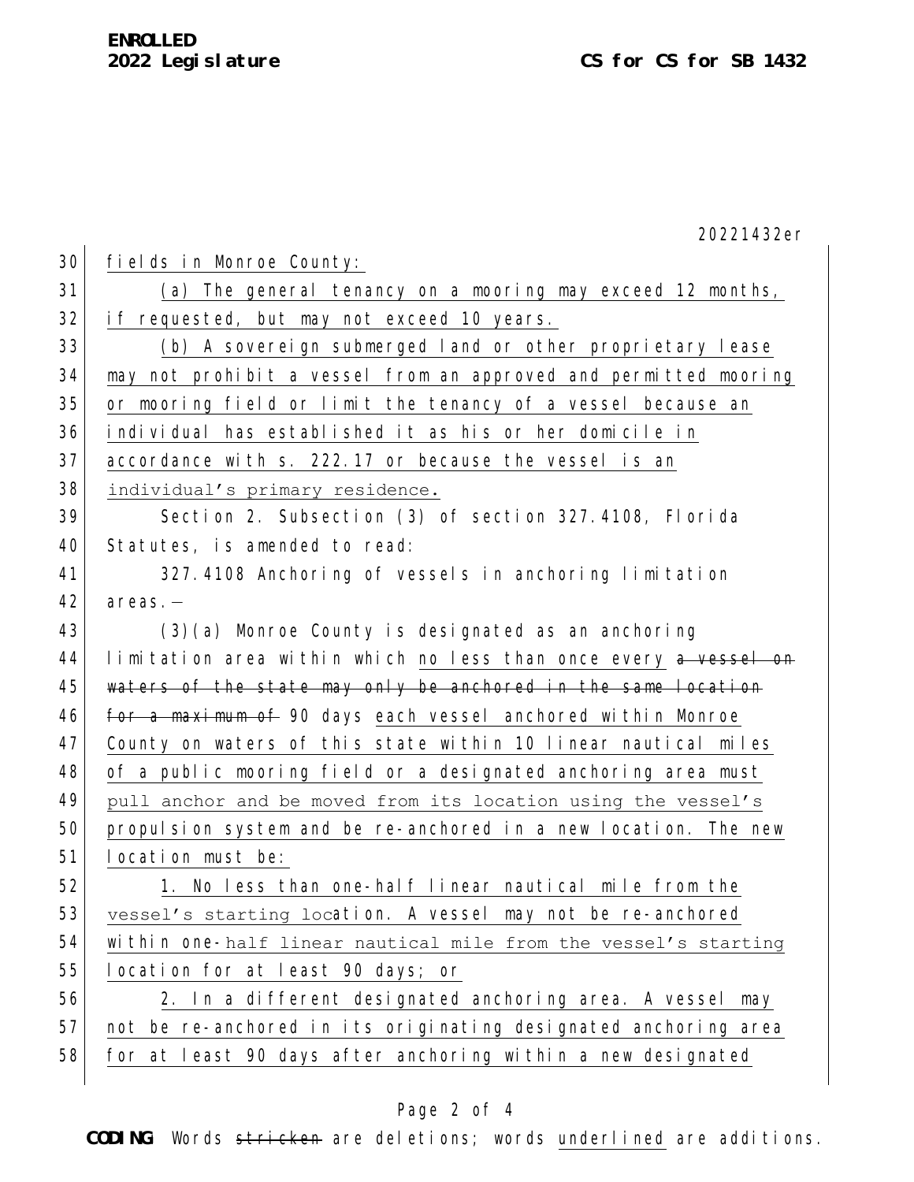fields in Monroe County:

(a) The general tenancy on a mooring may exceed 12 months, if requested, but may not exceed 10 years.

(b) A sovereign submerged land or other proprietary lease may not prohibit a vessel from an approved and permitted mooring or mooring field or limit the tenancy of a vessel because an individual has established it as his or her domicile in accordance with s. 222.17 or because the vessel is an individual's primary residence.

Section 2. Subsection (3) of section 327.4108, Florida Statutes, is amended to read:

327.4108 Anchoring of vessels in anchoring limitation areas.—

(3)(a) Monroe County is designated as an anchoring limitation area within which no less than once every ~~a vessel on waters of the state may only be anchored in the same location for a maximum of~~ 90 days each vessel anchored within Monroe County on waters of this state within 10 linear nautical miles of a public mooring field or a designated anchoring area must pull anchor and be moved from its location using the vessel's propulsion system and be re-anchored in a new location. The new location must be:

1. No less than one-half linear nautical mile from the vessel's starting location. A vessel may not be re-anchored within one-half linear nautical mile from the vessel's starting location for at least 90 days; or

2. In a different designated anchoring area. A vessel may not be re-anchored in its originating designated anchoring area for at least 90 days after anchoring within a new designated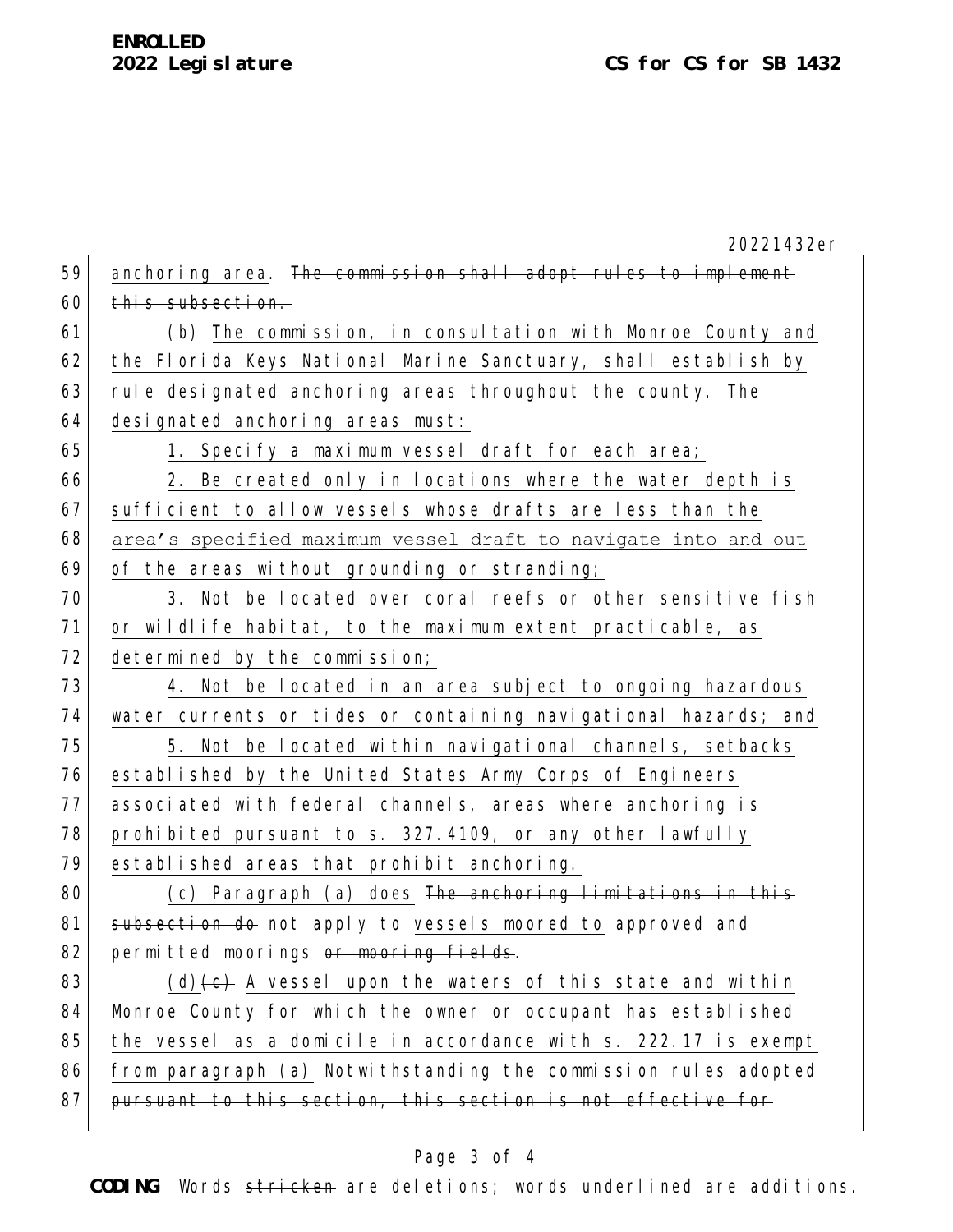anchoring area. ~~The commission shall adopt rules to implement this subsection.~~

(b) <u>The commission, in consultation with Monroe County and the Florida Keys National Marine Sanctuary, shall establish by rule designated anchoring areas throughout the county. The designated anchoring areas must:</u>

<u>1. Specify a maximum vessel draft for each area;</u>

<u>2. Be created only in locations where the water depth is sufficient to allow vessels whose drafts are less than the area's specified maximum vessel draft to navigate into and out of the areas without grounding or stranding;</u>

<u>3. Not be located over coral reefs or other sensitive fish or wildlife habitat, to the maximum extent practicable, as determined by the commission;</u>

<u>4. Not be located in an area subject to ongoing hazardous water currents or tides or containing navigational hazards; and</u>

<u>5. Not be located within navigational channels, setbacks established by the United States Army Corps of Engineers associated with federal channels, areas where anchoring is prohibited pursuant to s. 327.4109, or any other lawfully established areas that prohibit anchoring.</u>

<u>(c) Paragraph (a) does</u> ~~The anchoring limitations in this subsection do~~ not apply to <u>vessels moored to</u> approved and permitted moorings ~~or mooring fields~~.

<u>(d)</u>~~(c)~~ A vessel upon the waters of this state and within Monroe County for which the owner or occupant has established the vessel as a domicile in accordance with s. 222.17 is exempt <u>from paragraph (a)</u> ~~Notwithstanding the commission rules adopted pursuant to this section, this section is not effective for~~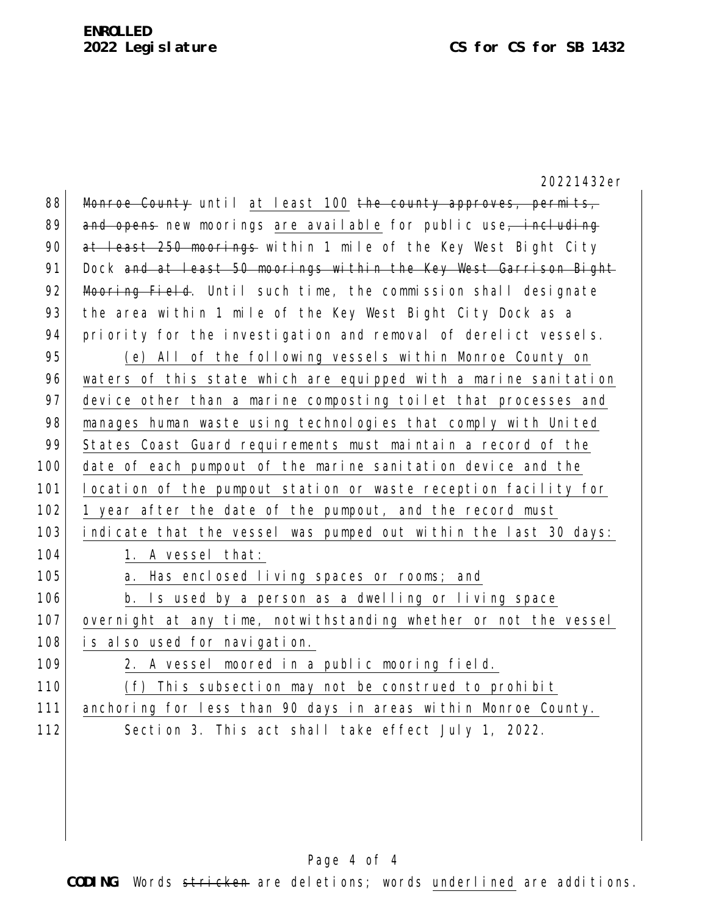Monroe County until at least 100 the county approves, permits, and opens new moorings are available for public use, including at least 250 moorings within 1 mile of the Key West Bight City Dock and at least 50 moorings within the Key West Garrison Bight Mooring Field. Until such time, the commission shall designate the area within 1 mile of the Key West Bight City Dock as a priority for the investigation and removal of derelict vessels.

(e) All of the following vessels within Monroe County on waters of this state which are equipped with a marine sanitation device other than a marine composting toilet that processes and manages human waste using technologies that comply with United States Coast Guard requirements must maintain a record of the date of each pumpout of the marine sanitation device and the location of the pumpout station or waste reception facility for 1 year after the date of the pumpout, and the record must indicate that the vessel was pumped out within the last 30 days:

1. A vessel that:

a. Has enclosed living spaces or rooms; and

b. Is used by a person as a dwelling or living space overnight at any time, notwithstanding whether or not the vessel is also used for navigation.

2. A vessel moored in a public mooring field.

(f) This subsection may not be construed to prohibit anchoring for less than 90 days in areas within Monroe County.

Section 3. This act shall take effect July 1, 2022.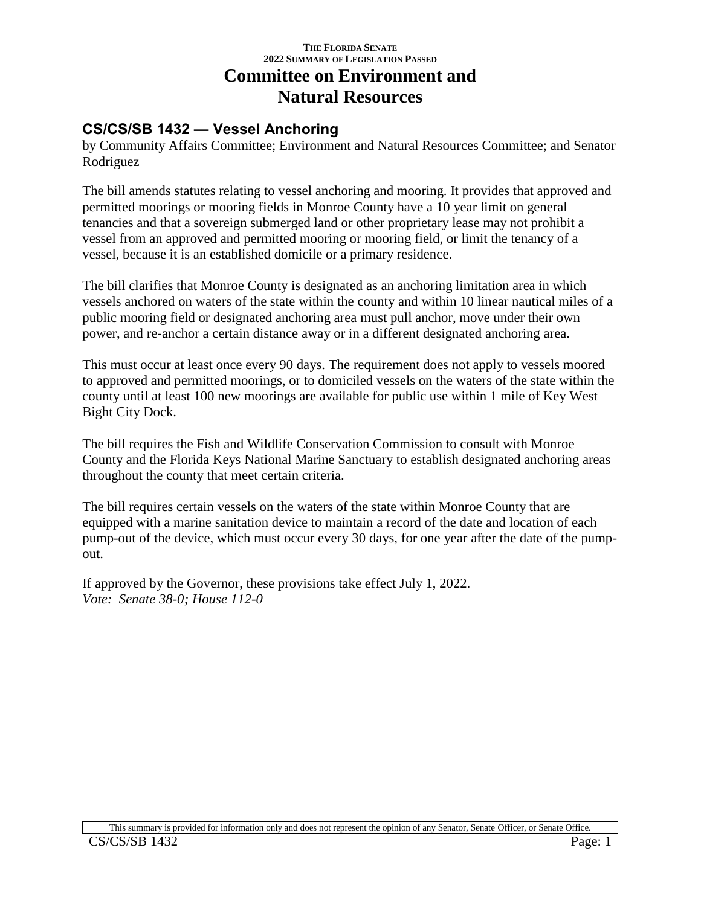THE FLORIDA SENATE
2022 SUMMARY OF LEGISLATION PASSED

# Committee on Environment and Natural Resources

## CS/CS/SB 1432 — Vessel Anchoring

by Community Affairs Committee; Environment and Natural Resources Committee; and Senator Rodriguez

The bill amends statutes relating to vessel anchoring and mooring. It provides that approved and permitted moorings or mooring fields in Monroe County have a 10 year limit on general tenancies and that a sovereign submerged land or other proprietary lease may not prohibit a vessel from an approved and permitted mooring or mooring field, or limit the tenancy of a vessel, because it is an established domicile or a primary residence.

The bill clarifies that Monroe County is designated as an anchoring limitation area in which vessels anchored on waters of the state within the county and within 10 linear nautical miles of a public mooring field or designated anchoring area must pull anchor, move under their own power, and re-anchor a certain distance away or in a different designated anchoring area.

This must occur at least once every 90 days. The requirement does not apply to vessels moored to approved and permitted moorings, or to domiciled vessels on the waters of the state within the county until at least 100 new moorings are available for public use within 1 mile of Key West Bight City Dock.

The bill requires the Fish and Wildlife Conservation Commission to consult with Monroe County and the Florida Keys National Marine Sanctuary to establish designated anchoring areas throughout the county that meet certain criteria.

The bill requires certain vessels on the waters of the state within Monroe County that are equipped with a marine sanitation device to maintain a record of the date and location of each pump-out of the device, which must occur every 30 days, for one year after the date of the pump-out.

If approved by the Governor, these provisions take effect July 1, 2022.
*Vote: Senate 38-0; House 112-0*

This summary is provided for information only and does not represent the opinion of any Senator, Senate Officer, or Senate Office.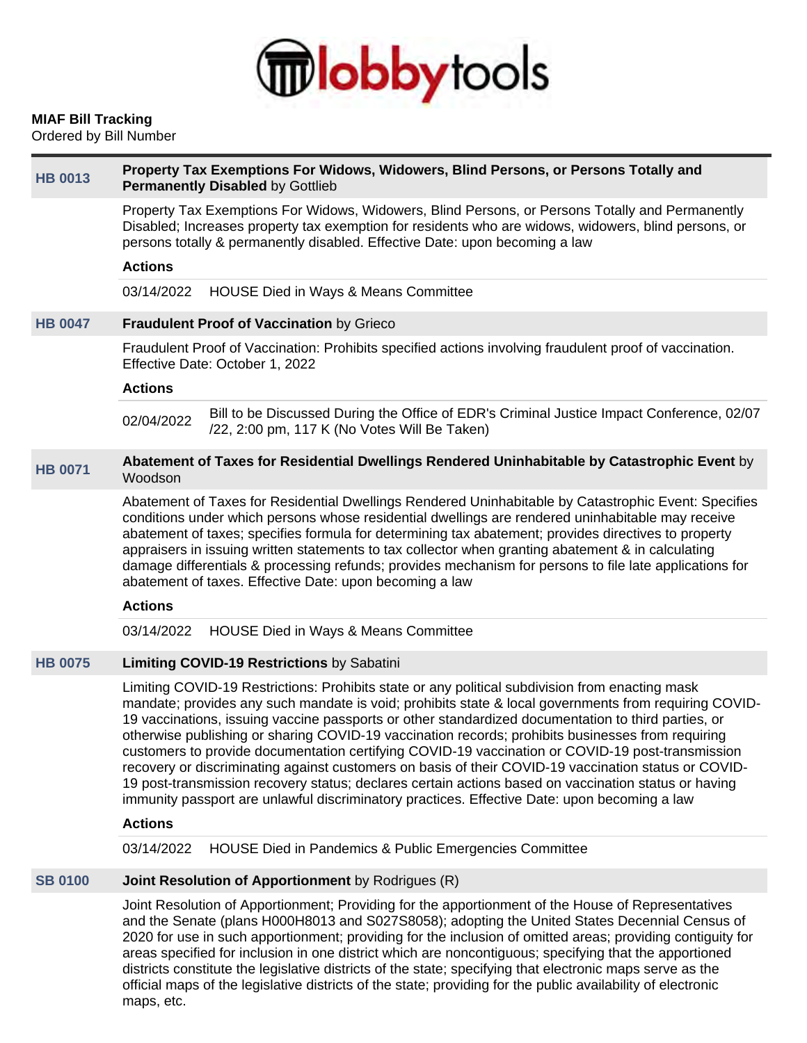lobbytools

**MIAF Bill Tracking**
Ordered by Bill Number

---

### HB 0013 — **Property Tax Exemptions For Widows, Widowers, Blind Persons, or Persons Totally and Permanently Disabled** by Gottlieb

Property Tax Exemptions For Widows, Widowers, Blind Persons, or Persons Totally and Permanently Disabled; Increases property tax exemption for residents who are widows, widowers, blind persons, or persons totally & permanently disabled. Effective Date: upon becoming a law

**Actions**

| | |
|---|---|
| 03/14/2022 | HOUSE Died in Ways & Means Committee |

### HB 0047 — **Fraudulent Proof of Vaccination** by Grieco

Fraudulent Proof of Vaccination: Prohibits specified actions involving fraudulent proof of vaccination. Effective Date: October 1, 2022

**Actions**

| | |
|---|---|
| 02/04/2022 | Bill to be Discussed During the Office of EDR's Criminal Justice Impact Conference, 02/07/22, 2:00 pm, 117 K (No Votes Will Be Taken) |

### HB 0071 — **Abatement of Taxes for Residential Dwellings Rendered Uninhabitable by Catastrophic Event** by Woodson

Abatement of Taxes for Residential Dwellings Rendered Uninhabitable by Catastrophic Event: Specifies conditions under which persons whose residential dwellings are rendered uninhabitable may receive abatement of taxes; specifies formula for determining tax abatement; provides directives to property appraisers in issuing written statements to tax collector when granting abatement & in calculating damage differentials & processing refunds; provides mechanism for persons to file late applications for abatement of taxes. Effective Date: upon becoming a law

**Actions**

| | |
|---|---|
| 03/14/2022 | HOUSE Died in Ways & Means Committee |

### HB 0075 — **Limiting COVID-19 Restrictions** by Sabatini

Limiting COVID-19 Restrictions: Prohibits state or any political subdivision from enacting mask mandate; provides any such mandate is void; prohibits state & local governments from requiring COVID-19 vaccinations, issuing vaccine passports or other standardized documentation to third parties, or otherwise publishing or sharing COVID-19 vaccination records; prohibits businesses from requiring customers to provide documentation certifying COVID-19 vaccination or COVID-19 post-transmission recovery or discriminating against customers on basis of their COVID-19 vaccination status or COVID-19 post-transmission recovery status; declares certain actions based on vaccination status or having immunity passport are unlawful discriminatory practices. Effective Date: upon becoming a law

**Actions**

| | |
|---|---|
| 03/14/2022 | HOUSE Died in Pandemics & Public Emergencies Committee |

### SB 0100 — **Joint Resolution of Apportionment** by Rodrigues (R)

Joint Resolution of Apportionment; Providing for the apportionment of the House of Representatives and the Senate (plans H000H8013 and S027S8058); adopting the United States Decennial Census of 2020 for use in such apportionment; providing for the inclusion of omitted areas; providing contiguity for areas specified for inclusion in one district which are noncontiguous; specifying that the apportioned districts constitute the legislative districts of the state; specifying that electronic maps serve as the official maps of the legislative districts of the state; providing for the public availability of electronic maps, etc.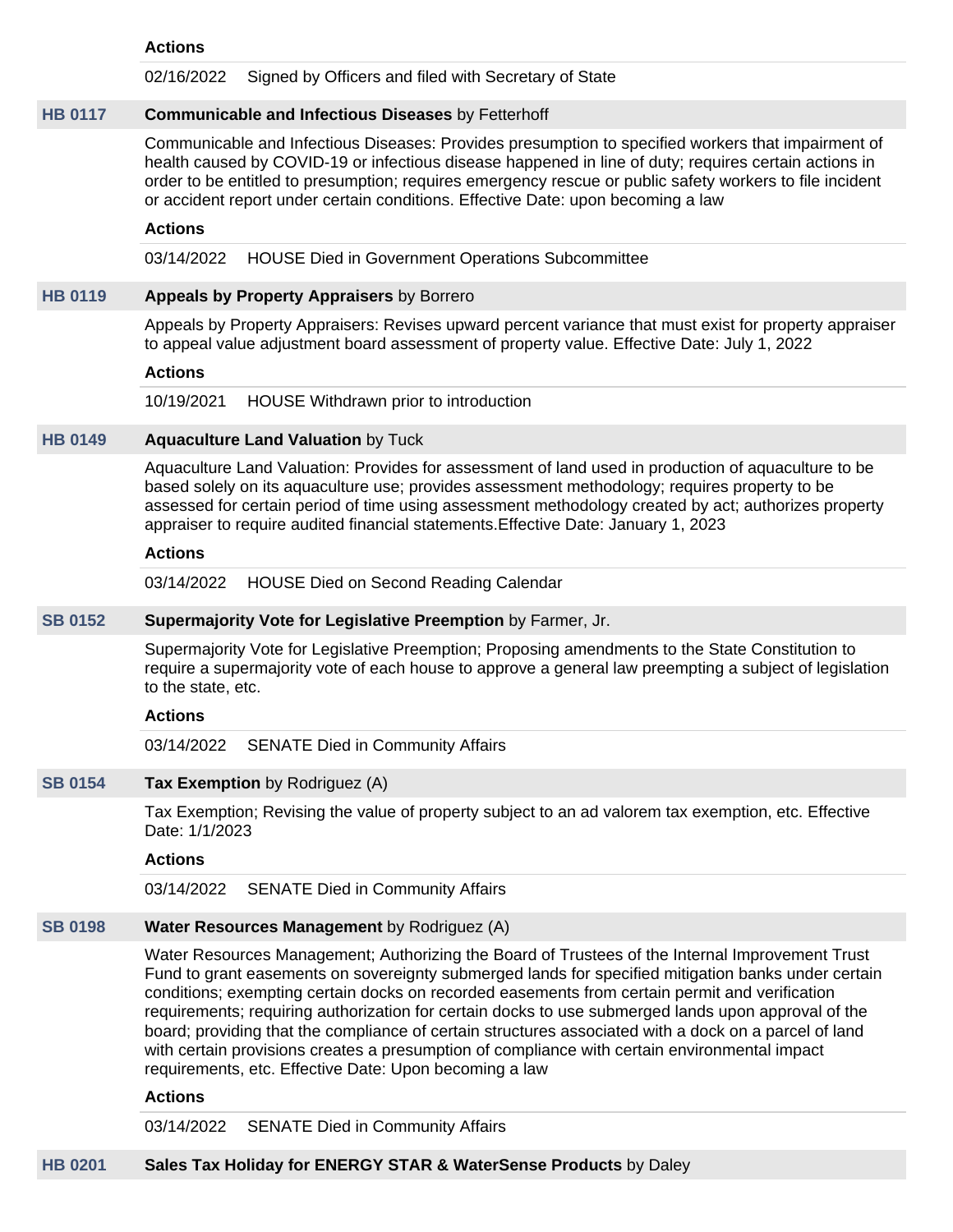**Actions**

02/16/2022 Signed by Officers and filed with Secretary of State

**HB 0117** **Communicable and Infectious Diseases** by Fetterhoff

Communicable and Infectious Diseases: Provides presumption to specified workers that impairment of health caused by COVID-19 or infectious disease happened in line of duty; requires certain actions in order to be entitled to presumption; requires emergency rescue or public safety workers to file incident or accident report under certain conditions. Effective Date: upon becoming a law

**Actions**

03/14/2022 HOUSE Died in Government Operations Subcommittee

**HB 0119** **Appeals by Property Appraisers** by Borrero

Appeals by Property Appraisers: Revises upward percent variance that must exist for property appraiser to appeal value adjustment board assessment of property value. Effective Date: July 1, 2022

**Actions**

10/19/2021 HOUSE Withdrawn prior to introduction

**HB 0149** **Aquaculture Land Valuation** by Tuck

Aquaculture Land Valuation: Provides for assessment of land used in production of aquaculture to be based solely on its aquaculture use; provides assessment methodology; requires property to be assessed for certain period of time using assessment methodology created by act; authorizes property appraiser to require audited financial statements.Effective Date: January 1, 2023

**Actions**

03/14/2022 HOUSE Died on Second Reading Calendar

**SB 0152** **Supermajority Vote for Legislative Preemption** by Farmer, Jr.

Supermajority Vote for Legislative Preemption; Proposing amendments to the State Constitution to require a supermajority vote of each house to approve a general law preempting a subject of legislation to the state, etc.

**Actions**

03/14/2022 SENATE Died in Community Affairs

**SB 0154** **Tax Exemption** by Rodriguez (A)

Tax Exemption; Revising the value of property subject to an ad valorem tax exemption, etc. Effective Date: 1/1/2023

**Actions**

03/14/2022 SENATE Died in Community Affairs

**SB 0198** **Water Resources Management** by Rodriguez (A)

Water Resources Management; Authorizing the Board of Trustees of the Internal Improvement Trust Fund to grant easements on sovereignty submerged lands for specified mitigation banks under certain conditions; exempting certain docks on recorded easements from certain permit and verification requirements; requiring authorization for certain docks to use submerged lands upon approval of the board; providing that the compliance of certain structures associated with a dock on a parcel of land with certain provisions creates a presumption of compliance with certain environmental impact requirements, etc. Effective Date: Upon becoming a law

**Actions**

03/14/2022 SENATE Died in Community Affairs

**HB 0201** **Sales Tax Holiday for ENERGY STAR & WaterSense Products** by Daley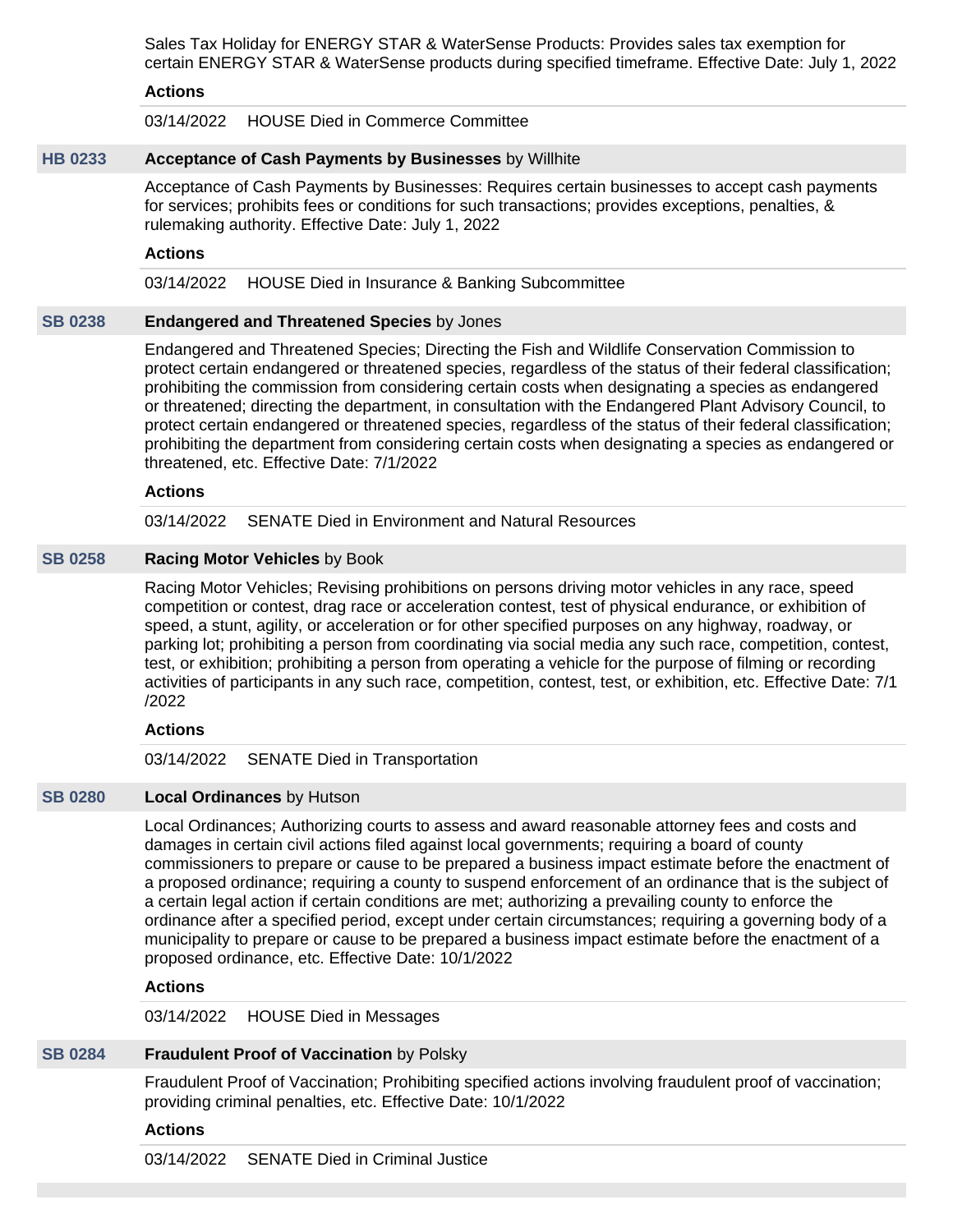Sales Tax Holiday for ENERGY STAR & WaterSense Products: Provides sales tax exemption for certain ENERGY STAR & WaterSense products during specified timeframe. Effective Date: July 1, 2022

**Actions**

03/14/2022 HOUSE Died in Commerce Committee

**HB 0233** **Acceptance of Cash Payments by Businesses** by Willhite

Acceptance of Cash Payments by Businesses: Requires certain businesses to accept cash payments for services; prohibits fees or conditions for such transactions; provides exceptions, penalties, & rulemaking authority. Effective Date: July 1, 2022

**Actions**

03/14/2022 HOUSE Died in Insurance & Banking Subcommittee

**SB 0238** **Endangered and Threatened Species** by Jones

Endangered and Threatened Species; Directing the Fish and Wildlife Conservation Commission to protect certain endangered or threatened species, regardless of the status of their federal classification; prohibiting the commission from considering certain costs when designating a species as endangered or threatened; directing the department, in consultation with the Endangered Plant Advisory Council, to protect certain endangered or threatened species, regardless of the status of their federal classification; prohibiting the department from considering certain costs when designating a species as endangered or threatened, etc. Effective Date: 7/1/2022

**Actions**

03/14/2022 SENATE Died in Environment and Natural Resources

**SB 0258** **Racing Motor Vehicles** by Book

Racing Motor Vehicles; Revising prohibitions on persons driving motor vehicles in any race, speed competition or contest, drag race or acceleration contest, test of physical endurance, or exhibition of speed, a stunt, agility, or acceleration or for other specified purposes on any highway, roadway, or parking lot; prohibiting a person from coordinating via social media any such race, competition, contest, test, or exhibition; prohibiting a person from operating a vehicle for the purpose of filming or recording activities of participants in any such race, competition, contest, test, or exhibition, etc. Effective Date: 7/1/2022

**Actions**

03/14/2022 SENATE Died in Transportation

**SB 0280** **Local Ordinances** by Hutson

Local Ordinances; Authorizing courts to assess and award reasonable attorney fees and costs and damages in certain civil actions filed against local governments; requiring a board of county commissioners to prepare or cause to be prepared a business impact estimate before the enactment of a proposed ordinance; requiring a county to suspend enforcement of an ordinance that is the subject of a certain legal action if certain conditions are met; authorizing a prevailing county to enforce the ordinance after a specified period, except under certain circumstances; requiring a governing body of a municipality to prepare or cause to be prepared a business impact estimate before the enactment of a proposed ordinance, etc. Effective Date: 10/1/2022

**Actions**

03/14/2022 HOUSE Died in Messages

**SB 0284** **Fraudulent Proof of Vaccination** by Polsky

Fraudulent Proof of Vaccination; Prohibiting specified actions involving fraudulent proof of vaccination; providing criminal penalties, etc. Effective Date: 10/1/2022

**Actions**

03/14/2022 SENATE Died in Criminal Justice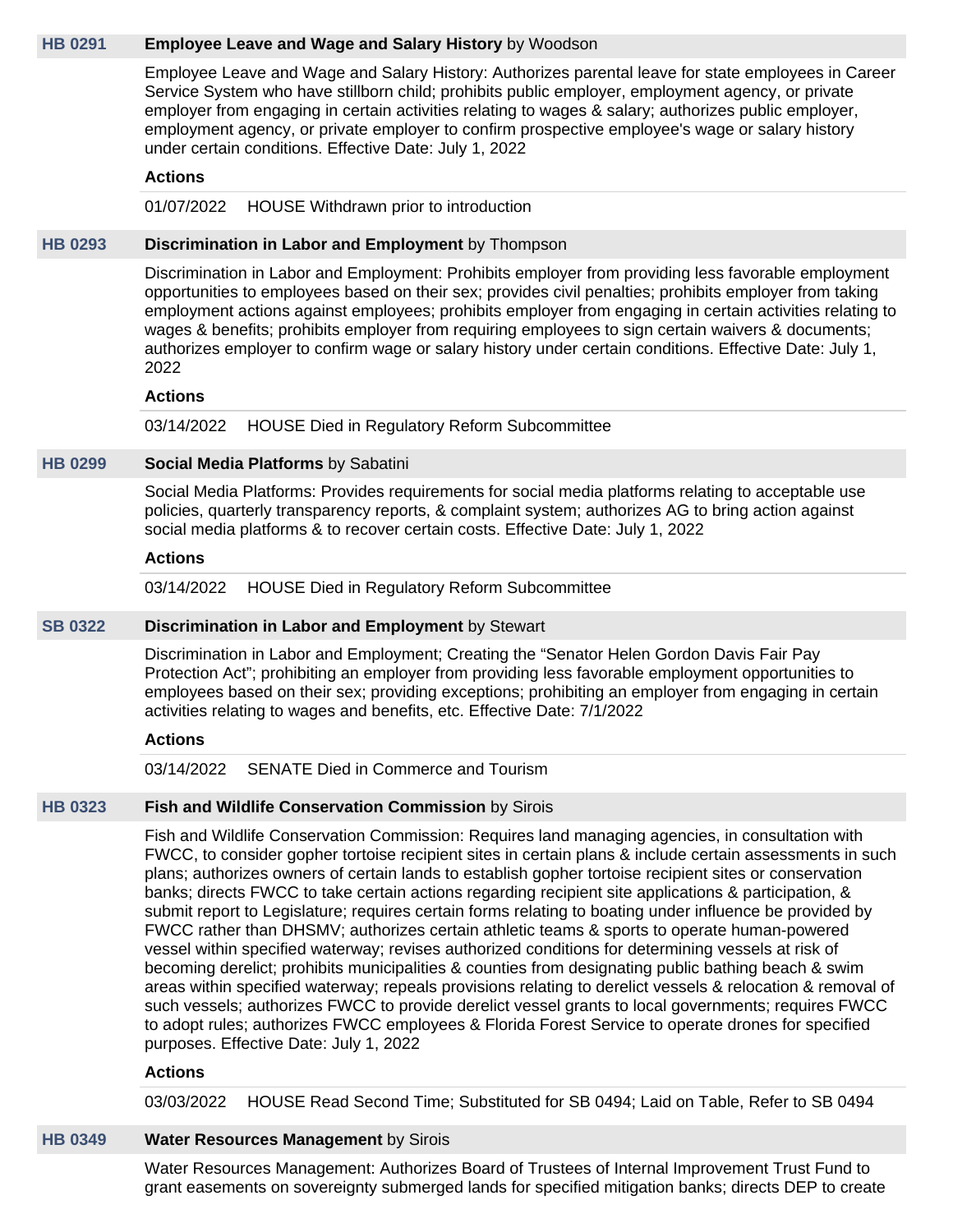**HB 0291** **Employee Leave and Wage and Salary History** by Woodson

Employee Leave and Wage and Salary History: Authorizes parental leave for state employees in Career Service System who have stillborn child; prohibits public employer, employment agency, or private employer from engaging in certain activities relating to wages & salary; authorizes public employer, employment agency, or private employer to confirm prospective employee's wage or salary history under certain conditions. Effective Date: July 1, 2022

**Actions**

01/07/2022 HOUSE Withdrawn prior to introduction

**HB 0293** **Discrimination in Labor and Employment** by Thompson

Discrimination in Labor and Employment: Prohibits employer from providing less favorable employment opportunities to employees based on their sex; provides civil penalties; prohibits employer from taking employment actions against employees; prohibits employer from engaging in certain activities relating to wages & benefits; prohibits employer from requiring employees to sign certain waivers & documents; authorizes employer to confirm wage or salary history under certain conditions. Effective Date: July 1, 2022

**Actions**

03/14/2022 HOUSE Died in Regulatory Reform Subcommittee

**HB 0299** **Social Media Platforms** by Sabatini

Social Media Platforms: Provides requirements for social media platforms relating to acceptable use policies, quarterly transparency reports, & complaint system; authorizes AG to bring action against social media platforms & to recover certain costs. Effective Date: July 1, 2022

**Actions**

03/14/2022 HOUSE Died in Regulatory Reform Subcommittee

**SB 0322** **Discrimination in Labor and Employment** by Stewart

Discrimination in Labor and Employment; Creating the “Senator Helen Gordon Davis Fair Pay Protection Act”; prohibiting an employer from providing less favorable employment opportunities to employees based on their sex; providing exceptions; prohibiting an employer from engaging in certain activities relating to wages and benefits, etc. Effective Date: 7/1/2022

**Actions**

03/14/2022 SENATE Died in Commerce and Tourism

**HB 0323** **Fish and Wildlife Conservation Commission** by Sirois

Fish and Wildlife Conservation Commission: Requires land managing agencies, in consultation with FWCC, to consider gopher tortoise recipient sites in certain plans & include certain assessments in such plans; authorizes owners of certain lands to establish gopher tortoise recipient sites or conservation banks; directs FWCC to take certain actions regarding recipient site applications & participation, & submit report to Legislature; requires certain forms relating to boating under influence be provided by FWCC rather than DHSMV; authorizes certain athletic teams & sports to operate human-powered vessel within specified waterway; revises authorized conditions for determining vessels at risk of becoming derelict; prohibits municipalities & counties from designating public bathing beach & swim areas within specified waterway; repeals provisions relating to derelict vessels & relocation & removal of such vessels; authorizes FWCC to provide derelict vessel grants to local governments; requires FWCC to adopt rules; authorizes FWCC employees & Florida Forest Service to operate drones for specified purposes. Effective Date: July 1, 2022

**Actions**

03/03/2022 HOUSE Read Second Time; Substituted for SB 0494; Laid on Table, Refer to SB 0494

**HB 0349** **Water Resources Management** by Sirois

Water Resources Management: Authorizes Board of Trustees of Internal Improvement Trust Fund to grant easements on sovereignty submerged lands for specified mitigation banks; directs DEP to create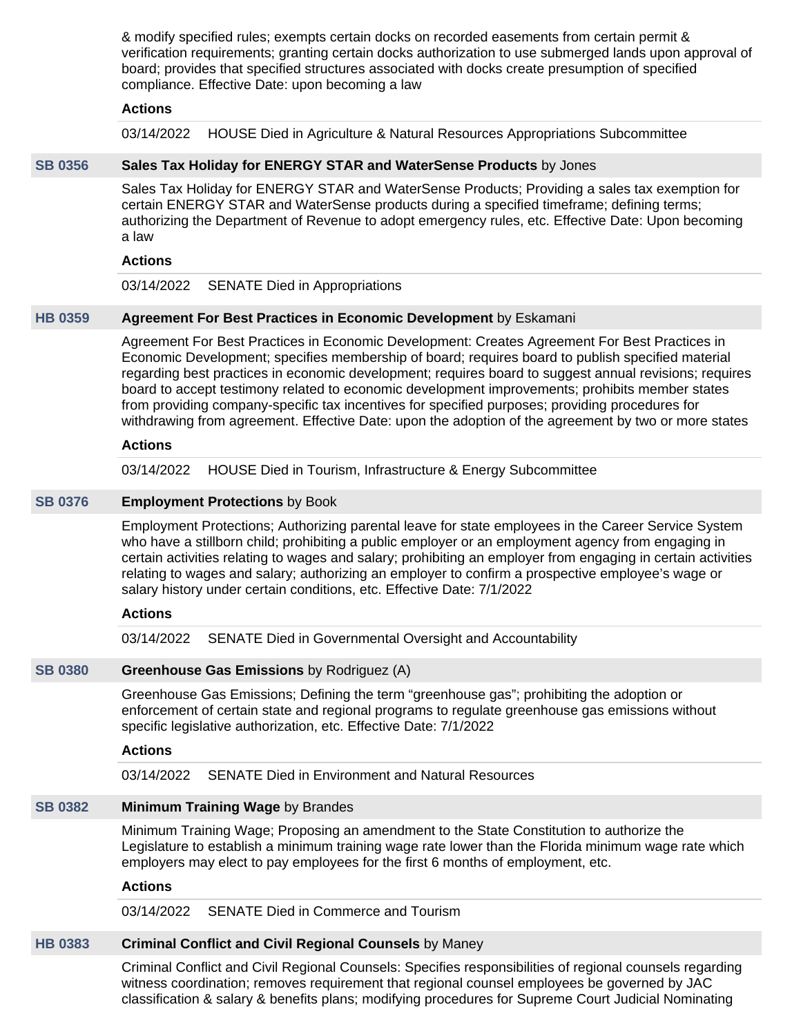& modify specified rules; exempts certain docks on recorded easements from certain permit & verification requirements; granting certain docks authorization to use submerged lands upon approval of board; provides that specified structures associated with docks create presumption of specified compliance. Effective Date: upon becoming a law

**Actions**

03/14/2022 HOUSE Died in Agriculture & Natural Resources Appropriations Subcommittee

**SB 0356** **Sales Tax Holiday for ENERGY STAR and WaterSense Products** by Jones

Sales Tax Holiday for ENERGY STAR and WaterSense Products; Providing a sales tax exemption for certain ENERGY STAR and WaterSense products during a specified timeframe; defining terms; authorizing the Department of Revenue to adopt emergency rules, etc. Effective Date: Upon becoming a law

**Actions**

03/14/2022 SENATE Died in Appropriations

**HB 0359** **Agreement For Best Practices in Economic Development** by Eskamani

Agreement For Best Practices in Economic Development: Creates Agreement For Best Practices in Economic Development; specifies membership of board; requires board to publish specified material regarding best practices in economic development; requires board to suggest annual revisions; requires board to accept testimony related to economic development improvements; prohibits member states from providing company-specific tax incentives for specified purposes; providing procedures for withdrawing from agreement. Effective Date: upon the adoption of the agreement by two or more states

**Actions**

03/14/2022 HOUSE Died in Tourism, Infrastructure & Energy Subcommittee

**SB 0376** **Employment Protections** by Book

Employment Protections; Authorizing parental leave for state employees in the Career Service System who have a stillborn child; prohibiting a public employer or an employment agency from engaging in certain activities relating to wages and salary; prohibiting an employer from engaging in certain activities relating to wages and salary; authorizing an employer to confirm a prospective employee's wage or salary history under certain conditions, etc. Effective Date: 7/1/2022

**Actions**

03/14/2022 SENATE Died in Governmental Oversight and Accountability

**SB 0380** **Greenhouse Gas Emissions** by Rodriguez (A)

Greenhouse Gas Emissions; Defining the term "greenhouse gas"; prohibiting the adoption or enforcement of certain state and regional programs to regulate greenhouse gas emissions without specific legislative authorization, etc. Effective Date: 7/1/2022

**Actions**

03/14/2022 SENATE Died in Environment and Natural Resources

**SB 0382** **Minimum Training Wage** by Brandes

Minimum Training Wage; Proposing an amendment to the State Constitution to authorize the Legislature to establish a minimum training wage rate lower than the Florida minimum wage rate which employers may elect to pay employees for the first 6 months of employment, etc.

**Actions**

03/14/2022 SENATE Died in Commerce and Tourism

**HB 0383** **Criminal Conflict and Civil Regional Counsels** by Maney

Criminal Conflict and Civil Regional Counsels: Specifies responsibilities of regional counsels regarding witness coordination; removes requirement that regional counsel employees be governed by JAC classification & salary & benefits plans; modifying procedures for Supreme Court Judicial Nominating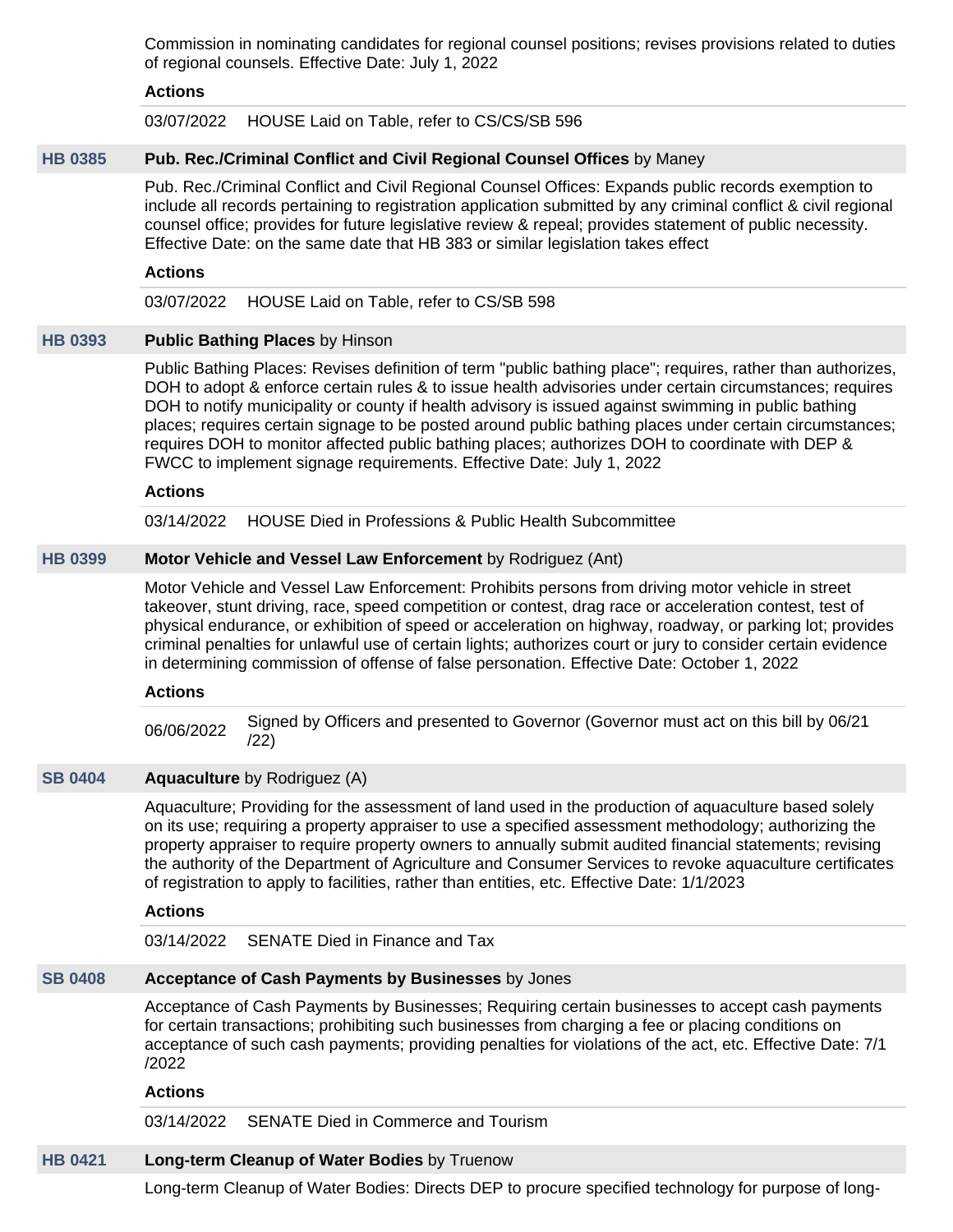Commission in nominating candidates for regional counsel positions; revises provisions related to duties of regional counsels. Effective Date: July 1, 2022

**Actions**

03/07/2022 HOUSE Laid on Table, refer to CS/CS/SB 596

**HB 0385** **Pub. Rec./Criminal Conflict and Civil Regional Counsel Offices** by Maney

Pub. Rec./Criminal Conflict and Civil Regional Counsel Offices: Expands public records exemption to include all records pertaining to registration application submitted by any criminal conflict & civil regional counsel office; provides for future legislative review & repeal; provides statement of public necessity. Effective Date: on the same date that HB 383 or similar legislation takes effect

**Actions**

03/07/2022 HOUSE Laid on Table, refer to CS/SB 598

**HB 0393** **Public Bathing Places** by Hinson

Public Bathing Places: Revises definition of term "public bathing place"; requires, rather than authorizes, DOH to adopt & enforce certain rules & to issue health advisories under certain circumstances; requires DOH to notify municipality or county if health advisory is issued against swimming in public bathing places; requires certain signage to be posted around public bathing places under certain circumstances; requires DOH to monitor affected public bathing places; authorizes DOH to coordinate with DEP & FWCC to implement signage requirements. Effective Date: July 1, 2022

**Actions**

03/14/2022 HOUSE Died in Professions & Public Health Subcommittee

**HB 0399** **Motor Vehicle and Vessel Law Enforcement** by Rodriguez (Ant)

Motor Vehicle and Vessel Law Enforcement: Prohibits persons from driving motor vehicle in street takeover, stunt driving, race, speed competition or contest, drag race or acceleration contest, test of physical endurance, or exhibition of speed or acceleration on highway, roadway, or parking lot; provides criminal penalties for unlawful use of certain lights; authorizes court or jury to consider certain evidence in determining commission of offense of false personation. Effective Date: October 1, 2022

**Actions**

06/06/2022 Signed by Officers and presented to Governor (Governor must act on this bill by 06/21/22)

**SB 0404** **Aquaculture** by Rodriguez (A)

Aquaculture; Providing for the assessment of land used in the production of aquaculture based solely on its use; requiring a property appraiser to use a specified assessment methodology; authorizing the property appraiser to require property owners to annually submit audited financial statements; revising the authority of the Department of Agriculture and Consumer Services to revoke aquaculture certificates of registration to apply to facilities, rather than entities, etc. Effective Date: 1/1/2023

**Actions**

03/14/2022 SENATE Died in Finance and Tax

**SB 0408** **Acceptance of Cash Payments by Businesses** by Jones

Acceptance of Cash Payments by Businesses; Requiring certain businesses to accept cash payments for certain transactions; prohibiting such businesses from charging a fee or placing conditions on acceptance of such cash payments; providing penalties for violations of the act, etc. Effective Date: 7/1/2022

**Actions**

03/14/2022 SENATE Died in Commerce and Tourism

**HB 0421** **Long-term Cleanup of Water Bodies** by Truenow

Long-term Cleanup of Water Bodies: Directs DEP to procure specified technology for purpose of long-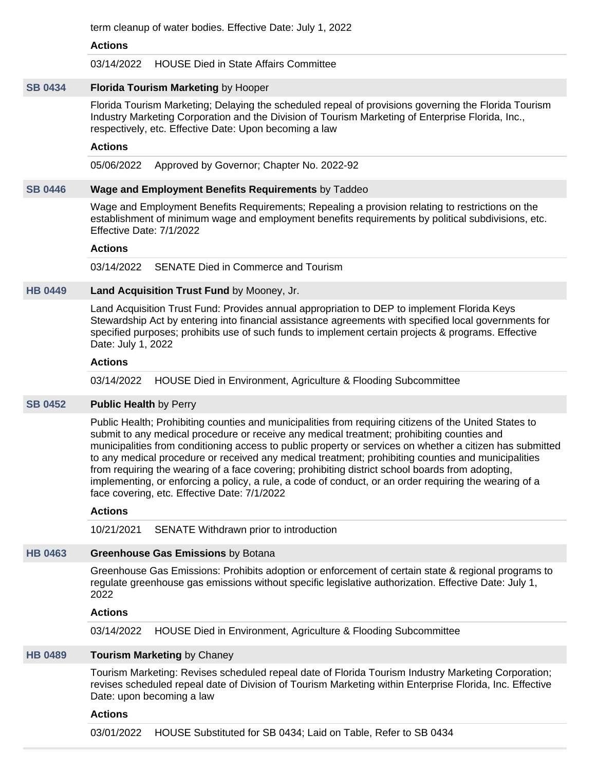term cleanup of water bodies. Effective Date: July 1, 2022

**Actions**

03/14/2022 HOUSE Died in State Affairs Committee

**SB 0434** **Florida Tourism Marketing** by Hooper

Florida Tourism Marketing; Delaying the scheduled repeal of provisions governing the Florida Tourism Industry Marketing Corporation and the Division of Tourism Marketing of Enterprise Florida, Inc., respectively, etc. Effective Date: Upon becoming a law

**Actions**

05/06/2022 Approved by Governor; Chapter No. 2022-92

**SB 0446** **Wage and Employment Benefits Requirements** by Taddeo

Wage and Employment Benefits Requirements; Repealing a provision relating to restrictions on the establishment of minimum wage and employment benefits requirements by political subdivisions, etc. Effective Date: 7/1/2022

**Actions**

03/14/2022 SENATE Died in Commerce and Tourism

**HB 0449** **Land Acquisition Trust Fund** by Mooney, Jr.

Land Acquisition Trust Fund: Provides annual appropriation to DEP to implement Florida Keys Stewardship Act by entering into financial assistance agreements with specified local governments for specified purposes; prohibits use of such funds to implement certain projects & programs. Effective Date: July 1, 2022

**Actions**

03/14/2022 HOUSE Died in Environment, Agriculture & Flooding Subcommittee

**SB 0452** **Public Health** by Perry

Public Health; Prohibiting counties and municipalities from requiring citizens of the United States to submit to any medical procedure or receive any medical treatment; prohibiting counties and municipalities from conditioning access to public property or services on whether a citizen has submitted to any medical procedure or received any medical treatment; prohibiting counties and municipalities from requiring the wearing of a face covering; prohibiting district school boards from adopting, implementing, or enforcing a policy, a rule, a code of conduct, or an order requiring the wearing of a face covering, etc. Effective Date: 7/1/2022

**Actions**

10/21/2021 SENATE Withdrawn prior to introduction

**HB 0463** **Greenhouse Gas Emissions** by Botana

Greenhouse Gas Emissions: Prohibits adoption or enforcement of certain state & regional programs to regulate greenhouse gas emissions without specific legislative authorization. Effective Date: July 1, 2022

**Actions**

03/14/2022 HOUSE Died in Environment, Agriculture & Flooding Subcommittee

**HB 0489** **Tourism Marketing** by Chaney

Tourism Marketing: Revises scheduled repeal date of Florida Tourism Industry Marketing Corporation; revises scheduled repeal date of Division of Tourism Marketing within Enterprise Florida, Inc. Effective Date: upon becoming a law

**Actions**

03/01/2022 HOUSE Substituted for SB 0434; Laid on Table, Refer to SB 0434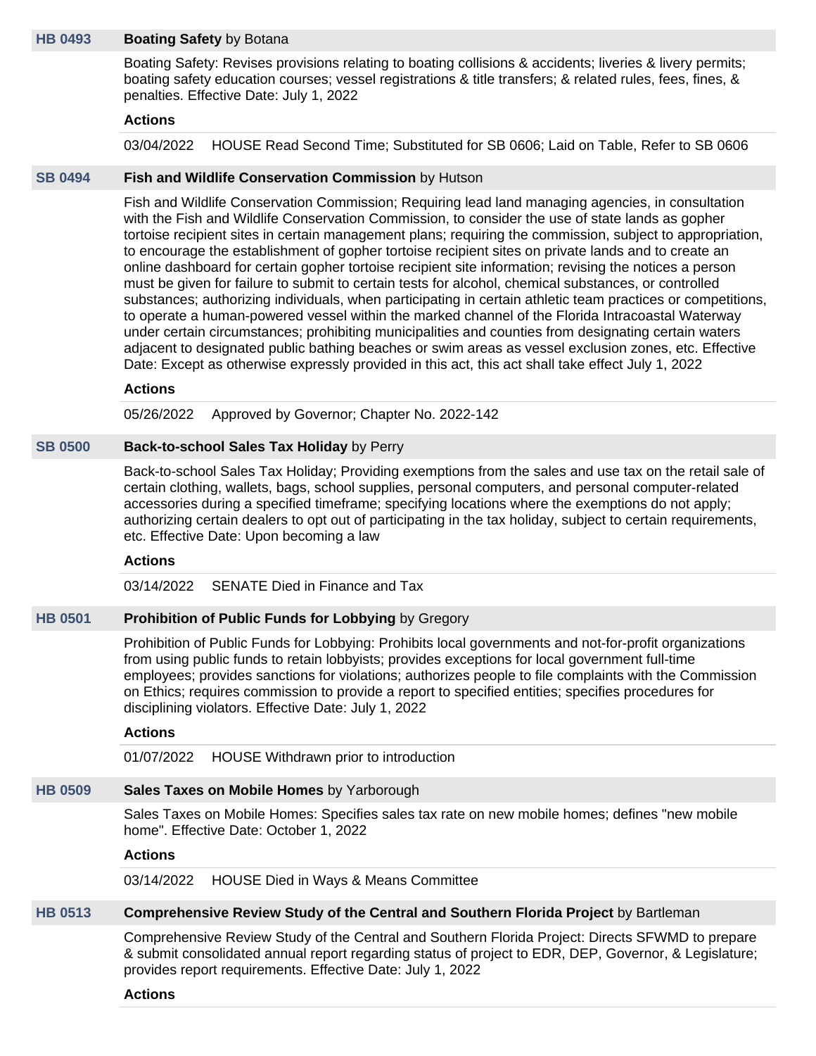**HB 0493** **Boating Safety** by Botana

Boating Safety: Revises provisions relating to boating collisions & accidents; liveries & livery permits; boating safety education courses; vessel registrations & title transfers; & related rules, fees, fines, & penalties. Effective Date: July 1, 2022

**Actions**

03/04/2022 HOUSE Read Second Time; Substituted for SB 0606; Laid on Table, Refer to SB 0606

**SB 0494** **Fish and Wildlife Conservation Commission** by Hutson

Fish and Wildlife Conservation Commission; Requiring lead land managing agencies, in consultation with the Fish and Wildlife Conservation Commission, to consider the use of state lands as gopher tortoise recipient sites in certain management plans; requiring the commission, subject to appropriation, to encourage the establishment of gopher tortoise recipient sites on private lands and to create an online dashboard for certain gopher tortoise recipient site information; revising the notices a person must be given for failure to submit to certain tests for alcohol, chemical substances, or controlled substances; authorizing individuals, when participating in certain athletic team practices or competitions, to operate a human-powered vessel within the marked channel of the Florida Intracoastal Waterway under certain circumstances; prohibiting municipalities and counties from designating certain waters adjacent to designated public bathing beaches or swim areas as vessel exclusion zones, etc. Effective Date: Except as otherwise expressly provided in this act, this act shall take effect July 1, 2022

**Actions**

05/26/2022 Approved by Governor; Chapter No. 2022-142

**SB 0500** **Back-to-school Sales Tax Holiday** by Perry

Back-to-school Sales Tax Holiday; Providing exemptions from the sales and use tax on the retail sale of certain clothing, wallets, bags, school supplies, personal computers, and personal computer-related accessories during a specified timeframe; specifying locations where the exemptions do not apply; authorizing certain dealers to opt out of participating in the tax holiday, subject to certain requirements, etc. Effective Date: Upon becoming a law

**Actions**

03/14/2022 SENATE Died in Finance and Tax

**HB 0501** **Prohibition of Public Funds for Lobbying** by Gregory

Prohibition of Public Funds for Lobbying: Prohibits local governments and not-for-profit organizations from using public funds to retain lobbyists; provides exceptions for local government full-time employees; provides sanctions for violations; authorizes people to file complaints with the Commission on Ethics; requires commission to provide a report to specified entities; specifies procedures for disciplining violators. Effective Date: July 1, 2022

**Actions**

01/07/2022 HOUSE Withdrawn prior to introduction

**HB 0509** **Sales Taxes on Mobile Homes** by Yarborough

Sales Taxes on Mobile Homes: Specifies sales tax rate on new mobile homes; defines "new mobile home". Effective Date: October 1, 2022

**Actions**

03/14/2022 HOUSE Died in Ways & Means Committee

**HB 0513** **Comprehensive Review Study of the Central and Southern Florida Project** by Bartleman

Comprehensive Review Study of the Central and Southern Florida Project: Directs SFWMD to prepare & submit consolidated annual report regarding status of project to EDR, DEP, Governor, & Legislature; provides report requirements. Effective Date: July 1, 2022

**Actions**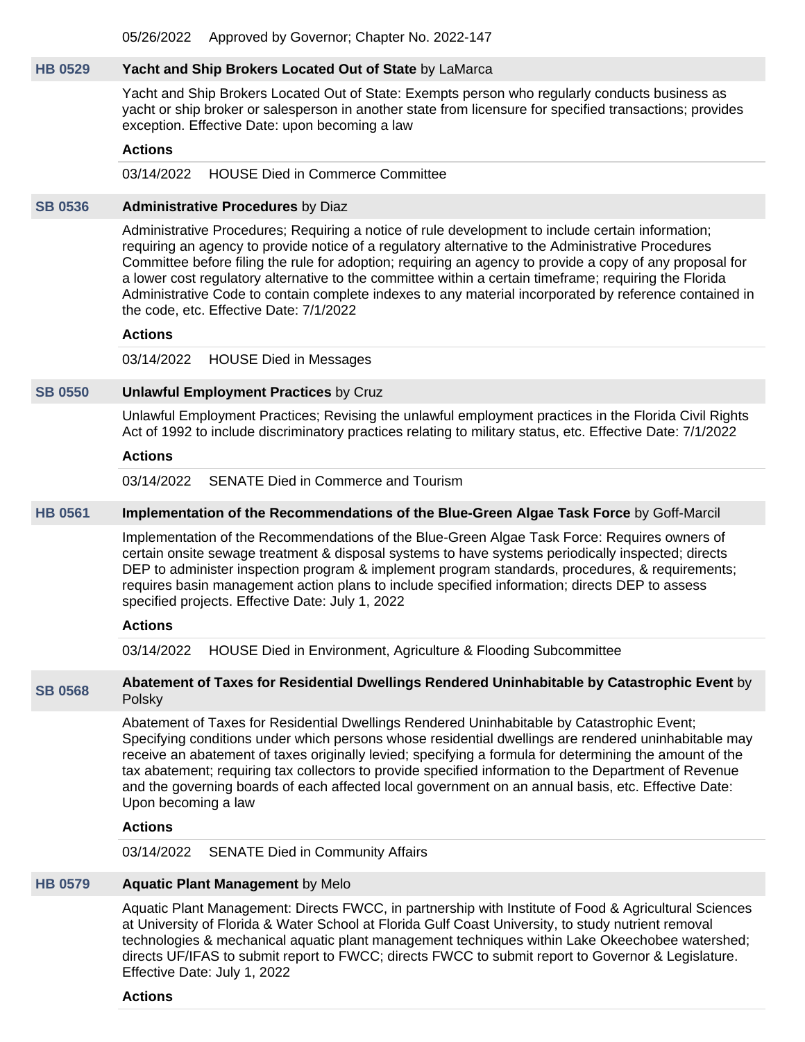05/26/2022 Approved by Governor; Chapter No. 2022-147

## HB 0529 **Yacht and Ship Brokers Located Out of State** by LaMarca

Yacht and Ship Brokers Located Out of State: Exempts person who regularly conducts business as yacht or ship broker or salesperson in another state from licensure for specified transactions; provides exception. Effective Date: upon becoming a law

**Actions**

03/14/2022 HOUSE Died in Commerce Committee

## SB 0536 **Administrative Procedures** by Diaz

Administrative Procedures; Requiring a notice of rule development to include certain information; requiring an agency to provide notice of a regulatory alternative to the Administrative Procedures Committee before filing the rule for adoption; requiring an agency to provide a copy of any proposal for a lower cost regulatory alternative to the committee within a certain timeframe; requiring the Florida Administrative Code to contain complete indexes to any material incorporated by reference contained in the code, etc. Effective Date: 7/1/2022

**Actions**

03/14/2022 HOUSE Died in Messages

## SB 0550 **Unlawful Employment Practices** by Cruz

Unlawful Employment Practices; Revising the unlawful employment practices in the Florida Civil Rights Act of 1992 to include discriminatory practices relating to military status, etc. Effective Date: 7/1/2022

**Actions**

03/14/2022 SENATE Died in Commerce and Tourism

## HB 0561 **Implementation of the Recommendations of the Blue-Green Algae Task Force** by Goff-Marcil

Implementation of the Recommendations of the Blue-Green Algae Task Force: Requires owners of certain onsite sewage treatment & disposal systems to have systems periodically inspected; directs DEP to administer inspection program & implement program standards, procedures, & requirements; requires basin management action plans to include specified information; directs DEP to assess specified projects. Effective Date: July 1, 2022

**Actions**

03/14/2022 HOUSE Died in Environment, Agriculture & Flooding Subcommittee

## SB 0568 **Abatement of Taxes for Residential Dwellings Rendered Uninhabitable by Catastrophic Event** by Polsky

Abatement of Taxes for Residential Dwellings Rendered Uninhabitable by Catastrophic Event; Specifying conditions under which persons whose residential dwellings are rendered uninhabitable may receive an abatement of taxes originally levied; specifying a formula for determining the amount of the tax abatement; requiring tax collectors to provide specified information to the Department of Revenue and the governing boards of each affected local government on an annual basis, etc. Effective Date: Upon becoming a law

**Actions**

03/14/2022 SENATE Died in Community Affairs

## HB 0579 **Aquatic Plant Management** by Melo

Aquatic Plant Management: Directs FWCC, in partnership with Institute of Food & Agricultural Sciences at University of Florida & Water School at Florida Gulf Coast University, to study nutrient removal technologies & mechanical aquatic plant management techniques within Lake Okeechobee watershed; directs UF/IFAS to submit report to FWCC; directs FWCC to submit report to Governor & Legislature. Effective Date: July 1, 2022

**Actions**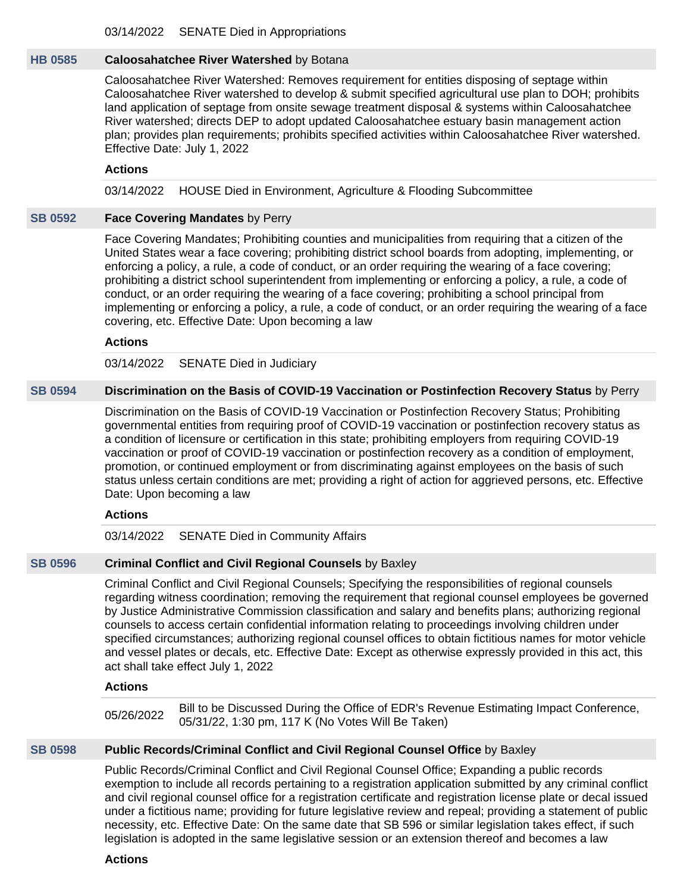03/14/2022 SENATE Died in Appropriations

**HB 0585** **Caloosahatchee River Watershed** by Botana

Caloosahatchee River Watershed: Removes requirement for entities disposing of septage within Caloosahatchee River watershed to develop & submit specified agricultural use plan to DOH; prohibits land application of septage from onsite sewage treatment disposal & systems within Caloosahatchee River watershed; directs DEP to adopt updated Caloosahatchee estuary basin management action plan; provides plan requirements; prohibits specified activities within Caloosahatchee River watershed. Effective Date: July 1, 2022

**Actions**

03/14/2022 HOUSE Died in Environment, Agriculture & Flooding Subcommittee

**SB 0592** **Face Covering Mandates** by Perry

Face Covering Mandates; Prohibiting counties and municipalities from requiring that a citizen of the United States wear a face covering; prohibiting district school boards from adopting, implementing, or enforcing a policy, a rule, a code of conduct, or an order requiring the wearing of a face covering; prohibiting a district school superintendent from implementing or enforcing a policy, a rule, a code of conduct, or an order requiring the wearing of a face covering; prohibiting a school principal from implementing or enforcing a policy, a rule, a code of conduct, or an order requiring the wearing of a face covering, etc. Effective Date: Upon becoming a law

**Actions**

03/14/2022 SENATE Died in Judiciary

**SB 0594** **Discrimination on the Basis of COVID-19 Vaccination or Postinfection Recovery Status** by Perry

Discrimination on the Basis of COVID-19 Vaccination or Postinfection Recovery Status; Prohibiting governmental entities from requiring proof of COVID-19 vaccination or postinfection recovery status as a condition of licensure or certification in this state; prohibiting employers from requiring COVID-19 vaccination or proof of COVID-19 vaccination or postinfection recovery as a condition of employment, promotion, or continued employment or from discriminating against employees on the basis of such status unless certain conditions are met; providing a right of action for aggrieved persons, etc. Effective Date: Upon becoming a law

**Actions**

03/14/2022 SENATE Died in Community Affairs

**SB 0596** **Criminal Conflict and Civil Regional Counsels** by Baxley

Criminal Conflict and Civil Regional Counsels; Specifying the responsibilities of regional counsels regarding witness coordination; removing the requirement that regional counsel employees be governed by Justice Administrative Commission classification and salary and benefits plans; authorizing regional counsels to access certain confidential information relating to proceedings involving children under specified circumstances; authorizing regional counsel offices to obtain fictitious names for motor vehicle and vessel plates or decals, etc. Effective Date: Except as otherwise expressly provided in this act, this act shall take effect July 1, 2022

**Actions**

05/26/2022 Bill to be Discussed During the Office of EDR's Revenue Estimating Impact Conference, 05/31/22, 1:30 pm, 117 K (No Votes Will Be Taken)

**SB 0598** **Public Records/Criminal Conflict and Civil Regional Counsel Office** by Baxley

Public Records/Criminal Conflict and Civil Regional Counsel Office; Expanding a public records exemption to include all records pertaining to a registration application submitted by any criminal conflict and civil regional counsel office for a registration certificate and registration license plate or decal issued under a fictitious name; providing for future legislative review and repeal; providing a statement of public necessity, etc. Effective Date: On the same date that SB 596 or similar legislation takes effect, if such legislation is adopted in the same legislative session or an extension thereof and becomes a law

**Actions**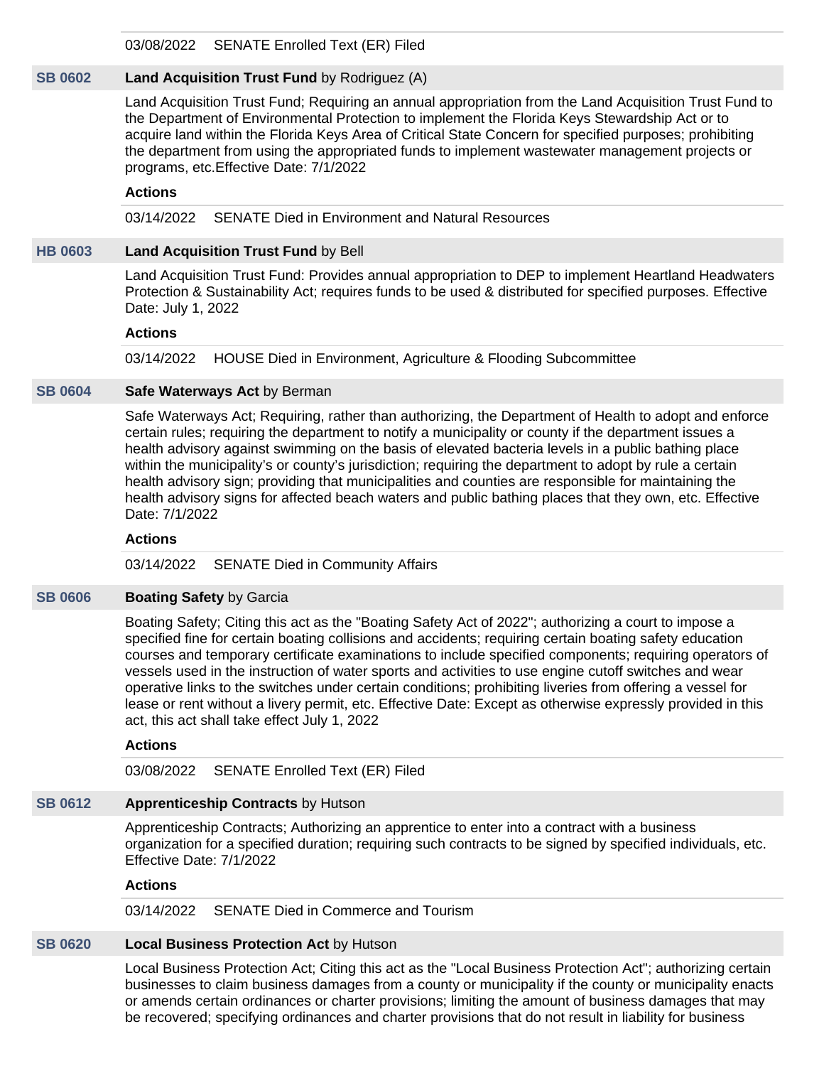03/08/2022 SENATE Enrolled Text (ER) Filed

**SB 0602** **Land Acquisition Trust Fund** by Rodriguez (A)

Land Acquisition Trust Fund; Requiring an annual appropriation from the Land Acquisition Trust Fund to the Department of Environmental Protection to implement the Florida Keys Stewardship Act or to acquire land within the Florida Keys Area of Critical State Concern for specified purposes; prohibiting the department from using the appropriated funds to implement wastewater management projects or programs, etc.Effective Date: 7/1/2022

**Actions**

03/14/2022 SENATE Died in Environment and Natural Resources

**HB 0603** **Land Acquisition Trust Fund** by Bell

Land Acquisition Trust Fund: Provides annual appropriation to DEP to implement Heartland Headwaters Protection & Sustainability Act; requires funds to be used & distributed for specified purposes. Effective Date: July 1, 2022

**Actions**

03/14/2022 HOUSE Died in Environment, Agriculture & Flooding Subcommittee

**SB 0604** **Safe Waterways Act** by Berman

Safe Waterways Act; Requiring, rather than authorizing, the Department of Health to adopt and enforce certain rules; requiring the department to notify a municipality or county if the department issues a health advisory against swimming on the basis of elevated bacteria levels in a public bathing place within the municipality's or county's jurisdiction; requiring the department to adopt by rule a certain health advisory sign; providing that municipalities and counties are responsible for maintaining the health advisory signs for affected beach waters and public bathing places that they own, etc. Effective Date: 7/1/2022

**Actions**

03/14/2022 SENATE Died in Community Affairs

**SB 0606** **Boating Safety** by Garcia

Boating Safety; Citing this act as the "Boating Safety Act of 2022"; authorizing a court to impose a specified fine for certain boating collisions and accidents; requiring certain boating safety education courses and temporary certificate examinations to include specified components; requiring operators of vessels used in the instruction of water sports and activities to use engine cutoff switches and wear operative links to the switches under certain conditions; prohibiting liveries from offering a vessel for lease or rent without a livery permit, etc. Effective Date: Except as otherwise expressly provided in this act, this act shall take effect July 1, 2022

**Actions**

03/08/2022 SENATE Enrolled Text (ER) Filed

**SB 0612** **Apprenticeship Contracts** by Hutson

Apprenticeship Contracts; Authorizing an apprentice to enter into a contract with a business organization for a specified duration; requiring such contracts to be signed by specified individuals, etc. Effective Date: 7/1/2022

**Actions**

03/14/2022 SENATE Died in Commerce and Tourism

**SB 0620** **Local Business Protection Act** by Hutson

Local Business Protection Act; Citing this act as the "Local Business Protection Act"; authorizing certain businesses to claim business damages from a county or municipality if the county or municipality enacts or amends certain ordinances or charter provisions; limiting the amount of business damages that may be recovered; specifying ordinances and charter provisions that do not result in liability for business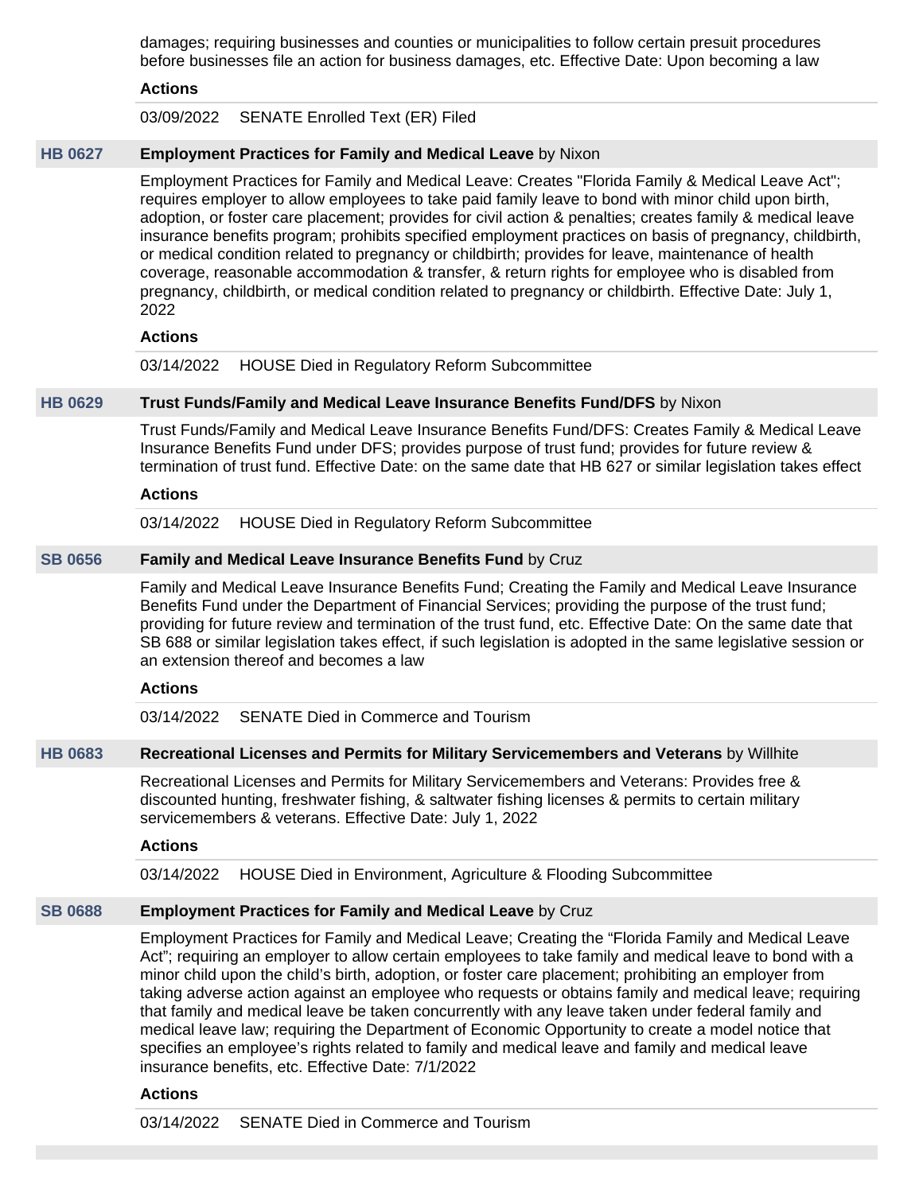damages; requiring businesses and counties or municipalities to follow certain presuit procedures before businesses file an action for business damages, etc. Effective Date: Upon becoming a law

**Actions**

03/09/2022 SENATE Enrolled Text (ER) Filed

**HB 0627** **Employment Practices for Family and Medical Leave** by Nixon

Employment Practices for Family and Medical Leave: Creates "Florida Family & Medical Leave Act"; requires employer to allow employees to take paid family leave to bond with minor child upon birth, adoption, or foster care placement; provides for civil action & penalties; creates family & medical leave insurance benefits program; prohibits specified employment practices on basis of pregnancy, childbirth, or medical condition related to pregnancy or childbirth; provides for leave, maintenance of health coverage, reasonable accommodation & transfer, & return rights for employee who is disabled from pregnancy, childbirth, or medical condition related to pregnancy or childbirth. Effective Date: July 1, 2022

**Actions**

03/14/2022 HOUSE Died in Regulatory Reform Subcommittee

**HB 0629** **Trust Funds/Family and Medical Leave Insurance Benefits Fund/DFS** by Nixon

Trust Funds/Family and Medical Leave Insurance Benefits Fund/DFS: Creates Family & Medical Leave Insurance Benefits Fund under DFS; provides purpose of trust fund; provides for future review & termination of trust fund. Effective Date: on the same date that HB 627 or similar legislation takes effect

**Actions**

03/14/2022 HOUSE Died in Regulatory Reform Subcommittee

**SB 0656** **Family and Medical Leave Insurance Benefits Fund** by Cruz

Family and Medical Leave Insurance Benefits Fund; Creating the Family and Medical Leave Insurance Benefits Fund under the Department of Financial Services; providing the purpose of the trust fund; providing for future review and termination of the trust fund, etc. Effective Date: On the same date that SB 688 or similar legislation takes effect, if such legislation is adopted in the same legislative session or an extension thereof and becomes a law

**Actions**

03/14/2022 SENATE Died in Commerce and Tourism

**HB 0683** **Recreational Licenses and Permits for Military Servicemembers and Veterans** by Willhite

Recreational Licenses and Permits for Military Servicemembers and Veterans: Provides free & discounted hunting, freshwater fishing, & saltwater fishing licenses & permits to certain military servicemembers & veterans. Effective Date: July 1, 2022

**Actions**

03/14/2022 HOUSE Died in Environment, Agriculture & Flooding Subcommittee

**SB 0688** **Employment Practices for Family and Medical Leave** by Cruz

Employment Practices for Family and Medical Leave; Creating the “Florida Family and Medical Leave Act”; requiring an employer to allow certain employees to take family and medical leave to bond with a minor child upon the child’s birth, adoption, or foster care placement; prohibiting an employer from taking adverse action against an employee who requests or obtains family and medical leave; requiring that family and medical leave be taken concurrently with any leave taken under federal family and medical leave law; requiring the Department of Economic Opportunity to create a model notice that specifies an employee’s rights related to family and medical leave and family and medical leave insurance benefits, etc. Effective Date: 7/1/2022

**Actions**

03/14/2022 SENATE Died in Commerce and Tourism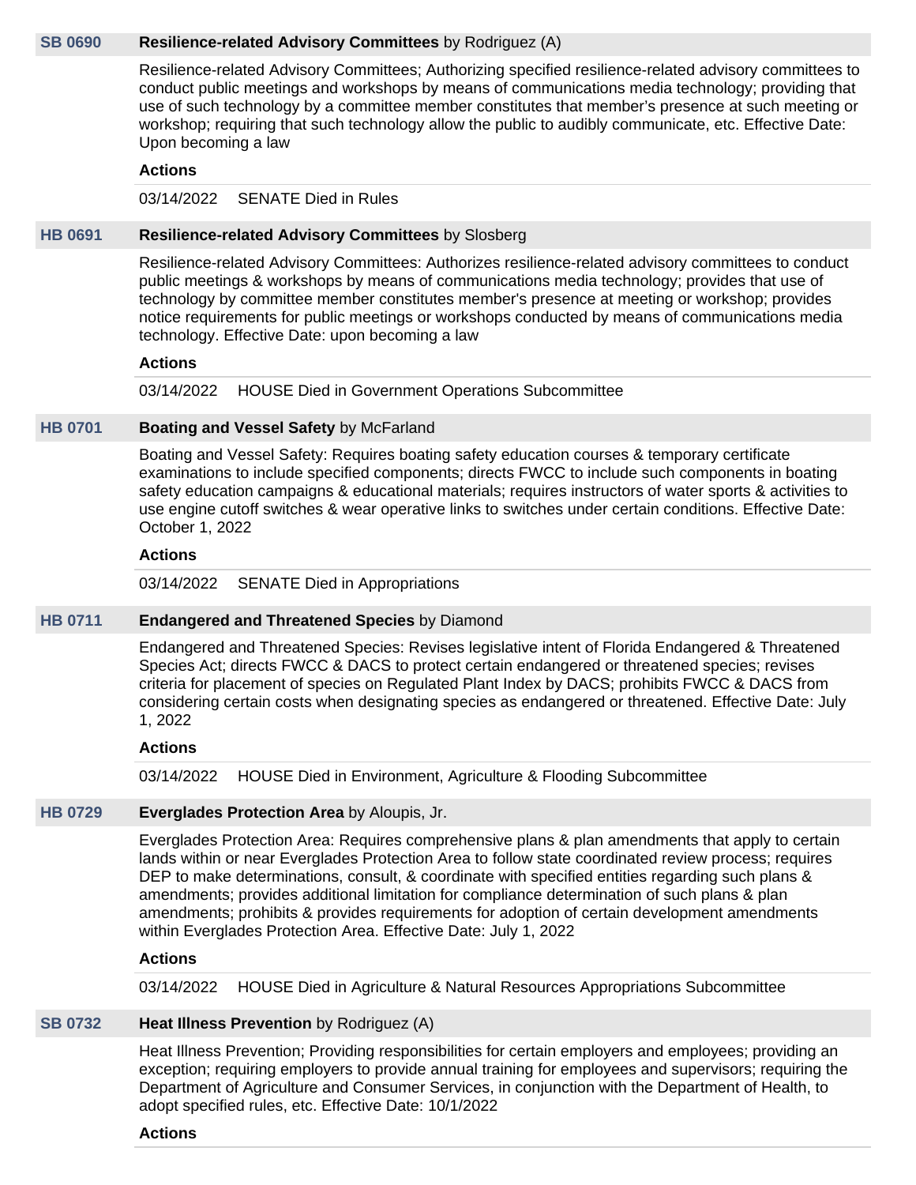**SB 0690** **Resilience-related Advisory Committees** by Rodriguez (A)

Resilience-related Advisory Committees; Authorizing specified resilience-related advisory committees to conduct public meetings and workshops by means of communications media technology; providing that use of such technology by a committee member constitutes that member's presence at such meeting or workshop; requiring that such technology allow the public to audibly communicate, etc. Effective Date: Upon becoming a law

**Actions**

03/14/2022 SENATE Died in Rules

**HB 0691** **Resilience-related Advisory Committees** by Slosberg

Resilience-related Advisory Committees: Authorizes resilience-related advisory committees to conduct public meetings & workshops by means of communications media technology; provides that use of technology by committee member constitutes member's presence at meeting or workshop; provides notice requirements for public meetings or workshops conducted by means of communications media technology. Effective Date: upon becoming a law

**Actions**

03/14/2022 HOUSE Died in Government Operations Subcommittee

**HB 0701** **Boating and Vessel Safety** by McFarland

Boating and Vessel Safety: Requires boating safety education courses & temporary certificate examinations to include specified components; directs FWCC to include such components in boating safety education campaigns & educational materials; requires instructors of water sports & activities to use engine cutoff switches & wear operative links to switches under certain conditions. Effective Date: October 1, 2022

**Actions**

03/14/2022 SENATE Died in Appropriations

**HB 0711** **Endangered and Threatened Species** by Diamond

Endangered and Threatened Species: Revises legislative intent of Florida Endangered & Threatened Species Act; directs FWCC & DACS to protect certain endangered or threatened species; revises criteria for placement of species on Regulated Plant Index by DACS; prohibits FWCC & DACS from considering certain costs when designating species as endangered or threatened. Effective Date: July 1, 2022

**Actions**

03/14/2022 HOUSE Died in Environment, Agriculture & Flooding Subcommittee

**HB 0729** **Everglades Protection Area** by Aloupis, Jr.

Everglades Protection Area: Requires comprehensive plans & plan amendments that apply to certain lands within or near Everglades Protection Area to follow state coordinated review process; requires DEP to make determinations, consult, & coordinate with specified entities regarding such plans & amendments; provides additional limitation for compliance determination of such plans & plan amendments; prohibits & provides requirements for adoption of certain development amendments within Everglades Protection Area. Effective Date: July 1, 2022

**Actions**

03/14/2022 HOUSE Died in Agriculture & Natural Resources Appropriations Subcommittee

**SB 0732** **Heat Illness Prevention** by Rodriguez (A)

Heat Illness Prevention; Providing responsibilities for certain employers and employees; providing an exception; requiring employers to provide annual training for employees and supervisors; requiring the Department of Agriculture and Consumer Services, in conjunction with the Department of Health, to adopt specified rules, etc. Effective Date: 10/1/2022

**Actions**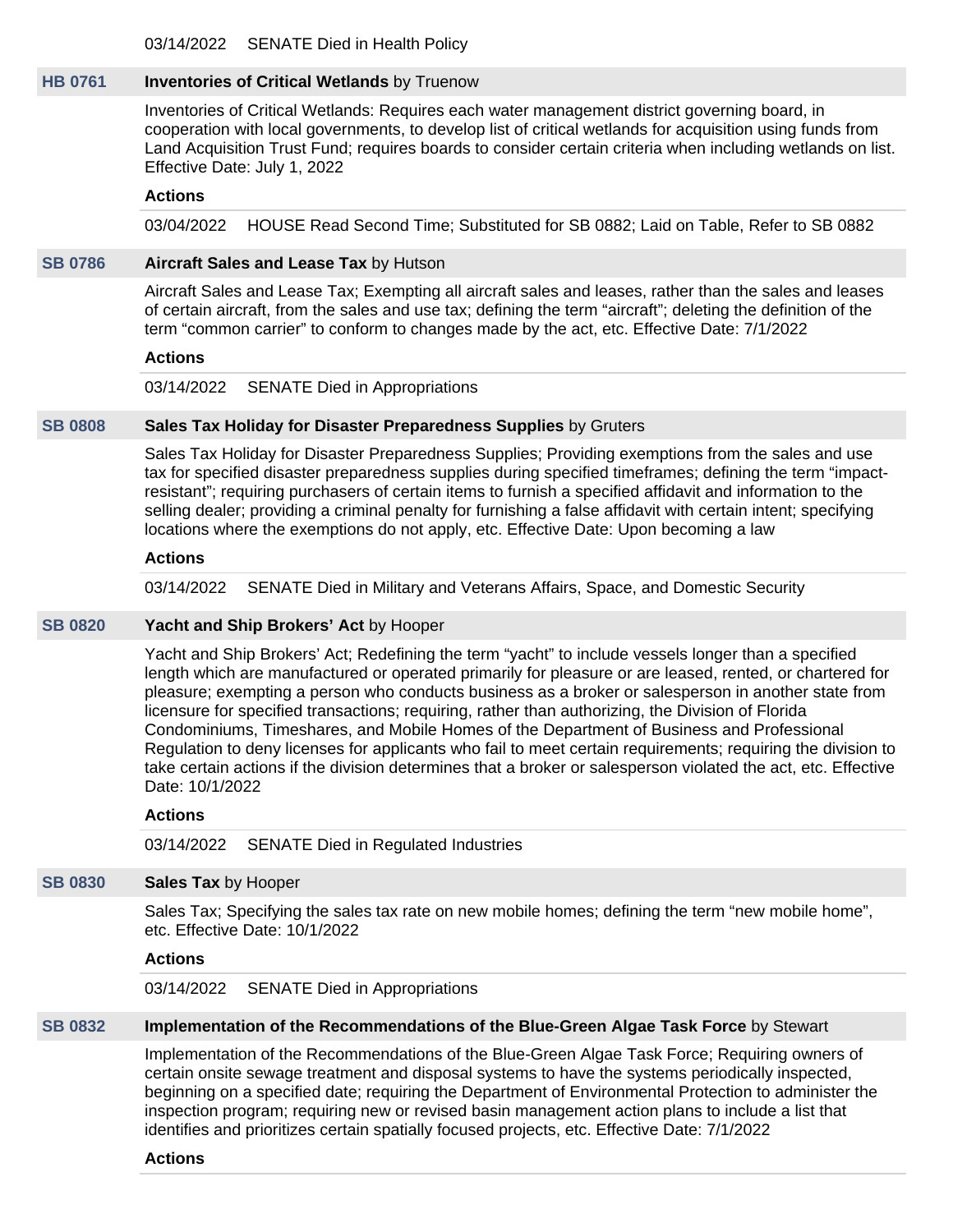03/14/2022 SENATE Died in Health Policy

**HB 0761** **Inventories of Critical Wetlands** by Truenow

Inventories of Critical Wetlands: Requires each water management district governing board, in cooperation with local governments, to develop list of critical wetlands for acquisition using funds from Land Acquisition Trust Fund; requires boards to consider certain criteria when including wetlands on list. Effective Date: July 1, 2022

**Actions**

03/04/2022 HOUSE Read Second Time; Substituted for SB 0882; Laid on Table, Refer to SB 0882

**SB 0786** **Aircraft Sales and Lease Tax** by Hutson

Aircraft Sales and Lease Tax; Exempting all aircraft sales and leases, rather than the sales and leases of certain aircraft, from the sales and use tax; defining the term "aircraft"; deleting the definition of the term "common carrier" to conform to changes made by the act, etc. Effective Date: 7/1/2022

**Actions**

03/14/2022 SENATE Died in Appropriations

**SB 0808** **Sales Tax Holiday for Disaster Preparedness Supplies** by Gruters

Sales Tax Holiday for Disaster Preparedness Supplies; Providing exemptions from the sales and use tax for specified disaster preparedness supplies during specified timeframes; defining the term "impact-resistant"; requiring purchasers of certain items to furnish a specified affidavit and information to the selling dealer; providing a criminal penalty for furnishing a false affidavit with certain intent; specifying locations where the exemptions do not apply, etc. Effective Date: Upon becoming a law

**Actions**

03/14/2022 SENATE Died in Military and Veterans Affairs, Space, and Domestic Security

**SB 0820** **Yacht and Ship Brokers' Act** by Hooper

Yacht and Ship Brokers' Act; Redefining the term "yacht" to include vessels longer than a specified length which are manufactured or operated primarily for pleasure or are leased, rented, or chartered for pleasure; exempting a person who conducts business as a broker or salesperson in another state from licensure for specified transactions; requiring, rather than authorizing, the Division of Florida Condominiums, Timeshares, and Mobile Homes of the Department of Business and Professional Regulation to deny licenses for applicants who fail to meet certain requirements; requiring the division to take certain actions if the division determines that a broker or salesperson violated the act, etc. Effective Date: 10/1/2022

**Actions**

03/14/2022 SENATE Died in Regulated Industries

**SB 0830** **Sales Tax** by Hooper

Sales Tax; Specifying the sales tax rate on new mobile homes; defining the term "new mobile home", etc. Effective Date: 10/1/2022

**Actions**

03/14/2022 SENATE Died in Appropriations

**SB 0832** **Implementation of the Recommendations of the Blue-Green Algae Task Force** by Stewart

Implementation of the Recommendations of the Blue-Green Algae Task Force; Requiring owners of certain onsite sewage treatment and disposal systems to have the systems periodically inspected, beginning on a specified date; requiring the Department of Environmental Protection to administer the inspection program; requiring new or revised basin management action plans to include a list that identifies and prioritizes certain spatially focused projects, etc. Effective Date: 7/1/2022

**Actions**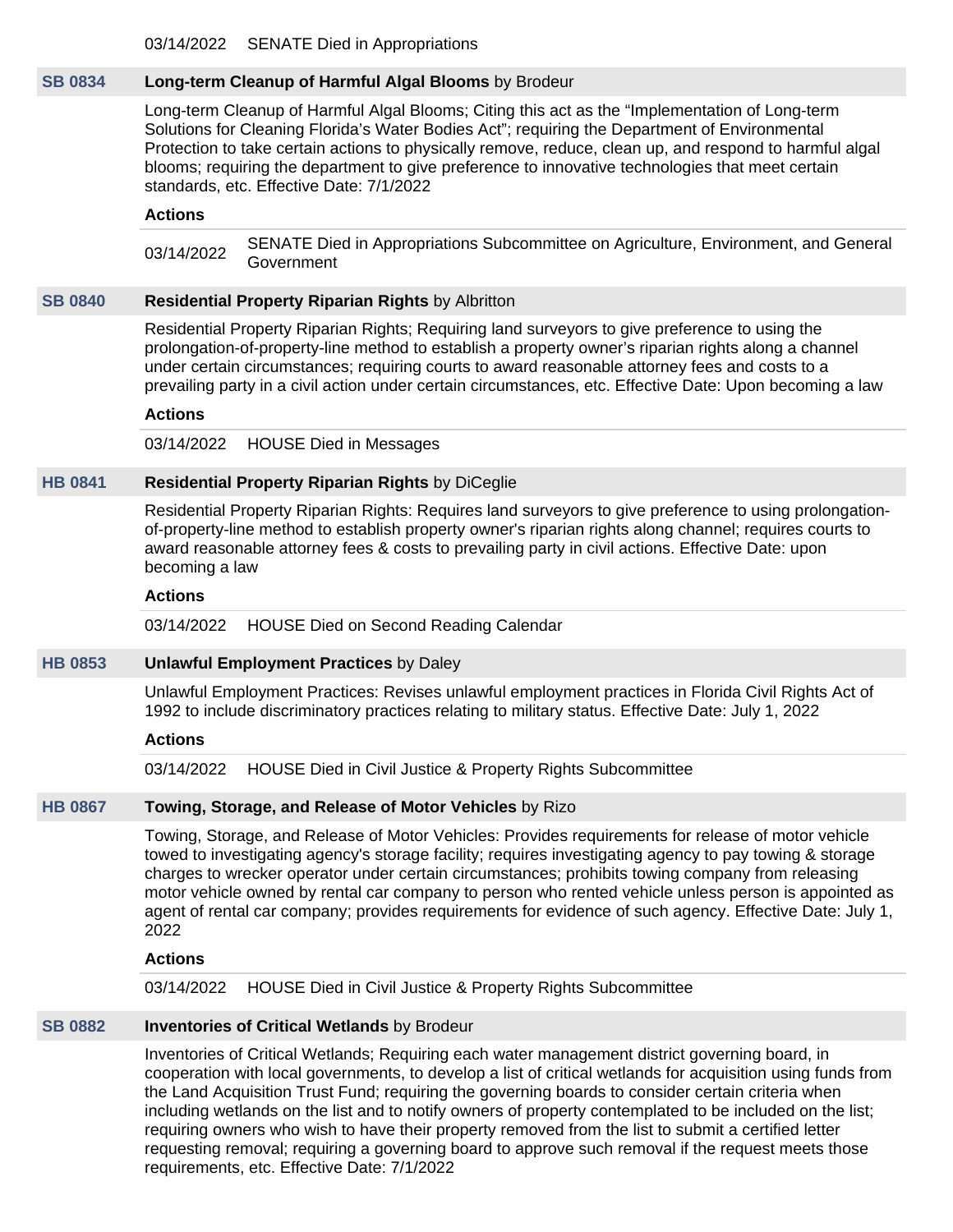03/14/2022 SENATE Died in Appropriations

## SB 0834 Long-term Cleanup of Harmful Algal Blooms by Brodeur

Long-term Cleanup of Harmful Algal Blooms; Citing this act as the "Implementation of Long-term Solutions for Cleaning Florida's Water Bodies Act"; requiring the Department of Environmental Protection to take certain actions to physically remove, reduce, clean up, and respond to harmful algal blooms; requiring the department to give preference to innovative technologies that meet certain standards, etc. Effective Date: 7/1/2022

**Actions**

03/14/2022 SENATE Died in Appropriations Subcommittee on Agriculture, Environment, and General Government

## SB 0840 Residential Property Riparian Rights by Albritton

Residential Property Riparian Rights; Requiring land surveyors to give preference to using the prolongation-of-property-line method to establish a property owner's riparian rights along a channel under certain circumstances; requiring courts to award reasonable attorney fees and costs to a prevailing party in a civil action under certain circumstances, etc. Effective Date: Upon becoming a law

**Actions**

03/14/2022 HOUSE Died in Messages

## HB 0841 Residential Property Riparian Rights by DiCeglie

Residential Property Riparian Rights: Requires land surveyors to give preference to using prolongation-of-property-line method to establish property owner's riparian rights along channel; requires courts to award reasonable attorney fees & costs to prevailing party in civil actions. Effective Date: upon becoming a law

**Actions**

03/14/2022 HOUSE Died on Second Reading Calendar

## HB 0853 Unlawful Employment Practices by Daley

Unlawful Employment Practices: Revises unlawful employment practices in Florida Civil Rights Act of 1992 to include discriminatory practices relating to military status. Effective Date: July 1, 2022

**Actions**

03/14/2022 HOUSE Died in Civil Justice & Property Rights Subcommittee

## HB 0867 Towing, Storage, and Release of Motor Vehicles by Rizo

Towing, Storage, and Release of Motor Vehicles: Provides requirements for release of motor vehicle towed to investigating agency's storage facility; requires investigating agency to pay towing & storage charges to wrecker operator under certain circumstances; prohibits towing company from releasing motor vehicle owned by rental car company to person who rented vehicle unless person is appointed as agent of rental car company; provides requirements for evidence of such agency. Effective Date: July 1, 2022

**Actions**

03/14/2022 HOUSE Died in Civil Justice & Property Rights Subcommittee

## SB 0882 Inventories of Critical Wetlands by Brodeur

Inventories of Critical Wetlands; Requiring each water management district governing board, in cooperation with local governments, to develop a list of critical wetlands for acquisition using funds from the Land Acquisition Trust Fund; requiring the governing boards to consider certain criteria when including wetlands on the list and to notify owners of property contemplated to be included on the list; requiring owners who wish to have their property removed from the list to submit a certified letter requesting removal; requiring a governing board to approve such removal if the request meets those requirements, etc. Effective Date: 7/1/2022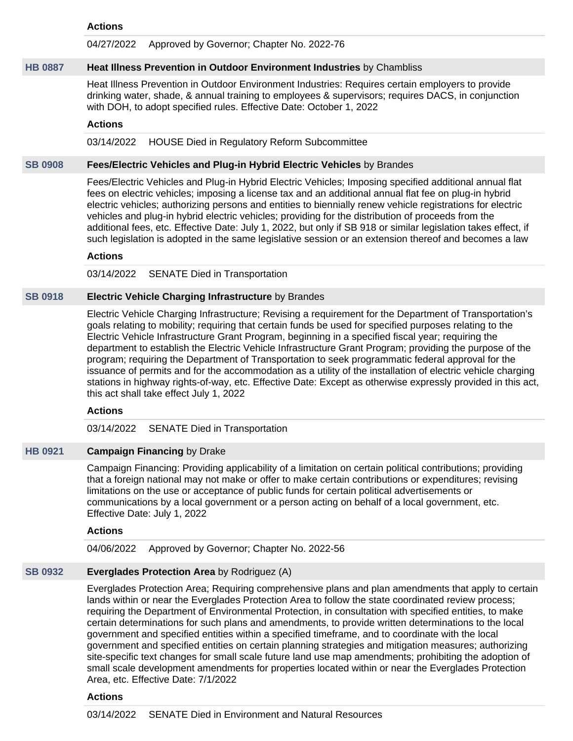**Actions**

04/27/2022 Approved by Governor; Chapter No. 2022-76

### HB 0887 **Heat Illness Prevention in Outdoor Environment Industries** by Chambliss

Heat Illness Prevention in Outdoor Environment Industries: Requires certain employers to provide drinking water, shade, & annual training to employees & supervisors; requires DACS, in conjunction with DOH, to adopt specified rules. Effective Date: October 1, 2022

**Actions**

03/14/2022 HOUSE Died in Regulatory Reform Subcommittee

### SB 0908 **Fees/Electric Vehicles and Plug-in Hybrid Electric Vehicles** by Brandes

Fees/Electric Vehicles and Plug-in Hybrid Electric Vehicles; Imposing specified additional annual flat fees on electric vehicles; imposing a license tax and an additional annual flat fee on plug-in hybrid electric vehicles; authorizing persons and entities to biennially renew vehicle registrations for electric vehicles and plug-in hybrid electric vehicles; providing for the distribution of proceeds from the additional fees, etc. Effective Date: July 1, 2022, but only if SB 918 or similar legislation takes effect, if such legislation is adopted in the same legislative session or an extension thereof and becomes a law

**Actions**

03/14/2022 SENATE Died in Transportation

### SB 0918 **Electric Vehicle Charging Infrastructure** by Brandes

Electric Vehicle Charging Infrastructure; Revising a requirement for the Department of Transportation's goals relating to mobility; requiring that certain funds be used for specified purposes relating to the Electric Vehicle Infrastructure Grant Program, beginning in a specified fiscal year; requiring the department to establish the Electric Vehicle Infrastructure Grant Program; providing the purpose of the program; requiring the Department of Transportation to seek programmatic federal approval for the issuance of permits and for the accommodation as a utility of the installation of electric vehicle charging stations in highway rights-of-way, etc. Effective Date: Except as otherwise expressly provided in this act, this act shall take effect July 1, 2022

**Actions**

03/14/2022 SENATE Died in Transportation

### HB 0921 **Campaign Financing** by Drake

Campaign Financing: Providing applicability of a limitation on certain political contributions; providing that a foreign national may not make or offer to make certain contributions or expenditures; revising limitations on the use or acceptance of public funds for certain political advertisements or communications by a local government or a person acting on behalf of a local government, etc. Effective Date: July 1, 2022

**Actions**

04/06/2022 Approved by Governor; Chapter No. 2022-56

### SB 0932 **Everglades Protection Area** by Rodriguez (A)

Everglades Protection Area; Requiring comprehensive plans and plan amendments that apply to certain lands within or near the Everglades Protection Area to follow the state coordinated review process; requiring the Department of Environmental Protection, in consultation with specified entities, to make certain determinations for such plans and amendments, to provide written determinations to the local government and specified entities within a specified timeframe, and to coordinate with the local government and specified entities on certain planning strategies and mitigation measures; authorizing site-specific text changes for small scale future land use map amendments; prohibiting the adoption of small scale development amendments for properties located within or near the Everglades Protection Area, etc. Effective Date: 7/1/2022

**Actions**

03/14/2022 SENATE Died in Environment and Natural Resources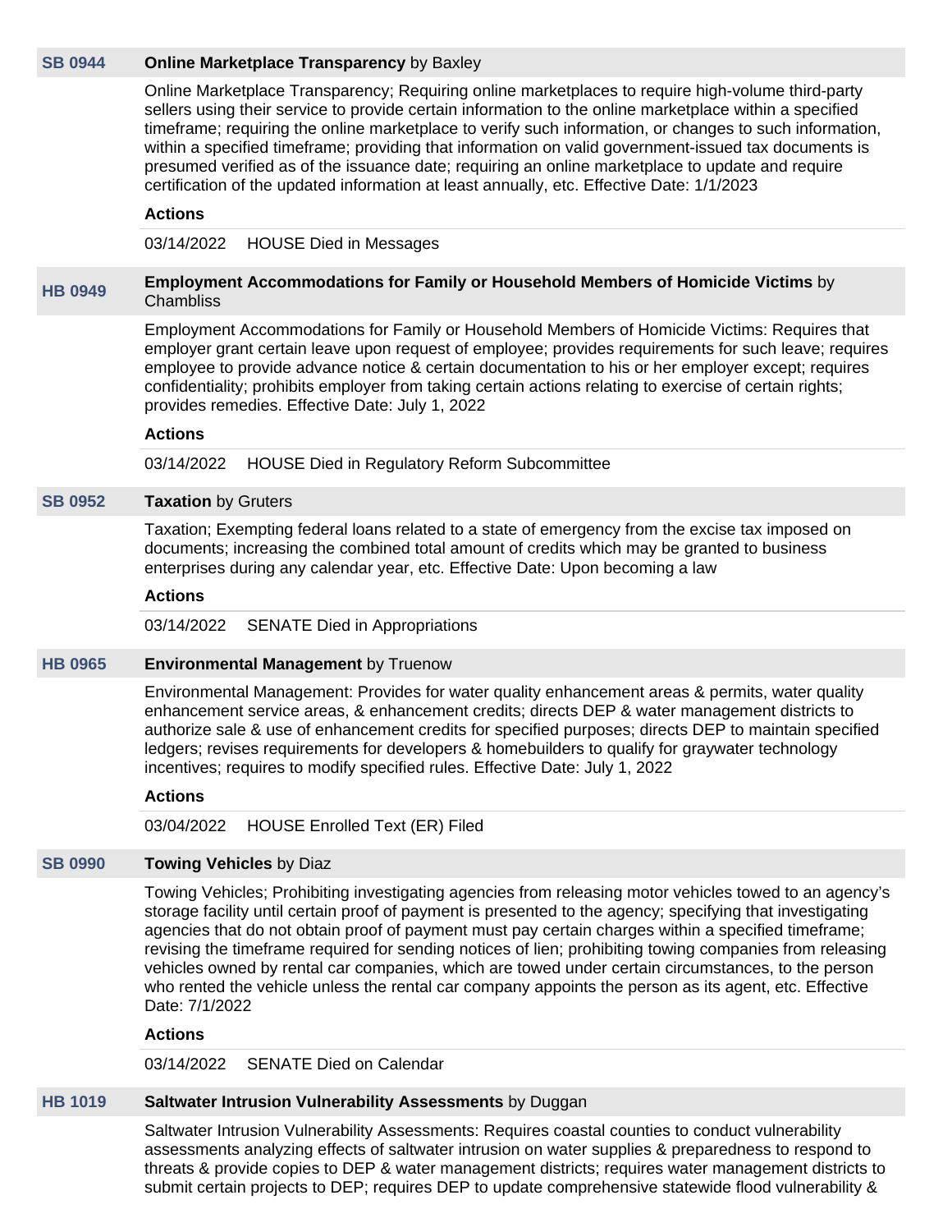**SB 0944** **Online Marketplace Transparency** by Baxley

Online Marketplace Transparency; Requiring online marketplaces to require high-volume third-party sellers using their service to provide certain information to the online marketplace within a specified timeframe; requiring the online marketplace to verify such information, or changes to such information, within a specified timeframe; providing that information on valid government-issued tax documents is presumed verified as of the issuance date; requiring an online marketplace to update and require certification of the updated information at least annually, etc. Effective Date: 1/1/2023

**Actions**

03/14/2022 HOUSE Died in Messages

**HB 0949** **Employment Accommodations for Family or Household Members of Homicide Victims** by Chambliss

Employment Accommodations for Family or Household Members of Homicide Victims: Requires that employer grant certain leave upon request of employee; provides requirements for such leave; requires employee to provide advance notice & certain documentation to his or her employer except; requires confidentiality; prohibits employer from taking certain actions relating to exercise of certain rights; provides remedies. Effective Date: July 1, 2022

**Actions**

03/14/2022 HOUSE Died in Regulatory Reform Subcommittee

**SB 0952** **Taxation** by Gruters

Taxation; Exempting federal loans related to a state of emergency from the excise tax imposed on documents; increasing the combined total amount of credits which may be granted to business enterprises during any calendar year, etc. Effective Date: Upon becoming a law

**Actions**

03/14/2022 SENATE Died in Appropriations

**HB 0965** **Environmental Management** by Truenow

Environmental Management: Provides for water quality enhancement areas & permits, water quality enhancement service areas, & enhancement credits; directs DEP & water management districts to authorize sale & use of enhancement credits for specified purposes; directs DEP to maintain specified ledgers; revises requirements for developers & homebuilders to qualify for graywater technology incentives; requires to modify specified rules. Effective Date: July 1, 2022

**Actions**

03/04/2022 HOUSE Enrolled Text (ER) Filed

**SB 0990** **Towing Vehicles** by Diaz

Towing Vehicles; Prohibiting investigating agencies from releasing motor vehicles towed to an agency's storage facility until certain proof of payment is presented to the agency; specifying that investigating agencies that do not obtain proof of payment must pay certain charges within a specified timeframe; revising the timeframe required for sending notices of lien; prohibiting towing companies from releasing vehicles owned by rental car companies, which are towed under certain circumstances, to the person who rented the vehicle unless the rental car company appoints the person as its agent, etc. Effective Date: 7/1/2022

**Actions**

03/14/2022 SENATE Died on Calendar

**HB 1019** **Saltwater Intrusion Vulnerability Assessments** by Duggan

Saltwater Intrusion Vulnerability Assessments: Requires coastal counties to conduct vulnerability assessments analyzing effects of saltwater intrusion on water supplies & preparedness to respond to threats & provide copies to DEP & water management districts; requires water management districts to submit certain projects to DEP; requires DEP to update comprehensive statewide flood vulnerability &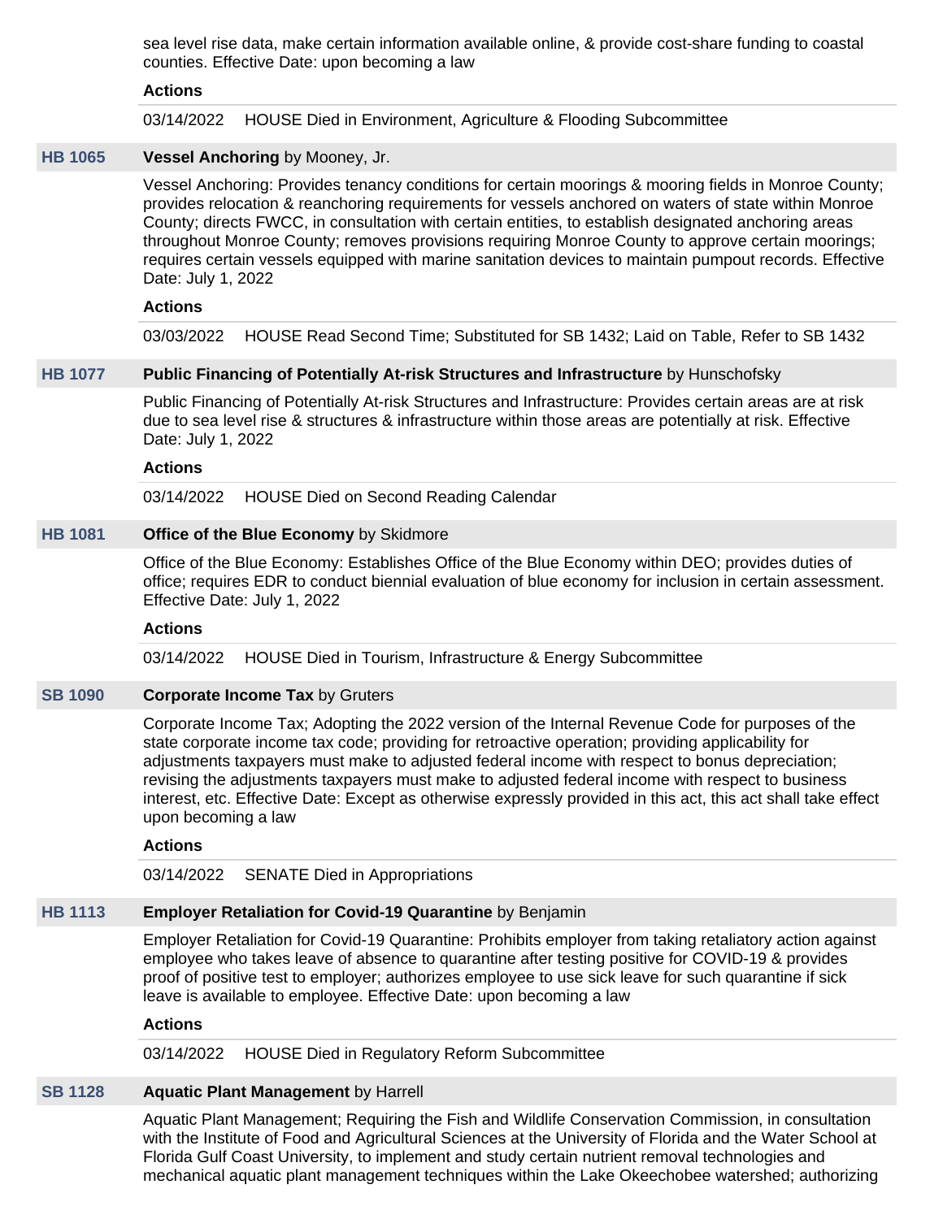sea level rise data, make certain information available online, & provide cost-share funding to coastal counties. Effective Date: upon becoming a law

**Actions**

03/14/2022 HOUSE Died in Environment, Agriculture & Flooding Subcommittee

**HB 1065** **Vessel Anchoring** by Mooney, Jr.

Vessel Anchoring: Provides tenancy conditions for certain moorings & mooring fields in Monroe County; provides relocation & reanchoring requirements for vessels anchored on waters of state within Monroe County; directs FWCC, in consultation with certain entities, to establish designated anchoring areas throughout Monroe County; removes provisions requiring Monroe County to approve certain moorings; requires certain vessels equipped with marine sanitation devices to maintain pumpout records. Effective Date: July 1, 2022

**Actions**

03/03/2022 HOUSE Read Second Time; Substituted for SB 1432; Laid on Table, Refer to SB 1432

**HB 1077** **Public Financing of Potentially At-risk Structures and Infrastructure** by Hunschofsky

Public Financing of Potentially At-risk Structures and Infrastructure: Provides certain areas are at risk due to sea level rise & structures & infrastructure within those areas are potentially at risk. Effective Date: July 1, 2022

**Actions**

03/14/2022 HOUSE Died on Second Reading Calendar

**HB 1081** **Office of the Blue Economy** by Skidmore

Office of the Blue Economy: Establishes Office of the Blue Economy within DEO; provides duties of office; requires EDR to conduct biennial evaluation of blue economy for inclusion in certain assessment. Effective Date: July 1, 2022

**Actions**

03/14/2022 HOUSE Died in Tourism, Infrastructure & Energy Subcommittee

**SB 1090** **Corporate Income Tax** by Gruters

Corporate Income Tax; Adopting the 2022 version of the Internal Revenue Code for purposes of the state corporate income tax code; providing for retroactive operation; providing applicability for adjustments taxpayers must make to adjusted federal income with respect to bonus depreciation; revising the adjustments taxpayers must make to adjusted federal income with respect to business interest, etc. Effective Date: Except as otherwise expressly provided in this act, this act shall take effect upon becoming a law

**Actions**

03/14/2022 SENATE Died in Appropriations

**HB 1113** **Employer Retaliation for Covid-19 Quarantine** by Benjamin

Employer Retaliation for Covid-19 Quarantine: Prohibits employer from taking retaliatory action against employee who takes leave of absence to quarantine after testing positive for COVID-19 & provides proof of positive test to employer; authorizes employee to use sick leave for such quarantine if sick leave is available to employee. Effective Date: upon becoming a law

**Actions**

03/14/2022 HOUSE Died in Regulatory Reform Subcommittee

**SB 1128** **Aquatic Plant Management** by Harrell

Aquatic Plant Management; Requiring the Fish and Wildlife Conservation Commission, in consultation with the Institute of Food and Agricultural Sciences at the University of Florida and the Water School at Florida Gulf Coast University, to implement and study certain nutrient removal technologies and mechanical aquatic plant management techniques within the Lake Okeechobee watershed; authorizing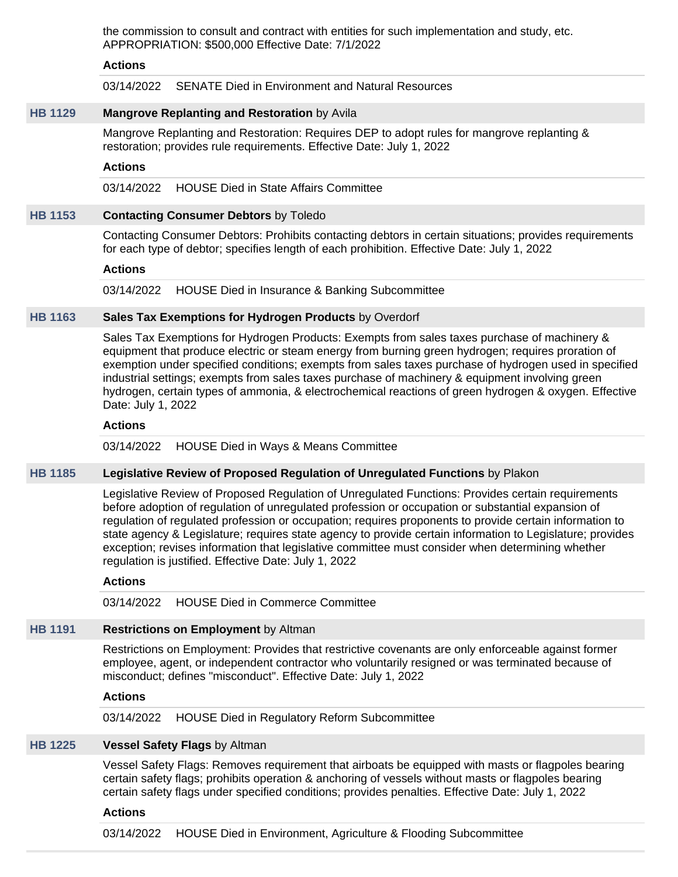the commission to consult and contract with entities for such implementation and study, etc. APPROPRIATION: $500,000 Effective Date: 7/1/2022

**Actions**

03/14/2022 SENATE Died in Environment and Natural Resources

**HB 1129** **Mangrove Replanting and Restoration** by Avila

Mangrove Replanting and Restoration: Requires DEP to adopt rules for mangrove replanting & restoration; provides rule requirements. Effective Date: July 1, 2022

**Actions**

03/14/2022 HOUSE Died in State Affairs Committee

**HB 1153** **Contacting Consumer Debtors** by Toledo

Contacting Consumer Debtors: Prohibits contacting debtors in certain situations; provides requirements for each type of debtor; specifies length of each prohibition. Effective Date: July 1, 2022

**Actions**

03/14/2022 HOUSE Died in Insurance & Banking Subcommittee

**HB 1163** **Sales Tax Exemptions for Hydrogen Products** by Overdorf

Sales Tax Exemptions for Hydrogen Products: Exempts from sales taxes purchase of machinery & equipment that produce electric or steam energy from burning green hydrogen; requires proration of exemption under specified conditions; exempts from sales taxes purchase of hydrogen used in specified industrial settings; exempts from sales taxes purchase of machinery & equipment involving green hydrogen, certain types of ammonia, & electrochemical reactions of green hydrogen & oxygen. Effective Date: July 1, 2022

**Actions**

03/14/2022 HOUSE Died in Ways & Means Committee

**HB 1185** **Legislative Review of Proposed Regulation of Unregulated Functions** by Plakon

Legislative Review of Proposed Regulation of Unregulated Functions: Provides certain requirements before adoption of regulation of unregulated profession or occupation or substantial expansion of regulation of regulated profession or occupation; requires proponents to provide certain information to state agency & Legislature; requires state agency to provide certain information to Legislature; provides exception; revises information that legislative committee must consider when determining whether regulation is justified. Effective Date: July 1, 2022

**Actions**

03/14/2022 HOUSE Died in Commerce Committee

**HB 1191** **Restrictions on Employment** by Altman

Restrictions on Employment: Provides that restrictive covenants are only enforceable against former employee, agent, or independent contractor who voluntarily resigned or was terminated because of misconduct; defines "misconduct". Effective Date: July 1, 2022

**Actions**

03/14/2022 HOUSE Died in Regulatory Reform Subcommittee

**HB 1225** **Vessel Safety Flags** by Altman

Vessel Safety Flags: Removes requirement that airboats be equipped with masts or flagpoles bearing certain safety flags; prohibits operation & anchoring of vessels without masts or flagpoles bearing certain safety flags under specified conditions; provides penalties. Effective Date: July 1, 2022

**Actions**

03/14/2022 HOUSE Died in Environment, Agriculture & Flooding Subcommittee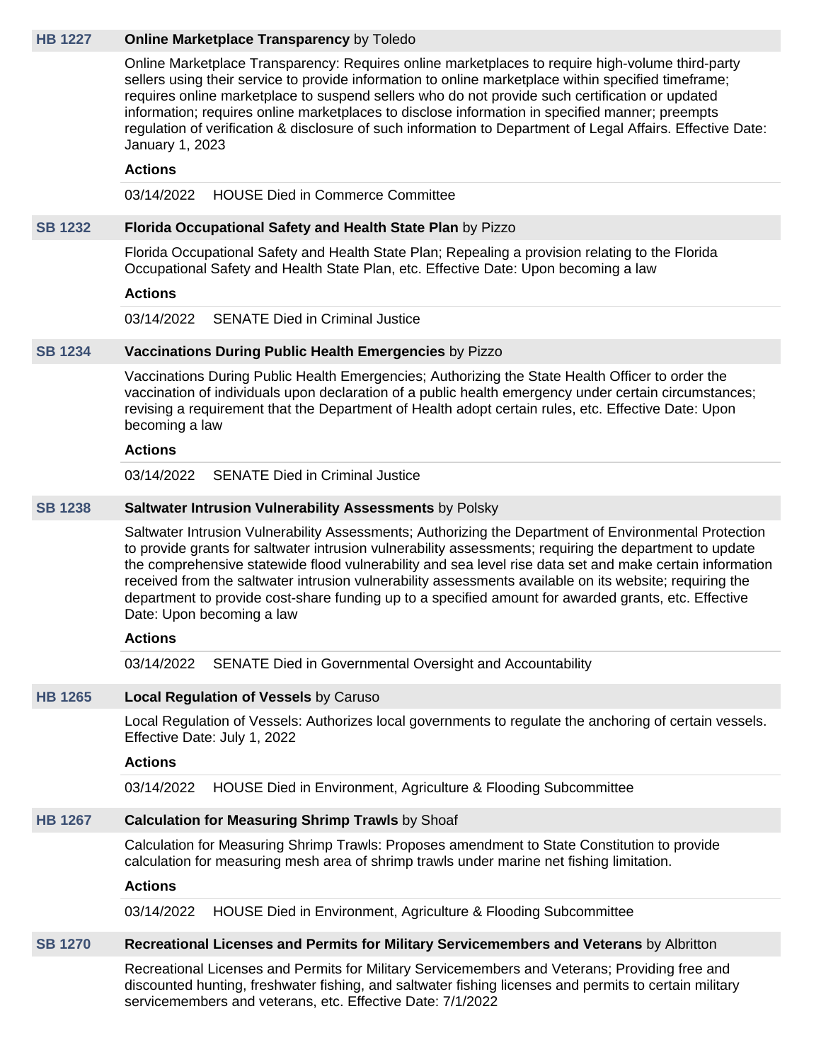**HB 1227** **Online Marketplace Transparency** by Toledo

Online Marketplace Transparency: Requires online marketplaces to require high-volume third-party sellers using their service to provide information to online marketplace within specified timeframe; requires online marketplace to suspend sellers who do not provide such certification or updated information; requires online marketplaces to disclose information in specified manner; preempts regulation of verification & disclosure of such information to Department of Legal Affairs. Effective Date: January 1, 2023

**Actions**

03/14/2022 HOUSE Died in Commerce Committee

**SB 1232** **Florida Occupational Safety and Health State Plan** by Pizzo

Florida Occupational Safety and Health State Plan; Repealing a provision relating to the Florida Occupational Safety and Health State Plan, etc. Effective Date: Upon becoming a law

**Actions**

03/14/2022 SENATE Died in Criminal Justice

**SB 1234** **Vaccinations During Public Health Emergencies** by Pizzo

Vaccinations During Public Health Emergencies; Authorizing the State Health Officer to order the vaccination of individuals upon declaration of a public health emergency under certain circumstances; revising a requirement that the Department of Health adopt certain rules, etc. Effective Date: Upon becoming a law

**Actions**

03/14/2022 SENATE Died in Criminal Justice

**SB 1238** **Saltwater Intrusion Vulnerability Assessments** by Polsky

Saltwater Intrusion Vulnerability Assessments; Authorizing the Department of Environmental Protection to provide grants for saltwater intrusion vulnerability assessments; requiring the department to update the comprehensive statewide flood vulnerability and sea level rise data set and make certain information received from the saltwater intrusion vulnerability assessments available on its website; requiring the department to provide cost-share funding up to a specified amount for awarded grants, etc. Effective Date: Upon becoming a law

**Actions**

03/14/2022 SENATE Died in Governmental Oversight and Accountability

**HB 1265** **Local Regulation of Vessels** by Caruso

Local Regulation of Vessels: Authorizes local governments to regulate the anchoring of certain vessels. Effective Date: July 1, 2022

**Actions**

03/14/2022 HOUSE Died in Environment, Agriculture & Flooding Subcommittee

**HB 1267** **Calculation for Measuring Shrimp Trawls** by Shoaf

Calculation for Measuring Shrimp Trawls: Proposes amendment to State Constitution to provide calculation for measuring mesh area of shrimp trawls under marine net fishing limitation.

**Actions**

03/14/2022 HOUSE Died in Environment, Agriculture & Flooding Subcommittee

**SB 1270** **Recreational Licenses and Permits for Military Servicemembers and Veterans** by Albritton

Recreational Licenses and Permits for Military Servicemembers and Veterans; Providing free and discounted hunting, freshwater fishing, and saltwater fishing licenses and permits to certain military servicemembers and veterans, etc. Effective Date: 7/1/2022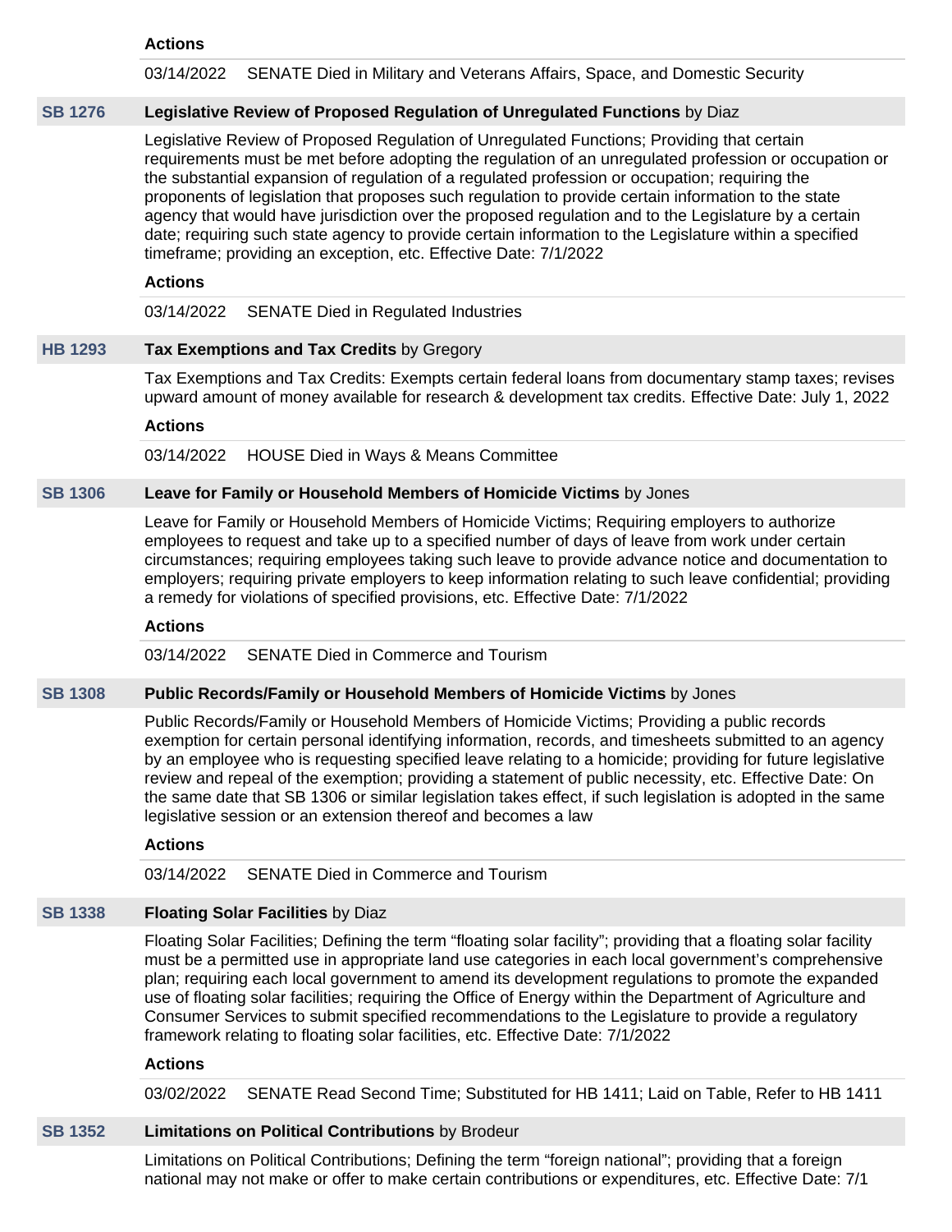**Actions**

03/14/2022 SENATE Died in Military and Veterans Affairs, Space, and Domestic Security

**SB 1276** **Legislative Review of Proposed Regulation of Unregulated Functions** by Diaz

Legislative Review of Proposed Regulation of Unregulated Functions; Providing that certain requirements must be met before adopting the regulation of an unregulated profession or occupation or the substantial expansion of regulation of a regulated profession or occupation; requiring the proponents of legislation that proposes such regulation to provide certain information to the state agency that would have jurisdiction over the proposed regulation and to the Legislature by a certain date; requiring such state agency to provide certain information to the Legislature within a specified timeframe; providing an exception, etc. Effective Date: 7/1/2022

**Actions**

03/14/2022 SENATE Died in Regulated Industries

**HB 1293** **Tax Exemptions and Tax Credits** by Gregory

Tax Exemptions and Tax Credits: Exempts certain federal loans from documentary stamp taxes; revises upward amount of money available for research & development tax credits. Effective Date: July 1, 2022

**Actions**

03/14/2022 HOUSE Died in Ways & Means Committee

**SB 1306** **Leave for Family or Household Members of Homicide Victims** by Jones

Leave for Family or Household Members of Homicide Victims; Requiring employers to authorize employees to request and take up to a specified number of days of leave from work under certain circumstances; requiring employees taking such leave to provide advance notice and documentation to employers; requiring private employers to keep information relating to such leave confidential; providing a remedy for violations of specified provisions, etc. Effective Date: 7/1/2022

**Actions**

03/14/2022 SENATE Died in Commerce and Tourism

**SB 1308** **Public Records/Family or Household Members of Homicide Victims** by Jones

Public Records/Family or Household Members of Homicide Victims; Providing a public records exemption for certain personal identifying information, records, and timesheets submitted to an agency by an employee who is requesting specified leave relating to a homicide; providing for future legislative review and repeal of the exemption; providing a statement of public necessity, etc. Effective Date: On the same date that SB 1306 or similar legislation takes effect, if such legislation is adopted in the same legislative session or an extension thereof and becomes a law

**Actions**

03/14/2022 SENATE Died in Commerce and Tourism

**SB 1338** **Floating Solar Facilities** by Diaz

Floating Solar Facilities; Defining the term “floating solar facility”; providing that a floating solar facility must be a permitted use in appropriate land use categories in each local government’s comprehensive plan; requiring each local government to amend its development regulations to promote the expanded use of floating solar facilities; requiring the Office of Energy within the Department of Agriculture and Consumer Services to submit specified recommendations to the Legislature to provide a regulatory framework relating to floating solar facilities, etc. Effective Date: 7/1/2022

**Actions**

03/02/2022 SENATE Read Second Time; Substituted for HB 1411; Laid on Table, Refer to HB 1411

**SB 1352** **Limitations on Political Contributions** by Brodeur

Limitations on Political Contributions; Defining the term “foreign national”; providing that a foreign national may not make or offer to make certain contributions or expenditures, etc. Effective Date: 7/1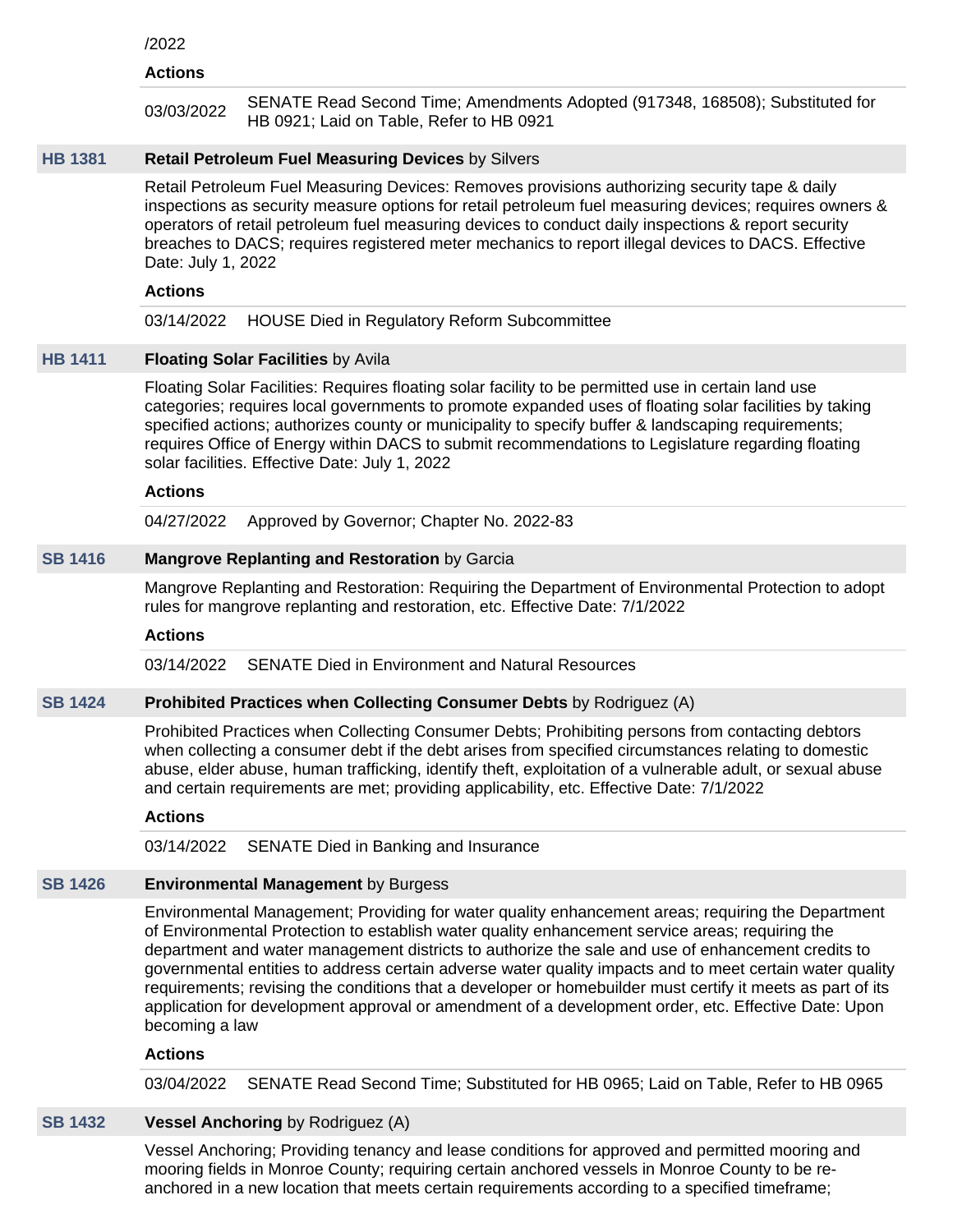/2022

**Actions**

03/03/2022 SENATE Read Second Time; Amendments Adopted (917348, 168508); Substituted for HB 0921; Laid on Table, Refer to HB 0921

**HB 1381** **Retail Petroleum Fuel Measuring Devices** by Silvers

Retail Petroleum Fuel Measuring Devices: Removes provisions authorizing security tape & daily inspections as security measure options for retail petroleum fuel measuring devices; requires owners & operators of retail petroleum fuel measuring devices to conduct daily inspections & report security breaches to DACS; requires registered meter mechanics to report illegal devices to DACS. Effective Date: July 1, 2022

**Actions**

03/14/2022 HOUSE Died in Regulatory Reform Subcommittee

**HB 1411** **Floating Solar Facilities** by Avila

Floating Solar Facilities: Requires floating solar facility to be permitted use in certain land use categories; requires local governments to promote expanded uses of floating solar facilities by taking specified actions; authorizes county or municipality to specify buffer & landscaping requirements; requires Office of Energy within DACS to submit recommendations to Legislature regarding floating solar facilities. Effective Date: July 1, 2022

**Actions**

04/27/2022 Approved by Governor; Chapter No. 2022-83

**SB 1416** **Mangrove Replanting and Restoration** by Garcia

Mangrove Replanting and Restoration: Requiring the Department of Environmental Protection to adopt rules for mangrove replanting and restoration, etc. Effective Date: 7/1/2022

**Actions**

03/14/2022 SENATE Died in Environment and Natural Resources

**SB 1424** **Prohibited Practices when Collecting Consumer Debts** by Rodriguez (A)

Prohibited Practices when Collecting Consumer Debts; Prohibiting persons from contacting debtors when collecting a consumer debt if the debt arises from specified circumstances relating to domestic abuse, elder abuse, human trafficking, identify theft, exploitation of a vulnerable adult, or sexual abuse and certain requirements are met; providing applicability, etc. Effective Date: 7/1/2022

**Actions**

03/14/2022 SENATE Died in Banking and Insurance

**SB 1426** **Environmental Management** by Burgess

Environmental Management; Providing for water quality enhancement areas; requiring the Department of Environmental Protection to establish water quality enhancement service areas; requiring the department and water management districts to authorize the sale and use of enhancement credits to governmental entities to address certain adverse water quality impacts and to meet certain water quality requirements; revising the conditions that a developer or homebuilder must certify it meets as part of its application for development approval or amendment of a development order, etc. Effective Date: Upon becoming a law

**Actions**

03/04/2022 SENATE Read Second Time; Substituted for HB 0965; Laid on Table, Refer to HB 0965

**SB 1432** **Vessel Anchoring** by Rodriguez (A)

Vessel Anchoring; Providing tenancy and lease conditions for approved and permitted mooring and mooring fields in Monroe County; requiring certain anchored vessels in Monroe County to be re-anchored in a new location that meets certain requirements according to a specified timeframe;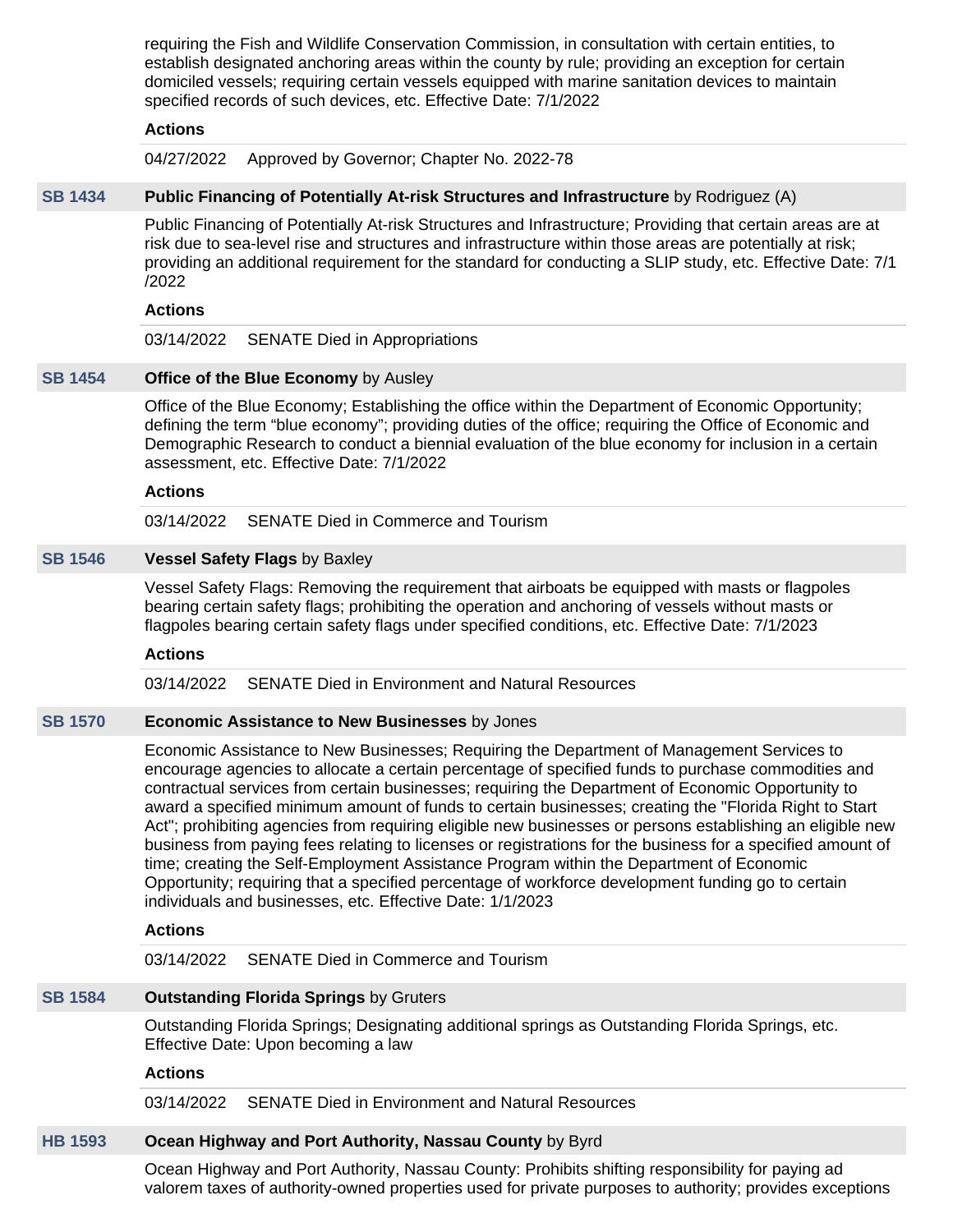requiring the Fish and Wildlife Conservation Commission, in consultation with certain entities, to establish designated anchoring areas within the county by rule; providing an exception for certain domiciled vessels; requiring certain vessels equipped with marine sanitation devices to maintain specified records of such devices, etc. Effective Date: 7/1/2022

**Actions**

04/27/2022 Approved by Governor; Chapter No. 2022-78

**SB 1434** **Public Financing of Potentially At-risk Structures and Infrastructure** by Rodriguez (A)

Public Financing of Potentially At-risk Structures and Infrastructure; Providing that certain areas are at risk due to sea-level rise and structures and infrastructure within those areas are potentially at risk; providing an additional requirement for the standard for conducting a SLIP study, etc. Effective Date: 7/1/2022

**Actions**

03/14/2022 SENATE Died in Appropriations

**SB 1454** **Office of the Blue Economy** by Ausley

Office of the Blue Economy; Establishing the office within the Department of Economic Opportunity; defining the term “blue economy”; providing duties of the office; requiring the Office of Economic and Demographic Research to conduct a biennial evaluation of the blue economy for inclusion in a certain assessment, etc. Effective Date: 7/1/2022

**Actions**

03/14/2022 SENATE Died in Commerce and Tourism

**SB 1546** **Vessel Safety Flags** by Baxley

Vessel Safety Flags: Removing the requirement that airboats be equipped with masts or flagpoles bearing certain safety flags; prohibiting the operation and anchoring of vessels without masts or flagpoles bearing certain safety flags under specified conditions, etc. Effective Date: 7/1/2023

**Actions**

03/14/2022 SENATE Died in Environment and Natural Resources

**SB 1570** **Economic Assistance to New Businesses** by Jones

Economic Assistance to New Businesses; Requiring the Department of Management Services to encourage agencies to allocate a certain percentage of specified funds to purchase commodities and contractual services from certain businesses; requiring the Department of Economic Opportunity to award a specified minimum amount of funds to certain businesses; creating the "Florida Right to Start Act"; prohibiting agencies from requiring eligible new businesses or persons establishing an eligible new business from paying fees relating to licenses or registrations for the business for a specified amount of time; creating the Self-Employment Assistance Program within the Department of Economic Opportunity; requiring that a specified percentage of workforce development funding go to certain individuals and businesses, etc. Effective Date: 1/1/2023

**Actions**

03/14/2022 SENATE Died in Commerce and Tourism

**SB 1584** **Outstanding Florida Springs** by Gruters

Outstanding Florida Springs; Designating additional springs as Outstanding Florida Springs, etc. Effective Date: Upon becoming a law

**Actions**

03/14/2022 SENATE Died in Environment and Natural Resources

**HB 1593** **Ocean Highway and Port Authority, Nassau County** by Byrd

Ocean Highway and Port Authority, Nassau County: Prohibits shifting responsibility for paying ad valorem taxes of authority-owned properties used for private purposes to authority; provides exceptions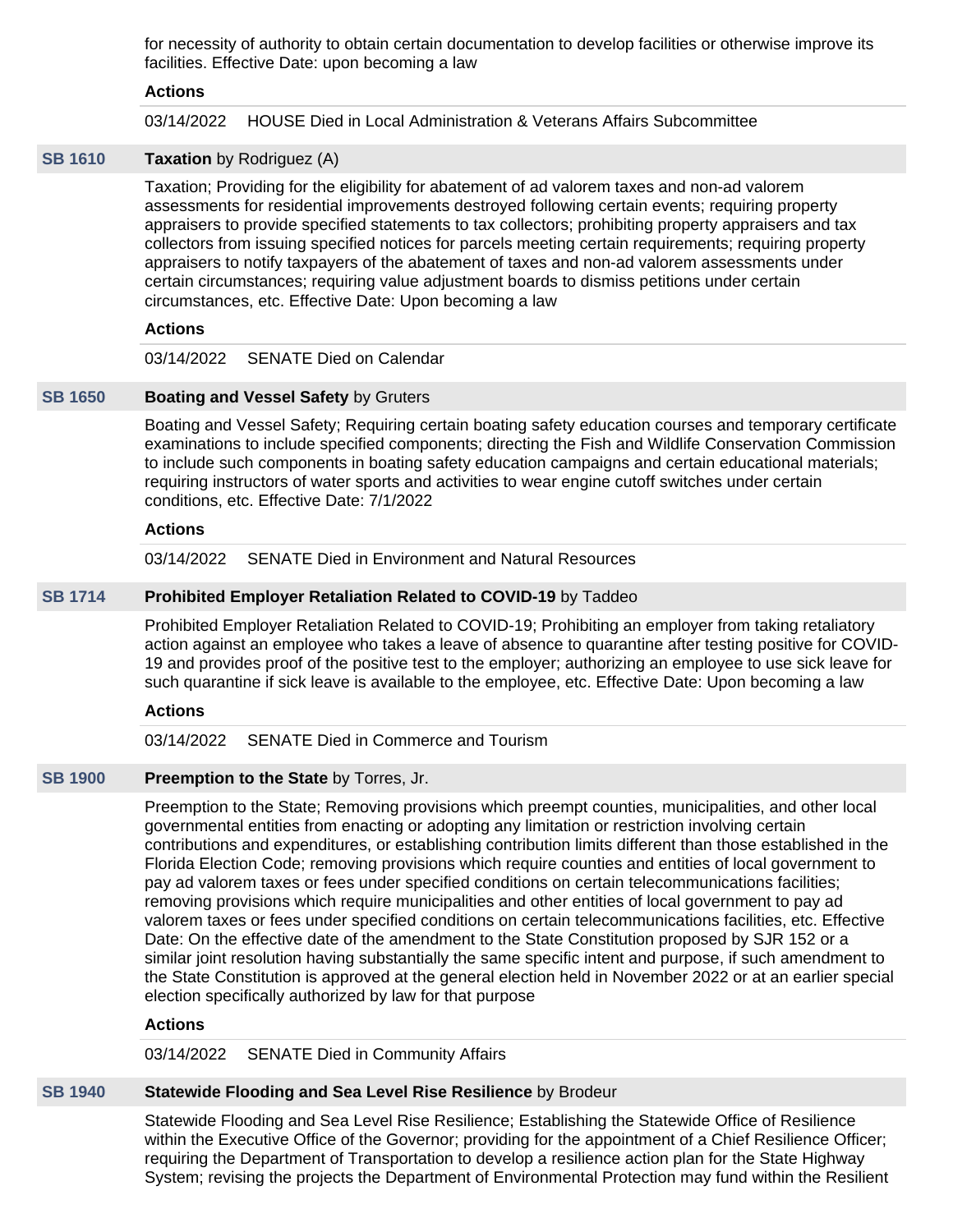for necessity of authority to obtain certain documentation to develop facilities or otherwise improve its facilities. Effective Date: upon becoming a law

**Actions**

03/14/2022 HOUSE Died in Local Administration & Veterans Affairs Subcommittee

**SB 1610** **Taxation** by Rodriguez (A)

Taxation; Providing for the eligibility for abatement of ad valorem taxes and non-ad valorem assessments for residential improvements destroyed following certain events; requiring property appraisers to provide specified statements to tax collectors; prohibiting property appraisers and tax collectors from issuing specified notices for parcels meeting certain requirements; requiring property appraisers to notify taxpayers of the abatement of taxes and non-ad valorem assessments under certain circumstances; requiring value adjustment boards to dismiss petitions under certain circumstances, etc. Effective Date: Upon becoming a law

**Actions**

03/14/2022 SENATE Died on Calendar

**SB 1650** **Boating and Vessel Safety** by Gruters

Boating and Vessel Safety; Requiring certain boating safety education courses and temporary certificate examinations to include specified components; directing the Fish and Wildlife Conservation Commission to include such components in boating safety education campaigns and certain educational materials; requiring instructors of water sports and activities to wear engine cutoff switches under certain conditions, etc. Effective Date: 7/1/2022

**Actions**

03/14/2022 SENATE Died in Environment and Natural Resources

**SB 1714** **Prohibited Employer Retaliation Related to COVID-19** by Taddeo

Prohibited Employer Retaliation Related to COVID-19; Prohibiting an employer from taking retaliatory action against an employee who takes a leave of absence to quarantine after testing positive for COVID-19 and provides proof of the positive test to the employer; authorizing an employee to use sick leave for such quarantine if sick leave is available to the employee, etc. Effective Date: Upon becoming a law

**Actions**

03/14/2022 SENATE Died in Commerce and Tourism

**SB 1900** **Preemption to the State** by Torres, Jr.

Preemption to the State; Removing provisions which preempt counties, municipalities, and other local governmental entities from enacting or adopting any limitation or restriction involving certain contributions and expenditures, or establishing contribution limits different than those established in the Florida Election Code; removing provisions which require counties and entities of local government to pay ad valorem taxes or fees under specified conditions on certain telecommunications facilities; removing provisions which require municipalities and other entities of local government to pay ad valorem taxes or fees under specified conditions on certain telecommunications facilities, etc. Effective Date: On the effective date of the amendment to the State Constitution proposed by SJR 152 or a similar joint resolution having substantially the same specific intent and purpose, if such amendment to the State Constitution is approved at the general election held in November 2022 or at an earlier special election specifically authorized by law for that purpose

**Actions**

03/14/2022 SENATE Died in Community Affairs

**SB 1940** **Statewide Flooding and Sea Level Rise Resilience** by Brodeur

Statewide Flooding and Sea Level Rise Resilience; Establishing the Statewide Office of Resilience within the Executive Office of the Governor; providing for the appointment of a Chief Resilience Officer; requiring the Department of Transportation to develop a resilience action plan for the State Highway System; revising the projects the Department of Environmental Protection may fund within the Resilient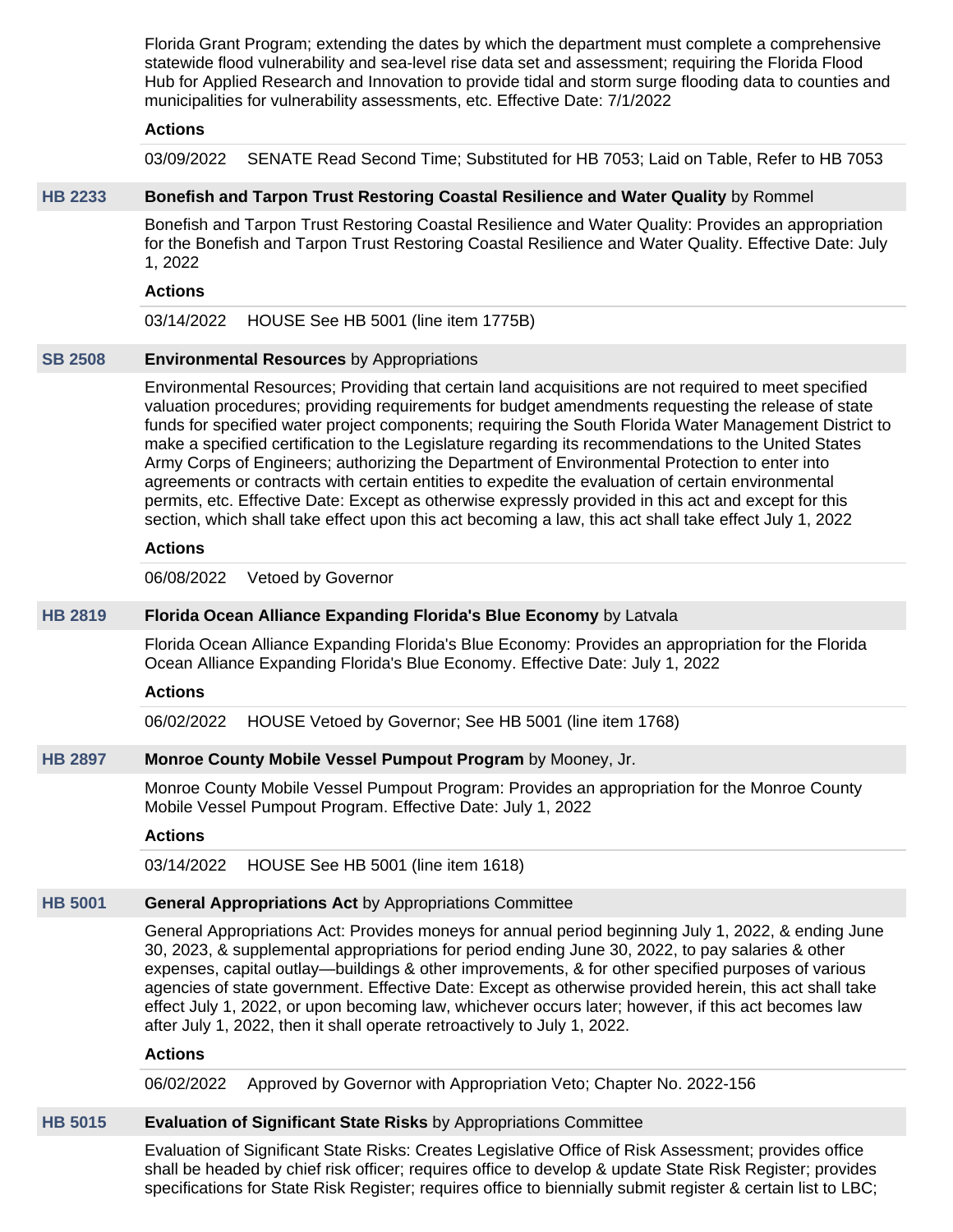Florida Grant Program; extending the dates by which the department must complete a comprehensive statewide flood vulnerability and sea-level rise data set and assessment; requiring the Florida Flood Hub for Applied Research and Innovation to provide tidal and storm surge flooding data to counties and municipalities for vulnerability assessments, etc. Effective Date: 7/1/2022

**Actions**

03/09/2022 SENATE Read Second Time; Substituted for HB 7053; Laid on Table, Refer to HB 7053

**HB 2233** **Bonefish and Tarpon Trust Restoring Coastal Resilience and Water Quality** by Rommel

Bonefish and Tarpon Trust Restoring Coastal Resilience and Water Quality: Provides an appropriation for the Bonefish and Tarpon Trust Restoring Coastal Resilience and Water Quality. Effective Date: July 1, 2022

**Actions**

03/14/2022 HOUSE See HB 5001 (line item 1775B)

**SB 2508** **Environmental Resources** by Appropriations

Environmental Resources; Providing that certain land acquisitions are not required to meet specified valuation procedures; providing requirements for budget amendments requesting the release of state funds for specified water project components; requiring the South Florida Water Management District to make a specified certification to the Legislature regarding its recommendations to the United States Army Corps of Engineers; authorizing the Department of Environmental Protection to enter into agreements or contracts with certain entities to expedite the evaluation of certain environmental permits, etc. Effective Date: Except as otherwise expressly provided in this act and except for this section, which shall take effect upon this act becoming a law, this act shall take effect July 1, 2022

**Actions**

06/08/2022 Vetoed by Governor

**HB 2819** **Florida Ocean Alliance Expanding Florida's Blue Economy** by Latvala

Florida Ocean Alliance Expanding Florida's Blue Economy: Provides an appropriation for the Florida Ocean Alliance Expanding Florida's Blue Economy. Effective Date: July 1, 2022

**Actions**

06/02/2022 HOUSE Vetoed by Governor; See HB 5001 (line item 1768)

**HB 2897** **Monroe County Mobile Vessel Pumpout Program** by Mooney, Jr.

Monroe County Mobile Vessel Pumpout Program: Provides an appropriation for the Monroe County Mobile Vessel Pumpout Program. Effective Date: July 1, 2022

**Actions**

03/14/2022 HOUSE See HB 5001 (line item 1618)

**HB 5001** **General Appropriations Act** by Appropriations Committee

General Appropriations Act: Provides moneys for annual period beginning July 1, 2022, & ending June 30, 2023, & supplemental appropriations for period ending June 30, 2022, to pay salaries & other expenses, capital outlay—buildings & other improvements, & for other specified purposes of various agencies of state government. Effective Date: Except as otherwise provided herein, this act shall take effect July 1, 2022, or upon becoming law, whichever occurs later; however, if this act becomes law after July 1, 2022, then it shall operate retroactively to July 1, 2022.

**Actions**

06/02/2022 Approved by Governor with Appropriation Veto; Chapter No. 2022-156

**HB 5015** **Evaluation of Significant State Risks** by Appropriations Committee

Evaluation of Significant State Risks: Creates Legislative Office of Risk Assessment; provides office shall be headed by chief risk officer; requires office to develop & update State Risk Register; provides specifications for State Risk Register; requires office to biennially submit register & certain list to LBC;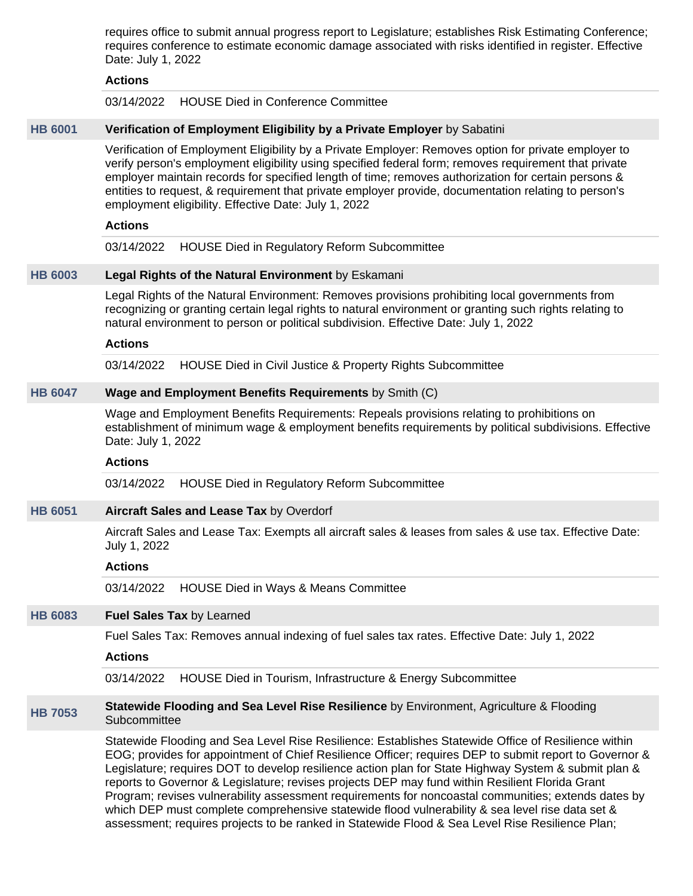requires office to submit annual progress report to Legislature; establishes Risk Estimating Conference; requires conference to estimate economic damage associated with risks identified in register. Effective Date: July 1, 2022

**Actions**

03/14/2022 HOUSE Died in Conference Committee

**HB 6001** **Verification of Employment Eligibility by a Private Employer** by Sabatini

Verification of Employment Eligibility by a Private Employer: Removes option for private employer to verify person's employment eligibility using specified federal form; removes requirement that private employer maintain records for specified length of time; removes authorization for certain persons & entities to request, & requirement that private employer provide, documentation relating to person's employment eligibility. Effective Date: July 1, 2022

**Actions**

03/14/2022 HOUSE Died in Regulatory Reform Subcommittee

**HB 6003** **Legal Rights of the Natural Environment** by Eskamani

Legal Rights of the Natural Environment: Removes provisions prohibiting local governments from recognizing or granting certain legal rights to natural environment or granting such rights relating to natural environment to person or political subdivision. Effective Date: July 1, 2022

**Actions**

03/14/2022 HOUSE Died in Civil Justice & Property Rights Subcommittee

**HB 6047** **Wage and Employment Benefits Requirements** by Smith (C)

Wage and Employment Benefits Requirements: Repeals provisions relating to prohibitions on establishment of minimum wage & employment benefits requirements by political subdivisions. Effective Date: July 1, 2022

**Actions**

03/14/2022 HOUSE Died in Regulatory Reform Subcommittee

**HB 6051** **Aircraft Sales and Lease Tax** by Overdorf

Aircraft Sales and Lease Tax: Exempts all aircraft sales & leases from sales & use tax. Effective Date: July 1, 2022

**Actions**

03/14/2022 HOUSE Died in Ways & Means Committee

**HB 6083** **Fuel Sales Tax** by Learned

Fuel Sales Tax: Removes annual indexing of fuel sales tax rates. Effective Date: July 1, 2022

**Actions**

03/14/2022 HOUSE Died in Tourism, Infrastructure & Energy Subcommittee

**HB 7053** **Statewide Flooding and Sea Level Rise Resilience** by Environment, Agriculture & Flooding Subcommittee

Statewide Flooding and Sea Level Rise Resilience: Establishes Statewide Office of Resilience within EOG; provides for appointment of Chief Resilience Officer; requires DEP to submit report to Governor & Legislature; requires DOT to develop resilience action plan for State Highway System & submit plan & reports to Governor & Legislature; revises projects DEP may fund within Resilient Florida Grant Program; revises vulnerability assessment requirements for noncoastal communities; extends dates by which DEP must complete comprehensive statewide flood vulnerability & sea level rise data set & assessment; requires projects to be ranked in Statewide Flood & Sea Level Rise Resilience Plan;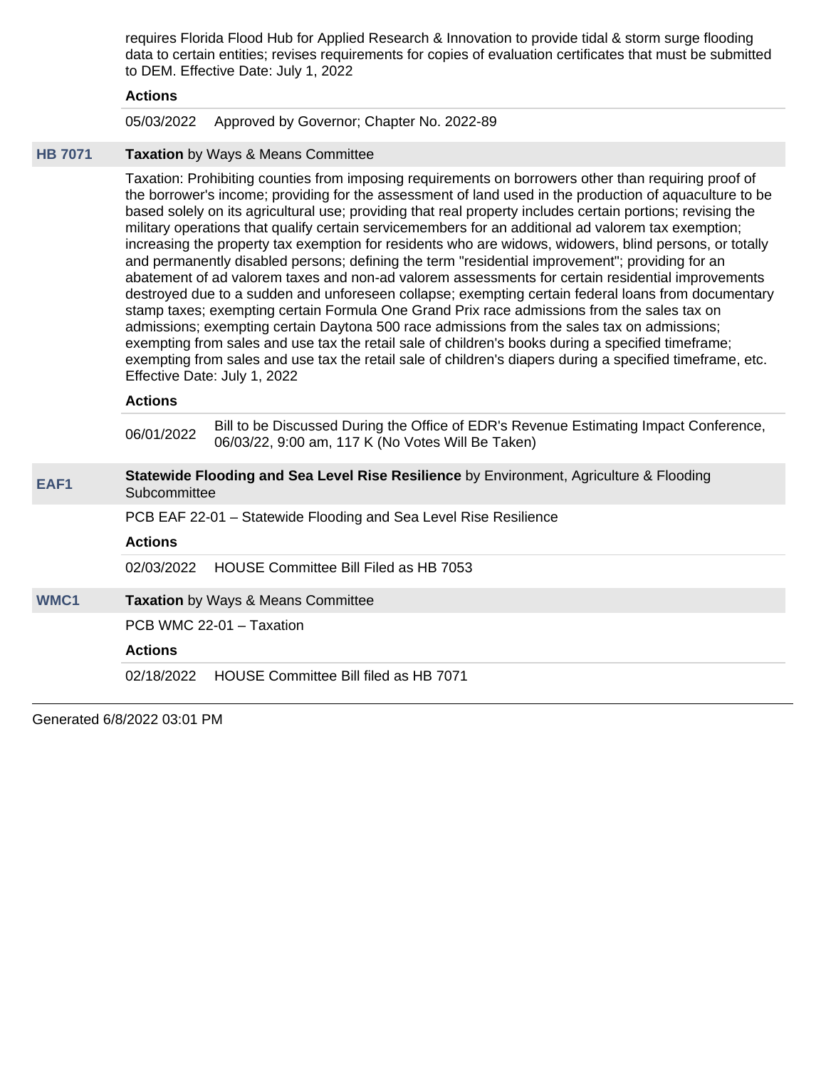requires Florida Flood Hub for Applied Research & Innovation to provide tidal & storm surge flooding data to certain entities; revises requirements for copies of evaluation certificates that must be submitted to DEM. Effective Date: July 1, 2022

**Actions**

05/03/2022 Approved by Governor; Chapter No. 2022-89

**HB 7071** **Taxation** by Ways & Means Committee

Taxation: Prohibiting counties from imposing requirements on borrowers other than requiring proof of the borrower's income; providing for the assessment of land used in the production of aquaculture to be based solely on its agricultural use; providing that real property includes certain portions; revising the military operations that qualify certain servicemembers for an additional ad valorem tax exemption; increasing the property tax exemption for residents who are widows, widowers, blind persons, or totally and permanently disabled persons; defining the term "residential improvement"; providing for an abatement of ad valorem taxes and non-ad valorem assessments for certain residential improvements destroyed due to a sudden and unforeseen collapse; exempting certain federal loans from documentary stamp taxes; exempting certain Formula One Grand Prix race admissions from the sales tax on admissions; exempting certain Daytona 500 race admissions from the sales tax on admissions; exempting from sales and use tax the retail sale of children's books during a specified timeframe; exempting from sales and use tax the retail sale of children's diapers during a specified timeframe, etc. Effective Date: July 1, 2022

**Actions**

06/01/2022 Bill to be Discussed During the Office of EDR's Revenue Estimating Impact Conference, 06/03/22, 9:00 am, 117 K (No Votes Will Be Taken)

**EAF1** **Statewide Flooding and Sea Level Rise Resilience** by Environment, Agriculture & Flooding Subcommittee

PCB EAF 22-01 – Statewide Flooding and Sea Level Rise Resilience

**Actions**

02/03/2022 HOUSE Committee Bill Filed as HB 7053

**WMC1** **Taxation** by Ways & Means Committee

PCB WMC 22-01 – Taxation

**Actions**

02/18/2022 HOUSE Committee Bill filed as HB 7071

Generated 6/8/2022 03:01 PM